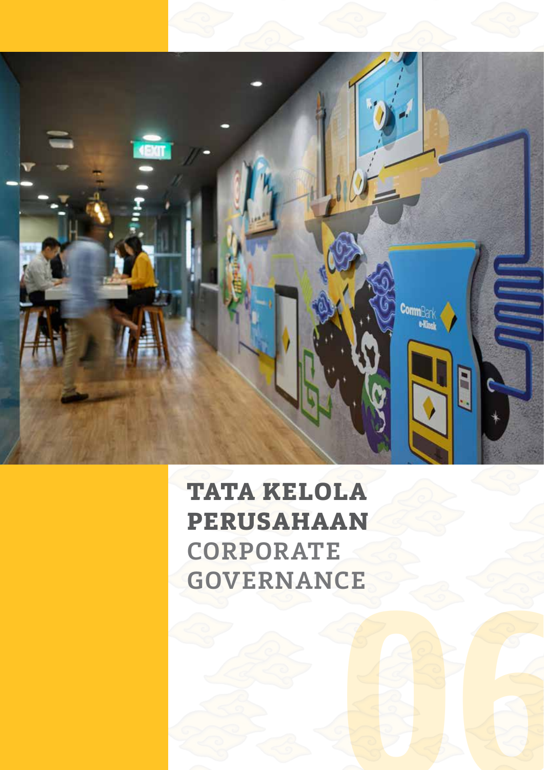# TATA KELOLA PERUSAHAAN

# CORPORATE GOVERNANCE

06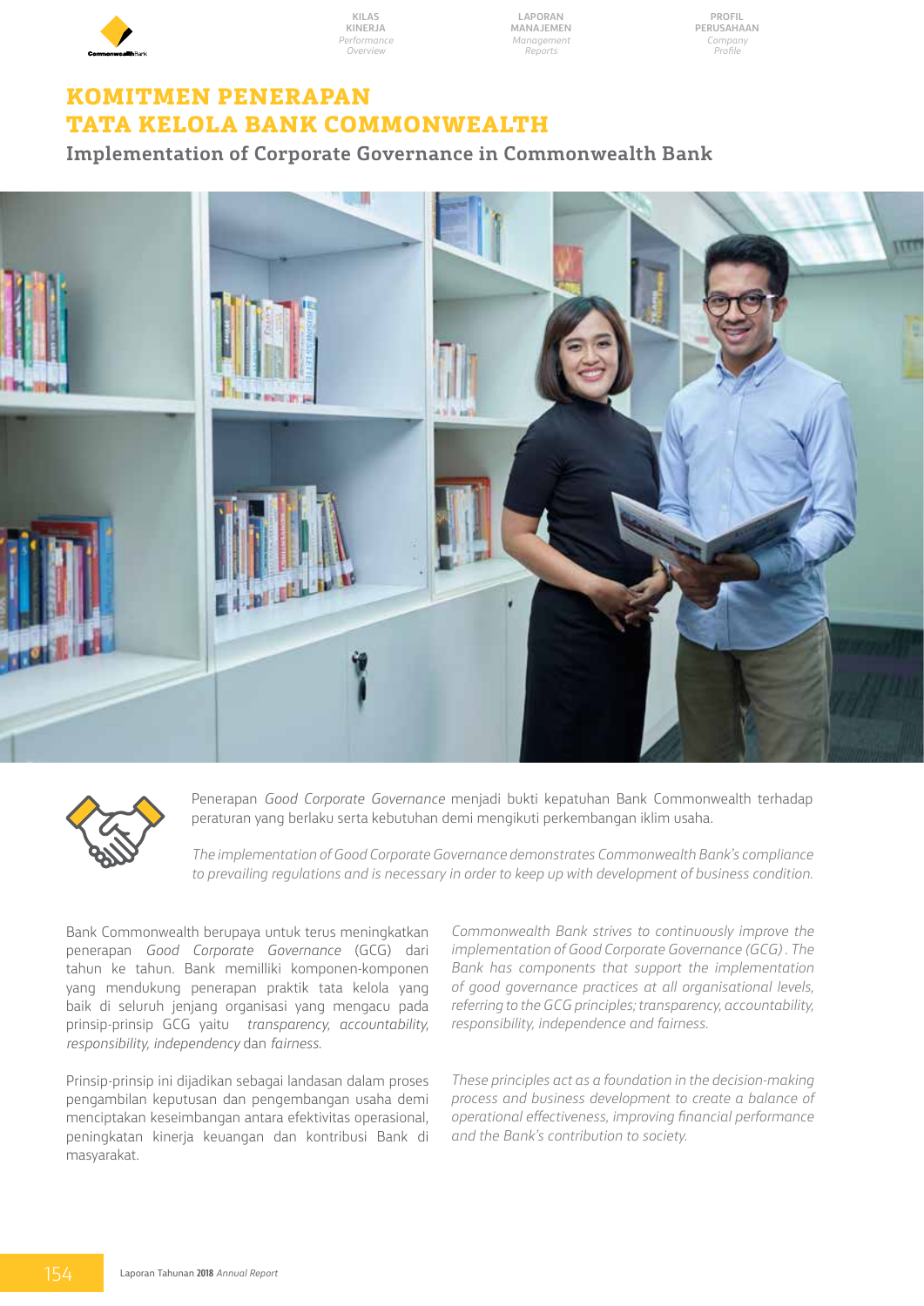# KOMITMEN PENERAPAN TATA KELOLA BANK COMMONWEALTH

## Implementation of Corporate Governance in Commonwealth Bank

Penerapan *Good Corporate Governance* menjadi bukti kepatuhan Bank Commonwealth terhadap peraturan yang berlaku serta kebutuhan demi mengikuti perkembangan iklim usaha.

*The implementation of Good Corporate Governance demonstrates Commonwealth Bank's compliance to prevailing regulations and is necessary in order to keep up with development of business condition.*

Bank Commonwealth berupaya untuk terus meningkatkan penerapan *Good Corporate Governance* (GCG) dari tahun ke tahun. Bank memilliki komponen-komponen yang mendukung penerapan praktik tata kelola yang baik di seluruh jenjang organisasi yang mengacu pada prinsip-prinsip GCG yaitu *transparency, accountability, responsibility, independency* dan *fairness.*

Prinsip-prinsip ini dijadikan sebagai landasan dalam proses pengambilan keputusan dan pengembangan usaha demi menciptakan keseimbangan antara efektivitas operasional, peningkatan kinerja keuangan dan kontribusi Bank di masyarakat.

*Commonwealth Bank strives to continuously improve the implementation of Good Corporate Governance (GCG) . The Bank has components that support the implementation of good governance practices at all organisational levels, referring to the GCG principles; transparency, accountability, responsibility, independence and fairness.*

*These principles act as a foundation in the decision-making process and business development to create a balance of operational effectiveness, improving financial performance and the Bank's contribution to society.*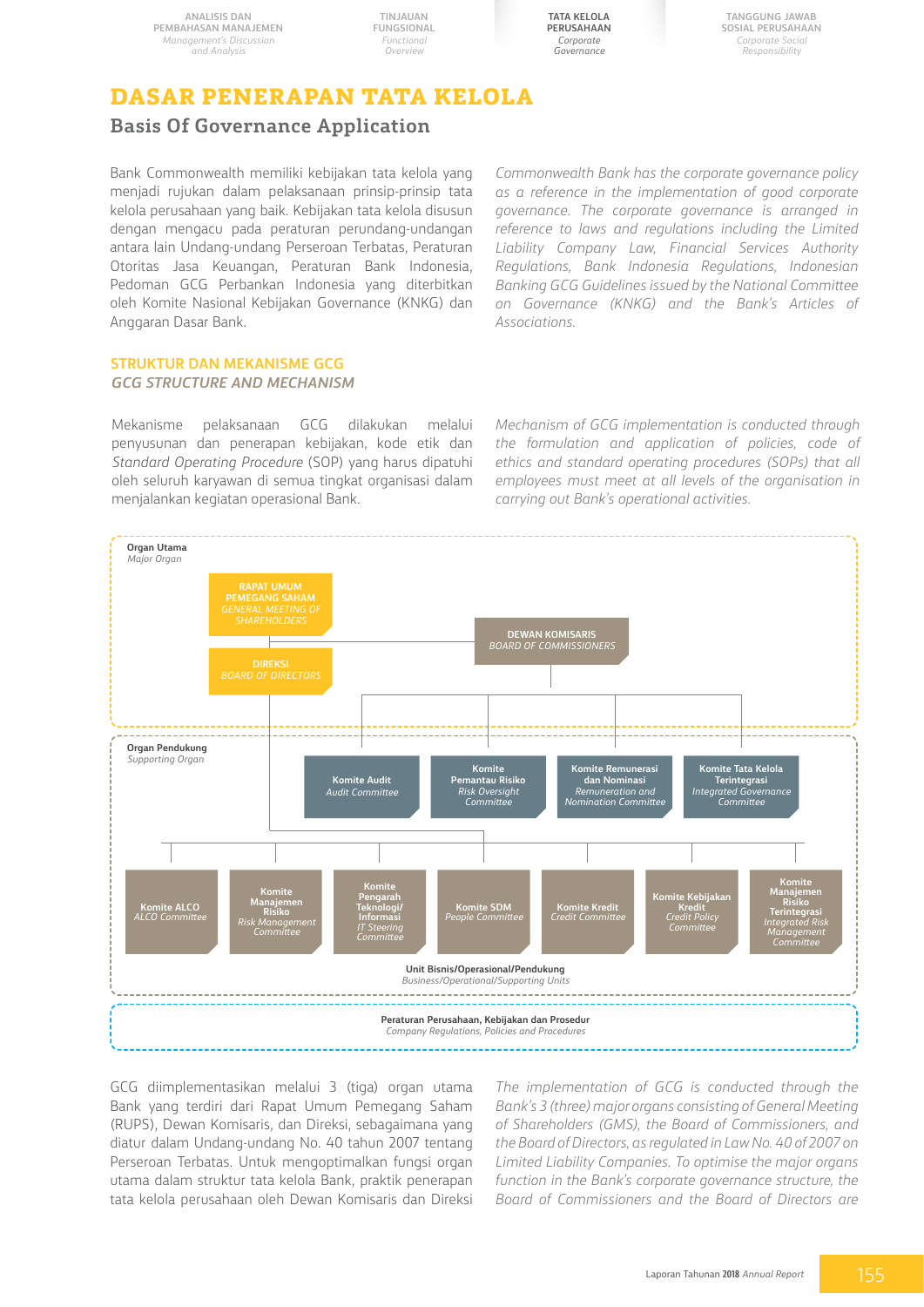# DASAR PENERAPAN TATA KELOLA

## Basis Of Governance Application

Bank Commonwealth memiliki kebijakan tata kelola yang menjadi rujukan dalam pelaksanaan prinsip-prinsip tata kelola perusahaan yang baik. Kebijakan tata kelola disusun dengan mengacu pada peraturan perundang-undangan antara lain Undang-undang Perseroan Terbatas, Peraturan Otoritas Jasa Keuangan, Peraturan Bank Indonesia, Pedoman GCG Perbankan Indonesia yang diterbitkan oleh Komite Nasional Kebijakan Governance (KNKG) dan Anggaran Dasar Bank.

*Commonwealth Bank has the corporate governance policy as a reference in the implementation of good corporate governance. The corporate governance is arranged in reference to laws and regulations including the Limited Liability Company Law, Financial Services Authority Regulations, Bank Indonesia Regulations, Indonesian Banking GCG Guidelines issued by the National Committee on Governance (KNKG) and the Bank's Articles of Associations.*

### STRUKTUR DAN MEKANISME GCG
### *GCG STRUCTURE AND MECHANISM*

Mekanisme pelaksanaan GCG dilakukan melalui penyusunan dan penerapan kebijakan, kode etik dan *Standard Operating Procedure* (SOP) yang harus dipatuhi oleh seluruh karyawan di semua tingkat organisasi dalam menjalankan kegiatan operasional Bank.

*Mechanism of GCG implementation is conducted through the formulation and application of policies, code of ethics and standard operating procedures (SOPs) that all employees must meet at all levels of the organisation in carrying out Bank's operational activities.*

**Organ Utama** / *Major Organ*

- **RAPAT UMUM PEMEGANG SAHAM** / *GENERAL MEETING OF SHAREHOLDERS*
- **DEWAN KOMISARIS** / *BOARD OF COMMISSIONERS*
- **DIREKSI** / *BOARD OF DIRECTORS*

**Organ Pendukung** / *Supporting Organ*

Komite di bawah Dewan Komisaris:
- **Komite Audit** / *Audit Committee*
- **Komite Pemantau Risiko** / *Risk Oversight Committee*
- **Komite Remunerasi dan Nominasi** / *Remuneration and Nomination Committee*
- **Komite Tata Kelola Terintegrasi** / *Integrated Governance Committee*

Komite di bawah Direksi:
- **Komite ALCO** / *ALCO Committee*
- **Komite Manajemen Risiko** / *Risk Management Committee*
- **Komite Pengarah Teknologi/Informasi** / *IT Steering Committee*
- **Komite SDM** / *People Committee*
- **Komite Kredit** / *Credit Committee*
- **Komite Kebijakan Kredit** / *Credit Policy Committee*
- **Komite Manajemen Risiko Terintegrasi** / *Integrated Risk Management Committee*

**Unit Bisnis/Operasional/Pendukung** / *Business/Operational/Supporting Units*

**Peraturan Perusahaan, Kebijakan dan Prosedur** / *Company Regulations, Policies and Procedures*

GCG diimplementasikan melalui 3 (tiga) organ utama Bank yang terdiri dari Rapat Umum Pemegang Saham (RUPS), Dewan Komisaris, dan Direksi, sebagaimana yang diatur dalam Undang-undang No. 40 tahun 2007 tentang Perseroan Terbatas. Untuk mengoptimalkan fungsi organ utama dalam struktur tata kelola Bank, praktik penerapan tata kelola perusahaan oleh Dewan Komisaris dan Direksi

*The implementation of GCG is conducted through the Bank's 3 (three) major organs consisting of General Meeting of Shareholders (GMS), the Board of Commissioners, and the Board of Directors, as regulated in Law No. 40 of 2007 on Limited Liability Companies. To optimise the major organs function in the Bank's corporate governance structure, the Board of Commissioners and the Board of Directors are*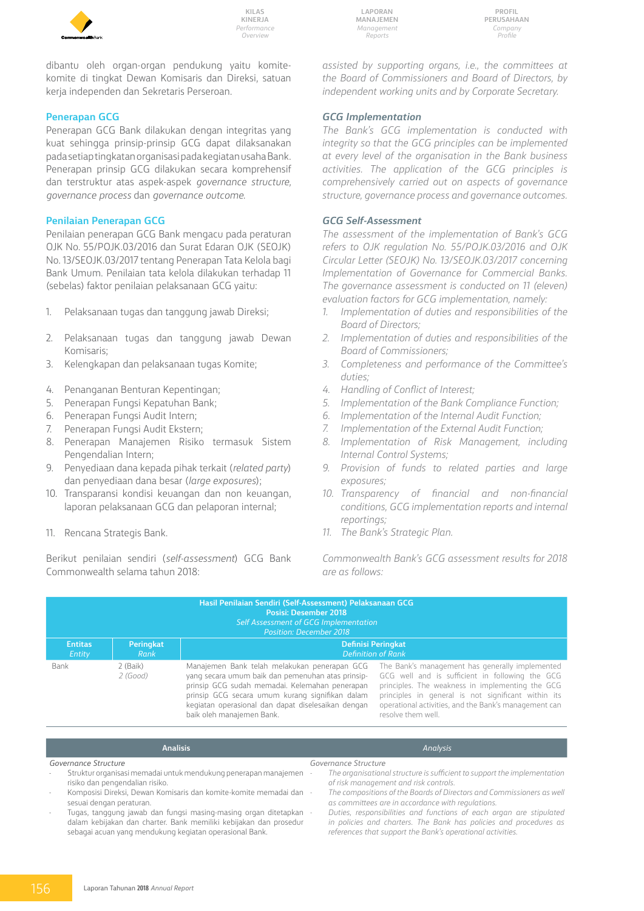dibantu oleh organ-organ pendukung yaitu komite-komite di tingkat Dewan Komisaris dan Direksi, satuan kerja independen dan Sekretaris Perseroan.

*assisted by supporting organs, i.e., the committees at the Board of Commissioners and Board of Directors, by independent working units and by Corporate Secretary.*

## Penerapan GCG

Penerapan GCG Bank dilakukan dengan integritas yang kuat sehingga prinsip-prinsip GCG dapat dilaksanakan pada setiap tingkatan organisasi pada kegiatan usaha Bank. Penerapan prinsip GCG dilakukan secara komprehensif dan terstruktur atas aspek-aspek *governance structure*, *governance process* dan *governance outcome*.

## *GCG Implementation*

*The Bank's GCG implementation is conducted with integrity so that the GCG principles can be implemented at every level of the organisation in the Bank business activities. The application of the GCG principles is comprehensively carried out on aspects of governance structure, governance process and governance outcomes.*

## Penilaian Penerapan GCG

Penilaian penerapan GCG Bank mengacu pada peraturan OJK No. 55/POJK.03/2016 dan Surat Edaran OJK (SEOJK) No. 13/SEOJK.03/2017 tentang Penerapan Tata Kelola bagi Bank Umum. Penilaian tata kelola dilakukan terhadap 11 (sebelas) faktor penilaian pelaksanaan GCG yaitu:

1. Pelaksanaan tugas dan tanggung jawab Direksi;
2. Pelaksanaan tugas dan tanggung jawab Dewan Komisaris;
3. Kelengkapan dan pelaksanaan tugas Komite;
4. Penanganan Benturan Kepentingan;
5. Penerapan Fungsi Kepatuhan Bank;
6. Penerapan Fungsi Audit Intern;
7. Penerapan Fungsi Audit Ekstern;
8. Penerapan Manajemen Risiko termasuk Sistem Pengendalian Intern;
9. Penyediaan dana kepada pihak terkait (*related party*) dan penyediaan dana besar (*large exposures*);
10. Transparansi kondisi keuangan dan non keuangan, laporan pelaksanaan GCG dan pelaporan internal;
11. Rencana Strategis Bank.

Berikut penilaian sendiri (*self-assessment*) GCG Bank Commonwealth selama tahun 2018:

## *GCG Self-Assessment*

*The assessment of the implementation of Bank's GCG refers to OJK regulation No. 55/POJK.03/2016 and OJK Circular Letter (SEOJK) No. 13/SEOJK.03/2017 concerning Implementation of Governance for Commercial Banks. The governance assessment is conducted on 11 (eleven) evaluation factors for GCG implementation, namely:*

1. *Implementation of duties and responsibilities of the Board of Directors;*
2. *Implementation of duties and responsibilities of the Board of Commissioners;*
3. *Completeness and performance of the Committee's duties;*
4. *Handling of Conflict of Interest;*
5. *Implementation of the Bank Compliance Function;*
6. *Implementation of the Internal Audit Function;*
7. *Implementation of the External Audit Function;*
8. *Implementation of Risk Management, including Internal Control Systems;*
9. *Provision of funds to related parties and large exposures;*
10. *Transparency of financial and non-financial conditions, GCG implementation reports and internal reportings;*
11. *The Bank's Strategic Plan.*

*Commonwealth Bank's GCG assessment results for 2018 are as follows:*

**Hasil Penilaian Sendiri (Self-Assessment) Pelaksanaan GCG**
**Posisi: Desember 2018**
*Self Assessment of GCG Implementation*
*Position: December 2018*

| Entitas *Entity* | Peringkat *Rank* | Definisi Peringkat *Definition of Rank* | |
|---|---|---|---|
| Bank | 2 (Baik) *2 (Good)* | Manajemen Bank telah melakukan penerapan GCG yang secara umum baik dan pemenuhan atas prinsip-prinsip GCG sudah memadai. Kelemahan penerapan prinsip GCG secara umum kurang signifikan dalam kegiatan operasional dan dapat diselesaikan dengan baik oleh manajemen Bank. | *The Bank's management has generally implemented GCG well and is sufficient in following the GCG principles. The weakness in implementing the GCG principles in general is not significant within its operational activities, and the Bank's management can resolve them well.* |

| Analisis | *Analysis* |
|---|---|
| *Governance Structure* | *Governance Structure* |
| - Struktur organisasi memadai untuk mendukung penerapan manajemen risiko dan pengendalian risiko. | - *The organisational structure is sufficient to support the implementation of risk management and risk controls.* |
| - Komposisi Direksi, Dewan Komisaris dan komite-komite memadai dan sesuai dengan peraturan. | - *The compositions of the Boards of Directors and Commissioners as well as committees are in accordance with regulations.* |
| - Tugas, tanggung jawab dan fungsi masing-masing organ ditetapkan dalam kebijakan dan charter. Bank memiliki kebijakan dan prosedur sebagai acuan yang mendukung kegiatan operasional Bank. | - *Duties, responsibilities and functions of each organ are stipulated in policies and charters. The Bank has policies and procedures as references that support the Bank's operational activities.* |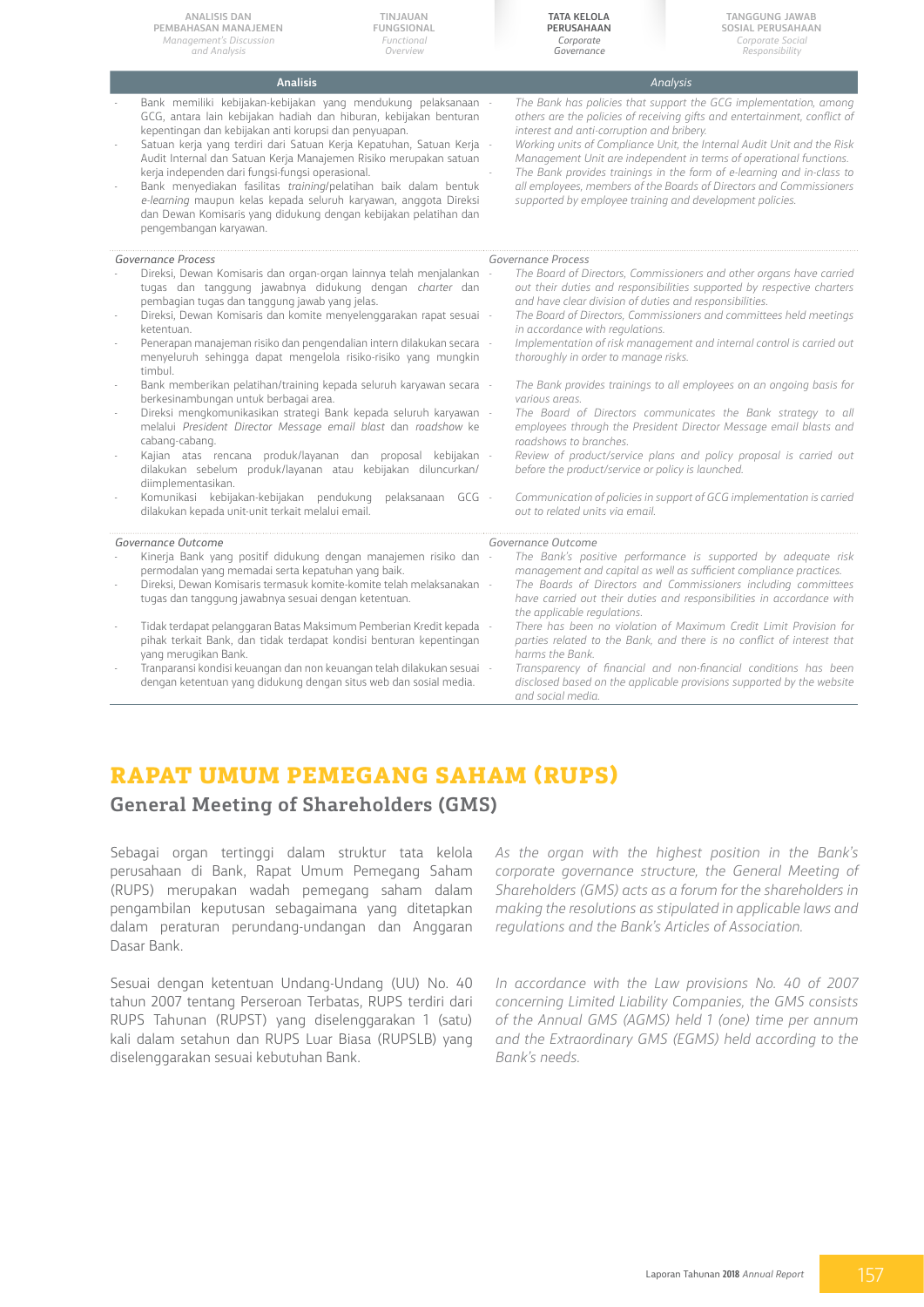| Analisis | Analysis |
|---|---|
| - Bank memiliki kebijakan-kebijakan yang mendukung pelaksanaan GCG, antara lain kebijakan hadiah dan hiburan, kebijakan benturan kepentingan dan kebijakan anti korupsi dan penyuapan.<br>- Satuan kerja yang terdiri dari Satuan Kerja Kepatuhan, Satuan Kerja Audit Internal dan Satuan Kerja Manajemen Risiko merupakan satuan kerja independen dari fungsi-fungsi operasional.<br>- Bank menyediakan fasilitas *training*/pelatihan baik dalam bentuk *e-learning* maupun kelas kepada seluruh karyawan, anggota Direksi dan Dewan Komisaris yang didukung dengan kebijakan pelatihan dan pengembangan karyawan. | - *The Bank has policies that support the GCG implementation, among others are the policies of receiving gifts and entertainment, conflict of interest and anti-corruption and bribery.*<br>- *Working units of Compliance Unit, the Internal Audit Unit and the Risk Management Unit are independent in terms of operational functions.*<br>- *The Bank provides trainings in the form of e-learning and in-class to all employees, members of the Boards of Directors and Commissioners supported by employee training and development policies.* |
| *Governance Process*<br>- Direksi, Dewan Komisaris dan organ-organ lainnya telah menjalankan tugas dan tanggung jawabnya didukung dengan *charter* dan pembagian tugas dan tanggung jawab yang jelas.<br>- Direksi, Dewan Komisaris dan komite menyelenggarakan rapat sesuai ketentuan.<br>- Penerapan manajemen risiko dan pengendalian intern dilakukan secara menyeluruh sehingga dapat mengelola risiko-risiko yang mungkin timbul.<br>- Bank memberikan pelatihan/training kepada seluruh karyawan secara berkesinambungan untuk berbagai area.<br>- Direksi mengkomunikasikan strategi Bank kepada seluruh karyawan melalui *President Director Message email blast* dan *roadshow* ke cabang-cabang.<br>- Kajian atas rencana produk/layanan dan proposal kebijakan dilakukan sebelum produk/layanan atau kebijakan diluncurkan/diimplementasikan.<br>- Komunikasi kebijakan-kebijakan pendukung pelaksanaan GCG dilakukan kepada unit-unit terkait melalui email. | *Governance Process*<br>- *The Board of Directors, Commissioners and other organs have carried out their duties and responsibilities supported by respective charters and have clear division of duties and responsibilities.*<br>- *The Board of Directors, Commissioners and committees held meetings in accordance with regulations.*<br>- *Implementation of risk management and internal control is carried out thoroughly in order to manage risks.*<br>- *The Bank provides trainings to all employees on an ongoing basis for various areas.*<br>- *The Board of Directors communicates the Bank strategy to all employees through the President Director Message email blasts and roadshows to branches.*<br>- *Review of product/service plans and policy proposal is carried out before the product/service or policy is launched.*<br>- *Communication of policies in support of GCG implementation is carried out to related units via email.* |
| *Governance Outcome*<br>- Kinerja Bank yang positif didukung dengan manajemen risiko dan permodalan yang memadai serta kepatuhan yang baik.<br>- Direksi, Dewan Komisaris termasuk komite-komite telah melaksanakan tugas dan tanggung jawabnya sesuai dengan ketentuan.<br>- Tidak terdapat pelanggaran Batas Maksimum Pemberian Kredit kepada pihak terkait Bank, dan tidak terdapat kondisi benturan kepentingan yang merugikan Bank.<br>- Tranparansi kondisi keuangan dan non keuangan telah dilakukan sesuai dengan ketentuan yang didukung dengan situs web dan sosial media. | *Governance Outcome*<br>- *The Bank's positive performance is supported by adequate risk management and capital as well as sufficient compliance practices.*<br>- *The Boards of Directors and Commissioners including committees have carried out their duties and responsibilities in accordance with the applicable regulations.*<br>- *There has been no violation of Maximum Credit Limit Provision for parties related to the Bank, and there is no conflict of interest that harms the Bank.*<br>- *Transparency of financial and non-financial conditions has been disclosed based on the applicable provisions supported by the website and social media.* |

# RAPAT UMUM PEMEGANG SAHAM (RUPS)

## General Meeting of Shareholders (GMS)

Sebagai organ tertinggi dalam struktur tata kelola perusahaan di Bank, Rapat Umum Pemegang Saham (RUPS) merupakan wadah pemegang saham dalam pengambilan keputusan sebagaimana yang ditetapkan dalam peraturan perundang-undangan dan Anggaran Dasar Bank.

*As the organ with the highest position in the Bank's corporate governance structure, the General Meeting of Shareholders (GMS) acts as a forum for the shareholders in making the resolutions as stipulated in applicable laws and regulations and the Bank's Articles of Association.*

Sesuai dengan ketentuan Undang-Undang (UU) No. 40 tahun 2007 tentang Perseroan Terbatas, RUPS terdiri dari RUPS Tahunan (RUPST) yang diselenggarakan 1 (satu) kali dalam setahun dan RUPS Luar Biasa (RUPSLB) yang diselenggarakan sesuai kebutuhan Bank.

*In accordance with the Law provisions No. 40 of 2007 concerning Limited Liability Companies, the GMS consists of the Annual GMS (AGMS) held 1 (one) time per annum and the Extraordinary GMS (EGMS) held according to the Bank's needs.*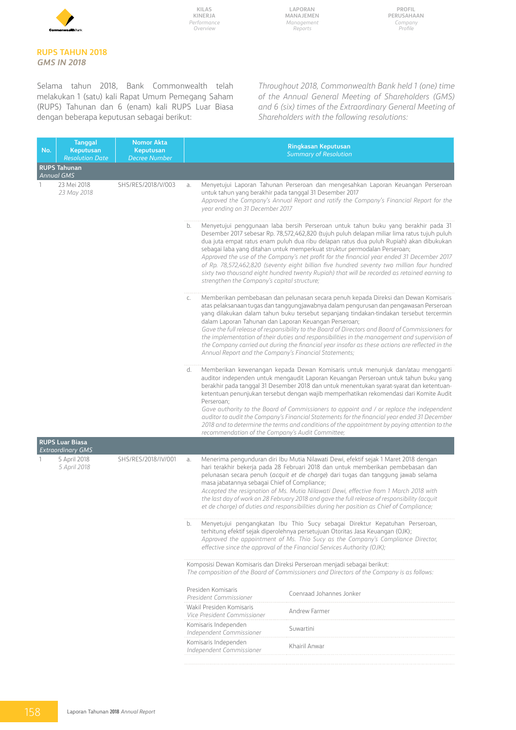## RUPS TAHUN 2018
### *GMS IN 2018*

Selama tahun 2018, Bank Commonwealth telah melakukan 1 (satu) kali Rapat Umum Pemegang Saham (RUPS) Tahunan dan 6 (enam) kali RUPS Luar Biasa dengan beberapa keputusan sebagai berikut:

*Throughout 2018, Commonwealth Bank held 1 (one) time of the Annual General Meeting of Shareholders (GMS) and 6 (six) times of the Extraordinary General Meeting of Shareholders with the following resolutions:*

| No. | Tanggal Keputusan *Resolution Date* | Nomor Akta Keputusan *Decree Number* | Ringkasan Keputusan *Summary of Resolution* |
|---|---|---|---|
| **RUPS Tahunan** *Annual GMS* | | | |
| 1 | 23 Mei 2018 *23 May 2018* | SHS/RES/2018/V/003 | a. Menyetujui Laporan Tahunan Perseroan dan mengesahkan Laporan Keuangan Perseroan untuk tahun yang berakhir pada tanggal 31 Desember 2017 *Approved the Company's Annual Report and ratify the Company's Financial Report for the year ending on 31 December 2017* |
| | | | b. Menyetujui penggunaan laba bersih Perseroan untuk tahun buku yang berakhir pada 31 Desember 2017 sebesar Rp. 78,572,462,820 (tujuh puluh delapan miliar lima ratus tujuh puluh dua juta empat ratus enam puluh dua ribu delapan ratus dua puluh Rupiah) akan dibukukan sebagai laba yang ditahan untuk memperkuat struktur permodalan Perseroan; *Approved the use of the Company's net profit for the financial year ended 31 December 2017 of Rp. 78,572,462,820 (seventy eight billion five hundred seventy two million four hundred sixty two thousand eight hundred twenty Rupiah) that will be recorded as retained earning to strengthen the Company's capital structure;* |
| | | | c. Memberikan pembebasan dan pelunasan secara penuh kepada Direksi dan Dewan Komisaris atas pelaksanaan tugas dan tanggungjawabnya dalam pengurusan dan pengawasan Perseroan yang dilakukan dalam tahun buku tersebut sepanjang tindakan-tindakan tersebut tercermin dalam Laporan Tahunan dan Laporan Keuangan Perseroan; *Gave the full release of responsibility to the Board of Directors and Board of Commissioners for the implementation of their duties and responsibilities in the management and supervision of the Company carried out during the financial year insofar as these actions are reflected in the Annual Report and the Company's Financial Statements;* |
| | | | d. Memberikan kewenangan kepada Dewan Komisaris untuk menunjuk dan/atau mengganti auditor independen untuk mengaudit Laporan Keuangan Perseroan untuk tahun buku yang berakhir pada tanggal 31 Desember 2018 dan untuk menentukan syarat-syarat dan ketentuan-ketentuan penunjukan tersebut dengan wajib memperhatikan rekomendasi dari Komite Audit Perseroan; *Gave authority to the Board of Commissioners to appoint and / or replace the independent auditor to audit the Company's Financial Statements for the financial year ended 31 December 2018 and to determine the terms and conditions of the appointment by paying attention to the recommendation of the Company's Audit Committee;* |
| **RUPS Luar Biasa** *Extraordinary GMS* | | | |
| 1 | 5 April 2018 *5 April 2018* | SHS/RES/2018/IV/001 | a. Menerima pengunduran diri Ibu Mutia Nilawati Dewi, efektif sejak 1 Maret 2018 dengan hari terakhir bekerja pada 28 Februari 2018 dan untuk memberikan pembebasan dan pelunasan secara penuh (*acquit et de charge*) dari tugas dan tanggung jawab selama masa jabatannya sebagai Chief of Compliance; *Accepted the resignation of Ms. Mutia Nilawati Dewi, effective from 1 March 2018 with the last day of work on 28 February 2018 and gave the full release of responsibility (acquit et de charge) of duties and responsibilities during her position as Chief of Compliance;* |
| | | | b. Menyetujui pengangkatan Ibu Thio Sucy sebagai Direktur Kepatuhan Perseroan, terhitung efektif sejak diperolehnya persetujuan Otoritas Jasa Keuangan (OJK); *Approved the appointment of Ms. Thio Sucy as the Company's Compliance Director, effective since the approval of the Financial Services Authority (OJK);* |
| | | | Komposisi Dewan Komisaris dan Direksi Perseroan menjadi sebagai berikut: *The composition of the Board of Commissioners and Directors of the Company is as follows:* |
| | | | Presiden Komisaris *President Commissioner*: Coenraad Johannes Jonker |
| | | | Wakil Presiden Komisaris *Vice President Commissioner*: Andrew Farmer |
| | | | Komisaris Independen *Independent Commissioner*: Suwartini |
| | | | Komisaris Independen *Independent Commissioner*: Khairil Anwar |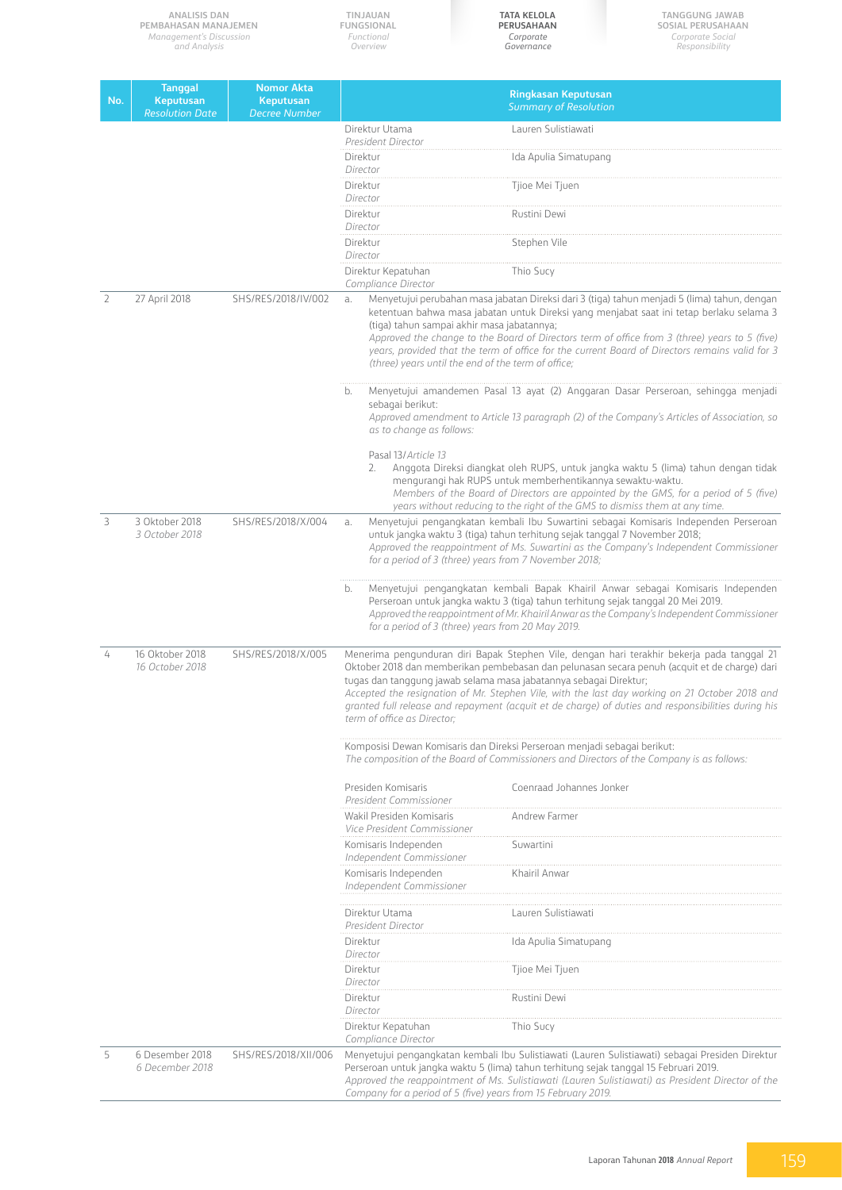| No. | Tanggal Keputusan *Resolution Date* | Nomor Akta Keputusan *Decree Number* | Ringkasan Keputusan *Summary of Resolution* | |
|---|---|---|---|---|
| | | | Direktur Utama *President Director* | Lauren Sulistiawati |
| | | | Direktur *Director* | Ida Apulia Simatupang |
| | | | Direktur *Director* | Tjioe Mei Tjuen |
| | | | Direktur *Director* | Rustini Dewi |
| | | | Direktur *Director* | Stephen Vile |
| | | | Direktur Kepatuhan *Compliance Director* | Thio Sucy |
| 2 | 27 April 2018 | SHS/RES/2018/IV/002 | a. Menyetujui perubahan masa jabatan Direksi dari 3 (tiga) tahun menjadi 5 (lima) tahun, dengan ketentuan bahwa masa jabatan untuk Direksi yang menjabat saat ini tetap berlaku selama 3 (tiga) tahun sampai akhir masa jabatannya; *Approved the change to the Board of Directors term of office from 3 (three) years to 5 (five) years, provided that the term of office for the current Board of Directors remains valid for 3 (three) years until the end of the term of office;* | |
| | | | b. Menyetujui amandemen Pasal 13 ayat (2) Anggaran Dasar Perseroan, sehingga menjadi sebagai berikut: *Approved amendment to Article 13 paragraph (2) of the Company's Articles of Association, so as to change as follows:* Pasal 13/*Article 13* 2. Anggota Direksi diangkat oleh RUPS, untuk jangka waktu 5 (lima) tahun dengan tidak mengurangi hak RUPS untuk memberhentikannya sewaktu-waktu. *Members of the Board of Directors are appointed by the GMS, for a period of 5 (five) years without reducing to the right of the GMS to dismiss them at any time.* | |
| 3 | 3 Oktober 2018 *3 October 2018* | SHS/RES/2018/X/004 | a. Menyetujui pengangkatan kembali Ibu Suwartini sebagai Komisaris Independen Perseroan untuk jangka waktu 3 (tiga) tahun terhitung sejak tanggal 7 November 2018; *Approved the reappointment of Ms. Suwartini as the Company's Independent Commissioner for a period of 3 (three) years from 7 November 2018;* | |
| | | | b. Menyetujui pengangkatan kembali Bapak Khairil Anwar sebagai Komisaris Independen Perseroan untuk jangka waktu 3 (tiga) tahun terhitung sejak tanggal 20 Mei 2019. *Approved the reappointment of Mr. Khairil Anwar as the Company's Independent Commissioner for a period of 3 (three) years from 20 May 2019.* | |
| 4 | 16 Oktober 2018 *16 October 2018* | SHS/RES/2018/X/005 | Menerima pengunduran diri Bapak Stephen Vile, dengan hari terakhir bekerja pada tanggal 21 Oktober 2018 dan memberikan pembebasan dan pelunasan secara penuh (acquit et de charge) dari tugas dan tanggung jawab selama masa jabatannya sebagai Direktur; *Accepted the resignation of Mr. Stephen Vile, with the last day working on 21 October 2018 and granted full release and repayment (acquit et de charge) of duties and responsibilities during his term of office as Director;* | |
| | | | Komposisi Dewan Komisaris dan Direksi Perseroan menjadi sebagai berikut: *The composition of the Board of Commissioners and Directors of the Company is as follows:* | |
| | | | Presiden Komisaris *President Commissioner* | Coenraad Johannes Jonker |
| | | | Wakil Presiden Komisaris *Vice President Commissioner* | Andrew Farmer |
| | | | Komisaris Independen *Independent Commissioner* | Suwartini |
| | | | Komisaris Independen *Independent Commissioner* | Khairil Anwar |
| | | | Direktur Utama *President Director* | Lauren Sulistiawati |
| | | | Direktur *Director* | Ida Apulia Simatupang |
| | | | Direktur *Director* | Tjioe Mei Tjuen |
| | | | Direktur *Director* | Rustini Dewi |
| | | | Direktur Kepatuhan *Compliance Director* | Thio Sucy |
| 5 | 6 Desember 2018 *6 December 2018* | SHS/RES/2018/XII/006 | Menyetujui pengangkatan kembali Ibu Sulistiawati (Lauren Sulistiawati) sebagai Presiden Direktur Perseroan untuk jangka waktu 5 (lima) tahun terhitung sejak tanggal 15 Februari 2019. *Approved the reappointment of Ms. Sulistiawati (Lauren Sulistiawati) as President Director of the Company for a period of 5 (five) years from 15 February 2019.* | |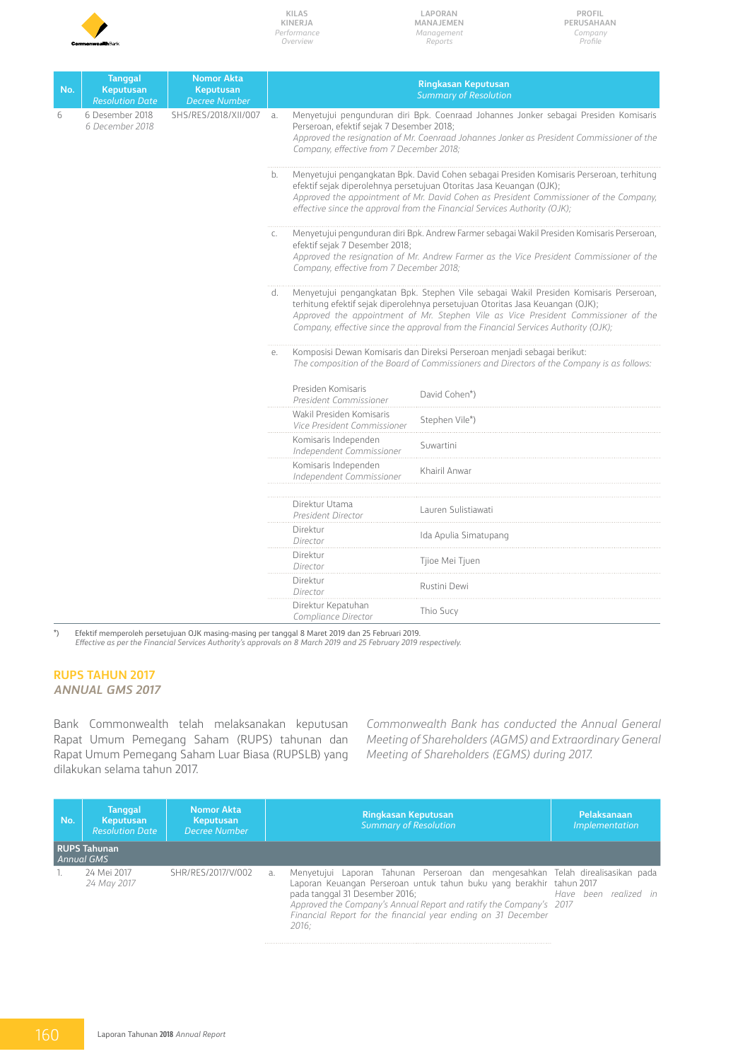| No. | Tanggal Keputusan *Resolution Date* | Nomor Akta Keputusan *Decree Number* | Ringkasan Keputusan *Summary of Resolution* | |
|---|---|---|---|---|
| 6 | 6 Desember 2018 *6 December 2018* | SHS/RES/2018/XII/007 | a. Menyetujui pengunduran diri Bpk. Coenraad Johannes Jonker sebagai Presiden Komisaris Perseroan, efektif sejak 7 Desember 2018; *Approved the resignation of Mr. Coenraad Johannes Jonker as President Commissioner of the Company, effective from 7 December 2018;* | |
| | | | b. Menyetujui pengangkatan Bpk. David Cohen sebagai Presiden Komisaris Perseroan, terhitung efektif sejak diperolehnya persetujuan Otoritas Jasa Keuangan (OJK); *Approved the appointment of Mr. David Cohen as President Commissioner of the Company, effective since the approval from the Financial Services Authority (OJK);* | |
| | | | c. Menyetujui pengunduran diri Bpk. Andrew Farmer sebagai Wakil Presiden Komisaris Perseroan, efektif sejak 7 Desember 2018; *Approved the resignation of Mr. Andrew Farmer as the Vice President Commissioner of the Company, effective from 7 December 2018;* | |
| | | | d. Menyetujui pengangkatan Bpk. Stephen Vile sebagai Wakil Presiden Komisaris Perseroan, terhitung efektif sejak diperolehnya persetujuan Otoritas Jasa Keuangan (OJK); *Approved the appointment of Mr. Stephen Vile as Vice President Commissioner of the Company, effective since the approval from the Financial Services Authority (OJK);* | |
| | | | e. Komposisi Dewan Komisaris dan Direksi Perseroan menjadi sebagai berikut: *The composition of the Board of Commissioners and Directors of the Company is as follows:* | |
| | | | Presiden Komisaris *President Commissioner* | David Cohen*) |
| | | | Wakil Presiden Komisaris *Vice President Commissioner* | Stephen Vile*) |
| | | | Komisaris Independen *Independent Commissioner* | Suwartini |
| | | | Komisaris Independen *Independent Commissioner* | Khairil Anwar |
| | | | Direktur Utama *President Director* | Lauren Sulistiawati |
| | | | Direktur *Director* | Ida Apulia Simatupang |
| | | | Direktur *Director* | Tjioe Mei Tjuen |
| | | | Direktur *Director* | Rustini Dewi |
| | | | Direktur Kepatuhan *Compliance Director* | Thio Sucy |

*) Efektif memperoleh persetujuan OJK masing-masing per tanggal 8 Maret 2019 dan 25 Februari 2019.
*Effective as per the Financial Services Authority's approvals on 8 March 2019 and 25 February 2019 respectively.*

## RUPS TAHUN 2017
## *ANNUAL GMS 2017*

Bank Commonwealth telah melaksanakan keputusan Rapat Umum Pemegang Saham (RUPS) tahunan dan Rapat Umum Pemegang Saham Luar Biasa (RUPSLB) yang dilakukan selama tahun 2017.

*Commonwealth Bank has conducted the Annual General Meeting of Shareholders (AGMS) and Extraordinary General Meeting of Shareholders (EGMS) during 2017.*

| No. | Tanggal Keputusan *Resolution Date* | Nomor Akta Keputusan *Decree Number* | Ringkasan Keputusan *Summary of Resolution* | Pelaksanaan *Implementation* |
|---|---|---|---|---|
| **RUPS Tahunan** *Annual GMS* | | | | |
| 1. | 24 Mei 2017 *24 May 2017* | SHR/RES/2017/V/002 | a. Menyetujui Laporan Tahunan Perseroan dan mengesahkan Laporan Keuangan Perseroan untuk tahun buku yang berakhir pada tanggal 31 Desember 2016; *Approved the Company's Annual Report and ratify the Company's Financial Report for the financial year ending on 31 December 2016;* | Telah direalisasikan pada tahun 2017 *Have been realized in 2017* |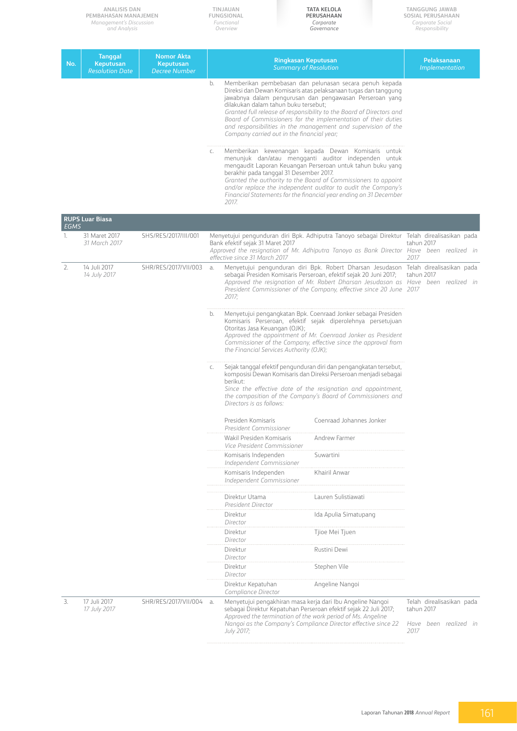| No. | Tanggal Keputusan *Resolution Date* | Nomor Akta Keputusan *Decree Number* | Ringkasan Keputusan *Summary of Resolution* | Pelaksanaan *Implementation* |
|---|---|---|---|---|
| | | | b. Memberikan pembebasan dan pelunasan secara penuh kepada Direksi dan Dewan Komisaris atas pelaksanaan tugas dan tanggung jawabnya dalam pengurusan dan pengawasan Perseroan yang dilakukan dalam tahun buku tersebut; *Granted full release of responsibility to the Board of Directors and Board of Commissioners for the implementation of their duties and responsibilities in the management and supervision of the Company carried out in the financial year;* | |
| | | | c. Memberikan kewenangan kepada Dewan Komisaris untuk menunjuk dan/atau mengganti auditor independen untuk mengaudit Laporan Keuangan Perseroan untuk tahun buku yang berakhir pada tanggal 31 Desember 2017. *Granted the authority to the Board of Commissioners to appoint and/or replace the independent auditor to audit the Company's Financial Statements for the financial year ending on 31 December 2017.* | |
| **RUPS Luar Biasa** *EGMS* | | | | |
| 1. | 31 Maret 2017 *31 March 2017* | SHS/RES/2017/III/001 | Menyetujui pengunduran diri Bpk. Adhiputra Tanoyo sebagai Direktur Bank efektif sejak 31 Maret 2017 *Approved the resignation of Mr. Adhiputra Tanoyo as Bank Director effective since 31 March 2017* | Telah direalisasikan pada tahun 2017 *Have been realized in 2017* |
| 2. | 14 Juli 2017 *14 July 2017* | SHR/RES/2017/VII/003 | a. Menyetujui pengunduran diri Bpk. Robert Dharsan Jesudason sebagai Presiden Komisaris Perseroan, efektif sejak 20 Juni 2017; *Approved the resignation of Mr. Robert Dharsan Jesudason as President Commissioner of the Company, effective since 20 June 2017;* | Telah direalisasikan pada tahun 2017 *Have been realized in 2017* |
| | | | b. Menyetujui pengangkatan Bpk. Coenraad Jonker sebagai Presiden Komisaris Perseroan, efektif sejak diperolehnya persetujuan Otoritas Jasa Keuangan (OJK); *Approved the appointment of Mr. Coenraad Jonker as President Commissioner of the Company, effective since the approval from the Financial Services Authority (OJK);* | |
| | | | c. Sejak tanggal efektif pengunduran diri dan pengangkatan tersebut, komposisi Dewan Komisaris dan Direksi Perseroan menjadi sebagai berikut: *Since the effective date of the resignation and appointment, the composition of the Company's Board of Commissioners and Directors is as follows:* | |
| | | | Presiden Komisaris *President Commissioner*: Coenraad Johannes Jonker | |
| | | | Wakil Presiden Komisaris *Vice President Commissioner*: Andrew Farmer | |
| | | | Komisaris Independen *Independent Commissioner*: Suwartini | |
| | | | Komisaris Independen *Independent Commissioner*: Khairil Anwar | |
| | | | Direktur Utama *President Director*: Lauren Sulistiawati | |
| | | | Direktur *Director*: Ida Apulia Simatupang | |
| | | | Direktur *Director*: Tjioe Mei Tjuen | |
| | | | Direktur *Director*: Rustini Dewi | |
| | | | Direktur *Director*: Stephen Vile | |
| | | | Direktur Kepatuhan *Compliance Director*: Angeline Nangoi | |
| 3. | 17 Juli 2017 *17 July 2017* | SHR/RES/2017/VII/004 | a. Menyetujui pengakhiran masa kerja dari Ibu Angeline Nangoi sebagai Direktur Kepatuhan Perseroan efektif sejak 22 Juli 2017; *Approved the termination of the work period of Ms. Angeline Nangoi as the Company's Compliance Director effective since 22 July 2017;* | Telah direalisasikan pada tahun 2017 *Have been realized in 2017* |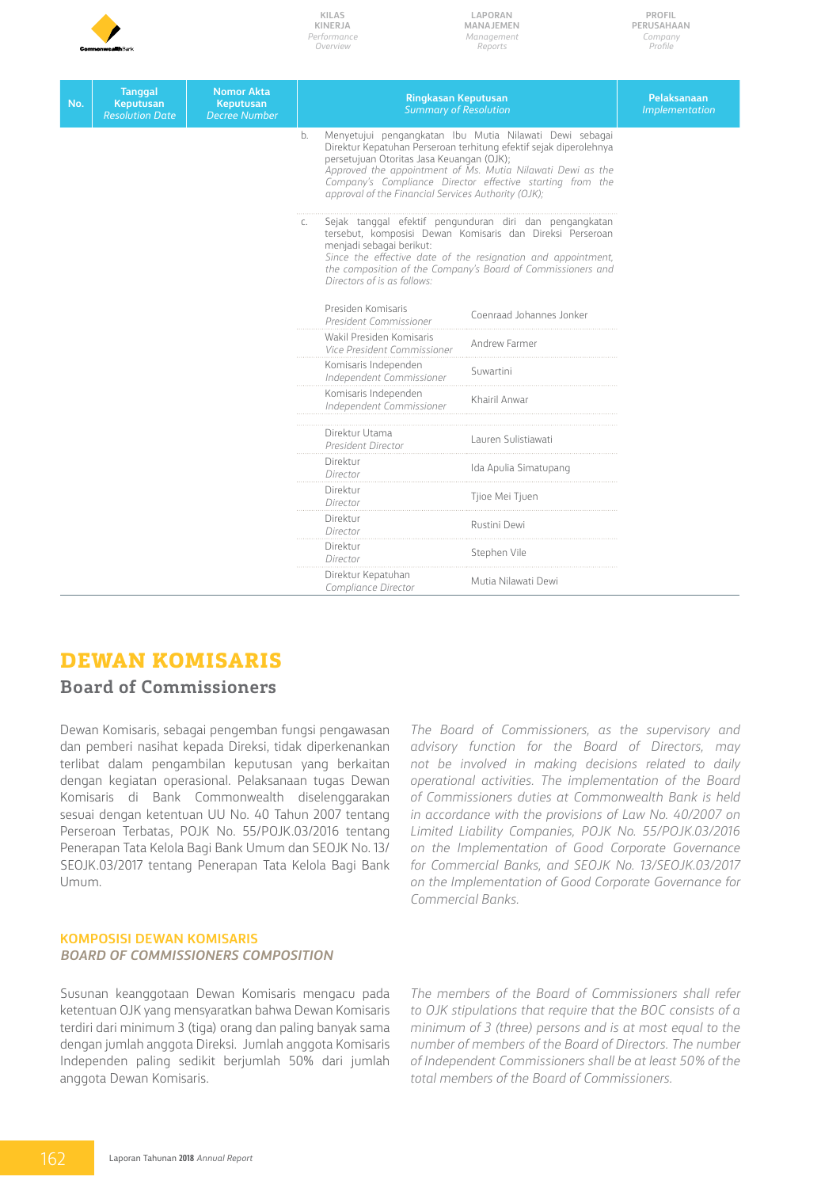| No. | Tanggal Keputusan *Resolution Date* | Nomor Akta Keputusan *Decree Number* | Ringkasan Keputusan *Summary of Resolution* | | Pelaksanaan *Implementation* |
|---|---|---|---|---|---|
| | | | b. Menyetujui pengangkatan Ibu Mutia Nilawati Dewi sebagai Direktur Kepatuhan Perseroan terhitung efektif sejak diperolehnya persetujuan Otoritas Jasa Keuangan (OJK); *Approved the appointment of Ms. Mutia Nilawati Dewi as the Company's Compliance Director effective starting from the approval of the Financial Services Authority (OJK);* | | |
| | | | c. Sejak tanggal efektif pengunduran diri dan pengangkatan tersebut, komposisi Dewan Komisaris dan Direksi Perseroan menjadi sebagai berikut: *Since the effective date of the resignation and appointment, the composition of the Company's Board of Commissioners and Directors of is as follows:* | | |
| | | | Presiden Komisaris *President Commissioner* | Coenraad Johannes Jonker | |
| | | | Wakil Presiden Komisaris *Vice President Commissioner* | Andrew Farmer | |
| | | | Komisaris Independen *Independent Commissioner* | Suwartini | |
| | | | Komisaris Independen *Independent Commissioner* | Khairil Anwar | |
| | | | Direktur Utama *President Director* | Lauren Sulistiawati | |
| | | | Direktur *Director* | Ida Apulia Simatupang | |
| | | | Direktur *Director* | Tjioe Mei Tjuen | |
| | | | Direktur *Director* | Rustini Dewi | |
| | | | Direktur *Director* | Stephen Vile | |
| | | | Direktur Kepatuhan *Compliance Director* | Mutia Nilawati Dewi | |

# DEWAN KOMISARIS

## Board of Commissioners

Dewan Komisaris, sebagai pengemban fungsi pengawasan dan pemberi nasihat kepada Direksi, tidak diperkenankan terlibat dalam pengambilan keputusan yang berkaitan dengan kegiatan operasional. Pelaksanaan tugas Dewan Komisaris di Bank Commonwealth diselenggarakan sesuai dengan ketentuan UU No. 40 Tahun 2007 tentang Perseroan Terbatas, POJK No. 55/POJK.03/2016 tentang Penerapan Tata Kelola Bagi Bank Umum dan SEOJK No. 13/SEOJK.03/2017 tentang Penerapan Tata Kelola Bagi Bank Umum.

*The Board of Commissioners, as the supervisory and advisory function for the Board of Directors, may not be involved in making decisions related to daily operational activities. The implementation of the Board of Commissioners duties at Commonwealth Bank is held in accordance with the provisions of Law No. 40/2007 on Limited Liability Companies, POJK No. 55/POJK.03/2016 on the Implementation of Good Corporate Governance for Commercial Banks, and SEOJK No. 13/SEOJK.03/2017 on the Implementation of Good Corporate Governance for Commercial Banks.*

### KOMPOSISI DEWAN KOMISARIS
### *BOARD OF COMMISSIONERS COMPOSITION*

Susunan keanggotaan Dewan Komisaris mengacu pada ketentuan OJK yang mensyaratkan bahwa Dewan Komisaris terdiri dari minimum 3 (tiga) orang dan paling banyak sama dengan jumlah anggota Direksi. Jumlah anggota Komisaris Independen paling sedikit berjumlah 50% dari jumlah anggota Dewan Komisaris.

*The members of the Board of Commissioners shall refer to OJK stipulations that require that the BOC consists of a minimum of 3 (three) persons and is at most equal to the number of members of the Board of Directors. The number of Independent Commissioners shall be at least 50% of the total members of the Board of Commissioners.*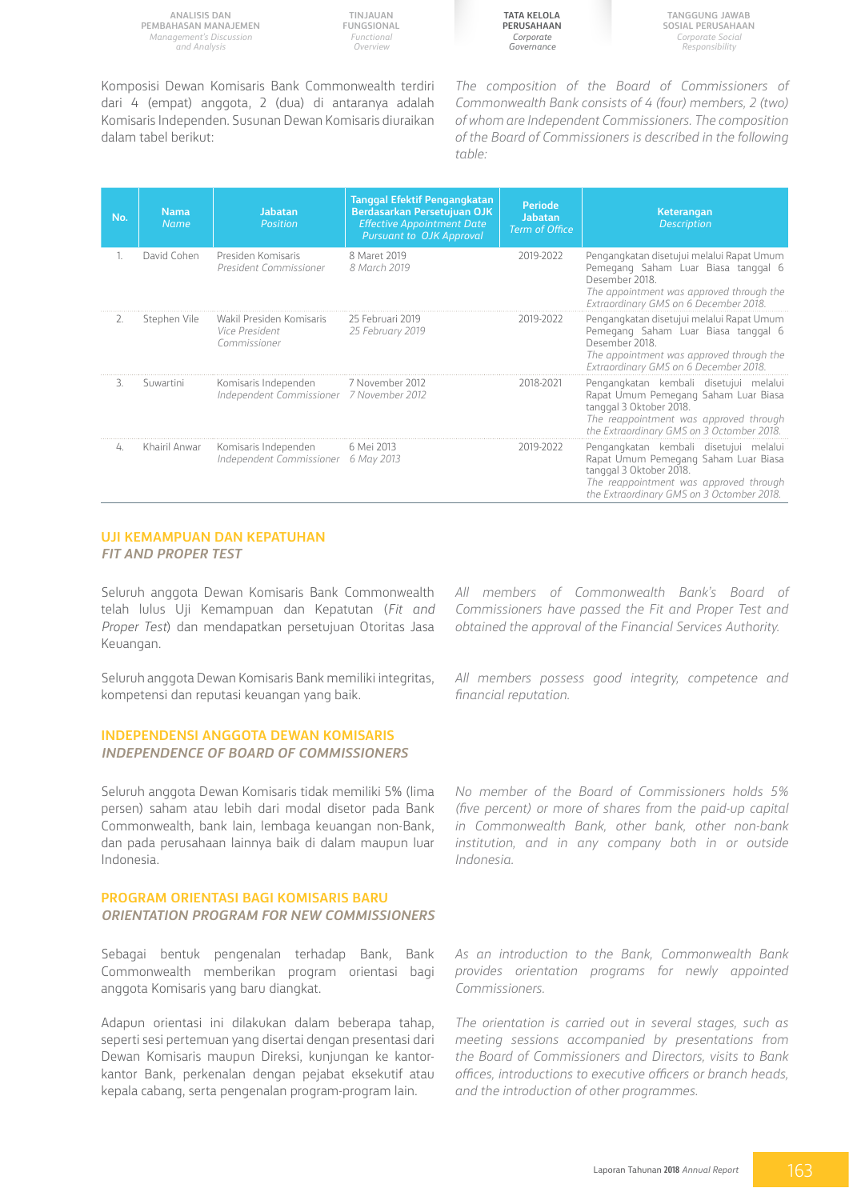Komposisi Dewan Komisaris Bank Commonwealth terdiri dari 4 (empat) anggota, 2 (dua) di antaranya adalah Komisaris Independen. Susunan Dewan Komisaris diuraikan dalam tabel berikut:

*The composition of the Board of Commissioners of Commonwealth Bank consists of 4 (four) members, 2 (two) of whom are Independent Commissioners. The composition of the Board of Commissioners is described in the following table:*

| No. | Nama *Name* | Jabatan *Position* | Tanggal Efektif Pengangkatan Berdasarkan Persetujuan OJK *Effective Appointment Date Pursuant to OJK Approval* | Periode Jabatan *Term of Office* | Keterangan *Description* |
|---|---|---|---|---|---|
| 1. | David Cohen | Presiden Komisaris *President Commissioner* | 8 Maret 2019 *8 March 2019* | 2019-2022 | Pengangkatan disetujui melalui Rapat Umum Pemegang Saham Luar Biasa tanggal 6 Desember 2018. *The appointment was approved through the Extraordinary GMS on 6 December 2018.* |
| 2. | Stephen Vile | Wakil Presiden Komisaris *Vice President Commissioner* | 25 Februari 2019 *25 February 2019* | 2019-2022 | Pengangkatan disetujui melalui Rapat Umum Pemegang Saham Luar Biasa tanggal 6 Desember 2018. *The appointment was approved through the Extraordinary GMS on 6 December 2018.* |
| 3. | Suwartini | Komisaris Independen *Independent Commissioner* | 7 November 2012 *7 November 2012* | 2018-2021 | Pengangkatan kembali disetujui melalui Rapat Umum Pemegang Saham Luar Biasa tanggal 3 Oktober 2018. *The reappointment was approved through the Extraordinary GMS on 3 Octomber 2018.* |
| 4. | Khairil Anwar | Komisaris Independen *Independent Commissioner* | 6 Mei 2013 *6 May 2013* | 2019-2022 | Pengangkatan kembali disetujui melalui Rapat Umum Pemegang Saham Luar Biasa tanggal 3 Oktober 2018. *The reappointment was approved through the Extraordinary GMS on 3 Octomber 2018.* |

## UJI KEMAMPUAN DAN KEPATUHAN
## *FIT AND PROPER TEST*

Seluruh anggota Dewan Komisaris Bank Commonwealth telah lulus Uji Kemampuan dan Kepatutan (*Fit and Proper Test*) dan mendapatkan persetujuan Otoritas Jasa Keuangan.

*All members of Commonwealth Bank's Board of Commissioners have passed the Fit and Proper Test and obtained the approval of the Financial Services Authority.*

Seluruh anggota Dewan Komisaris Bank memiliki integritas, kompetensi dan reputasi keuangan yang baik.

*All members possess good integrity, competence and financial reputation.*

## INDEPENDENSI ANGGOTA DEWAN KOMISARIS
## *INDEPENDENCE OF BOARD OF COMMISSIONERS*

Seluruh anggota Dewan Komisaris tidak memiliki 5% (lima persen) saham atau lebih dari modal disetor pada Bank Commonwealth, bank lain, lembaga keuangan non-Bank, dan pada perusahaan lainnya baik di dalam maupun luar Indonesia.

*No member of the Board of Commissioners holds 5% (five percent) or more of shares from the paid-up capital in Commonwealth Bank, other bank, other non-bank institution, and in any company both in or outside Indonesia.*

## PROGRAM ORIENTASI BAGI KOMISARIS BARU
## *ORIENTATION PROGRAM FOR NEW COMMISSIONERS*

Sebagai bentuk pengenalan terhadap Bank, Bank Commonwealth memberikan program orientasi bagi anggota Komisaris yang baru diangkat.

*As an introduction to the Bank, Commonwealth Bank provides orientation programs for newly appointed Commissioners.*

Adapun orientasi ini dilakukan dalam beberapa tahap, seperti sesi pertemuan yang disertai dengan presentasi dari Dewan Komisaris maupun Direksi, kunjungan ke kantor-kantor Bank, perkenalan dengan pejabat eksekutif atau kepala cabang, serta pengenalan program-program lain.

*The orientation is carried out in several stages, such as meeting sessions accompanied by presentations from the Board of Commissioners and Directors, visits to Bank offices, introductions to executive officers or branch heads, and the introduction of other programmes.*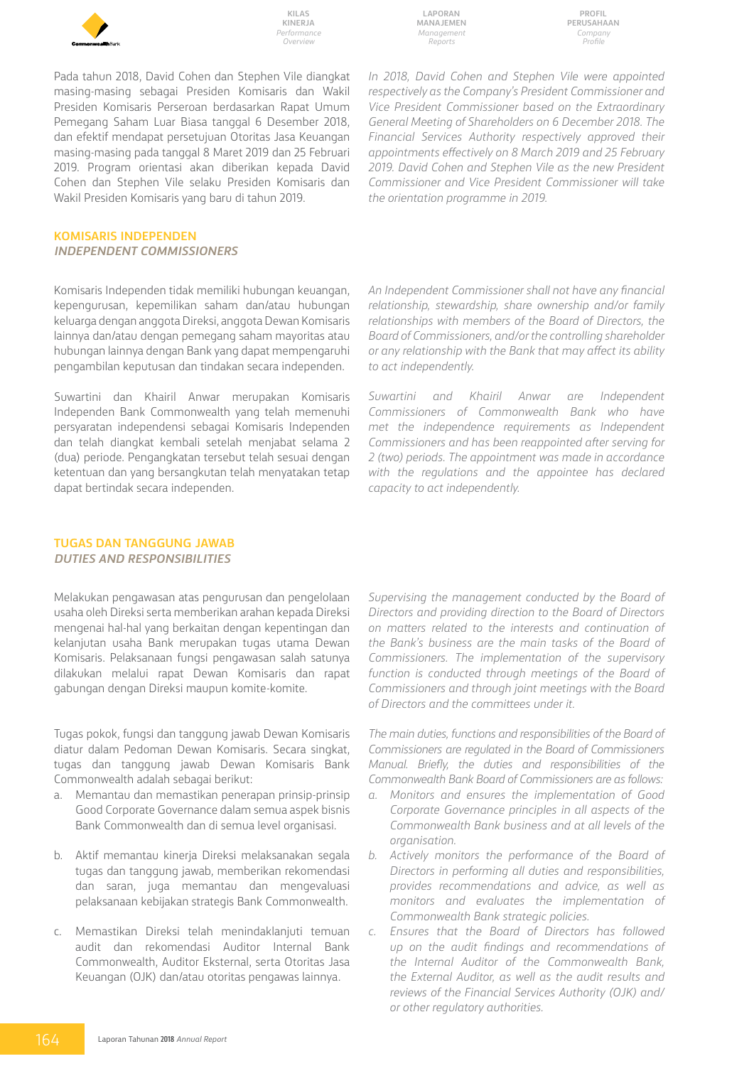Pada tahun 2018, David Cohen dan Stephen Vile diangkat masing-masing sebagai Presiden Komisaris dan Wakil Presiden Komisaris Perseroan berdasarkan Rapat Umum Pemegang Saham Luar Biasa tanggal 6 Desember 2018, dan efektif mendapat persetujuan Otoritas Jasa Keuangan masing-masing pada tanggal 8 Maret 2019 dan 25 Februari 2019. Program orientasi akan diberikan kepada David Cohen dan Stephen Vile selaku Presiden Komisaris dan Wakil Presiden Komisaris yang baru di tahun 2019.

*In 2018, David Cohen and Stephen Vile were appointed respectively as the Company's President Commissioner and Vice President Commissioner based on the Extraordinary General Meeting of Shareholders on 6 December 2018. The Financial Services Authority respectively approved their appointments effectively on 8 March 2019 and 25 February 2019. David Cohen and Stephen Vile as the new President Commissioner and Vice President Commissioner will take the orientation programme in 2019.*

## KOMISARIS INDEPENDEN
## *INDEPENDENT COMMISSIONERS*

Komisaris Independen tidak memiliki hubungan keuangan, kepengurusan, kepemilikan saham dan/atau hubungan keluarga dengan anggota Direksi, anggota Dewan Komisaris lainnya dan/atau dengan pemegang saham mayoritas atau hubungan lainnya dengan Bank yang dapat mempengaruhi pengambilan keputusan dan tindakan secara independen.

*An Independent Commissioner shall not have any financial relationship, stewardship, share ownership and/or family relationships with members of the Board of Directors, the Board of Commissioners, and/or the controlling shareholder or any relationship with the Bank that may affect its ability to act independently.*

Suwartini dan Khairil Anwar merupakan Komisaris Independen Bank Commonwealth yang telah memenuhi persyaratan independensi sebagai Komisaris Independen dan telah diangkat kembali setelah menjabat selama 2 (dua) periode. Pengangkatan tersebut telah sesuai dengan ketentuan dan yang bersangkutan telah menyatakan tetap dapat bertindak secara independen.

*Suwartini and Khairil Anwar are Independent Commissioners of Commonwealth Bank who have met the independence requirements as Independent Commissioners and has been reappointed after serving for 2 (two) periods. The appointment was made in accordance with the regulations and the appointee has declared capacity to act independently.*

## TUGAS DAN TANGGUNG JAWAB
## *DUTIES AND RESPONSIBILITIES*

Melakukan pengawasan atas pengurusan dan pengelolaan usaha oleh Direksi serta memberikan arahan kepada Direksi mengenai hal-hal yang berkaitan dengan kepentingan dan kelanjutan usaha Bank merupakan tugas utama Dewan Komisaris. Pelaksanaan fungsi pengawasan salah satunya dilakukan melalui rapat Dewan Komisaris dan rapat gabungan dengan Direksi maupun komite-komite.

*Supervising the management conducted by the Board of Directors and providing direction to the Board of Directors on matters related to the interests and continuation of the Bank's business are the main tasks of the Board of Commissioners. The implementation of the supervisory function is conducted through meetings of the Board of Commissioners and through joint meetings with the Board of Directors and the committees under it.*

Tugas pokok, fungsi dan tanggung jawab Dewan Komisaris diatur dalam Pedoman Dewan Komisaris. Secara singkat, tugas dan tanggung jawab Dewan Komisaris Bank Commonwealth adalah sebagai berikut:

a. Memantau dan memastikan penerapan prinsip-prinsip Good Corporate Governance dalam semua aspek bisnis Bank Commonwealth dan di semua level organisasi.
b. Aktif memantau kinerja Direksi melaksanakan segala tugas dan tanggung jawab, memberikan rekomendasi dan saran, juga memantau dan mengevaluasi pelaksanaan kebijakan strategis Bank Commonwealth.
c. Memastikan Direksi telah menindaklanjuti temuan audit dan rekomendasi Auditor Internal Bank Commonwealth, Auditor Eksternal, serta Otoritas Jasa Keuangan (OJK) dan/atau otoritas pengawas lainnya.

*The main duties, functions and responsibilities of the Board of Commissioners are regulated in the Board of Commissioners Manual. Briefly, the duties and responsibilities of the Commonwealth Bank Board of Commissioners are as follows:*

*a. Monitors and ensures the implementation of Good Corporate Governance principles in all aspects of the Commonwealth Bank business and at all levels of the organisation.*
*b. Actively monitors the performance of the Board of Directors in performing all duties and responsibilities, provides recommendations and advice, as well as monitors and evaluates the implementation of Commonwealth Bank strategic policies.*
*c. Ensures that the Board of Directors has followed up on the audit findings and recommendations of the Internal Auditor of the Commonwealth Bank, the External Auditor, as well as the audit results and reviews of the Financial Services Authority (OJK) and/or other regulatory authorities.*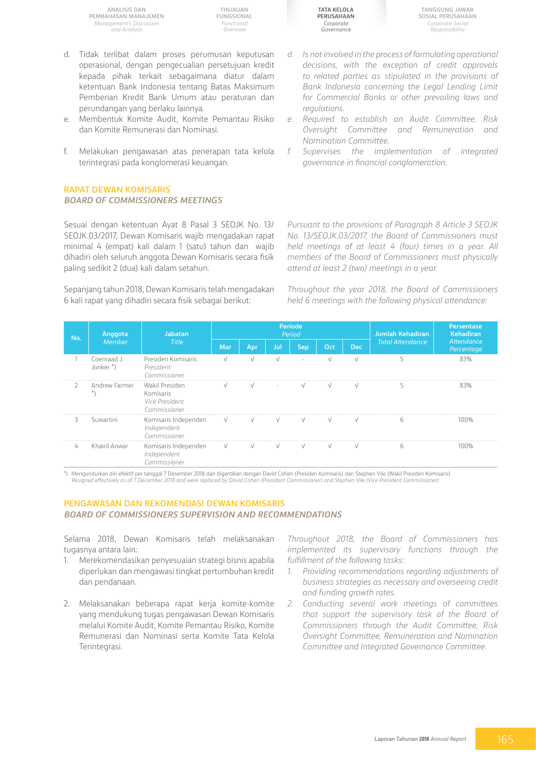d. Tidak terlibat dalam proses perumusan keputusan operasional, dengan pengecualian persetujuan kredit kepada pihak terkait sebagaimana diatur dalam ketentuan Bank Indonesia tentang Batas Maksimum Pemberian Kredit Bank Umum atau peraturan dan perundangan yang berlaku lainnya.
e. Membentuk Komite Audit, Komite Pemantau Risiko dan Komite Remunerasi dan Nominasi.
f. Melakukan pengawasan atas penerapan tata kelola terintegrasi pada konglomerasi keuangan.

*d. Is not involved in the process of formulating operational decisions, with the exception of credit approvals to related parties as stipulated in the provisions of Bank Indonesia concerning the Legal Lending Limit for Commercial Banks or other prevailing laws and regulations.*
*e. Required to establish an Audit Committee, Risk Oversight Committee and Remuneration and Nomination Committee.*
*f. Supervises the implementation of integrated governance in financial conglomeration.*

## RAPAT DEWAN KOMISARIS
## *BOARD OF COMMISSIONERS MEETINGS*

Sesuai dengan ketentuan Ayat 8 Pasal 3 SEOJK No. 13/SEOJK.03/2017, Dewan Komisaris wajib mengadakan rapat minimal 4 (empat) kali dalam 1 (satu) tahun dan wajib dihadiri oleh seluruh anggota Dewan Komisaris secara fisik paling sedikit 2 (dua) kali dalam setahun.

*Pursuant to the provisions of Paragraph 8 Article 3 SEOJK No. 13/SEOJK.03/2017, the Board of Commissioners must held meetings of at least 4 (four) times in a year. All members of the Board of Commissioners must physically attend at least 2 (two) meetings in a year.*

Sepanjang tahun 2018, Dewan Komisaris telah mengadakan 6 kali rapat yang dihadiri secara fisik sebagai berikut:

*Throughout the year 2018, the Board of Commissioners held 6 meetings with the following physical attendance:*

| No. | Anggota *Member* | Jabatan *Title* | Periode *Period* | | | | | | Jumlah Kehadiran *Total Attendance* | Persentase Kehadiran *Attendance Percentage* |
|---|---|---|---|---|---|---|---|---|---|---|
| | | | Mar | Apr | Jul | Sep | Oct | Dec | | |
| 1 | Coenraad J. Jonker *) | Presiden Komisaris *President Commissioner* | √ | √ | √ | - | √ | √ | 5 | 83% |
| 2 | Andrew Farmer *) | Wakil Presiden Komisaris *Vice President Commissioner* | √ | √ | - | √ | √ | √ | 5 | 83% |
| 3 | Suwartini | Komisaris Independen *Independent Commissioner* | √ | √ | √ | √ | √ | √ | 6 | 100% |
| 4 | Khairil Anwar | Komisaris Independen *Independent Commissioner* | √ | √ | √ | √ | √ | √ | 6 | 100% |

*) Mengundurkan diri efektif per tanggal 7 Desember 2018 dan digantikan dengan David Cohen (Presiden Komisaris) dan Stephen Vile (Wakil Presiden Komisaris)
*Resigned effectively as of 7 December 2018 and were replaced by David Cohen (President Commissioner) and Stephen Vile (Vice President Commissioner)*

## PENGAWASAN DAN REKOMENDASI DEWAN KOMISARIS
## *BOARD OF COMMISSIONERS SUPERVISION AND RECOMMENDATIONS*

Selama 2018, Dewan Komisaris telah melaksanakan tugasnya antara lain:

1. Merekomendasikan penyesuaian strategi bisnis apabila diperlukan dan mengawasi tingkat pertumbuhan kredit dan pendanaan.
2. Melaksanakan beberapa rapat kerja komite-komite yang mendukung tugas pengawasan Dewan Komisaris melalui Komite Audit, Komite Pemantau Risiko, Komite Remunerasi dan Nominasi serta Komite Tata Kelola Terintegrasi.

*Throughout 2018, the Board of Commissioners has implemented its supervisory functions through the fulfillment of the following tasks:*

1. *Providing recommendations regarding adjustments of business strategies as necessary and overseeing credit and funding growth rates.*
2. *Conducting several work meetings of committees that support the supervisory task of the Board of Commissioners through the Audit Committee, Risk Oversight Committee, Remuneration and Nomination Committee and Integrated Governance Committee.*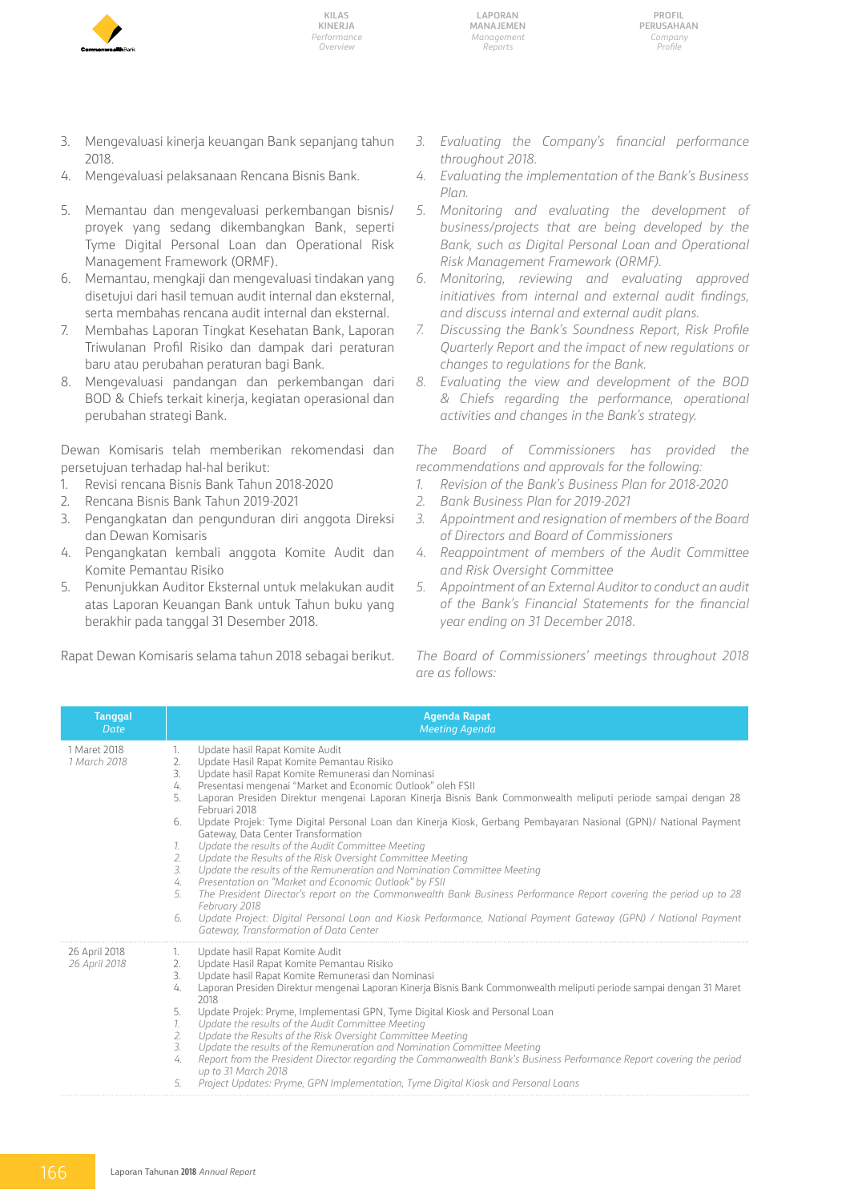3. Mengevaluasi kinerja keuangan Bank sepanjang tahun 2018.
4. Mengevaluasi pelaksanaan Rencana Bisnis Bank.
5. Memantau dan mengevaluasi perkembangan bisnis/ proyek yang sedang dikembangkan Bank, seperti Tyme Digital Personal Loan dan Operational Risk Management Framework (ORMF).
6. Memantau, mengkaji dan mengevaluasi tindakan yang disetujui dari hasil temuan audit internal dan eksternal, serta membahas rencana audit internal dan eksternal.
7. Membahas Laporan Tingkat Kesehatan Bank, Laporan Triwulanan Profil Risiko dan dampak dari peraturan baru atau perubahan peraturan bagi Bank.
8. Mengevaluasi pandangan dan perkembangan dari BOD & Chiefs terkait kinerja, kegiatan operasional dan perubahan strategi Bank.

*3. Evaluating the Company's financial performance throughout 2018.*
*4. Evaluating the implementation of the Bank's Business Plan.*
*5. Monitoring and evaluating the development of business/projects that are being developed by the Bank, such as Digital Personal Loan and Operational Risk Management Framework (ORMF).*
*6. Monitoring, reviewing and evaluating approved initiatives from internal and external audit findings, and discuss internal and external audit plans.*
*7. Discussing the Bank's Soundness Report, Risk Profile Quarterly Report and the impact of new regulations or changes to regulations for the Bank.*
*8. Evaluating the view and development of the BOD & Chiefs regarding the performance, operational activities and changes in the Bank's strategy.*

Dewan Komisaris telah memberikan rekomendasi dan persetujuan terhadap hal-hal berikut:

1. Revisi rencana Bisnis Bank Tahun 2018-2020
2. Rencana Bisnis Bank Tahun 2019-2021
3. Pengangkatan dan pengunduran diri anggota Direksi dan Dewan Komisaris
4. Pengangkatan kembali anggota Komite Audit dan Komite Pemantau Risiko
5. Penunjukkan Auditor Eksternal untuk melakukan audit atas Laporan Keuangan Bank untuk Tahun buku yang berakhir pada tanggal 31 Desember 2018.

*The Board of Commissioners has provided the recommendations and approvals for the following:*

*1. Revision of the Bank's Business Plan for 2018-2020*
*2. Bank Business Plan for 2019-2021*
*3. Appointment and resignation of members of the Board of Directors and Board of Commissioners*
*4. Reappointment of members of the Audit Committee and Risk Oversight Committee*
*5. Appointment of an External Auditor to conduct an audit of the Bank's Financial Statements for the financial year ending on 31 December 2018.*

Rapat Dewan Komisaris selama tahun 2018 sebagai berikut.

*The Board of Commissioners' meetings throughout 2018 are as follows:*

| Tanggal *Date* | Agenda Rapat *Meeting Agenda* |
|---|---|
| 1 Maret 2018 *1 March 2018* | 1. Update hasil Rapat Komite Audit<br>2. Update Hasil Rapat Komite Pemantau Risiko<br>3. Update hasil Rapat Komite Remunerasi dan Nominasi<br>4. Presentasi mengenai "Market and Economic Outlook" oleh FSII<br>5. Laporan Presiden Direktur mengenai Laporan Kinerja Bisnis Bank Commonwealth meliputi periode sampai dengan 28 Februari 2018<br>6. Update Projek: Tyme Digital Personal Loan dan Kinerja Kiosk, Gerbang Pembayaran Nasional (GPN)/ National Payment Gateway, Data Center Transformation<br>*1. Update the results of the Audit Committee Meeting*<br>*2. Update the Results of the Risk Oversight Committee Meeting*<br>*3. Update the results of the Remuneration and Nomination Committee Meeting*<br>*4. Presentation on "Market and Economic Outlook" by FSII*<br>*5. The President Director's report on the Commonwealth Bank Business Performance Report covering the period up to 28 February 2018*<br>*6. Update Project: Digital Personal Loan and Kiosk Performance, National Payment Gateway (GPN) / National Payment Gateway, Transformation of Data Center* |
| 26 April 2018 *26 April 2018* | 1. Update hasil Rapat Komite Audit<br>2. Update Hasil Rapat Komite Pemantau Risiko<br>3. Update hasil Rapat Komite Remunerasi dan Nominasi<br>4. Laporan Presiden Direktur mengenai Laporan Kinerja Bisnis Bank Commonwealth meliputi periode sampai dengan 31 Maret 2018<br>5. Update Projek: Pryme, Implementasi GPN, Tyme Digital Kiosk and Personal Loan<br>*1. Update the results of the Audit Committee Meeting*<br>*2. Update the Results of the Risk Oversight Committee Meeting*<br>*3. Update the results of the Remuneration and Nomination Committee Meeting*<br>*4. Report from the President Director regarding the Commonwealth Bank's Business Performance Report covering the period up to 31 March 2018*<br>*5. Project Updates: Pryme, GPN Implementation, Tyme Digital Kiosk and Personal Loans* |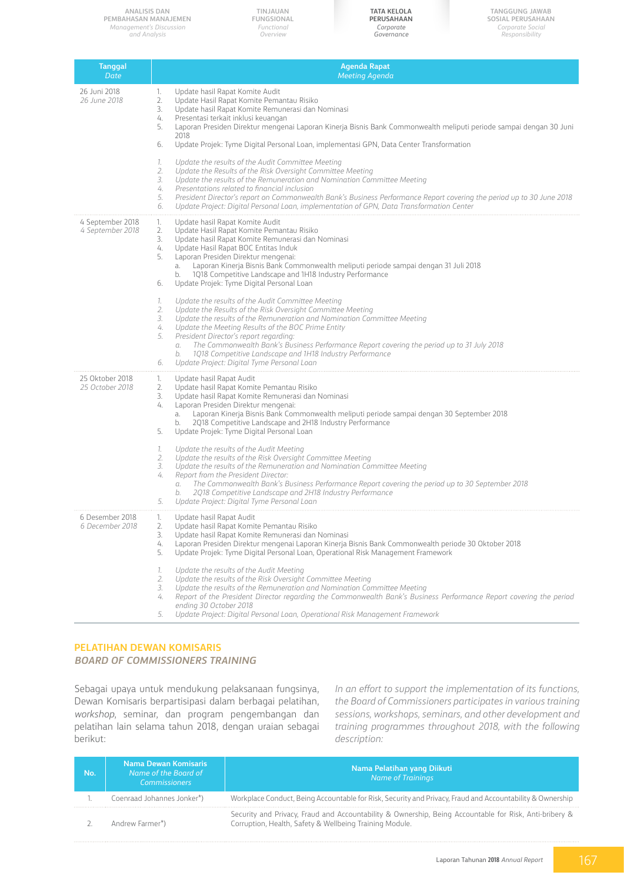| Tanggal *Date* | Agenda Rapat *Meeting Agenda* |
|---|---|
| 26 Juni 2018 *26 June 2018* | 1. Update hasil Rapat Komite Audit<br>2. Update Hasil Rapat Komite Pemantau Risiko<br>3. Update hasil Rapat Komite Remunerasi dan Nominasi<br>4. Presentasi terkait inklusi keuangan<br>5. Laporan Presiden Direktur mengenai Laporan Kinerja Bisnis Bank Commonwealth meliputi periode sampai dengan 30 Juni 2018<br>6. Update Projek: Tyme Digital Personal Loan, implementasi GPN, Data Center Transformation<br><br>*1. Update the results of the Audit Committee Meeting*<br>*2. Update the Results of the Risk Oversight Committee Meeting*<br>*3. Update the results of the Remuneration and Nomination Committee Meeting*<br>*4. Presentations related to financial inclusion*<br>*5. President Director's report on Commonwealth Bank's Business Performance Report covering the period up to 30 June 2018*<br>*6. Update Project: Digital Personal Loan, implementation of GPN, Data Transformation Center* |
| 4 September 2018 *4 September 2018* | 1. Update hasil Rapat Komite Audit<br>2. Update Hasil Rapat Komite Pemantau Risiko<br>3. Update hasil Rapat Komite Remunerasi dan Nominasi<br>4. Update Hasil Rapat BOC Entitas Induk<br>5. Laporan Presiden Direktur mengenai:<br>a. Laporan Kinerja Bisnis Bank Commonwealth meliputi periode sampai dengan 31 Juli 2018<br>b. 1Q18 Competitive Landscape and 1H18 Industry Performance<br>6. Update Projek: Tyme Digital Personal Loan<br><br>*1. Update the results of the Audit Committee Meeting*<br>*2. Update the Results of the Risk Oversight Committee Meeting*<br>*3. Update the results of the Remuneration and Nomination Committee Meeting*<br>*4. Update the Meeting Results of the BOC Prime Entity*<br>*5. President Director's report regarding:*<br>*a. The Commonwealth Bank's Business Performance Report covering the period up to 31 July 2018*<br>*b. 1Q18 Competitive Landscape and 1H18 Industry Performance*<br>*6. Update Project: Digital Tyme Personal Loan* |
| 25 Oktober 2018 *25 October 2018* | 1. Update hasil Rapat Audit<br>2. Update hasil Rapat Komite Pemantau Risiko<br>3. Update hasil Rapat Komite Remunerasi dan Nominasi<br>4. Laporan Presiden Direktur mengenai:<br>a. Laporan Kinerja Bisnis Bank Commonwealth meliputi periode sampai dengan 30 September 2018<br>b. 2Q18 Competitive Landscape and 2H18 Industry Performance<br>5. Update Projek: Tyme Digital Personal Loan<br><br>*1. Update the results of the Audit Meeting*<br>*2. Update the results of the Risk Oversight Committee Meeting*<br>*3. Update the results of the Remuneration and Nomination Committee Meeting*<br>*4. Report from the President Director:*<br>*a. The Commonwealth Bank's Business Performance Report covering the period up to 30 September 2018*<br>*b. 2Q18 Competitive Landscape and 2H18 Industry Performance*<br>*5. Update Project: Digital Tyme Personal Loan* |
| 6 Desember 2018 *6 December 2018* | 1. Update hasil Rapat Audit<br>2. Update hasil Rapat Komite Pemantau Risiko<br>3. Update hasil Rapat Komite Remunerasi dan Nominasi<br>4. Laporan Presiden Direktur mengenai Laporan Kinerja Bisnis Bank Commonwealth periode 30 Oktober 2018<br>5. Update Projek: Tyme Digital Personal Loan, Operational Risk Management Framework<br><br>*1. Update the results of the Audit Meeting*<br>*2. Update the results of the Risk Oversight Committee Meeting*<br>*3. Update the results of the Remuneration and Nomination Committee Meeting*<br>*4. Report of the President Director regarding the Commonwealth Bank's Business Performance Report covering the period ending 30 October 2018*<br>*5. Update Project: Digital Personal Loan, Operational Risk Management Framework* |

## PELATIHAN DEWAN KOMISARIS
### *BOARD OF COMMISSIONERS TRAINING*

Sebagai upaya untuk mendukung pelaksanaan fungsinya, Dewan Komisaris berpartisipasi dalam berbagai pelatihan, *workshop*, seminar, dan program pengembangan dan pelatihan lain selama tahun 2018, dengan uraian sebagai berikut:

*In an effort to support the implementation of its functions, the Board of Commissioners participates in various training sessions, workshops, seminars, and other development and training programmes throughout 2018, with the following description:*

| No. | Nama Dewan Komisaris *Name of the Board of Commissioners* | Nama Pelatihan yang Diikuti *Name of Trainings* |
|---|---|---|
| 1. | Coenraad Johannes Jonker*) | Workplace Conduct, Being Accountable for Risk, Security and Privacy, Fraud and Accountability & Ownership |
| 2. | Andrew Farmer*) | Security and Privacy, Fraud and Accountability & Ownership, Being Accountable for Risk, Anti-bribery & Corruption, Health, Safety & Wellbeing Training Module. |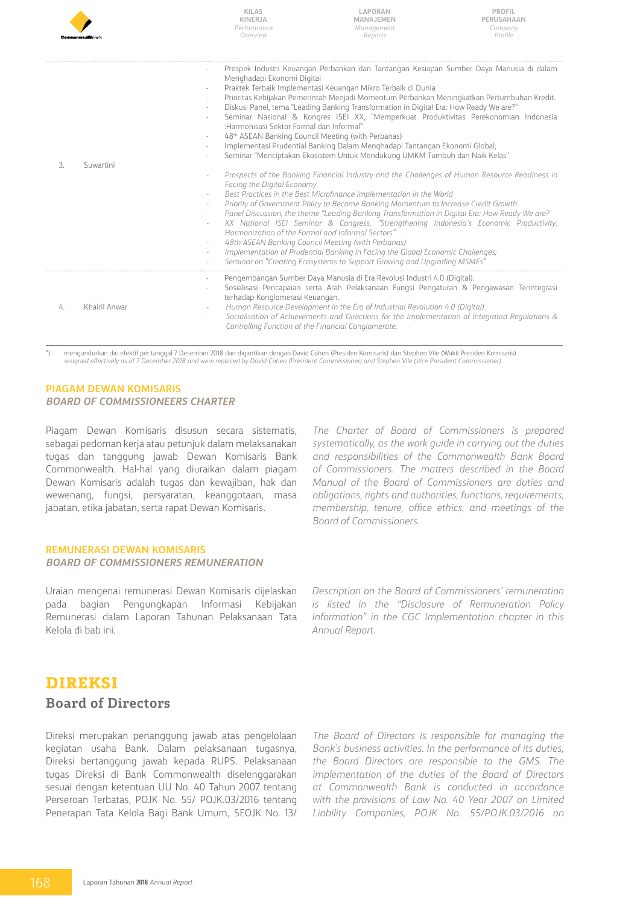| No. | Nama | Pelatihan / Training |
|---|---|---|
| 3. | Suwartini | - Prospek Industri Keuangan Perbankan dan Tantangan Kesiapan Sumber Daya Manusia di dalam Menghadapi Ekonomi Digital<br>- Praktek Terbaik Implementasi Keuangan Mikro Terbaik di Dunia<br>- Prioritas Kebijakan Pemerintah Menjadi Momentum Perbankan Meningkatkan Pertumbuhan Kredit.<br>- Diskusi Panel, tema "Leading Banking Transformation in Digital Era: How Ready We are?"<br>- Seminar Nasional & Kongres ISEI XX, "Memperkuat Produktivitas Perekonomian Indonesia :Harmonisasi Sektor Formal dan Informal"<br>- 48th ASEAN Banking Council Meeting (with Perbanas)<br>- Implementasi Prudential Banking Dalam Menghadapi Tantangan Ekonomi Global;<br>- Seminar "Menciptakan Ekosistem Untuk Mendukung UMKM Tumbuh dan Naik Kelas"<br><br>- *Prospects of the Banking Financial Industry and the Challenges of Human Resource Readiness in Facing the Digital Economy*<br>- *Best Practices in the Best Microfinance Implementation in the World*<br>- *Priority of Government Policy to Become Banking Momentum to Increase Credit Growth.*<br>- *Panel Discussion, the theme "Leading Banking Transformation in Digital Era: How Ready We are?*<br>- *XX National ISEI Seminar & Congress, "Strengthening Indonesia's Economic Productivity: Harmonization of the Formal and Informal Sectors"*<br>- *48th ASEAN Banking Council Meeting (with Perbanas)*<br>- *Implementation of Prudential Banking in Facing the Global Economic Challenges;*<br>- *Seminar on "Creating Ecosystems to Support Growing and Upgrading MSMEs"* |
| 4. | Khairil Anwar | - Pengembangan Sumber Daya Manusia di Era Revolusi Industri 4.0 (Digital).<br>- Sosialisasi Pencapaian serta Arah Pelaksanaan Fungsi Pengaturan & Pengawasan Terintegrasi terhadap Konglomerasi Keuangan.<br>- *Human Resource Development in the Era of Industrial Revolution 4.0 (Digital).*<br>- *Socialisation of Achievements and Directions for the Implementation of Integrated Regulations & Controlling Function of the Financial Conglomerate.* |

*) mengundurkan diri efektif per tanggal 7 Desember 2018 dan digantikan dengan David Cohen (Presiden Komisaris) dan Stephen Vile (Wakil Presiden Komisaris)
*resigned effectively as of 7 December 2018 and were replaced by David Cohen (President Commissioner) and Stephen Vile (Vice President Commissioner)*

### PIAGAM DEWAN KOMISARIS
### *BOARD OF COMMISSIONEERS CHARTER*

Piagam Dewan Komisaris disusun secara sistematis, sebagai pedoman kerja atau petunjuk dalam melaksanakan tugas dan tanggung jawab Dewan Komisaris Bank Commonwealth. Hal-hal yang diuraikan dalam piagam Dewan Komisaris adalah tugas dan kewajiban, hak dan wewenang, fungsi, persyaratan, keanggotaan, masa jabatan, etika jabatan, serta rapat Dewan Komisaris.

*The Charter of Board of Commissioners is prepared systematically, as the work guide in carrying out the duties and responsibilities of the Commonwealth Bank Board of Commissioners. The matters described in the Board Manual of the Board of Commissioners are duties and obligations, rights and authorities, functions, requirements, membership, tenure, office ethics, and meetings of the Board of Commissioners.*

### REMUNERASI DEWAN KOMISARIS
### *BOARD OF COMMISSIONERS REMUNERATION*

Uraian mengenai remunerasi Dewan Komisaris dijelaskan pada bagian Pengungkapan Informasi Kebijakan Remunerasi dalam Laporan Tahunan Pelaksanaan Tata Kelola di bab ini.

*Description on the Board of Commissioners' remuneration is listed in the "Disclosure of Remuneration Policy Information" in the CGC Implementation chapter in this Annual Report.*

## DIREKSI
## Board of Directors

Direksi merupakan penanggung jawab atas pengelolaan kegiatan usaha Bank. Dalam pelaksanaan tugasnya, Direksi bertanggung jawab kepada RUPS. Pelaksanaan tugas Direksi di Bank Commonwealth diselenggarakan sesuai dengan ketentuan UU No. 40 Tahun 2007 tentang Perseroan Terbatas, POJK No. 55/ POJK.03/2016 tentang Penerapan Tata Kelola Bagi Bank Umum, SEOJK No. 13/

*The Board of Directors is responsible for managing the Bank's business activities. In the performance of its duties, the Board Directors are responsible to the GMS. The implementation of the duties of the Board of Directors at Commonwealth Bank is conducted in accordance with the provisions of Law No. 40 Year 2007 on Limited Liability Companies, POJK No. 55/POJK.03/2016 on*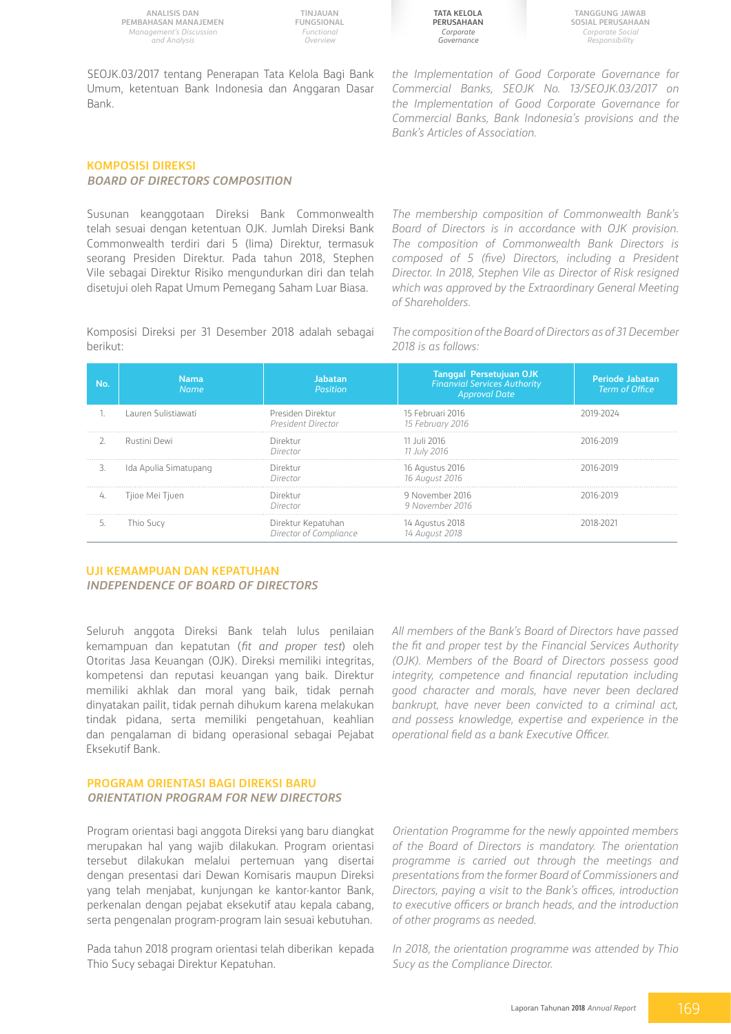SEOJK.03/2017 tentang Penerapan Tata Kelola Bagi Bank Umum, ketentuan Bank Indonesia dan Anggaran Dasar Bank.

*the Implementation of Good Corporate Governance for Commercial Banks, SEOJK No. 13/SEOJK.03/2017 on the Implementation of Good Corporate Governance for Commercial Banks, Bank Indonesia's provisions and the Bank's Articles of Association.*

## KOMPOSISI DIREKSI
### *BOARD OF DIRECTORS COMPOSITION*

Susunan keanggotaan Direksi Bank Commonwealth telah sesuai dengan ketentuan OJK. Jumlah Direksi Bank Commonwealth terdiri dari 5 (lima) Direktur, termasuk seorang Presiden Direktur. Pada tahun 2018, Stephen Vile sebagai Direktur Risiko mengundurkan diri dan telah disetujui oleh Rapat Umum Pemegang Saham Luar Biasa.

*The membership composition of Commonwealth Bank's Board of Directors is in accordance with OJK provision. The composition of Commonwealth Bank Directors is composed of 5 (five) Directors, including a President Director. In 2018, Stephen Vile as Director of Risk resigned which was approved by the Extraordinary General Meeting of Shareholders.*

Komposisi Direksi per 31 Desember 2018 adalah sebagai berikut:

*The composition of the Board of Directors as of 31 December 2018 is as follows:*

| No. | Nama *Name* | Jabatan *Position* | Tanggal Persetujuan OJK *Finanvial Services Authority Approval Date* | Periode Jabatan *Term of Office* |
|---|---|---|---|---|
| 1. | Lauren Sulistiawati | Presiden Direktur *President Director* | 15 Februari 2016 *15 February 2016* | 2019-2024 |
| 2. | Rustini Dewi | Direktur *Director* | 11 Juli 2016 *11 July 2016* | 2016-2019 |
| 3. | Ida Apulia Simatupang | Direktur *Director* | 16 Agustus 2016 *16 August 2016* | 2016-2019 |
| 4. | Tjioe Mei Tjuen | Direktur *Director* | 9 November 2016 *9 November 2016* | 2016-2019 |
| 5. | Thio Sucy | Direktur Kepatuhan *Director of Compliance* | 14 Agustus 2018 *14 August 2018* | 2018-2021 |

## UJI KEMAMPUAN DAN KEPATUHAN
### *INDEPENDENCE OF BOARD OF DIRECTORS*

Seluruh anggota Direksi Bank telah lulus penilaian kemampuan dan kepatutan (*fit and proper test*) oleh Otoritas Jasa Keuangan (OJK). Direksi memiliki integritas, kompetensi dan reputasi keuangan yang baik. Direktur memiliki akhlak dan moral yang baik, tidak pernah dinyatakan pailit, tidak pernah dihukum karena melakukan tindak pidana, serta memiliki pengetahuan, keahlian dan pengalaman di bidang operasional sebagai Pejabat Eksekutif Bank.

*All members of the Bank's Board of Directors have passed the fit and proper test by the Financial Services Authority (OJK). Members of the Board of Directors possess good integrity, competence and financial reputation including good character and morals, have never been declared bankrupt, have never been convicted to a criminal act, and possess knowledge, expertise and experience in the operational field as a bank Executive Officer.*

## PROGRAM ORIENTASI BAGI DIREKSI BARU
### *ORIENTATION PROGRAM FOR NEW DIRECTORS*

Program orientasi bagi anggota Direksi yang baru diangkat merupakan hal yang wajib dilakukan. Program orientasi tersebut dilakukan melalui pertemuan yang disertai dengan presentasi dari Dewan Komisaris maupun Direksi yang telah menjabat, kunjungan ke kantor-kantor Bank, perkenalan dengan pejabat eksekutif atau kepala cabang, serta pengenalan program-program lain sesuai kebutuhan.

*Orientation Programme for the newly appointed members of the Board of Directors is mandatory. The orientation programme is carried out through the meetings and presentations from the former Board of Commissioners and Directors, paying a visit to the Bank's offices, introduction to executive officers or branch heads, and the introduction of other programs as needed.*

Pada tahun 2018 program orientasi telah diberikan kepada Thio Sucy sebagai Direktur Kepatuhan.

*In 2018, the orientation programme was attended by Thio Sucy as the Compliance Director.*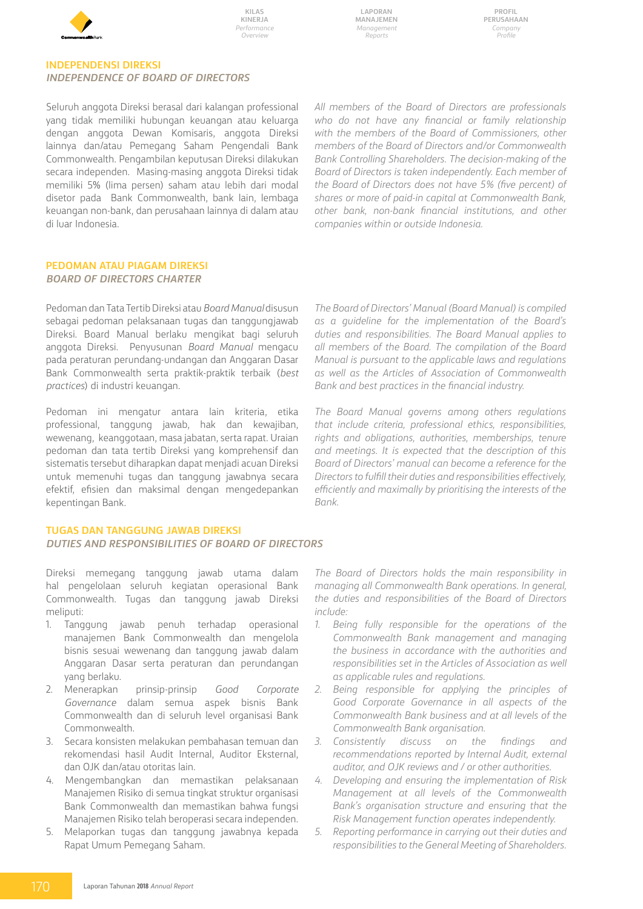## INDEPENDENSI DIREKSI
### *INDEPENDENCE OF BOARD OF DIRECTORS*

Seluruh anggota Direksi berasal dari kalangan professional yang tidak memiliki hubungan keuangan atau keluarga dengan anggota Dewan Komisaris, anggota Direksi lainnya dan/atau Pemegang Saham Pengendali Bank Commonwealth. Pengambilan keputusan Direksi dilakukan secara independen. Masing-masing anggota Direksi tidak memiliki 5% (lima persen) saham atau lebih dari modal disetor pada Bank Commonwealth, bank lain, lembaga keuangan non-bank, dan perusahaan lainnya di dalam atau di luar Indonesia.

*All members of the Board of Directors are professionals who do not have any financial or family relationship with the members of the Board of Commissioners, other members of the Board of Directors and/or Commonwealth Bank Controlling Shareholders. The decision-making of the Board of Directors is taken independently. Each member of the Board of Directors does not have 5% (five percent) of shares or more of paid-in capital at Commonwealth Bank, other bank, non-bank financial institutions, and other companies within or outside Indonesia.*

## PEDOMAN ATAU PIAGAM DIREKSI
### *BOARD OF DIRECTORS CHARTER*

Pedoman dan Tata Tertib Direksi atau *Board Manual* disusun sebagai pedoman pelaksanaan tugas dan tanggungjawab Direksi. Board Manual berlaku mengikat bagi seluruh anggota Direksi. Penyusunan *Board Manual* mengacu pada peraturan perundang-undangan dan Anggaran Dasar Bank Commonwealth serta praktik-praktik terbaik (*best practices*) di industri keuangan.

Pedoman ini mengatur antara lain kriteria, etika professional, tanggung jawab, hak dan kewajiban, wewenang, keanggotaan, masa jabatan, serta rapat. Uraian pedoman dan tata tertib Direksi yang komprehensif dan sistematis tersebut diharapkan dapat menjadi acuan Direksi untuk memenuhi tugas dan tanggung jawabnya secara efektif, efisien dan maksimal dengan mengedepankan kepentingan Bank.

*The Board of Directors' Manual (Board Manual) is compiled as a guideline for the implementation of the Board's duties and responsibilities. The Board Manual applies to all members of the Board. The compilation of the Board Manual is pursuant to the applicable laws and regulations as well as the Articles of Association of Commonwealth Bank and best practices in the financial industry.*

*The Board Manual governs among others regulations that include criteria, professional ethics, responsibilities, rights and obligations, authorities, memberships, tenure and meetings. It is expected that the description of this Board of Directors' manual can become a reference for the Directors to fulfill their duties and responsibilities effectively, efficiently and maximally by prioritising the interests of the Bank.*

## TUGAS DAN TANGGUNG JAWAB DIREKSI
### *DUTIES AND RESPONSIBILITIES OF BOARD OF DIRECTORS*

Direksi memegang tanggung jawab utama dalam hal pengelolaan seluruh kegiatan operasional Bank Commonwealth. Tugas dan tanggung jawab Direksi meliputi:

1. Tanggung jawab penuh terhadap operasional manajemen Bank Commonwealth dan mengelola bisnis sesuai wewenang dan tanggung jawab dalam Anggaran Dasar serta peraturan dan perundangan yang berlaku.
2. Menerapkan prinsip-prinsip *Good Corporate Governance* dalam semua aspek bisnis Bank Commonwealth dan di seluruh level organisasi Bank Commonwealth.
3. Secara konsisten melakukan pembahasan temuan dan rekomendasi hasil Audit Internal, Auditor Eksternal, dan OJK dan/atau otoritas lain.
4. Mengembangkan dan memastikan pelaksanaan Manajemen Risiko di semua tingkat struktur organisasi Bank Commonwealth dan memastikan bahwa fungsi Manajemen Risiko telah beroperasi secara independen.
5. Melaporkan tugas dan tanggung jawabnya kepada Rapat Umum Pemegang Saham.

*The Board of Directors holds the main responsibility in managing all Commonwealth Bank operations. In general, the duties and responsibilities of the Board of Directors include:*

1. *Being fully responsible for the operations of the Commonwealth Bank management and managing the business in accordance with the authorities and responsibilities set in the Articles of Association as well as applicable rules and regulations.*
2. *Being responsible for applying the principles of Good Corporate Governance in all aspects of the Commonwealth Bank business and at all levels of the Commonwealth Bank organisation.*
3. *Consistently discuss on the findings and recommendations reported by Internal Audit, external auditor, and OJK reviews and / or other authorities.*
4. *Developing and ensuring the implementation of Risk Management at all levels of the Commonwealth Bank's organisation structure and ensuring that the Risk Management function operates independently.*
5. *Reporting performance in carrying out their duties and responsibilities to the General Meeting of Shareholders.*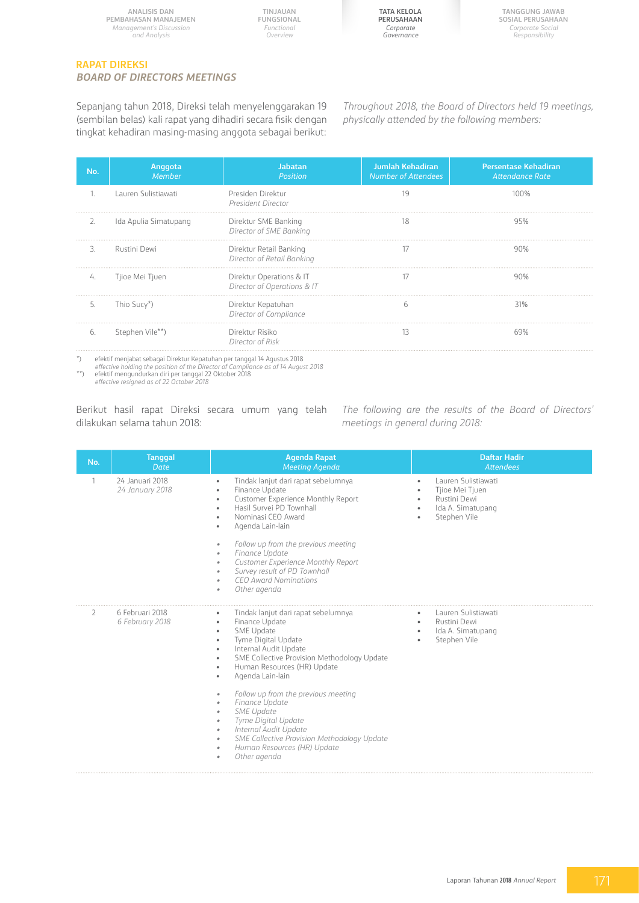## RAPAT DIREKSI
### *BOARD OF DIRECTORS MEETINGS*

Sepanjang tahun 2018, Direksi telah menyelenggarakan 19 (sembilan belas) kali rapat yang dihadiri secara fisik dengan tingkat kehadiran masing-masing anggota sebagai berikut:

*Throughout 2018, the Board of Directors held 19 meetings, physically attended by the following members:*

| No. | Anggota *Member* | Jabatan *Position* | Jumlah Kehadiran *Number of Attendees* | Persentase Kehadiran *Attendance Rate* |
|---|---|---|---|---|
| 1. | Lauren Sulistiawati | Presiden Direktur *President Director* | 19 | 100% |
| 2. | Ida Apulia Simatupang | Direktur SME Banking *Director of SME Banking* | 18 | 95% |
| 3. | Rustini Dewi | Direktur Retail Banking *Director of Retail Banking* | 17 | 90% |
| 4. | Tjioe Mei Tjuen | Direktur Operations & IT *Director of Operations & IT* | 17 | 90% |
| 5. | Thio Sucy*) | Direktur Kepatuhan *Director of Compliance* | 6 | 31% |
| 6. | Stephen Vile**) | Direktur Risiko *Director of Risk* | 13 | 69% |

*) efektif menjabat sebagai Direktur Kepatuhan per tanggal 14 Agustus 2018
*effective holding the position of the Director of Compliance as of 14 August 2018*

**) efektif mengundurkan diri per tanggal 22 Oktober 2018
*effective resigned as of 22 October 2018*

Berikut hasil rapat Direksi secara umum yang telah dilakukan selama tahun 2018:

*The following are the results of the Board of Directors' meetings in general during 2018:*

| No. | Tanggal *Date* | Agenda Rapat *Meeting Agenda* | Daftar Hadir *Attendees* |
|---|---|---|---|
| 1 | 24 Januari 2018 *24 January 2018* | • Tindak lanjut dari rapat sebelumnya<br>• Finance Update<br>• Customer Experience Monthly Report<br>• Hasil Survei PD Townhall<br>• Nominasi CEO Award<br>• Agenda Lain-lain<br><br>• *Follow up from the previous meeting*<br>• *Finance Update*<br>• *Customer Experience Monthly Report*<br>• *Survey result of PD Townhall*<br>• *CEO Award Nominations*<br>• *Other agenda* | • Lauren Sulistiawati<br>• Tjioe Mei Tjuen<br>• Rustini Dewi<br>• Ida A. Simatupang<br>• Stephen Vile |
| 2 | 6 Februari 2018 *6 February 2018* | • Tindak lanjut dari rapat sebelumnya<br>• Finance Update<br>• SME Update<br>• Tyme Digital Update<br>• Internal Audit Update<br>• SME Collective Provision Methodology Update<br>• Human Resources (HR) Update<br>• Agenda Lain-lain<br><br>• *Follow up from the previous meeting*<br>• *Finance Update*<br>• *SME Update*<br>• *Tyme Digital Update*<br>• *Internal Audit Update*<br>• *SME Collective Provision Methodology Update*<br>• *Human Resources (HR) Update*<br>• *Other agenda* | • Lauren Sulistiawati<br>• Rustini Dewi<br>• Ida A. Simatupang<br>• Stephen Vile |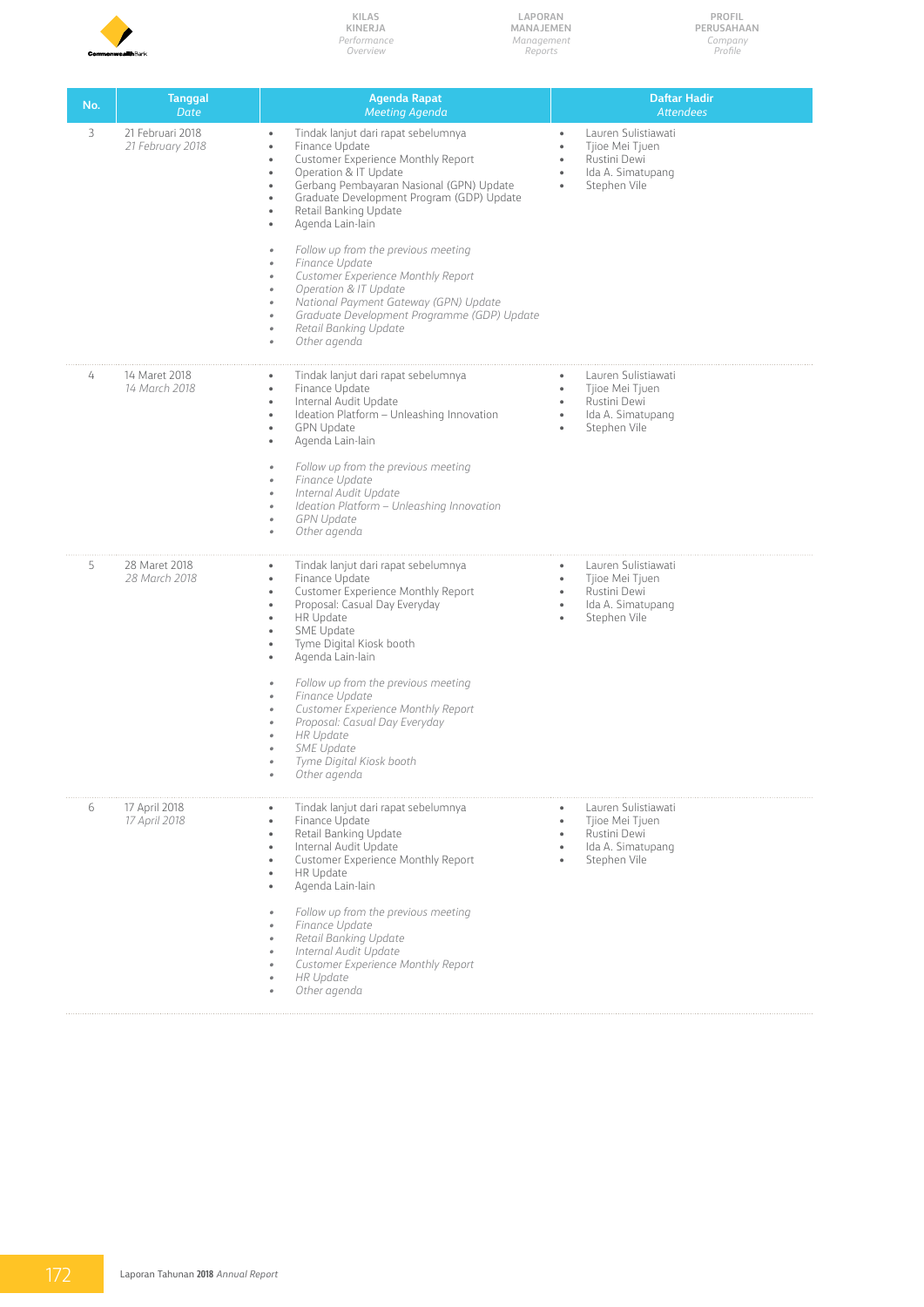| No. | Tanggal *Date* | Agenda Rapat *Meeting Agenda* | Daftar Hadir *Attendees* |
|---|---|---|---|
| 3 | 21 Februari 2018 *21 February 2018* | • Tindak lanjut dari rapat sebelumnya<br>• Finance Update<br>• Customer Experience Monthly Report<br>• Operation & IT Update<br>• Gerbang Pembayaran Nasional (GPN) Update<br>• Graduate Development Program (GDP) Update<br>• Retail Banking Update<br>• Agenda Lain-lain<br><br>• *Follow up from the previous meeting*<br>• *Finance Update*<br>• *Customer Experience Monthly Report*<br>• *Operation & IT Update*<br>• *National Payment Gateway (GPN) Update*<br>• *Graduate Development Programme (GDP) Update*<br>• *Retail Banking Update*<br>• *Other agenda* | • Lauren Sulistiawati<br>• Tjioe Mei Tjuen<br>• Rustini Dewi<br>• Ida A. Simatupang<br>• Stephen Vile |
| 4 | 14 Maret 2018 *14 March 2018* | • Tindak lanjut dari rapat sebelumnya<br>• Finance Update<br>• Internal Audit Update<br>• Ideation Platform – Unleashing Innovation<br>• GPN Update<br>• Agenda Lain-lain<br><br>• *Follow up from the previous meeting*<br>• *Finance Update*<br>• *Internal Audit Update*<br>• *Ideation Platform – Unleashing Innovation*<br>• *GPN Update*<br>• *Other agenda* | • Lauren Sulistiawati<br>• Tjioe Mei Tjuen<br>• Rustini Dewi<br>• Ida A. Simatupang<br>• Stephen Vile |
| 5 | 28 Maret 2018 *28 March 2018* | • Tindak lanjut dari rapat sebelumnya<br>• Finance Update<br>• Customer Experience Monthly Report<br>• Proposal: Casual Day Everyday<br>• HR Update<br>• SME Update<br>• Tyme Digital Kiosk booth<br>• Agenda Lain-lain<br><br>• *Follow up from the previous meeting*<br>• *Finance Update*<br>• *Customer Experience Monthly Report*<br>• *Proposal: Casual Day Everyday*<br>• *HR Update*<br>• *SME Update*<br>• *Tyme Digital Kiosk booth*<br>• *Other agenda* | • Lauren Sulistiawati<br>• Tjioe Mei Tjuen<br>• Rustini Dewi<br>• Ida A. Simatupang<br>• Stephen Vile |
| 6 | 17 April 2018 *17 April 2018* | • Tindak lanjut dari rapat sebelumnya<br>• Finance Update<br>• Retail Banking Update<br>• Internal Audit Update<br>• Customer Experience Monthly Report<br>• HR Update<br>• Agenda Lain-lain<br><br>• *Follow up from the previous meeting*<br>• *Finance Update*<br>• *Retail Banking Update*<br>• *Internal Audit Update*<br>• *Customer Experience Monthly Report*<br>• *HR Update*<br>• *Other agenda* | • Lauren Sulistiawati<br>• Tjioe Mei Tjuen<br>• Rustini Dewi<br>• Ida A. Simatupang<br>• Stephen Vile |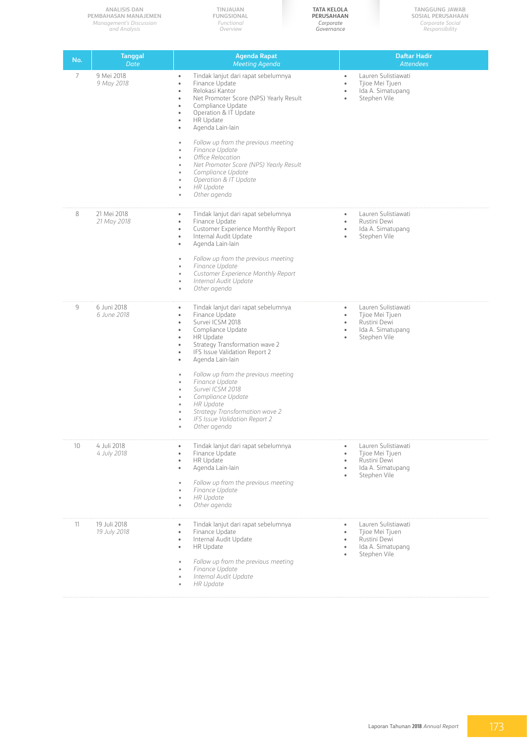| No. | Tanggal *Date* | Agenda Rapat *Meeting Agenda* | Daftar Hadir *Attendees* |
|---|---|---|---|
| 7 | 9 Mei 2018 *9 May 2018* | • Tindak lanjut dari rapat sebelumnya<br>• Finance Update<br>• Relokasi Kantor<br>• Net Promoter Score (NPS) Yearly Result<br>• Compliance Update<br>• Operation & IT Update<br>• HR Update<br>• Agenda Lain-lain<br><br>• *Follow up from the previous meeting*<br>• *Finance Update*<br>• *Office Relocation*<br>• *Net Promoter Score (NPS) Yearly Result*<br>• *Compliance Update*<br>• *Operation & IT Update*<br>• *HR Update*<br>• *Other agenda* | • Lauren Sulistiawati<br>• Tjioe Mei Tjuen<br>• Ida A. Simatupang<br>• Stephen Vile |
| 8 | 21 Mei 2018 *21 May 2018* | • Tindak lanjut dari rapat sebelumnya<br>• Finance Update<br>• Customer Experience Monthly Report<br>• Internal Audit Update<br>• Agenda Lain-lain<br><br>• *Follow up from the previous meeting*<br>• *Finance Update*<br>• *Customer Experience Monthly Report*<br>• *Internal Audit Update*<br>• *Other agenda* | • Lauren Sulistiawati<br>• Rustini Dewi<br>• Ida A. Simatupang<br>• Stephen Vile |
| 9 | 6 Juni 2018 *6 June 2018* | • Tindak lanjut dari rapat sebelumnya<br>• Finance Update<br>• Survei ICSM 2018<br>• Compliance Update<br>• HR Update<br>• Strategy Transformation wave 2<br>• IFS Issue Validation Report 2<br>• Agenda Lain-lain<br><br>• *Follow up from the previous meeting*<br>• *Finance Update*<br>• *Survei ICSM 2018*<br>• *Compliance Update*<br>• *HR Update*<br>• *Strategy Transformation wave 2*<br>• *IFS Issue Validation Report 2*<br>• *Other agenda* | • Lauren Sulistiawati<br>• Tjioe Mei Tjuen<br>• Rustini Dewi<br>• Ida A. Simatupang<br>• Stephen Vile |
| 10 | 4 Juli 2018 *4 July 2018* | • Tindak lanjut dari rapat sebelumnya<br>• Finance Update<br>• HR Update<br>• Agenda Lain-lain<br><br>• *Follow up from the previous meeting*<br>• *Finance Update*<br>• *HR Update*<br>• *Other agenda* | • Lauren Sulistiawati<br>• Tjioe Mei Tjuen<br>• Rustini Dewi<br>• Ida A. Simatupang<br>• Stephen Vile |
| 11 | 19 Juli 2018 *19 July 2018* | • Tindak lanjut dari rapat sebelumnya<br>• Finance Update<br>• Internal Audit Update<br>• HR Update<br><br>• *Follow up from the previous meeting*<br>• *Finance Update*<br>• *Internal Audit Update*<br>• *HR Update* | • Lauren Sulistiawati<br>• Tjioe Mei Tjuen<br>• Rustini Dewi<br>• Ida A. Simatupang<br>• Stephen Vile |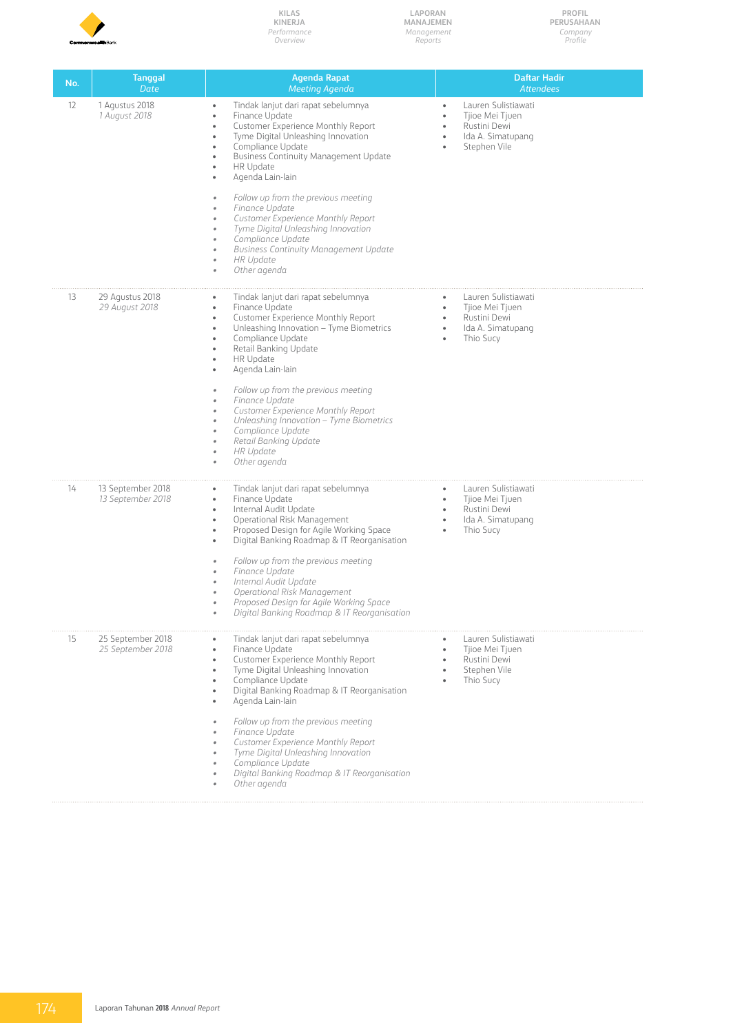| No. | Tanggal *Date* | Agenda Rapat *Meeting Agenda* | Daftar Hadir *Attendees* |
|---|---|---|---|
| 12 | 1 Agustus 2018 *1 August 2018* | • Tindak lanjut dari rapat sebelumnya<br>• Finance Update<br>• Customer Experience Monthly Report<br>• Tyme Digital Unleashing Innovation<br>• Compliance Update<br>• Business Continuity Management Update<br>• HR Update<br>• Agenda Lain-lain<br><br>• *Follow up from the previous meeting*<br>• *Finance Update*<br>• *Customer Experience Monthly Report*<br>• *Tyme Digital Unleashing Innovation*<br>• *Compliance Update*<br>• *Business Continuity Management Update*<br>• *HR Update*<br>• *Other agenda* | • Lauren Sulistiawati<br>• Tjioe Mei Tjuen<br>• Rustini Dewi<br>• Ida A. Simatupang<br>• Stephen Vile |
| 13 | 29 Agustus 2018 *29 August 2018* | • Tindak lanjut dari rapat sebelumnya<br>• Finance Update<br>• Customer Experience Monthly Report<br>• Unleashing Innovation – Tyme Biometrics<br>• Compliance Update<br>• Retail Banking Update<br>• HR Update<br>• Agenda Lain-lain<br><br>• *Follow up from the previous meeting*<br>• *Finance Update*<br>• *Customer Experience Monthly Report*<br>• *Unleashing Innovation – Tyme Biometrics*<br>• *Compliance Update*<br>• *Retail Banking Update*<br>• *HR Update*<br>• *Other agenda* | • Lauren Sulistiawati<br>• Tjioe Mei Tjuen<br>• Rustini Dewi<br>• Ida A. Simatupang<br>• Thio Sucy |
| 14 | 13 September 2018 *13 September 2018* | • Tindak lanjut dari rapat sebelumnya<br>• Finance Update<br>• Internal Audit Update<br>• Operational Risk Management<br>• Proposed Design for Agile Working Space<br>• Digital Banking Roadmap & IT Reorganisation<br><br>• *Follow up from the previous meeting*<br>• *Finance Update*<br>• *Internal Audit Update*<br>• *Operational Risk Management*<br>• *Proposed Design for Agile Working Space*<br>• *Digital Banking Roadmap & IT Reorganisation* | • Lauren Sulistiawati<br>• Tjioe Mei Tjuen<br>• Rustini Dewi<br>• Ida A. Simatupang<br>• Thio Sucy |
| 15 | 25 September 2018 *25 September 2018* | • Tindak lanjut dari rapat sebelumnya<br>• Finance Update<br>• Customer Experience Monthly Report<br>• Tyme Digital Unleashing Innovation<br>• Compliance Update<br>• Digital Banking Roadmap & IT Reorganisation<br>• Agenda Lain-lain<br><br>• *Follow up from the previous meeting*<br>• *Finance Update*<br>• *Customer Experience Monthly Report*<br>• *Tyme Digital Unleashing Innovation*<br>• *Compliance Update*<br>• *Digital Banking Roadmap & IT Reorganisation*<br>• *Other agenda* | • Lauren Sulistiawati<br>• Tjioe Mei Tjuen<br>• Rustini Dewi<br>• Stephen Vile<br>• Thio Sucy |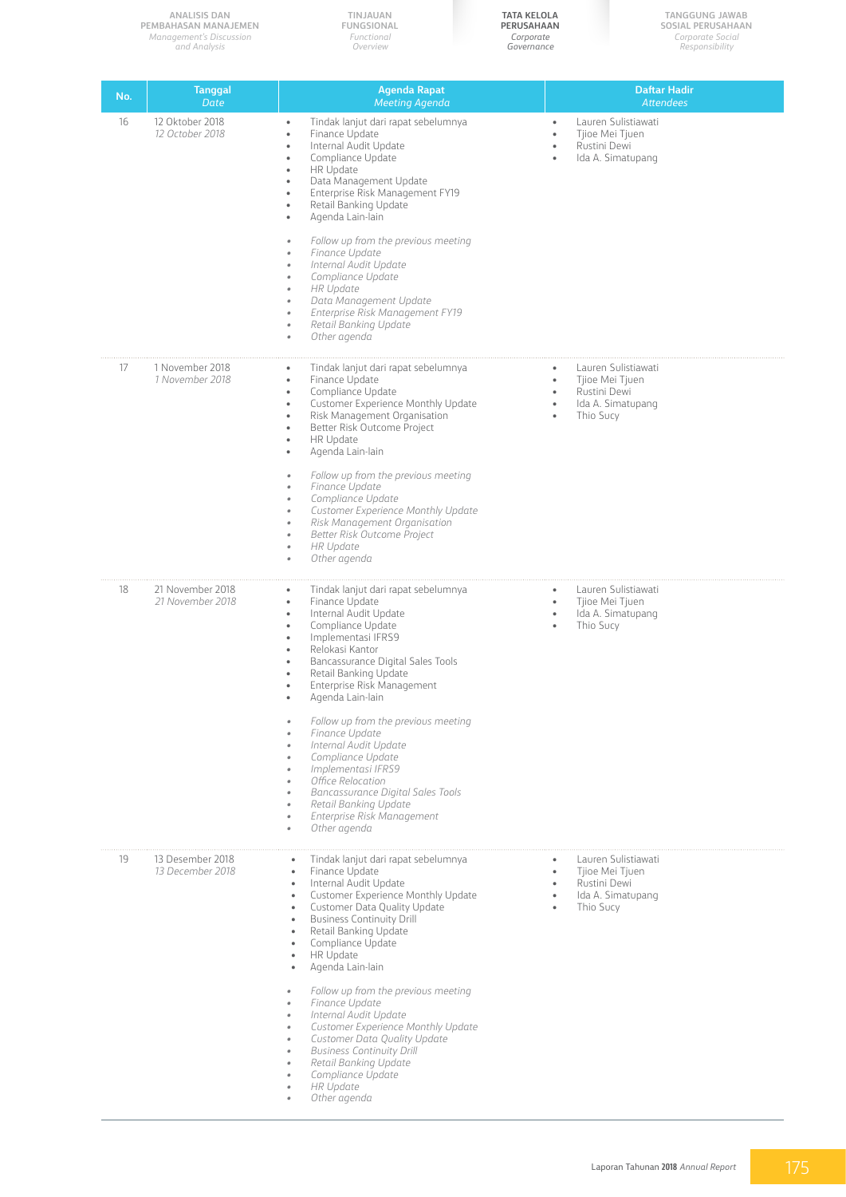| No. | Tanggal<br>*Date* | Agenda Rapat<br>*Meeting Agenda* | Daftar Hadir<br>*Attendees* |
|---|---|---|---|
| 16 | 12 Oktober 2018<br>*12 October 2018* | • Tindak lanjut dari rapat sebelumnya<br>• Finance Update<br>• Internal Audit Update<br>• Compliance Update<br>• HR Update<br>• Data Management Update<br>• Enterprise Risk Management FY19<br>• Retail Banking Update<br>• Agenda Lain-lain<br><br>• *Follow up from the previous meeting*<br>• *Finance Update*<br>• *Internal Audit Update*<br>• *Compliance Update*<br>• *HR Update*<br>• *Data Management Update*<br>• *Enterprise Risk Management FY19*<br>• *Retail Banking Update*<br>• *Other agenda* | • Lauren Sulistiawati<br>• Tjioe Mei Tjuen<br>• Rustini Dewi<br>• Ida A. Simatupang |
| 17 | 1 November 2018<br>*1 November 2018* | • Tindak lanjut dari rapat sebelumnya<br>• Finance Update<br>• Compliance Update<br>• Customer Experience Monthly Update<br>• Risk Management Organisation<br>• Better Risk Outcome Project<br>• HR Update<br>• Agenda Lain-lain<br><br>• *Follow up from the previous meeting*<br>• *Finance Update*<br>• *Compliance Update*<br>• *Customer Experience Monthly Update*<br>• *Risk Management Organisation*<br>• *Better Risk Outcome Project*<br>• *HR Update*<br>• *Other agenda* | • Lauren Sulistiawati<br>• Tjioe Mei Tjuen<br>• Rustini Dewi<br>• Ida A. Simatupang<br>• Thio Sucy |
| 18 | 21 November 2018<br>*21 November 2018* | • Tindak lanjut dari rapat sebelumnya<br>• Finance Update<br>• Internal Audit Update<br>• Compliance Update<br>• Implementasi IFRS9<br>• Relokasi Kantor<br>• Bancassurance Digital Sales Tools<br>• Retail Banking Update<br>• Enterprise Risk Management<br>• Agenda Lain-lain<br><br>• *Follow up from the previous meeting*<br>• *Finance Update*<br>• *Internal Audit Update*<br>• *Compliance Update*<br>• *Implementasi IFRS9*<br>• *Office Relocation*<br>• *Bancassurance Digital Sales Tools*<br>• *Retail Banking Update*<br>• *Enterprise Risk Management*<br>• *Other agenda* | • Lauren Sulistiawati<br>• Tjioe Mei Tjuen<br>• Ida A. Simatupang<br>• Thio Sucy |
| 19 | 13 Desember 2018<br>*13 December 2018* | • Tindak lanjut dari rapat sebelumnya<br>• Finance Update<br>• Internal Audit Update<br>• Customer Experience Monthly Update<br>• Customer Data Quality Update<br>• Business Continuity Drill<br>• Retail Banking Update<br>• Compliance Update<br>• HR Update<br>• Agenda Lain-lain<br><br>• *Follow up from the previous meeting*<br>• *Finance Update*<br>• *Internal Audit Update*<br>• *Customer Experience Monthly Update*<br>• *Customer Data Quality Update*<br>• *Business Continuity Drill*<br>• *Retail Banking Update*<br>• *Compliance Update*<br>• *HR Update*<br>• *Other agenda* | • Lauren Sulistiawati<br>• Tjioe Mei Tjuen<br>• Rustini Dewi<br>• Ida A. Simatupang<br>• Thio Sucy |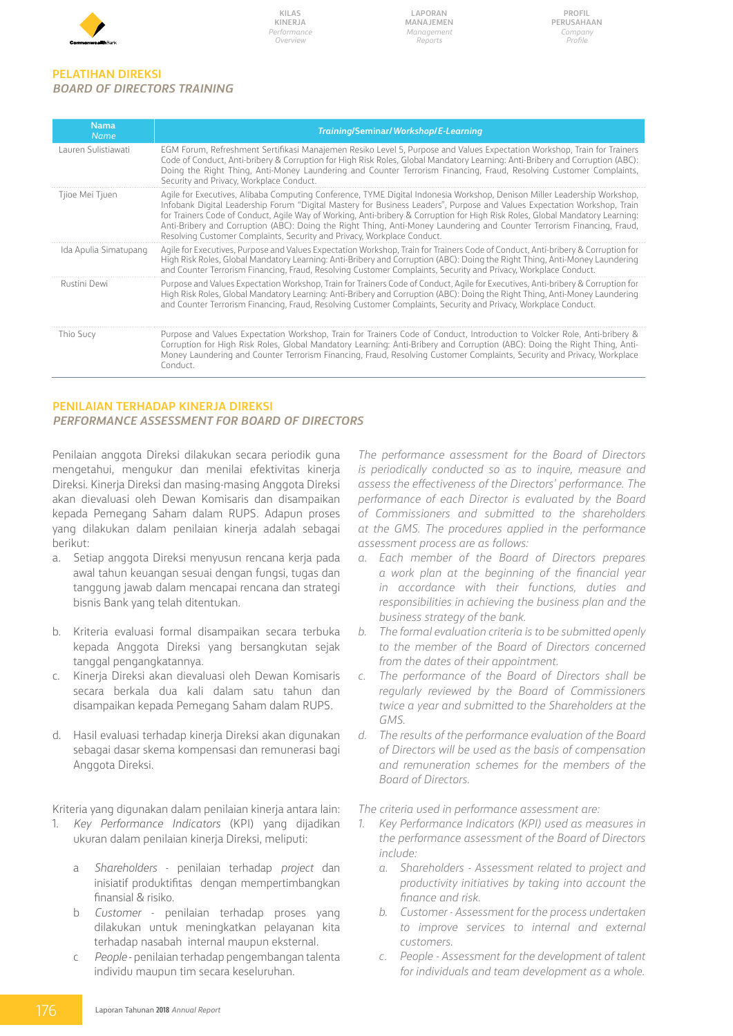## PELATIHAN DIREKSI
### *BOARD OF DIRECTORS TRAINING*

| Nama *Name* | *Training*/Seminar/ *Workshop*/ *E-Learning* |
|---|---|
| Lauren Sulistiawati | EGM Forum, Refreshment Sertifikasi Manajemen Resiko Level 5, Purpose and Values Expectation Workshop, Train for Trainers Code of Conduct, Anti-bribery & Corruption for High Risk Roles, Global Mandatory Learning: Anti-Bribery and Corruption (ABC): Doing the Right Thing, Anti-Money Laundering and Counter Terrorism Financing, Fraud, Resolving Customer Complaints, Security and Privacy, Workplace Conduct. |
| Tjioe Mei Tjuen | Agile for Executives, Alibaba Computing Conference, TYME Digital Indonesia Workshop, Denison Miller Leadership Workshop, Infobank Digital Leadership Forum "Digital Mastery for Business Leaders", Purpose and Values Expectation Workshop, Train for Trainers Code of Conduct, Agile Way of Working, Anti-bribery & Corruption for High Risk Roles, Global Mandatory Learning: Anti-Bribery and Corruption (ABC): Doing the Right Thing, Anti-Money Laundering and Counter Terrorism Financing, Fraud, Resolving Customer Complaints, Security and Privacy, Workplace Conduct. |
| Ida Apulia Simatupang | Agile for Executives, Purpose and Values Expectation Workshop, Train for Trainers Code of Conduct, Anti-bribery & Corruption for High Risk Roles, Global Mandatory Learning: Anti-Bribery and Corruption (ABC): Doing the Right Thing, Anti-Money Laundering and Counter Terrorism Financing, Fraud, Resolving Customer Complaints, Security and Privacy, Workplace Conduct. |
| Rustini Dewi | Purpose and Values Expectation Workshop, Train for Trainers Code of Conduct, Agile for Executives, Anti-bribery & Corruption for High Risk Roles, Global Mandatory Learning: Anti-Bribery and Corruption (ABC): Doing the Right Thing, Anti-Money Laundering and Counter Terrorism Financing, Fraud, Resolving Customer Complaints, Security and Privacy, Workplace Conduct. |
| Thio Sucy | Purpose and Values Expectation Workshop, Train for Trainers Code of Conduct, Introduction to Volcker Role, Anti-bribery & Corruption for High Risk Roles, Global Mandatory Learning: Anti-Bribery and Corruption (ABC): Doing the Right Thing, Anti-Money Laundering and Counter Terrorism Financing, Fraud, Resolving Customer Complaints, Security and Privacy, Workplace Conduct. |

## PENILAIAN TERHADAP KINERJA DIREKSI
### *PERFORMANCE ASSESSMENT FOR BOARD OF DIRECTORS*

Penilaian anggota Direksi dilakukan secara periodik guna mengetahui, mengukur dan menilai efektivitas kinerja Direksi. Kinerja Direksi dan masing-masing Anggota Direksi akan dievaluasi oleh Dewan Komisaris dan disampaikan kepada Pemegang Saham dalam RUPS. Adapun proses yang dilakukan dalam penilaian kinerja adalah sebagai berikut:

a. Setiap anggota Direksi menyusun rencana kerja pada awal tahun keuangan sesuai dengan fungsi, tugas dan tanggung jawab dalam mencapai rencana dan strategi bisnis Bank yang telah ditentukan.
b. Kriteria evaluasi formal disampaikan secara terbuka kepada Anggota Direksi yang bersangkutan sejak tanggal pengangkatannya.
c. Kinerja Direksi akan dievaluasi oleh Dewan Komisaris secara berkala dua kali dalam satu tahun dan disampaikan kepada Pemegang Saham dalam RUPS.
d. Hasil evaluasi terhadap kinerja Direksi akan digunakan sebagai dasar skema kompensasi dan remunerasi bagi Anggota Direksi.

Kriteria yang digunakan dalam penilaian kinerja antara lain:

1. *Key Performance Indicators* (KPI) yang dijadikan ukuran dalam penilaian kinerja Direksi, meliputi:
    a. *Shareholders* - penilaian terhadap *project* dan inisiatif produktifitas dengan mempertimbangkan finansial & risiko.
    b. *Customer* - penilaian terhadap proses yang dilakukan untuk meningkatkan pelayanan kita terhadap nasabah internal maupun eksternal.
    c. *People* - penilaian terhadap pengembangan talenta individu maupun tim secara keseluruhan.

*The performance assessment for the Board of Directors is periodically conducted so as to inquire, measure and assess the effectiveness of the Directors' performance. The performance of each Director is evaluated by the Board of Commissioners and submitted to the shareholders at the GMS. The procedures applied in the performance assessment are as follows:*

*a. Each member of the Board of Directors prepares a work plan at the beginning of the financial year in accordance with their functions, duties and responsibilities in achieving the business plan and the business strategy of the bank.*
*b. The formal evaluation criteria is to be submitted openly to the member of the Board of Directors concerned from the dates of their appointment.*
*c. The performance of the Board of Directors shall be regularly reviewed by the Board of Commissioners twice a year and submitted to the Shareholders at the GMS.*
*d. The results of the performance evaluation of the Board of Directors will be used as the basis of compensation and remuneration schemes for the members of the Board of Directors.*

*The criteria used in performance assessment are:*

*1. Key Performance Indicators (KPI) used as measures in the performance assessment of the Board of Directors include:*
    *a. Shareholders - Assessment related to project and productivity initiatives by taking into account the finance and risk.*
    *b. Customer - Assessment for the process undertaken to improve services to internal and external customers.*
    *c. People - Assessment for the development of talent for individuals and team development as a whole.*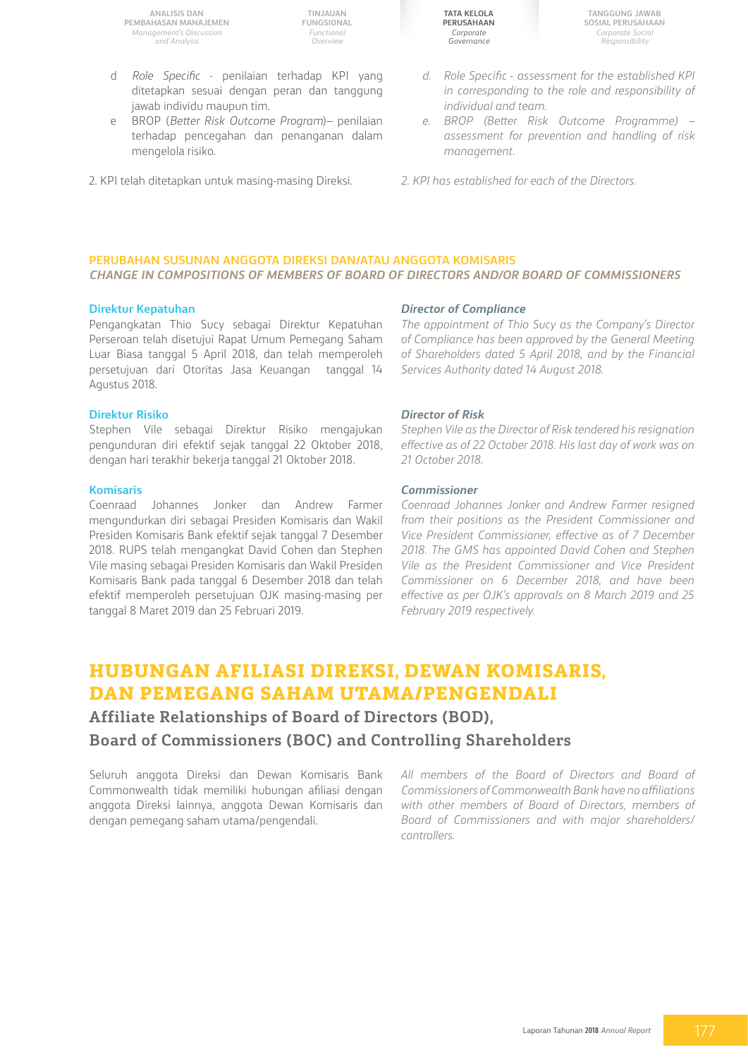d. *Role Specific* - penilaian terhadap KPI yang ditetapkan sesuai dengan peran dan tanggung jawab individu maupun tim.

e. BROP (*Better Risk Outcome Program*)– penilaian terhadap pencegahan dan penanganan dalam mengelola risiko.

2. KPI telah ditetapkan untuk masing-masing Direksi.

*d. Role Specific - assessment for the established KPI in corresponding to the role and responsibility of individual and team.*

*e. BROP (Better Risk Outcome Programme) – assessment for prevention and handling of risk management.*

*2. KPI has established for each of the Directors.*

### PERUBAHAN SUSUNAN ANGGOTA DIREKSI DAN/ATAU ANGGOTA KOMISARIS
### *CHANGE IN COMPOSITIONS OF MEMBERS OF BOARD OF DIRECTORS AND/OR BOARD OF COMMISSIONERS*

**Direktur Kepatuhan**

Pengangkatan Thio Sucy sebagai Direktur Kepatuhan Perseroan telah disetujui Rapat Umum Pemegang Saham Luar Biasa tanggal 5 April 2018, dan telah memperoleh persetujuan dari Otoritas Jasa Keuangan tanggal 14 Agustus 2018.

***Director of Compliance***

*The appointment of Thio Sucy as the Company's Director of Compliance has been approved by the General Meeting of Shareholders dated 5 April 2018, and by the Financial Services Authority dated 14 August 2018.*

**Direktur Risiko**

Stephen Vile sebagai Direktur Risiko mengajukan pengunduran diri efektif sejak tanggal 22 Oktober 2018, dengan hari terakhir bekerja tanggal 21 Oktober 2018.

***Director of Risk***

*Stephen Vile as the Director of Risk tendered his resignation effective as of 22 October 2018. His last day of work was on 21 October 2018.*

**Komisaris**

Coenraad Johannes Jonker dan Andrew Farmer mengundurkan diri sebagai Presiden Komisaris dan Wakil Presiden Komisaris Bank efektif sejak tanggal 7 Desember 2018. RUPS telah mengangkat David Cohen dan Stephen Vile masing sebagai Presiden Komisaris dan Wakil Presiden Komisaris Bank pada tanggal 6 Desember 2018 dan telah efektif memperoleh persetujuan OJK masing-masing per tanggal 8 Maret 2019 dan 25 Februari 2019.

***Commissioner***

*Coenraad Johannes Jonker and Andrew Farmer resigned from their positions as the President Commissioner and Vice President Commissioner, effective as of 7 December 2018. The GMS has appointed David Cohen and Stephen Vile as the President Commissioner and Vice President Commissioner on 6 December 2018, and have been effective as per OJK's approvals on 8 March 2019 and 25 February 2019 respectively.*

# HUBUNGAN AFILIASI DIREKSI, DEWAN KOMISARIS, DAN PEMEGANG SAHAM UTAMA/PENGENDALI

## Affiliate Relationships of Board of Directors (BOD), Board of Commissioners (BOC) and Controlling Shareholders

Seluruh anggota Direksi dan Dewan Komisaris Bank Commonwealth tidak memiliki hubungan afiliasi dengan anggota Direksi lainnya, anggota Dewan Komisaris dan dengan pemegang saham utama/pengendali.

*All members of the Board of Directors and Board of Commissioners of Commonwealth Bank have no affiliations with other members of Board of Directors, members of Board of Commissioners and with major shareholders/ controllers.*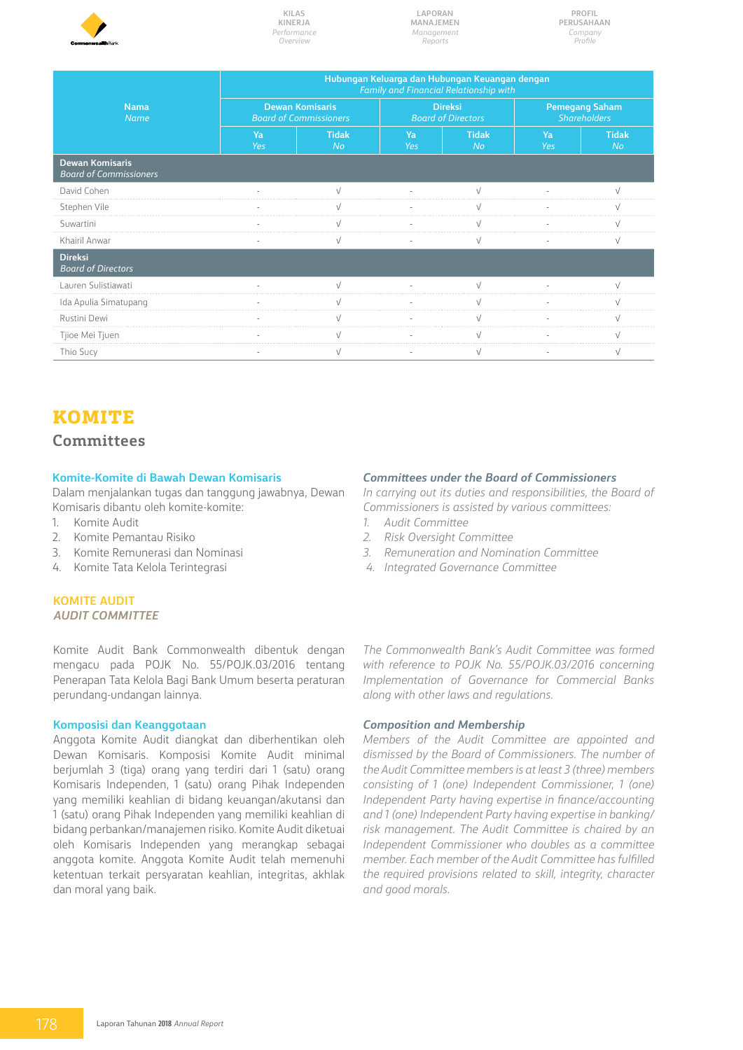| Nama *Name* | Hubungan Keluarga dan Hubungan Keuangan dengan *Family and Financial Relationship with* | | | | | |
|---|---|---|---|---|---|---|
| | Dewan Komisaris *Board of Commissioners* | | Direksi *Board of Directors* | | Pemegang Saham *Shareholders* | |
| | Ya *Yes* | Tidak *No* | Ya *Yes* | Tidak *No* | Ya *Yes* | Tidak *No* |
| **Dewan Komisaris** *Board of Commissioners* | | | | | | |
| David Cohen | - | √ | - | √ | - | √ |
| Stephen Vile | - | √ | - | √ | - | √ |
| Suwartini | - | √ | - | √ | - | √ |
| Khairil Anwar | - | √ | - | √ | - | √ |
| **Direksi** *Board of Directors* | | | | | | |
| Lauren Sulistiawati | - | √ | - | √ | - | √ |
| Ida Apulia Simatupang | - | √ | - | √ | - | √ |
| Rustini Dewi | - | √ | - | √ | - | √ |
| Tjioe Mei Tjuen | - | √ | - | √ | - | √ |
| Thio Sucy | - | √ | - | √ | - | √ |

# KOMITE
## Committees

### Komite-Komite di Bawah Dewan Komisaris

Dalam menjalankan tugas dan tanggung jawabnya, Dewan Komisaris dibantu oleh komite-komite:

1. Komite Audit
2. Komite Pemantau Risiko
3. Komite Remunerasi dan Nominasi
4. Komite Tata Kelola Terintegrasi

### *Committees under the Board of Commissioners*

*In carrying out its duties and responsibilities, the Board of Commissioners is assisted by various committees:*

1. *Audit Committee*
2. *Risk Oversight Committee*
3. *Remuneration and Nomination Committee*
4. *Integrated Governance Committee*

### KOMITE AUDIT
### *AUDIT COMMITTEE*

Komite Audit Bank Commonwealth dibentuk dengan mengacu pada POJK No. 55/POJK.03/2016 tentang Penerapan Tata Kelola Bagi Bank Umum beserta peraturan perundang-undangan lainnya.

*The Commonwealth Bank's Audit Committee was formed with reference to POJK No. 55/POJK.03/2016 concerning Implementation of Governance for Commercial Banks along with other laws and regulations.*

### Komposisi dan Keanggotaan

Anggota Komite Audit diangkat dan diberhentikan oleh Dewan Komisaris. Komposisi Komite Audit minimal berjumlah 3 (tiga) orang yang terdiri dari 1 (satu) orang Komisaris Independen, 1 (satu) orang Pihak Independen yang memiliki keahlian di bidang keuangan/akutansi dan 1 (satu) orang Pihak Independen yang memiliki keahlian di bidang perbankan/manajemen risiko. Komite Audit diketuai oleh Komisaris Independen yang merangkap sebagai anggota komite. Anggota Komite Audit telah memenuhi ketentuan terkait persyaratan keahlian, integritas, akhlak dan moral yang baik.

### *Composition and Membership*

*Members of the Audit Committee are appointed and dismissed by the Board of Commissioners. The number of the Audit Committee members is at least 3 (three) members consisting of 1 (one) Independent Commissioner, 1 (one) Independent Party having expertise in finance/accounting and 1 (one) Independent Party having expertise in banking/risk management. The Audit Committee is chaired by an Independent Commissioner who doubles as a committee member. Each member of the Audit Committee has fulfilled the required provisions related to skill, integrity, character and good morals.*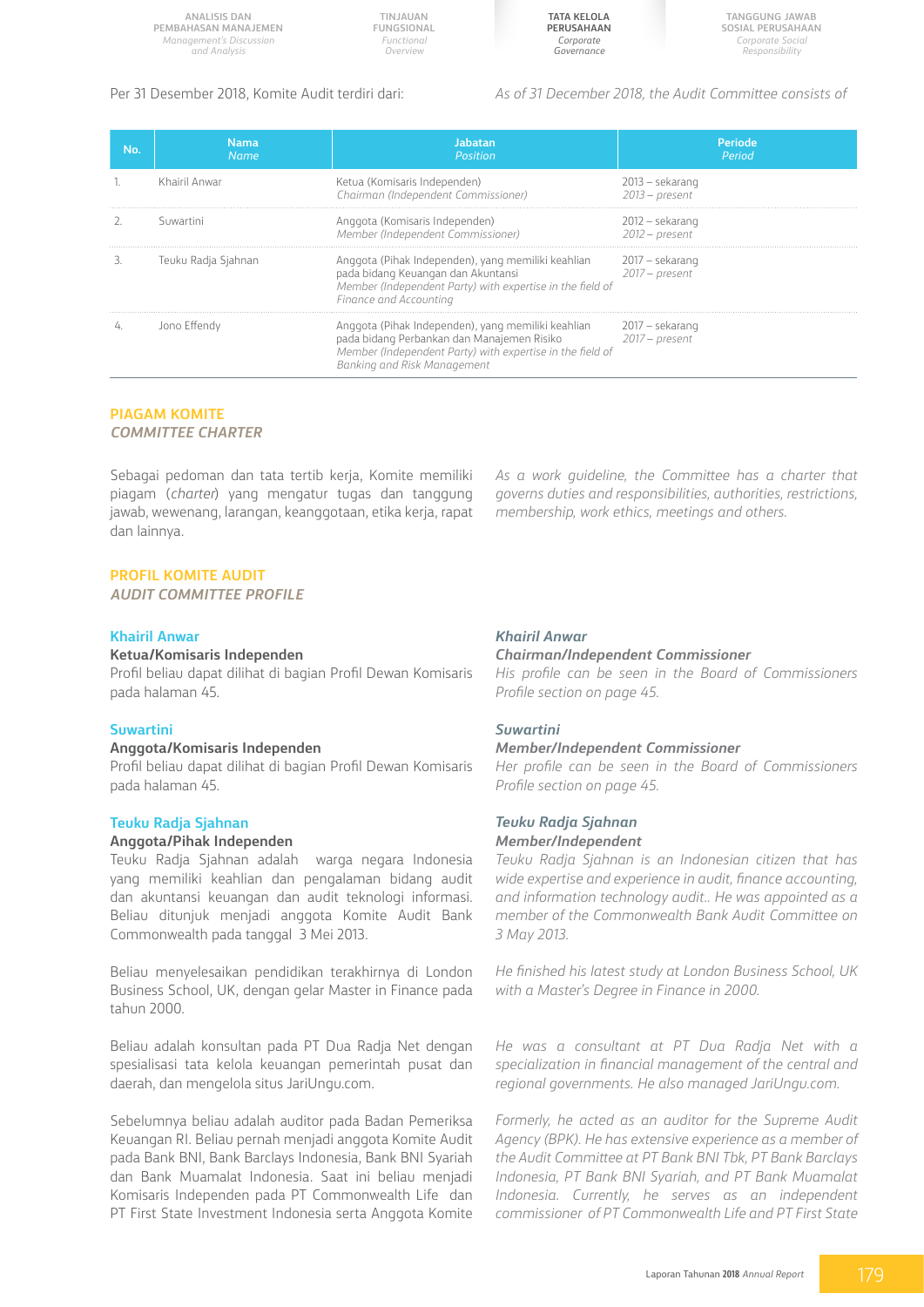Per 31 Desember 2018, Komite Audit terdiri dari:

*As of 31 December 2018, the Audit Committee consists of*

| No. | Nama *Name* | Jabatan *Position* | Periode *Period* |
|---|---|---|---|
| 1. | Khairil Anwar | Ketua (Komisaris Independen) *Chairman (Independent Commissioner)* | 2013 – sekarang *2013 – present* |
| 2. | Suwartini | Anggota (Komisaris Independen) *Member (Independent Commissioner)* | 2012 – sekarang *2012 – present* |
| 3. | Teuku Radja Sjahnan | Anggota (Pihak Independen), yang memiliki keahlian pada bidang Keuangan dan Akuntansi *Member (Independent Party) with expertise in the field of Finance and Accounting* | 2017 – sekarang *2017 – present* |
| 4. | Jono Effendy | Anggota (Pihak Independen), yang memiliki keahlian pada bidang Perbankan dan Manajemen Risiko *Member (Independent Party) with expertise in the field of Banking and Risk Management* | 2017 – sekarang *2017 – present* |

## PIAGAM KOMITE
## *COMMITTEE CHARTER*

Sebagai pedoman dan tata tertib kerja, Komite memiliki piagam (*charter*) yang mengatur tugas dan tanggung jawab, wewenang, larangan, keanggotaan, etika kerja, rapat dan lainnya.

*As a work guideline, the Committee has a charter that governs duties and responsibilities, authorities, restrictions, membership, work ethics, meetings and others.*

## PROFIL KOMITE AUDIT
## *AUDIT COMMITTEE PROFILE*

### Khairil Anwar
**Ketua/Komisaris Independen**

Profil beliau dapat dilihat di bagian Profil Dewan Komisaris pada halaman 45.

### *Khairil Anwar*
***Chairman/Independent Commissioner***

*His profile can be seen in the Board of Commissioners Profile section on page 45.*

### Suwartini
**Anggota/Komisaris Independen**

Profil beliau dapat dilihat di bagian Profil Dewan Komisaris pada halaman 45.

### *Suwartini*
***Member/Independent Commissioner***

*Her profile can be seen in the Board of Commissioners Profile section on page 45.*

### Teuku Radja Sjahnan
**Anggota/Pihak Independen**

Teuku Radja Sjahnan adalah warga negara Indonesia yang memiliki keahlian dan pengalaman bidang audit dan akuntansi keuangan dan audit teknologi informasi. Beliau ditunjuk menjadi anggota Komite Audit Bank Commonwealth pada tanggal 3 Mei 2013.

Beliau menyelesaikan pendidikan terakhirnya di London Business School, UK, dengan gelar Master in Finance pada tahun 2000.

Beliau adalah konsultan pada PT Dua Radja Net dengan spesialisasi tata kelola keuangan pemerintah pusat dan daerah, dan mengelola situs JariUngu.com.

Sebelumnya beliau adalah auditor pada Badan Pemeriksa Keuangan RI. Beliau pernah menjadi anggota Komite Audit pada Bank BNI, Bank Barclays Indonesia, Bank BNI Syariah dan Bank Muamalat Indonesia. Saat ini beliau menjadi Komisaris Independen pada PT Commonwealth Life dan PT First State Investment Indonesia serta Anggota Komite

### *Teuku Radja Sjahnan*
***Member/Independent***

*Teuku Radja Sjahnan is an Indonesian citizen that has wide expertise and experience in audit, finance accounting, and information technology audit.. He was appointed as a member of the Commonwealth Bank Audit Committee on 3 May 2013.*

*He finished his latest study at London Business School, UK with a Master's Degree in Finance in 2000.*

*He was a consultant at PT Dua Radja Net with a specialization in financial management of the central and regional governments. He also managed JariUngu.com.*

*Formerly, he acted as an auditor for the Supreme Audit Agency (BPK). He has extensive experience as a member of the Audit Committee at PT Bank BNI Tbk, PT Bank Barclays Indonesia, PT Bank BNI Syariah, and PT Bank Muamalat Indonesia. Currently, he serves as an independent commissioner of PT Commonwealth Life and PT First State*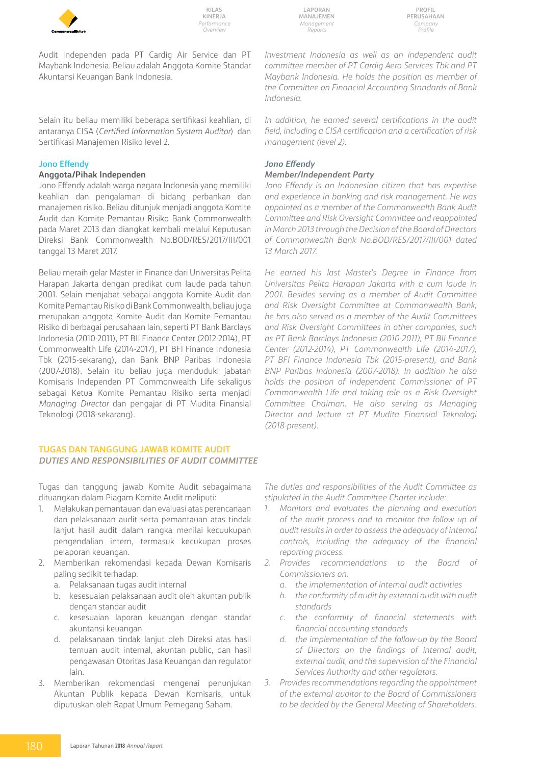Audit Independen pada PT Cardig Air Service dan PT Maybank Indonesia. Beliau adalah Anggota Komite Standar Akuntansi Keuangan Bank Indonesia.

*Investment Indonesia as well as an independent audit committee member of PT Cardig Aero Services Tbk and PT Maybank Indonesia. He holds the position as member of the Committee on Financial Accounting Standards of Bank Indonesia.*

Selain itu beliau memiliki beberapa sertifikasi keahlian, di antaranya CISA (*Certified Information System Auditor*) dan Sertifikasi Manajemen Risiko level 2.

*In addition, he earned several certifications in the audit field, including a CISA certification and a certification of risk management (level 2).*

**Jono Effendy**

**Anggota/Pihak Independen**

Jono Effendy adalah warga negara Indonesia yang memiliki keahlian dan pengalaman di bidang perbankan dan manajemen risiko. Beliau ditunjuk menjadi anggota Komite Audit dan Komite Pemantau Risiko Bank Commonwealth pada Maret 2013 dan diangkat kembali melalui Keputusan Direksi Bank Commonwealth No.BOD/RES/2017/III/001 tanggal 13 Maret 2017.

Beliau meraih gelar Master in Finance dari Universitas Pelita Harapan Jakarta dengan predikat cum laude pada tahun 2001. Selain menjabat sebagai anggota Komite Audit dan Komite Pemantau Risiko di Bank Commonwealth, beliau juga merupakan anggota Komite Audit dan Komite Pemantau Risiko di berbagai perusahaan lain, seperti PT Bank Barclays Indonesia (2010-2011), PT BII Finance Center (2012-2014), PT Commonwealth Life (2014-2017), PT BFI Finance Indonesia Tbk (2015-sekarang), dan Bank BNP Paribas Indonesia (2007-2018). Selain itu beliau juga menduduki jabatan Komisaris Independen PT Commonwealth Life sekaligus sebagai Ketua Komite Pemantau Risiko serta menjadi *Managing Director* dan pengajar di PT Mudita Finansial Teknologi (2018-sekarang).

***Jono Effendy***

***Member/Independent Party***

*Jono Effendy is an Indonesian citizen that has expertise and experience in banking and risk management. He was appointed as a member of the Commonwealth Bank Audit Committee and Risk Oversight Committee and reappointed in March 2013 through the Decision of the Board of Directors of Commonwealth Bank No.BOD/RES/2017/III/001 dated 13 March 2017.*

*He earned his last Master's Degree in Finance from Universitas Pelita Harapan Jakarta with a cum laude in 2001. Besides serving as a member of Audit Committee and Risk Oversight Committee at Commonwealth Bank, he has also served as a member of the Audit Committees and Risk Oversight Committees in other companies, such as PT Bank Barclays Indonesia (2010-2011), PT BII Finance Center (2012-2014), PT Commonwealth Life (2014-2017), PT BFI Finance Indonesia Tbk (2015-present), and Bank BNP Paribas Indonesia (2007-2018). In addition he also holds the position of Independent Commissioner of PT Commonwealth Life and taking role as a Risk Oversight Committee Chaiman. He also serving as Managing Director and lecture at PT Mudita Finansial Teknologi (2018-present).*

## TUGAS DAN TANGGUNG JAWAB KOMITE AUDIT
## *DUTIES AND RESPONSIBILITIES OF AUDIT COMMITTEE*

Tugas dan tanggung jawab Komite Audit sebagaimana dituangkan dalam Piagam Komite Audit meliputi:

1. Melakukan pemantauan dan evaluasi atas perencanaan dan pelaksanaan audit serta pemantauan atas tindak lanjut hasil audit dalam rangka menilai kecuukupan pengendalian intern, termasuk kecukupan proses pelaporan keuangan.
2. Memberikan rekomendasi kepada Dewan Komisaris paling sedikit terhadap:
   a. Pelaksanaan tugas audit internal
   b. kesesuaian pelaksanaan audit oleh akuntan publik dengan standar audit
   c. kesesuaian laporan keuangan dengan standar akuntansi keuangan
   d. pelaksanaan tindak lanjut oleh Direksi atas hasil temuan audit internal, akuntan public, dan hasil pengawasan Otoritas Jasa Keuangan dan regulator lain.
3. Memberikan rekomendasi mengenai penunjukan Akuntan Publik kepada Dewan Komisaris, untuk diputuskan oleh Rapat Umum Pemegang Saham.

*The duties and responsibilities of the Audit Committee as stipulated in the Audit Committee Charter include:*

1. *Monitors and evaluates the planning and execution of the audit process and to monitor the follow up of audit results in order to assess the adequacy of internal controls, including the adequacy of the financial reporting process.*
2. *Provides recommendations to the Board of Commissioners on:*
   a. *the implementation of internal audit activities*
   b. *the conformity of audit by external audit with audit standards*
   c. *the conformity of financial statements with financial accounting standards*
   d. *the implementation of the follow-up by the Board of Directors on the findings of internal audit, external audit, and the supervision of the Financial Services Authority and other regulators.*
3. *Provides recommendations regarding the appointment of the external auditor to the Board of Commissioners to be decided by the General Meeting of Shareholders.*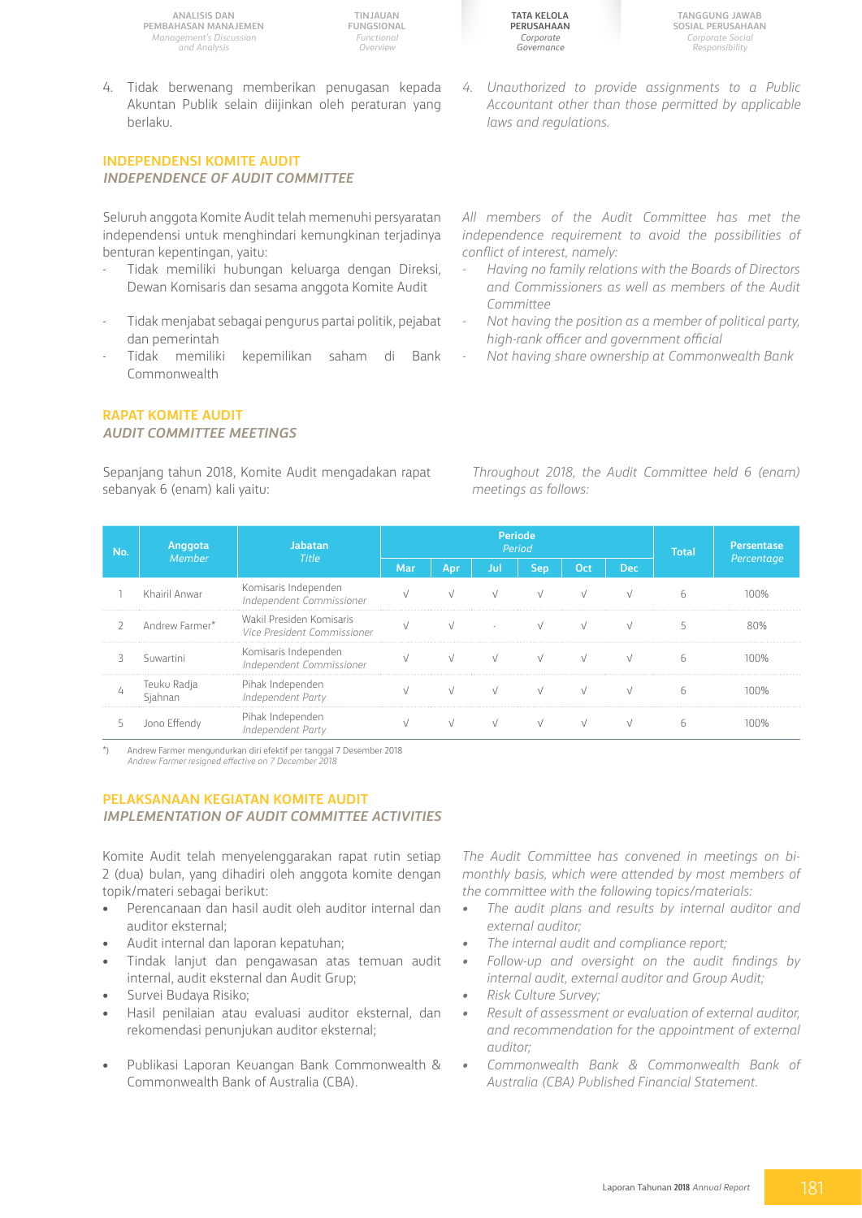4. Tidak berwenang memberikan penugasan kepada Akuntan Publik selain diijinkan oleh peraturan yang berlaku.

4. *Unauthorized to provide assignments to a Public Accountant other than those permitted by applicable laws and regulations.*

## INDEPENDENSI KOMITE AUDIT
## *INDEPENDENCE OF AUDIT COMMITTEE*

Seluruh anggota Komite Audit telah memenuhi persyaratan independensi untuk menghindari kemungkinan terjadinya benturan kepentingan, yaitu:

- Tidak memiliki hubungan keluarga dengan Direksi, Dewan Komisaris dan sesama anggota Komite Audit
- Tidak menjabat sebagai pengurus partai politik, pejabat dan pemerintah
- Tidak memiliki kepemilikan saham di Bank Commonwealth

*All members of the Audit Committee has met the independence requirement to avoid the possibilities of conflict of interest, namely:*

- *Having no family relations with the Boards of Directors and Commissioners as well as members of the Audit Committee*
- *Not having the position as a member of political party, high-rank officer and government official*
- *Not having share ownership at Commonwealth Bank*

## RAPAT KOMITE AUDIT
## *AUDIT COMMITTEE MEETINGS*

Sepanjang tahun 2018, Komite Audit mengadakan rapat sebanyak 6 (enam) kali yaitu:

*Throughout 2018, the Audit Committee held 6 (enam) meetings as follows:*

| No. | Anggota *Member* | Jabatan *Title* | Periode *Period* | | | | | | Total | Persentase *Percentage* |
|---|---|---|---|---|---|---|---|---|---|---|
| | | | Mar | Apr | Jul | Sep | Oct | Dec | | |
| 1 | Khairil Anwar | Komisaris Independen *Independent Commissioner* | √ | √ | √ | √ | √ | √ | 6 | 100% |
| 2 | Andrew Farmer* | Wakil Presiden Komisaris *Vice President Commissioner* | √ | √ | - | √ | √ | √ | 5 | 80% |
| 3 | Suwartini | Komisaris Independen *Independent Commissioner* | √ | √ | √ | √ | √ | √ | 6 | 100% |
| 4 | Teuku Radja Sjahnan | Pihak Independen *Independent Party* | √ | √ | √ | √ | √ | √ | 6 | 100% |
| 5 | Jono Effendy | Pihak Independen *Independent Party* | √ | √ | √ | √ | √ | √ | 6 | 100% |

*) Andrew Farmer mengundurkan diri efektif per tanggal 7 Desember 2018
*Andrew Farmer resigned effective on 7 December 2018*

## PELAKSANAAN KEGIATAN KOMITE AUDIT
## *IMPLEMENTATION OF AUDIT COMMITTEE ACTIVITIES*

Komite Audit telah menyelenggarakan rapat rutin setiap 2 (dua) bulan, yang dihadiri oleh anggota komite dengan topik/materi sebagai berikut:

- Perencanaan dan hasil audit oleh auditor internal dan auditor eksternal;
- Audit internal dan laporan kepatuhan;
- Tindak lanjut dan pengawasan atas temuan audit internal, audit eksternal dan Audit Grup;
- Survei Budaya Risiko;
- Hasil penilaian atau evaluasi auditor eksternal, dan rekomendasi penunjukan auditor eksternal;
- Publikasi Laporan Keuangan Bank Commonwealth & Commonwealth Bank of Australia (CBA).

*The Audit Committee has convened in meetings on bi-monthly basis, which were attended by most members of the committee with the following topics/materials:*

- *The audit plans and results by internal auditor and external auditor;*
- *The internal audit and compliance report;*
- *Follow-up and oversight on the audit findings by internal audit, external auditor and Group Audit;*
- *Risk Culture Survey;*
- *Result of assessment or evaluation of external auditor, and recommendation for the appointment of external auditor;*
- *Commonwealth Bank & Commonwealth Bank of Australia (CBA) Published Financial Statement.*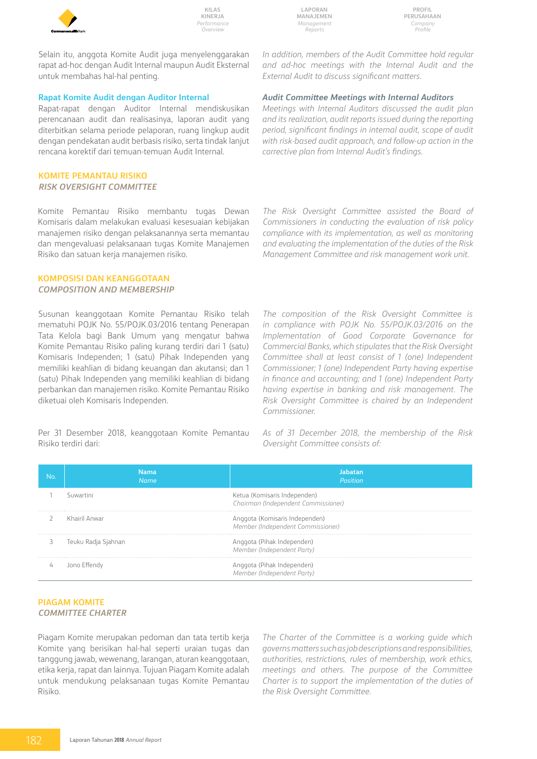Selain itu, anggota Komite Audit juga menyelenggarakan rapat ad-hoc dengan Audit Internal maupun Audit Eksternal untuk membahas hal-hal penting.

*In addition, members of the Audit Committee hold regular and ad-hoc meetings with the Internal Audit and the External Audit to discuss significant matters.*

### Rapat Komite Audit dengan Auditor Internal

### *Audit Committee Meetings with Internal Auditors*

Rapat-rapat dengan Auditor Internal mendiskusikan perencanaan audit dan realisasinya, laporan audit yang diterbitkan selama periode pelaporan, ruang lingkup audit dengan pendekatan audit berbasis risiko, serta tindak lanjut rencana korektif dari temuan-temuan Audit Internal.

*Meetings with Internal Auditors discussed the audit plan and its realization, audit reports issued during the reporting period, significant findings in internal audit, scope of audit with risk-based audit approach, and follow-up action in the corrective plan from Internal Audit's findings.*

## KOMITE PEMANTAU RISIKO
## *RISK OVERSIGHT COMMITTEE*

Komite Pemantau Risiko membantu tugas Dewan Komisaris dalam melakukan evaluasi kesesuaian kebijakan manajemen risiko dengan pelaksanannya serta memantau dan mengevaluasi pelaksanaan tugas Komite Manajemen Risiko dan satuan kerja manajemen risiko.

*The Risk Oversight Committee assisted the Board of Commissioners in conducting the evaluation of risk policy compliance with its implementation, as well as monitoring and evaluating the implementation of the duties of the Risk Management Committee and risk management work unit.*

## KOMPOSISI DAN KEANGGOTAAN
## *COMPOSITION AND MEMBERSHIP*

Susunan keanggotaan Komite Pemantau Risiko telah mematuhi POJK No. 55/POJK.03/2016 tentang Penerapan Tata Kelola bagi Bank Umum yang mengatur bahwa Komite Pemantau Risiko paling kurang terdiri dari 1 (satu) Komisaris Independen; 1 (satu) Pihak Independen yang memiliki keahlian di bidang keuangan dan akutansi; dan 1 (satu) Pihak Independen yang memiliki keahlian di bidang perbankan dan manajemen risiko. Komite Pemantau Risiko diketuai oleh Komisaris Independen.

*The composition of the Risk Oversight Committee is in compliance with POJK No. 55/POJK.03/2016 on the Implementation of Good Corporate Governance for Commercial Banks, which stipulates that the Risk Oversight Committee shall at least consist of 1 (one) Independent Commissioner; 1 (one) Independent Party having expertise in finance and accounting; and 1 (one) Independent Party having expertise in banking and risk management. The Risk Oversight Committee is chaired by an Independent Commissioner.*

Per 31 Desember 2018, keanggotaan Komite Pemantau Risiko terdiri dari:

*As of 31 December 2018, the membership of the Risk Oversight Committee consists of:*

| No. | Nama<br>*Name* | Jabatan<br>*Position* |
|---|---|---|
| 1 | Suwartini | Ketua (Komisaris Independen)<br>*Chairman (Independent Commissioner)* |
| 2 | Khairil Anwar | Anggota (Komisaris Independen)<br>*Member (Independent Commissioner)* |
| 3 | Teuku Radja Sjahnan | Anggota (Pihak Independen)<br>*Member (Independent Party)* |
| 4 | Jono Effendy | Anggota (Pihak Independen)<br>*Member (Independent Party)* |

## PIAGAM KOMITE
## *COMMITTEE CHARTER*

Piagam Komite merupakan pedoman dan tata tertib kerja Komite yang berisikan hal-hal seperti uraian tugas dan tanggung jawab, wewenang, larangan, aturan keanggotaan, etika kerja, rapat dan lainnya. Tujuan Piagam Komite adalah untuk mendukung pelaksanaan tugas Komite Pemantau Risiko.

*The Charter of the Committee is a working guide which governs matters such as job descriptions and responsibilities, authorities, restrictions, rules of membership, work ethics, meetings and others. The purpose of the Committee Charter is to support the implementation of the duties of the Risk Oversight Committee.*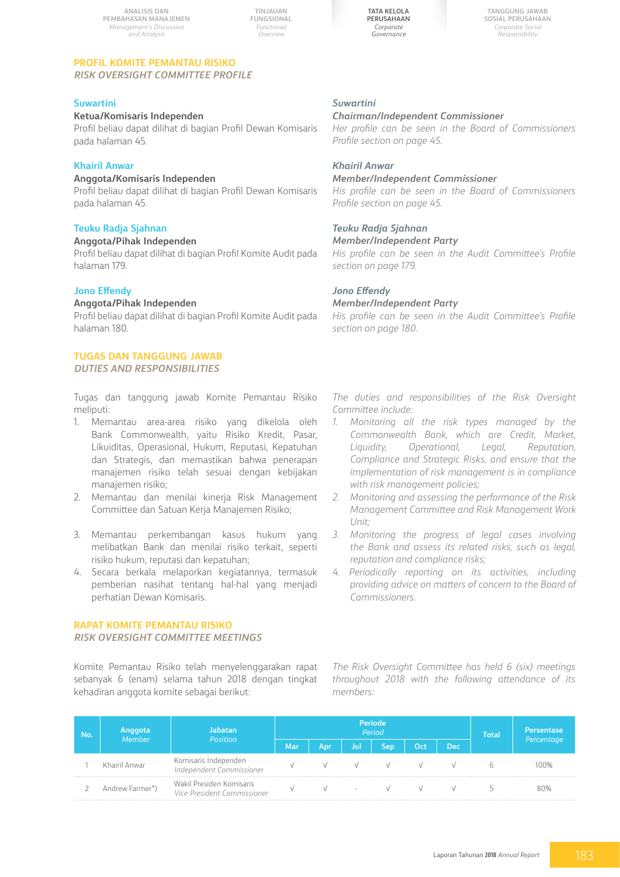## PROFIL KOMITE PEMANTAU RISIKO
## *RISK OVERSIGHT COMMITTEE PROFILE*

**Suwartini**
**Ketua/Komisaris Independen**
Profil beliau dapat dilihat di bagian Profil Dewan Komisaris pada halaman 45.

***Suwartini***
***Chairman/Independent Commissioner***
*Her profile can be seen in the Board of Commissioners Profile section on page 45.*

**Khairil Anwar**
**Anggota/Komisaris Independen**
Profil beliau dapat dilihat di bagian Profil Dewan Komisaris pada halaman 45.

***Khairil Anwar***
***Member/Independent Commissioner***
*His profile can be seen in the Board of Commissioners Profile section on page 45.*

**Teuku Radja Sjahnan**
**Anggota/Pihak Independen**
Profil beliau dapat dilihat di bagian Profil Komite Audit pada halaman 179.

***Teuku Radja Sjahnan***
***Member/Independent Party***
*His profile can be seen in the Audit Committee's Profile section on page 179.*

**Jono Effendy**
**Anggota/Pihak Independen**
Profil beliau dapat dilihat di bagian Profil Komite Audit pada halaman 180.

***Jono Effendy***
***Member/Independent Party***
*His profile can be seen in the Audit Committee's Profile section on page 180.*

## TUGAS DAN TANGGUNG JAWAB
## *DUTIES AND RESPONSIBILITIES*

Tugas dan tanggung jawab Komite Pemantau Risiko meliputi:

1. Memantau area-area risiko yang dikelola oleh Bank Commonwealth, yaitu Risiko Kredit, Pasar, Likuiditas, Operasional, Hukum, Reputasi, Kepatuhan dan Strategis, dan memastikan bahwa penerapan manajemen risiko telah sesuai dengan kebijakan manajemen risiko;
2. Memantau dan menilai kinerja Risk Management Committee dan Satuan Kerja Manajemen Risiko;
3. Memantau perkembangan kasus hukum yang melibatkan Bank dan menilai risiko terkait, seperti risiko hukum, reputasi dan kepatuhan;
4. Secara berkala melaporkan kegiatannya, termasuk pemberian nasihat tentang hal-hal yang menjadi perhatian Dewan Komisaris.

*The duties and responsibilities of the Risk Oversight Committee include:*

1. *Monitoring all the risk types managed by the Commonwealth Bank, which are Credit, Market, Liquidity, Operational, Legal, Reputation, Compliance and Strategic Risks, and ensure that the implementation of risk management is in compliance with risk management policies;*
2. *Monitoring and assessing the performance of the Risk Management Committee and Risk Management Work Unit;*
3. *Monitoring the progress of legal cases involving the Bank and assess its related risks, such as legal, reputation and compliance risks;*
4. *Periodically reporting on its activities, including providing advice on matters of concern to the Board of Commissioners.*

## RAPAT KOMITE PEMANTAU RISIKO
## *RISK OVERSIGHT COMMITTEE MEETINGS*

Komite Pemantau Risiko telah menyelenggarakan rapat sebanyak 6 (enam) selama tahun 2018 dengan tingkat kehadiran anggota komite sebagai berikut:

*The Risk Oversight Committee has held 6 (six) meetings throughout 2018 with the following attendance of its members:*

| No. | Anggota *Member* | Jabatan *Position* | Periode *Period* | | | | | | Total | Persentase *Percentage* |
|---|---|---|---|---|---|---|---|---|---|---|
| | | | Mar | Apr | Jul | Sep | Oct | Dec | | |
| 1 | Khairil Anwar | Komisaris Independen *Independent Commissioner* | √ | √ | √ | √ | √ | √ | 6 | 100% |
| 2 | Andrew Farmer*) | Wakil Presiden Komisaris *Vice President Commissioner* | √ | √ | - | √ | √ | √ | 5 | 80% |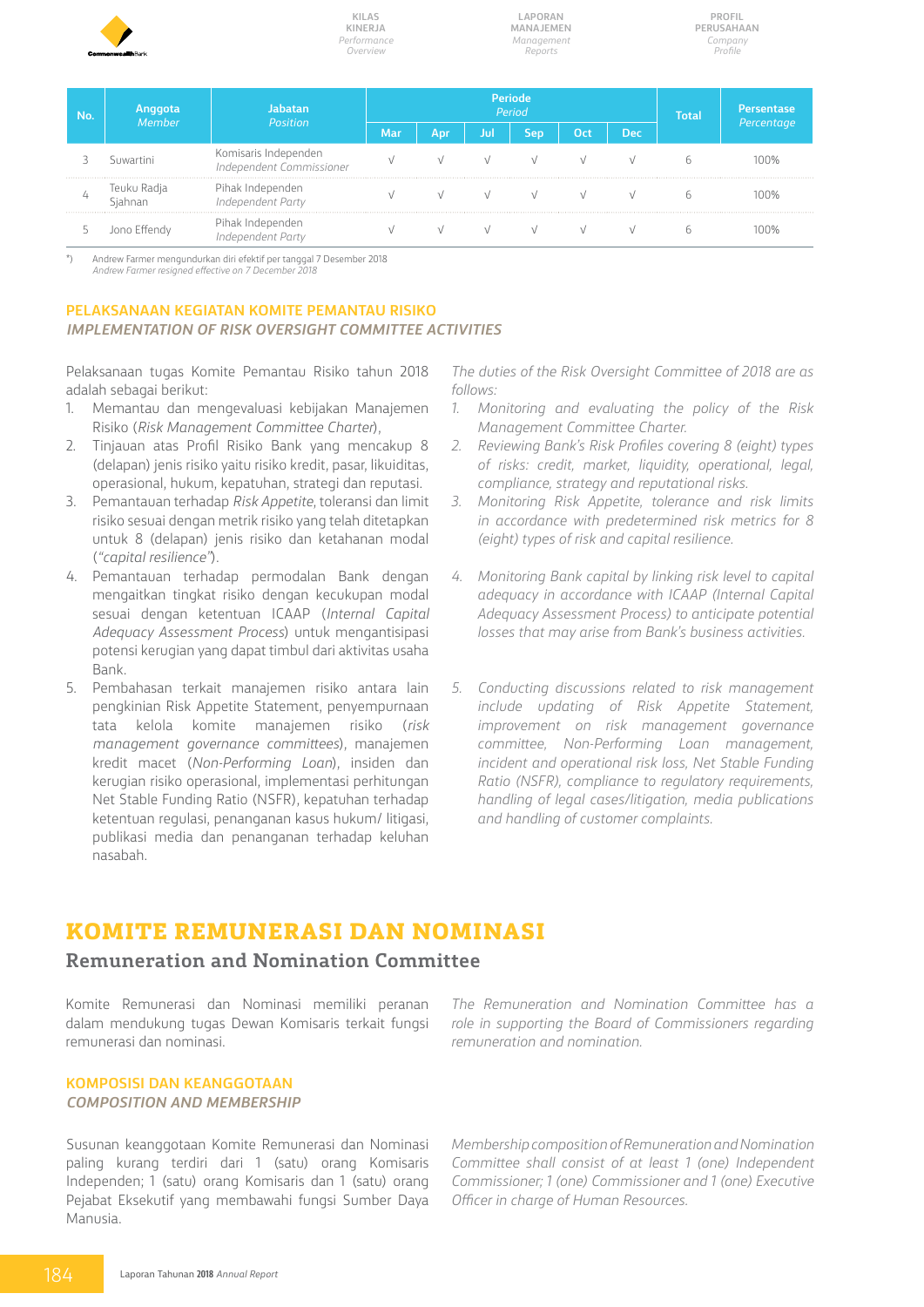| No. | Anggota *Member* | Jabatan *Position* | Periode *Period* | | | | | | Total | Persentase *Percentage* |
|---|---|---|---|---|---|---|---|---|---|---|
| | | | Mar | Apr | Jul | Sep | Oct | Dec | | |
| 3 | Suwartini | Komisaris Independen *Independent Commissioner* | √ | √ | √ | √ | √ | √ | 6 | 100% |
| 4 | Teuku Radja Sjahnan | Pihak Independen *Independent Party* | √ | √ | √ | √ | √ | √ | 6 | 100% |
| 5 | Jono Effendy | Pihak Independen *Independent Party* | √ | √ | √ | √ | √ | √ | 6 | 100% |

*) Andrew Farmer mengundurkan diri efektif per tanggal 7 Desember 2018
*Andrew Farmer resigned effective on 7 December 2018*

### PELAKSANAAN KEGIATAN KOMITE PEMANTAU RISIKO
### *IMPLEMENTATION OF RISK OVERSIGHT COMMITTEE ACTIVITIES*

Pelaksanaan tugas Komite Pemantau Risiko tahun 2018 adalah sebagai berikut:

1. Memantau dan mengevaluasi kebijakan Manajemen Risiko (*Risk Management Committee Charter*),
2. Tinjauan atas Profil Risiko Bank yang mencakup 8 (delapan) jenis risiko yaitu risiko kredit, pasar, likuiditas, operasional, hukum, kepatuhan, strategi dan reputasi.
3. Pemantauan terhadap *Risk Appetite*, toleransi dan limit risiko sesuai dengan metrik risiko yang telah ditetapkan untuk 8 (delapan) jenis risiko dan ketahanan modal (*"capital resilience"*).
4. Pemantauan terhadap permodalan Bank dengan mengaitkan tingkat risiko dengan kecukupan modal sesuai dengan ketentuan ICAAP (*Internal Capital Adequacy Assessment Process*) untuk mengantisipasi potensi kerugian yang dapat timbul dari aktivitas usaha Bank.
5. Pembahasan terkait manajemen risiko antara lain pengkinian Risk Appetite Statement, penyempurnaan tata kelola komite manajemen risiko (*risk management governance committees*), manajemen kredit macet (*Non-Performing Loan*), insiden dan kerugian risiko operasional, implementasi perhitungan Net Stable Funding Ratio (NSFR), kepatuhan terhadap ketentuan regulasi, penanganan kasus hukum/ litigasi, publikasi media dan penanganan terhadap keluhan nasabah.

*The duties of the Risk Oversight Committee of 2018 are as follows:*

1. *Monitoring and evaluating the policy of the Risk Management Committee Charter.*
2. *Reviewing Bank's Risk Profiles covering 8 (eight) types of risks: credit, market, liquidity, operational, legal, compliance, strategy and reputational risks.*
3. *Monitoring Risk Appetite, tolerance and risk limits in accordance with predetermined risk metrics for 8 (eight) types of risk and capital resilience.*
4. *Monitoring Bank capital by linking risk level to capital adequacy in accordance with ICAAP (Internal Capital Adequacy Assessment Process) to anticipate potential losses that may arise from Bank's business activities.*
5. *Conducting discussions related to risk management include updating of Risk Appetite Statement, improvement on risk management governance committee, Non-Performing Loan management, incident and operational risk loss, Net Stable Funding Ratio (NSFR), compliance to regulatory requirements, handling of legal cases/litigation, media publications and handling of customer complaints.*

# KOMITE REMUNERASI DAN NOMINASI
## Remuneration and Nomination Committee

Komite Remunerasi dan Nominasi memiliki peranan dalam mendukung tugas Dewan Komisaris terkait fungsi remunerasi dan nominasi.

*The Remuneration and Nomination Committee has a role in supporting the Board of Commissioners regarding remuneration and nomination.*

### KOMPOSISI DAN KEANGGOTAAN
### *COMPOSITION AND MEMBERSHIP*

Susunan keanggotaan Komite Remunerasi dan Nominasi paling kurang terdiri dari 1 (satu) orang Komisaris Independen; 1 (satu) orang Komisaris dan 1 (satu) orang Pejabat Eksekutif yang membawahi fungsi Sumber Daya Manusia.

*Membership composition of Remuneration and Nomination Committee shall consist of at least 1 (one) Independent Commissioner; 1 (one) Commissioner and 1 (one) Executive Officer in charge of Human Resources.*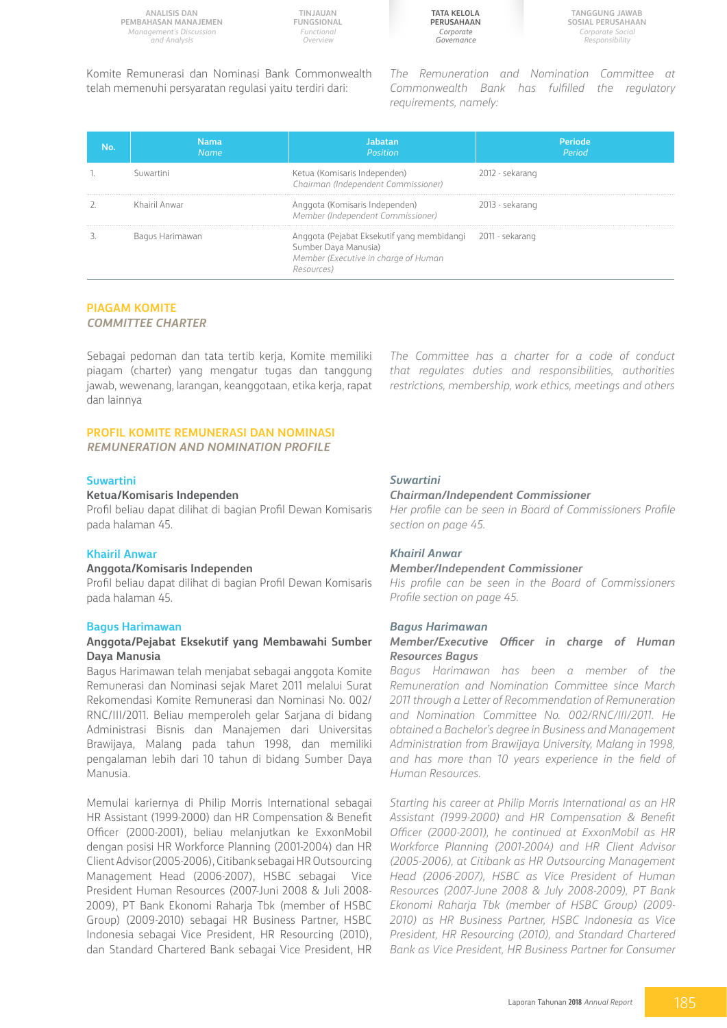Komite Remunerasi dan Nominasi Bank Commonwealth telah memenuhi persyaratan regulasi yaitu terdiri dari:

*The Remuneration and Nomination Committee at Commonwealth Bank has fulfilled the regulatory requirements, namely:*

| No. | Nama *Name* | Jabatan *Position* | Periode *Period* |
|---|---|---|---|
| 1. | Suwartini | Ketua (Komisaris Independen) *Chairman (Independent Commissioner)* | 2012 - sekarang |
| 2. | Khairil Anwar | Anggota (Komisaris Independen) *Member (Independent Commissioner)* | 2013 - sekarang |
| 3. | Bagus Harimawan | Anggota (Pejabat Eksekutif yang membidangi Sumber Daya Manusia) *Member (Executive in charge of Human Resources)* | 2011 - sekarang |

## PIAGAM KOMITE
## *COMMITTEE CHARTER*

Sebagai pedoman dan tata tertib kerja, Komite memiliki piagam (charter) yang mengatur tugas dan tanggung jawab, wewenang, larangan, keanggotaan, etika kerja, rapat dan lainnya

*The Committee has a charter for a code of conduct that regulates duties and responsibilities, authorities restrictions, membership, work ethics, meetings and others*

## PROFIL KOMITE REMUNERASI DAN NOMINASI
## *REMUNERATION AND NOMINATION PROFILE*

### Suwartini

**Ketua/Komisaris Independen**

Profil beliau dapat dilihat di bagian Profil Dewan Komisaris pada halaman 45.

***Suwartini***

***Chairman/Independent Commissioner***

*Her profile can be seen in Board of Commissioners Profile section on page 45.*

### Khairil Anwar

**Anggota/Komisaris Independen**

Profil beliau dapat dilihat di bagian Profil Dewan Komisaris pada halaman 45.

***Khairil Anwar***

***Member/Independent Commissioner***

*His profile can be seen in the Board of Commissioners Profile section on page 45.*

### Bagus Harimawan

**Anggota/Pejabat Eksekutif yang Membawahi Sumber Daya Manusia**

Bagus Harimawan telah menjabat sebagai anggota Komite Remunerasi dan Nominasi sejak Maret 2011 melalui Surat Rekomendasi Komite Remunerasi dan Nominasi No. 002/RNC/III/2011. Beliau memperoleh gelar Sarjana di bidang Administrasi Bisnis dan Manajemen dari Universitas Brawijaya, Malang pada tahun 1998, dan memiliki pengalaman lebih dari 10 tahun di bidang Sumber Daya Manusia.

Memulai kariernya di Philip Morris International sebagai HR Assistant (1999-2000) dan HR Compensation & Benefit Officer (2000-2001), beliau melanjutkan ke ExxonMobil dengan posisi HR Workforce Planning (2001-2004) dan HR Client Advisor (2005-2006), Citibank sebagai HR Outsourcing Management Head (2006-2007), HSBC sebagai Vice President Human Resources (2007-Juni 2008 & Juli 2008-2009), PT Bank Ekonomi Raharja Tbk (member of HSBC Group) (2009-2010) sebagai HR Business Partner, HSBC Indonesia sebagai Vice President, HR Resourcing (2010), dan Standard Chartered Bank sebagai Vice President, HR

***Bagus Harimawan***

***Member/Executive Officer in charge of Human Resources Bagus***

*Bagus Harimawan has been a member of the Remuneration and Nomination Committee since March 2011 through a Letter of Recommendation of Remuneration and Nomination Committee No. 002/RNC/III/2011. He obtained a Bachelor's degree in Business and Management Administration from Brawijaya University, Malang in 1998, and has more than 10 years experience in the field of Human Resources.*

*Starting his career at Philip Morris International as an HR Assistant (1999-2000) and HR Compensation & Benefit Officer (2000-2001), he continued at ExxonMobil as HR Workforce Planning (2001-2004) and HR Client Advisor (2005-2006), at Citibank as HR Outsourcing Management Head (2006-2007), HSBC as Vice President of Human Resources (2007-June 2008 & July 2008-2009), PT Bank Ekonomi Rahrja Tbk (member of HSBC Group) (2009-2010) as HR Business Partner, HSBC Indonesia as Vice President, HR Resourcing (2010), and Standard Chartered Bank as Vice President, HR Business Partner for Consumer*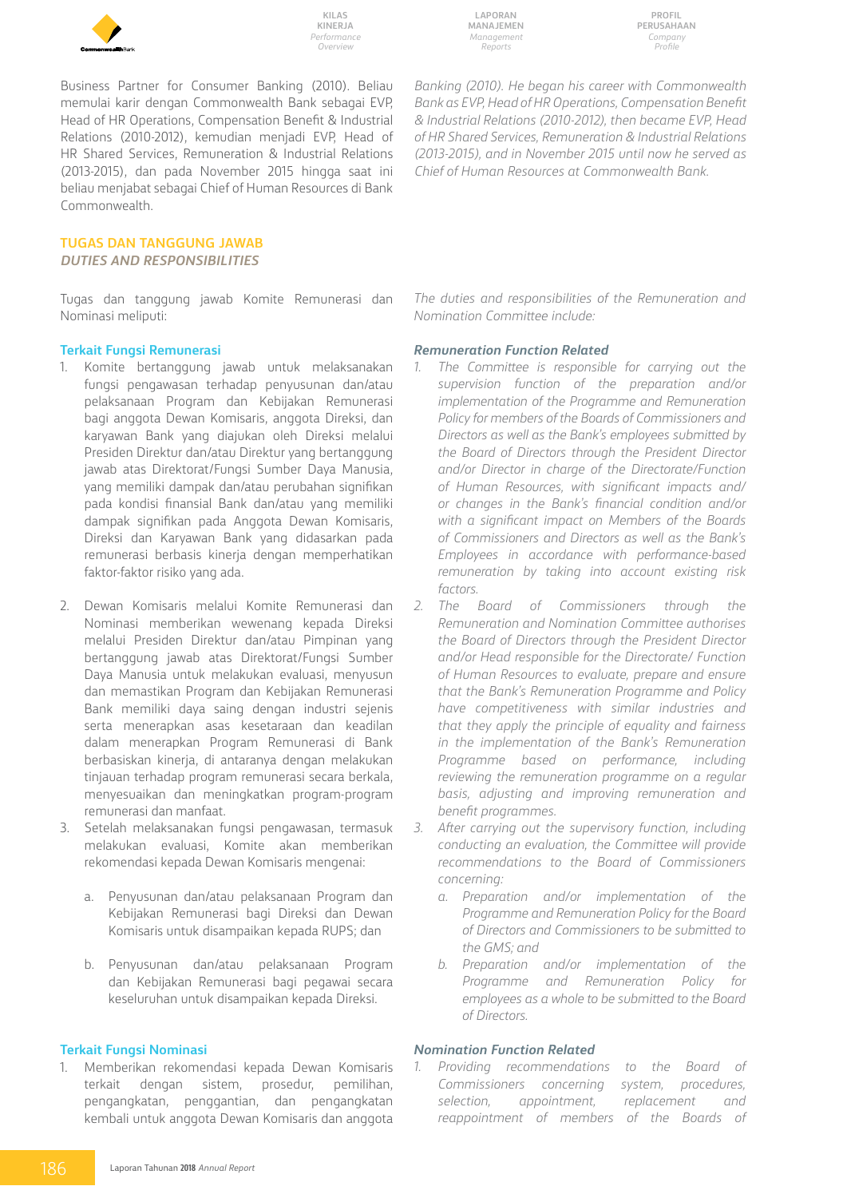Business Partner for Consumer Banking (2010). Beliau memulai karir dengan Commonwealth Bank sebagai EVP, Head of HR Operations, Compensation Benefit & Industrial Relations (2010-2012), kemudian menjadi EVP, Head of HR Shared Services, Remuneration & Industrial Relations (2013-2015), dan pada November 2015 hingga saat ini beliau menjabat sebagai Chief of Human Resources di Bank Commonwealth.

*Banking (2010). He began his career with Commonwealth Bank as EVP, Head of HR Operations, Compensation Benefit & Industrial Relations (2010-2012), then became EVP, Head of HR Shared Services, Remuneration & Industrial Relations (2013-2015), and in November 2015 until now he served as Chief of Human Resources at Commonwealth Bank.*

## TUGAS DAN TANGGUNG JAWAB
## *DUTIES AND RESPONSIBILITIES*

Tugas dan tanggung jawab Komite Remunerasi dan Nominasi meliputi:

*The duties and responsibilities of the Remuneration and Nomination Committee include:*

### Terkait Fungsi Remunerasi

1. Komite bertanggung jawab untuk melaksanakan fungsi pengawasan terhadap penyusunan dan/atau pelaksanaan Program dan Kebijakan Remunerasi bagi anggota Dewan Komisaris, anggota Direksi, dan karyawan Bank yang diajukan oleh Direksi melalui Presiden Direktur dan/atau Direktur yang bertanggung jawab atas Direktorat/Fungsi Sumber Daya Manusia, yang memiliki dampak dan/atau perubahan signifikan pada kondisi finansial Bank dan/atau yang memiliki dampak signifikan pada Anggota Dewan Komisaris, Direksi dan Karyawan Bank yang didasarkan pada remunerasi berbasis kinerja dengan memperhatikan faktor-faktor risiko yang ada.
2. Dewan Komisaris melalui Komite Remunerasi dan Nominasi memberikan wewenang kepada Direksi melalui Presiden Direktur dan/atau Pimpinan yang bertanggung jawab atas Direktorat/Fungsi Sumber Daya Manusia untuk melakukan evaluasi, menyusun dan memastikan Program dan Kebijakan Remunerasi Bank memiliki daya saing dengan industri sejenis serta menerapkan asas kesetaraan dan keadilan dalam menerapkan Program Remunerasi di Bank berbasiskan kinerja, di antaranya dengan melakukan tinjauan terhadap program remunerasi secara berkala, menyesuaikan dan meningkatkan program-program remunerasi dan manfaat.
3. Setelah melaksanakan fungsi pengawasan, termasuk melakukan evaluasi, Komite akan memberikan rekomendasi kepada Dewan Komisaris mengenai:
   a. Penyusunan dan/atau pelaksanaan Program dan Kebijakan Remunerasi bagi Direksi dan Dewan Komisaris untuk disampaikan kepada RUPS; dan
   b. Penyusunan dan/atau pelaksanaan Program dan Kebijakan Remunerasi bagi pegawai secara keseluruhan untuk disampaikan kepada Direksi.

### *Remuneration Function Related*

1. *The Committee is responsible for carrying out the supervision function of the preparation and/or implementation of the Programme and Remuneration Policy for members of the Boards of Commissioners and Directors as well as the Bank's employees submitted by the Board of Directors through the President Director and/or Director in charge of the Directorate/Function of Human Resources, with significant impacts and/or changes in the Bank's financial condition and/or with a significant impact on Members of the Boards of Commissioners and Directors as well as the Bank's Employees in accordance with performance-based remuneration by taking into account existing risk factors.*
2. *The Board of Commissioners through the Remuneration and Nomination Committee authorises the Board of Directors through the President Director and/or Head responsible for the Directorate/ Function of Human Resources to evaluate, prepare and ensure that the Bank's Remuneration Programme and Policy have competitiveness with similar industries and that they apply the principle of equality and fairness in the implementation of the Bank's Remuneration Programme based on performance, including reviewing the remuneration programme on a regular basis, adjusting and improving remuneration and benefit programmes.*
3. *After carrying out the supervisory function, including conducting an evaluation, the Committee will provide recommendations to the Board of Commissioners concerning:*
   a. *Preparation and/or implementation of the Programme and Remuneration Policy for the Board of Directors and Commissioners to be submitted to the GMS; and*
   b. *Preparation and/or implementation of the Programme and Remuneration Policy for employees as a whole to be submitted to the Board of Directors.*

### Terkait Fungsi Nominasi

1. Memberikan rekomendasi kepada Dewan Komisaris terkait dengan sistem, prosedur, pemilihan, pengangkatan, penggantian, dan pengangkatan kembali untuk anggota Dewan Komisaris dan anggota

### *Nomination Function Related*

1. *Providing recommendations to the Board of Commissioners concerning system, procedures, selection, appointment, replacement and reappointment of members of the Boards of*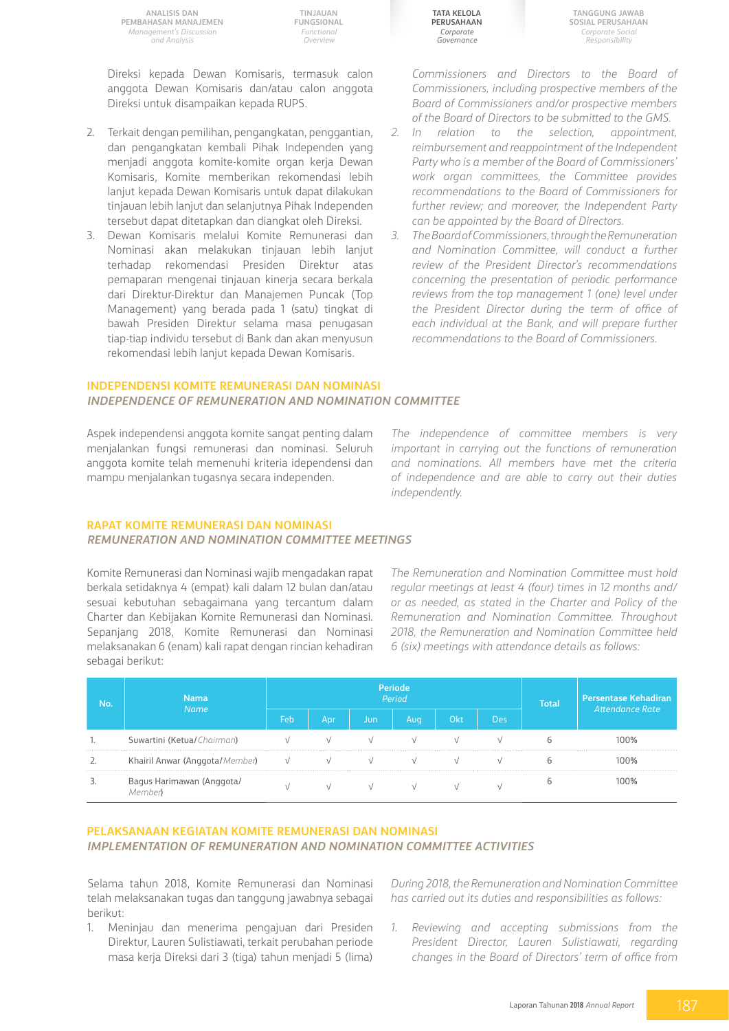Direksi kepada Dewan Komisaris, termasuk calon anggota Dewan Komisaris dan/atau calon anggota Direksi untuk disampaikan kepada RUPS.

2. Terkait dengan pemilihan, pengangkatan, penggantian, dan pengangkatan kembali Pihak Independen yang menjadi anggota komite-komite organ kerja Dewan Komisaris, Komite memberikan rekomendasi lebih lanjut kepada Dewan Komisaris untuk dapat dilakukan tinjauan lebih lanjut dan selanjutnya Pihak Independen tersebut dapat ditetapkan dan diangkat oleh Direksi.
3. Dewan Komisaris melalui Komite Remunerasi dan Nominasi akan melakukan tinjauan lebih lanjut terhadap rekomendasi Presiden Direktur atas pemaparan mengenai tinjauan kinerja secara berkala dari Direktur-Direktur dan Manajemen Puncak (Top Management) yang berada pada 1 (satu) tingkat di bawah Presiden Direktur selama masa penugasan tiap-tiap individu tersebut di Bank dan akan menyusun rekomendasi lebih lanjut kepada Dewan Komisaris.

*Commissioners and Directors to the Board of Commissioners, including prospective members of the Board of Commissioners and/or prospective members of the Board of Directors to be submitted to the GMS.*

2. *In relation to the selection, appointment, reimbursement and reappointment of the Independent Party who is a member of the Board of Commissioners' work organ committees, the Committee provides recommendations to the Board of Commissioners for further review; and moreover, the Independent Party can be appointed by the Board of Directors.*
3. *The Board of Commissioners, through the Remuneration and Nomination Committee, will conduct a further review of the President Director's recommendations concerning the presentation of periodic performance reviews from the top management 1 (one) level under the President Director during the term of office of each individual at the Bank, and will prepare further recommendations to the Board of Commissioners.*

## INDEPENDENSI KOMITE REMUNERASI DAN NOMINASI
## *INDEPENDENCE OF REMUNERATION AND NOMINATION COMMITTEE*

Aspek independensi anggota komite sangat penting dalam menjalankan fungsi remunerasi dan nominasi. Seluruh anggota komite telah memenuhi kriteria idependensi dan mampu menjalankan tugasnya secara independen.

*The independence of committee members is very important in carrying out the functions of remuneration and nominations. All members have met the criteria of independence and are able to carry out their duties independently.*

## RAPAT KOMITE REMUNERASI DAN NOMINASI
## *REMUNERATION AND NOMINATION COMMITTEE MEETINGS*

Komite Remunerasi dan Nominasi wajib mengadakan rapat berkala setidaknya 4 (empat) kali dalam 12 bulan dan/atau sesuai kebutuhan sebagaimana yang tercantum dalam Charter dan Kebijakan Komite Remunerasi dan Nominasi. Sepanjang 2018, Komite Remunerasi dan Nominasi melaksanakan 6 (enam) kali rapat dengan rincian kehadiran sebagai berikut:

*The Remuneration and Nomination Committee must hold regular meetings at least 4 (four) times in 12 months and/ or as needed, as stated in the Charter and Policy of the Remuneration and Nomination Committee. Throughout 2018, the Remuneration and Nomination Committee held 6 (six) meetings with attendance details as follows:*

| No. | Nama *Name* | Periode *Period* | | | | | | Total | Persentase Kehadiran *Attendance Rate* |
|---|---|---|---|---|---|---|---|---|---|
| | | Feb | Apr | Jun | Aug | Okt | Des | | |
| 1. | Suwartini (Ketua/ *Chairman*) | √ | √ | √ | √ | √ | √ | 6 | 100% |
| 2. | Khairil Anwar (Anggota/ *Member*) | √ | √ | √ | √ | √ | √ | 6 | 100% |
| 3. | Bagus Harimawan (Anggota/ *Member*) | √ | √ | √ | √ | √ | √ | 6 | 100% |

## PELAKSANAAN KEGIATAN KOMITE REMUNERASI DAN NOMINASI
## *IMPLEMENTATION OF REMUNERATION AND NOMINATION COMMITTEE ACTIVITIES*

Selama tahun 2018, Komite Remunerasi dan Nominasi telah melaksanakan tugas dan tanggung jawabnya sebagai berikut:

1. Meninjau dan menerima pengajuan dari Presiden Direktur, Lauren Sulistiawati, terkait perubahan periode masa kerja Direksi dari 3 (tiga) tahun menjadi 5 (lima)

*During 2018, the Remuneration and Nomination Committee has carried out its duties and responsibilities as follows:*

1. *Reviewing and accepting submissions from the President Director, Lauren Sulistiawati, regarding changes in the Board of Directors' term of office from*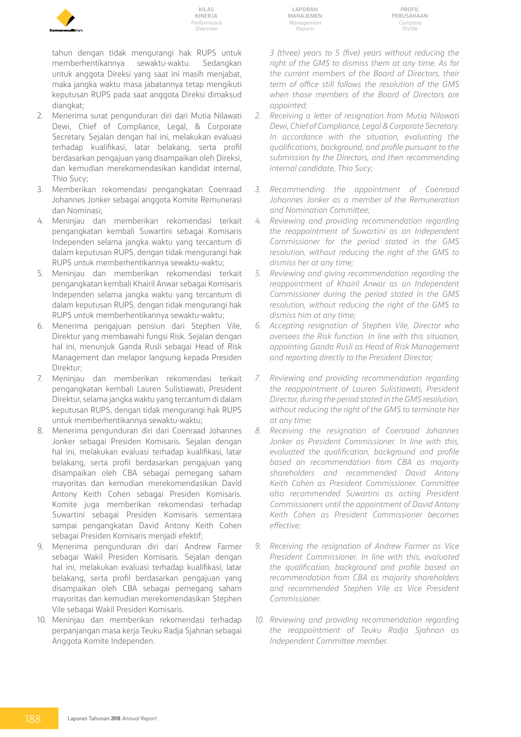tahun dengan tidak mengurangi hak RUPS untuk memberhentikannya sewaktu-waktu. Sedangkan untuk anggota Direksi yang saat ini masih menjabat, maka jangka waktu masa jabatannya tetap mengikuti keputusan RUPS pada saat anggota Direksi dimaksud diangkat;

2. Menerima surat pengunduran diri dari Mutia Nilawati Dewi, Chief of Compliance, Legal, & Corporate Secretary. Sejalan dengan hal ini, melakukan evaluasi terhadap kualifikasi, latar belakang, serta profil berdasarkan pengajuan yang disampaikan oleh Direksi, dan kemudian merekomendasikan kandidat internal, Thio Sucy;
3. Memberikan rekomendasi pengangkatan Coenraad Johannes Jonker sebagai anggota Komite Remunerasi dan Nominasi;
4. Meninjau dan memberikan rekomendasi terkait pengangkatan kembali Suwartini sebagai Komisaris Independen selama jangka waktu yang tercantum di dalam keputusan RUPS, dengan tidak mengurangi hak RUPS untuk memberhentikannya sewaktu-waktu;
5. Meninjau dan memberikan rekomendasi terkait pengangkatan kembali Khairil Anwar sebagai Komisaris Independen selama jangka waktu yang tercantum di dalam keputusan RUPS, dengan tidak mengurangi hak RUPS untuk memberhentikannya sewaktu-waktu;
6. Menerima pengajuan pensiun dari Stephen Vile, Direktur yang membawahi fungsi Risk. Sejalan dengan hal ini, menunjuk Ganda Rusli sebagai Head of Risk Management dan melapor langsung kepada Presiden Direktur;
7. Meninjau dan memberikan rekomendasi terkait pengangkatan kembali Lauren Sulistiawati, President Direktur, selama jangka waktu yang tercantum di dalam keputusan RUPS, dengan tidak mengurangi hak RUPS untuk memberhentikannya sewaktu-waktu;
8. Menerima pengunduran diri dari Coenraad Johannes Jonker sebagai Presiden Komisaris. Sejalan dengan hal ini, melakukan evaluasi terhadap kualifikasi, latar belakang, serta profil berdasarkan pengajuan yang disampaikan oleh CBA sebagai pemegang saham mayoritas dan kemudian merekomendasikan David Antony Keith Cohen sebagai Presiden Komisaris. Komite juga memberikan rekomendasi terhadap Suwartini sebagai Presiden Komisaris sementara sampai pengangkatan David Antony Keith Cohen sebagai Presiden Komisaris menjadi efektif;
9. Menerima pengunduran diri dari Andrew Farmer sebagai Wakil Presiden Komisaris. Sejalan dengan hal ini, melakukan evaluasi terhadap kualifikasi, latar belakang, serta profil berdasarkan pengajuan yang disampaikan oleh CBA sebagai pemegang saham mayoritas dan kemudian merekomendasikan Stephen Vile sebagai Wakil Presiden Komisaris.
10. Meninjau dan memberikan rekomendasi terhadap perpanjangan masa kerja Teuku Radja Sjahnan sebagai Anggota Komite Independen.

*3 (three) years to 5 (five) years without reducing the right of the GMS to dismiss them at any time. As for the current members of the Board of Directors, their term of office still follows the resolution of the GMS when those members of the Board of Directors are appointed;*

2. *Receiving a letter of resignation from Mutia Nilawati Dewi, Chief of Compliance, Legal & Corporate Secretary. In accordance with the situation, evaluating the qualifications, background, and profile pursuant to the submission by the Directors, and then recommending internal candidate, Thio Sucy;*
3. *Recommending the appointment of Coenraad Johannes Jonker as a member of the Remuneration and Nomination Committee;*
4. *Reviewing and providing recommendation regarding the reappointment of Suwartini as an Independent Commissioner for the period stated in the GMS resolution, without reducing the right of the GMS to dismiss her at any time;*
5. *Reviewing and giving recommendation regarding the reappointment of Khairil Anwar as an Independent Commissioner during the period stated in the GMS resolution, without reducing the right of the GMS to dismiss him at any time;*
6. *Accepting resignation of Stephen Vile, Director who oversees the Risk function. In line with this situation, appointing Ganda Rusli as Head of Risk Management and reporting directly to the President Director;*
7. *Reviewing and providing recommendation regarding the reappointment of Lauren Sulistiawati, President Director, during the period stated in the GMS resolution, without reducing the right of the GMS to terminate her at any time;*
8. *Receiving the resignation of Coenraad Johannes Jonker as President Commissioner. In line with this, evaluated the qualification, background and profile based on recommendation from CBA as majority shareholders and recommended David Antony Keith Cohen as President Commissioner. Committee also recommended Suwartini as acting President Commissioners until the appointment of David Antony Keith Cohen as President Commissioner becomes effective;*
9. *Receiving the resignation of Andrew Farmer as Vice President Commissioner. In line with this, evaluated the qualification, background and profile based on recommendation from CBA as majority shareholders and recommended Stephen Vile as Vice President Commissioner.*
10. *Reviewing and providing recommendation regarding the reappointment of Teuku Radja Sjahnan as Independent Committee member.*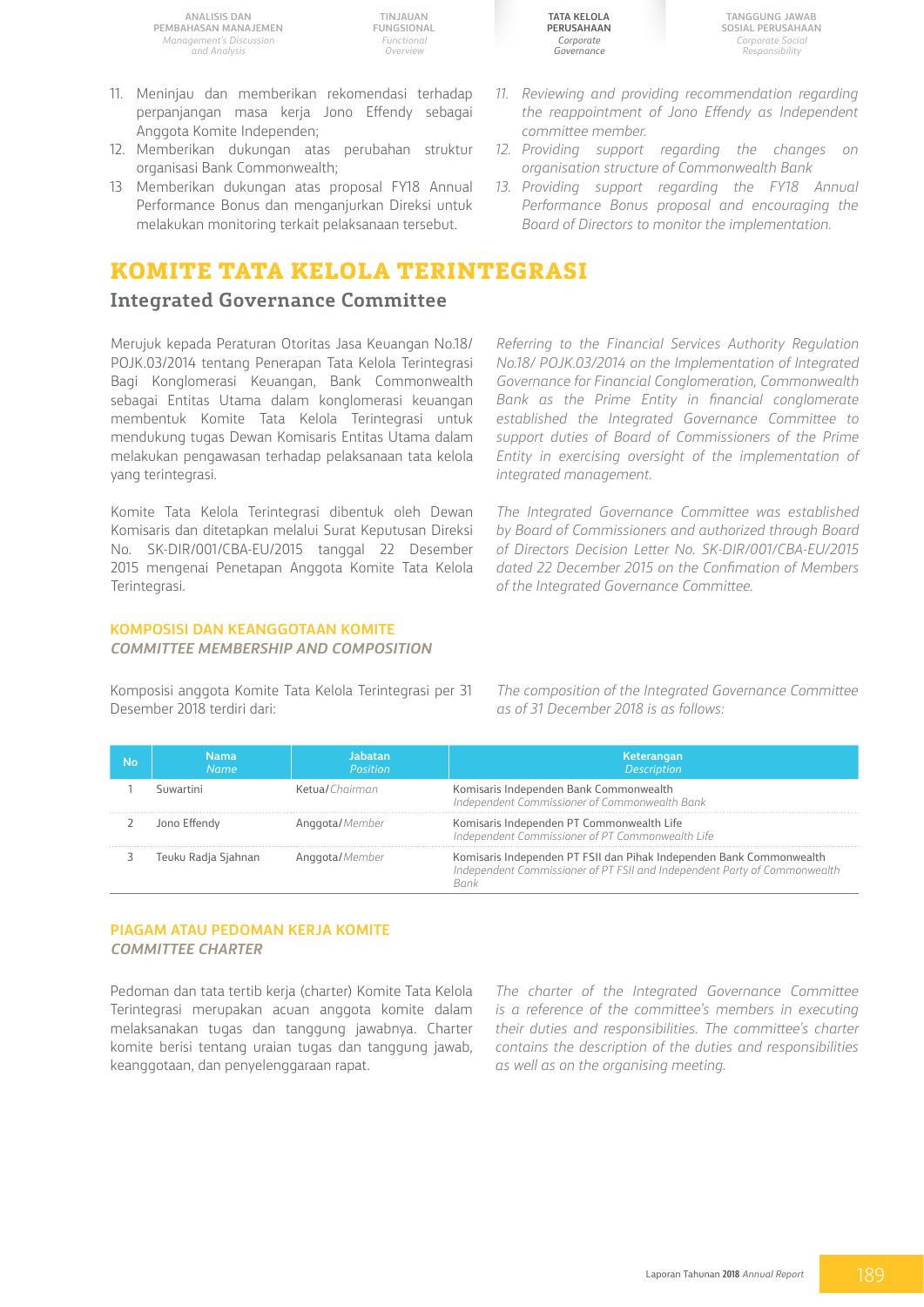11. Meninjau dan memberikan rekomendasi terhadap perpanjangan masa kerja Jono Effendy sebagai Anggota Komite Independen;
12. Memberikan dukungan atas perubahan struktur organisasi Bank Commonwealth;
13. Memberikan dukungan atas proposal FY18 Annual Performance Bonus dan menganjurkan Direksi untuk melakukan monitoring terkait pelaksanaan tersebut.

*11. Reviewing and providing recommendation regarding the reappointment of Jono Effendy as Independent committee member.*
*12. Providing support regarding the changes on organisation structure of Commonwealth Bank*
*13. Providing support regarding the FY18 Annual Performance Bonus proposal and encouraging the Board of Directors to monitor the implementation.*

# KOMITE TATA KELOLA TERINTEGRASI

## Integrated Governance Committee

Merujuk kepada Peraturan Otoritas Jasa Keuangan No.18/ POJK.03/2014 tentang Penerapan Tata Kelola Terintegrasi Bagi Konglomerasi Keuangan, Bank Commonwealth sebagai Entitas Utama dalam konglomerasi keuangan membentuk Komite Tata Kelola Terintegrasi untuk mendukung tugas Dewan Komisaris Entitas Utama dalam melakukan pengawasan terhadap pelaksanaan tata kelola yang terintegrasi.

*Referring to the Financial Services Authority Regulation No.18/ POJK.03/2014 on the Implementation of Integrated Governance for Financial Conglomeration, Commonwealth Bank as the Prime Entity in financial conglomerate established the Integrated Governance Committee to support duties of Board of Commissioners of the Prime Entity in exercising oversight of the implementation of integrated management.*

Komite Tata Kelola Terintegrasi dibentuk oleh Dewan Komisaris dan ditetapkan melalui Surat Keputusan Direksi No. SK-DIR/001/CBA-EU/2015 tanggal 22 Desember 2015 mengenai Penetapan Anggota Komite Tata Kelola Terintegrasi.

*The Integrated Governance Committee was established by Board of Commissioners and authorized through Board of Directors Decision Letter No. SK-DIR/001/CBA-EU/2015 dated 22 December 2015 on the Confimation of Members of the Integrated Governance Committee.*

### KOMPOSISI DAN KEANGGOTAAN KOMITE
### *COMMITTEE MEMBERSHIP AND COMPOSITION*

Komposisi anggota Komite Tata Kelola Terintegrasi per 31 Desember 2018 terdiri dari:

*The composition of the Integrated Governance Committee as of 31 December 2018 is as follows:*

| No | Nama *Name* | Jabatan *Position* | Keterangan *Description* |
|---|---|---|---|
| 1 | Suwartini | Ketua/*Chairman* | Komisaris Independen Bank Commonwealth *Independent Commissioner of Commonwealth Bank* |
| 2 | Jono Effendy | Anggota/*Member* | Komisaris Independen PT Commonwealth Life *Independent Commissioner of PT Commonwealth Life* |
| 3 | Teuku Radja Sjahnan | Anggota/*Member* | Komisaris Independen PT FSII dan Pihak Independen Bank Commonwealth *Independent Commissioner of PT FSII and Independent Party of Commonwealth Bank* |

### PIAGAM ATAU PEDOMAN KERJA KOMITE
### *COMMITTEE CHARTER*

Pedoman dan tata tertib kerja (charter) Komite Tata Kelola Terintegrasi merupakan acuan anggota komite dalam melaksanakan tugas dan tanggung jawabnya. Charter komite berisi tentang uraian tugas dan tanggung jawab, keanggotaan, dan penyelenggaraan rapat.

*The charter of the Integrated Governance Committee is a reference of the committee's members in executing their duties and responsibilities. The committee's charter contains the description of the duties and responsibilities as well as on the organising meeting.*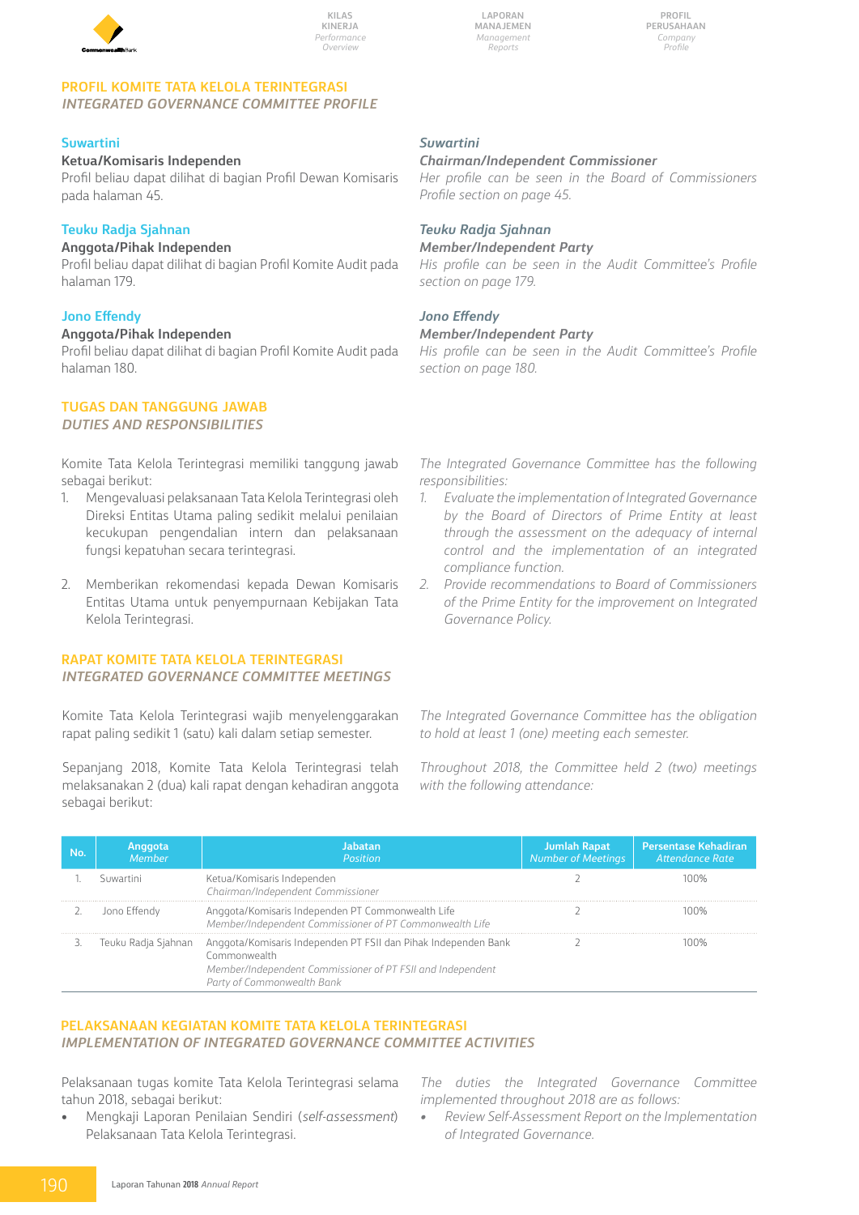## PROFIL KOMITE TATA KELOLA TERINTEGRASI
## *INTEGRATED GOVERNANCE COMMITTEE PROFILE*

### Suwartini

**Ketua/Komisaris Independen**

Profil beliau dapat dilihat di bagian Profil Dewan Komisaris pada halaman 45.

### Teuku Radja Sjahnan

**Anggota/Pihak Independen**

Profil beliau dapat dilihat di bagian Profil Komite Audit pada halaman 179.

### Jono Effendy

**Anggota/Pihak Independen**

Profil beliau dapat dilihat di bagian Profil Komite Audit pada halaman 180.

### *Suwartini*

***Chairman/Independent Commissioner***

*Her profile can be seen in the Board of Commissioners Profile section on page 45.*

### *Teuku Radja Sjahnan*

***Member/Independent Party***

*His profile can be seen in the Audit Committee's Profile section on page 179.*

### *Jono Effendy*

***Member/Independent Party***

*His profile can be seen in the Audit Committee's Profile section on page 180.*

## TUGAS DAN TANGGUNG JAWAB
## *DUTIES AND RESPONSIBILITIES*

Komite Tata Kelola Terintegrasi memiliki tanggung jawab sebagai berikut:

1. Mengevaluasi pelaksanaan Tata Kelola Terintegrasi oleh Direksi Entitas Utama paling sedikit melalui penilaian kecukupan pengendalian intern dan pelaksanaan fungsi kepatuhan secara terintegrasi.
2. Memberikan rekomendasi kepada Dewan Komisaris Entitas Utama untuk penyempurnaan Kebijakan Tata Kelola Terintegrasi.

*The Integrated Governance Committee has the following responsibilities:*

1. *Evaluate the implementation of Integrated Governance by the Board of Directors of Prime Entity at least through the assessment on the adequacy of internal control and the implementation of an integrated compliance function.*
2. *Provide recommendations to Board of Commissioners of the Prime Entity for the improvement on Integrated Governance Policy.*

## RAPAT KOMITE TATA KELOLA TERINTEGRASI
## *INTEGRATED GOVERNANCE COMMITTEE MEETINGS*

Komite Tata Kelola Terintegrasi wajib menyelenggarakan rapat paling sedikit 1 (satu) kali dalam setiap semester.

*The Integrated Governance Committee has the obligation to hold at least 1 (one) meeting each semester.*

Sepanjang 2018, Komite Tata Kelola Terintegrasi telah melaksanakan 2 (dua) kali rapat dengan kehadiran anggota sebagai berikut:

*Throughout 2018, the Committee held 2 (two) meetings with the following attendance:*

| No. | Anggota *Member* | Jabatan *Position* | Jumlah Rapat *Number of Meetings* | Persentase Kehadiran *Attendance Rate* |
|---|---|---|---|---|
| 1. | Suwartini | Ketua/Komisaris Independen *Chairman/Independent Commissioner* | 2 | 100% |
| 2. | Jono Effendy | Anggota/Komisaris Independen PT Commonwealth Life *Member/Independent Commissioner of PT Commonwealth Life* | 2 | 100% |
| 3. | Teuku Radja Sjahnan | Anggota/Komisaris Independen PT FSII dan Pihak Independen Bank Commonwealth *Member/Independent Commissioner of PT FSII and Independent Party of Commonwealth Bank* | 2 | 100% |

## PELAKSANAAN KEGIATAN KOMITE TATA KELOLA TERINTEGRASI
## *IMPLEMENTATION OF INTEGRATED GOVERNANCE COMMITTEE ACTIVITIES*

Pelaksanaan tugas komite Tata Kelola Terintegrasi selama tahun 2018, sebagai berikut:

- Mengkaji Laporan Penilaian Sendiri (*self-assessment*) Pelaksanaan Tata Kelola Terintegrasi.

*The duties the Integrated Governance Committee implemented throughout 2018 are as follows:*

- *Review Self-Assessment Report on the Implementation of Integrated Governance.*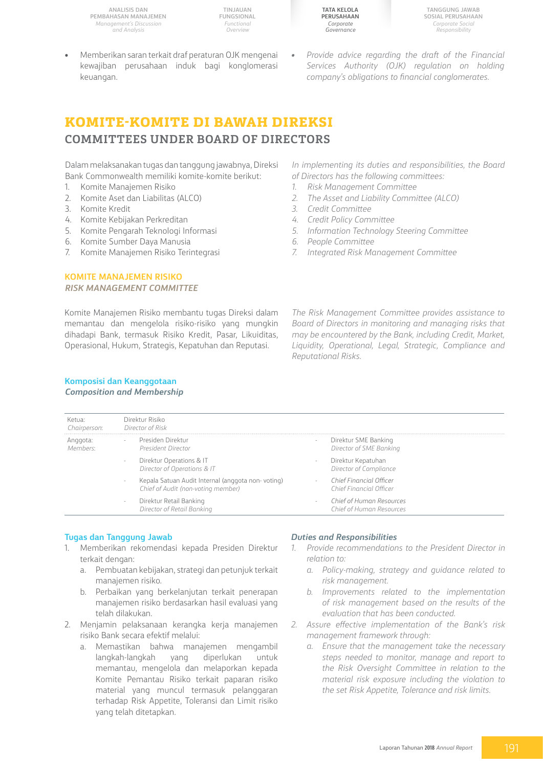- Memberikan saran terkait draf peraturan OJK mengenai kewajiban perusahaan induk bagi konglomerasi keuangan.

- *Provide advice regarding the draft of the Financial Services Authority (OJK) regulation on holding company's obligations to financial conglomerates.*

# KOMITE-KOMITE DI BAWAH DIREKSI
# COMMITTEES UNDER BOARD OF DIRECTORS

Dalam melaksanakan tugas dan tanggung jawabnya, Direksi Bank Commonwealth memiliki komite-komite berikut:

1. Komite Manajemen Risiko
2. Komite Aset dan Liabilitas (ALCO)
3. Komite Kredit
4. Komite Kebijakan Perkreditan
5. Komite Pengarah Teknologi Informasi
6. Komite Sumber Daya Manusia
7. Komite Manajemen Risiko Terintegrasi

*In implementing its duties and responsibilities, the Board of Directors has the following committees:*

1. *Risk Management Committee*
2. *The Asset and Liability Committee (ALCO)*
3. *Credit Committee*
4. *Credit Policy Committee*
5. *Information Technology Steering Committee*
6. *People Committee*
7. *Integrated Risk Management Committee*

## KOMITE MANAJEMEN RISIKO
## *RISK MANAGEMENT COMMITTEE*

Komite Manajemen Risiko membantu tugas Direksi dalam memantau dan mengelola risiko-risiko yang mungkin dihadapi Bank, termasuk Risiko Kredit, Pasar, Likuiditas, Operasional, Hukum, Strategis, Kepatuhan dan Reputasi.

*The Risk Management Committee provides assistance to Board of Directors in monitoring and managing risks that may be encountered by the Bank, including Credit, Market, Liquidity, Operational, Legal, Strategic, Compliance and Reputational Risks.*

### Komposisi dan Keanggotaan
### *Composition and Membership*

| | | |
|---|---|---|
| Ketua: *Chairperson:* | Direktur Risiko *Director of Risk* | |
| Anggota: *Members:* | - Presiden Direktur *President Director* | - Direktur SME Banking *Director of SME Banking* |
| | - Direktur Operations & IT *Director of Operations & IT* | - Direktur Kepatuhan *Director of Compliance* |
| | - Kepala Satuan Audit Internal (anggota non- voting) *Chief of Audit (non-voting member)* | - *Chief Financial Officer* *Chief Financial Officer* |
| | - Direktur Retail Banking *Director of Retail Banking* | - *Chief of Human Resources* *Chief of Human Resources* |

### Tugas dan Tanggung Jawab

1. Memberikan rekomendasi kepada Presiden Direktur terkait dengan:
   a. Pembuatan kebijakan, strategi dan petunjuk terkait manajemen risiko.
   b. Perbaikan yang berkelanjutan terkait penerapan manajemen risiko berdasarkan hasil evaluasi yang telah dilakukan.
2. Menjamin pelaksanaan kerangka kerja manajemen risiko Bank secara efektif melalui:
   a. Memastikan bahwa manajemen mengambil langkah-langkah yang diperlukan untuk memantau, mengelola dan melaporkan kepada Komite Pemantau Risiko terkait paparan risiko material yang muncul termasuk pelanggaran terhadap Risk Appetite, Toleransi dan Limit risiko yang telah ditetapkan.

### *Duties and Responsibilities*

1. *Provide recommendations to the President Director in relation to:*
   a. *Policy-making, strategy and guidance related to risk management.*
   b. *Improvements related to the implementation of risk management based on the results of the evaluation that has been conducted.*
2. *Assure effective implementation of the Bank's risk management framework through:*
   a. *Ensure that the management take the necessary steps needed to monitor, manage and report to the Risk Oversight Committee in relation to the material risk exposure including the violation to the set Risk Appetite, Tolerance and risk limits.*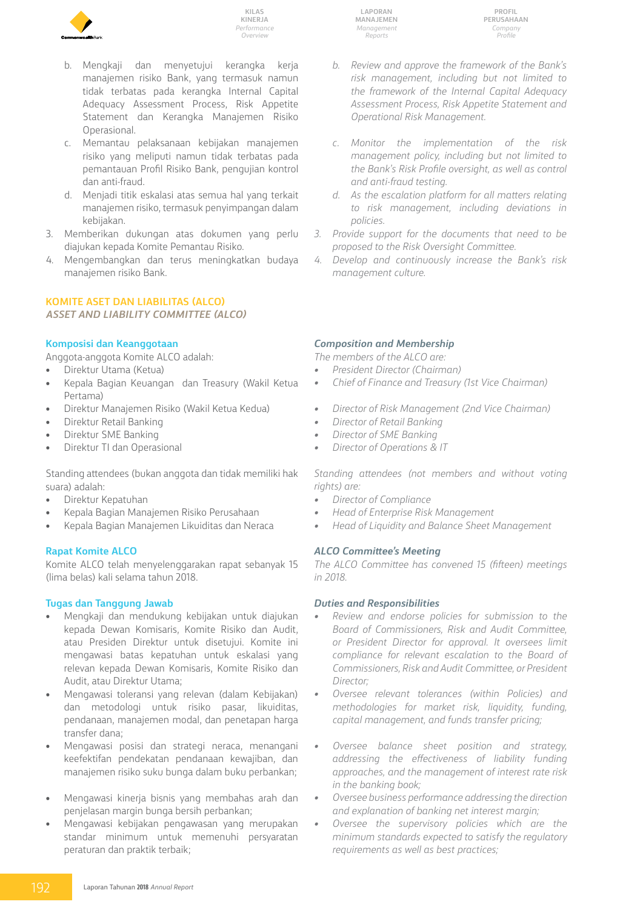b. Mengkaji dan menyetujui kerangka kerja manajemen risiko Bank, yang termasuk namun tidak terbatas pada kerangka Internal Capital Adequacy Assessment Process, Risk Appetite Statement dan Kerangka Manajemen Risiko Operasional.
c. Memantau pelaksanaan kebijakan manajemen risiko yang meliputi namun tidak terbatas pada pemantauan Profil Risiko Bank, pengujian kontrol dan anti-fraud.
d. Menjadi titik eskalasi atas semua hal yang terkait manajemen risiko, termasuk penyimpangan dalam kebijakan.

3. Memberikan dukungan atas dokumen yang perlu diajukan kepada Komite Pemantau Risiko.
4. Mengembangkan dan terus meningkatkan budaya manajemen risiko Bank.

*b. Review and approve the framework of the Bank's risk management, including but not limited to the framework of the Internal Capital Adequacy Assessment Process, Risk Appetite Statement and Operational Risk Management.*
*c. Monitor the implementation of the risk management policy, including but not limited to the Bank's Risk Profile oversight, as well as control and anti-fraud testing.*
*d. As the escalation platform for all matters relating to risk management, including deviations in policies.*

*3. Provide support for the documents that need to be proposed to the Risk Oversight Committee.*
*4. Develop and continuously increase the Bank's risk management culture.*

## KOMITE ASET DAN LIABILITAS (ALCO)
## *ASSET AND LIABILITY COMMITTEE (ALCO)*

### Komposisi dan Keanggotaan

Anggota-anggota Komite ALCO adalah:

- Direktur Utama (Ketua)
- Kepala Bagian Keuangan dan Treasury (Wakil Ketua Pertama)
- Direktur Manajemen Risiko (Wakil Ketua Kedua)
- Direktur Retail Banking
- Direktur SME Banking
- Direktur TI dan Operasional

Standing attendees (bukan anggota dan tidak memiliki hak suara) adalah:

- Direktur Kepatuhan
- Kepala Bagian Manajemen Risiko Perusahaan
- Kepala Bagian Manajemen Likuiditas dan Neraca

### *Composition and Membership*

*The members of the ALCO are:*

- *President Director (Chairman)*
- *Chief of Finance and Treasury (1st Vice Chairman)*
- *Director of Risk Management (2nd Vice Chairman)*
- *Director of Retail Banking*
- *Director of SME Banking*
- *Director of Operations & IT*

*Standing attendees (not members and without voting rights) are:*

- *Director of Compliance*
- *Head of Enterprise Risk Management*
- *Head of Liquidity and Balance Sheet Management*

### Rapat Komite ALCO

Komite ALCO telah menyelenggarakan rapat sebanyak 15 (lima belas) kali selama tahun 2018.

### *ALCO Committee's Meeting*

*The ALCO Committee has convened 15 (fifteen) meetings in 2018.*

### Tugas dan Tanggung Jawab

- Mengkaji dan mendukung kebijakan untuk diajukan kepada Dewan Komisaris, Komite Risiko dan Audit, atau Presiden Direktur untuk disetujui. Komite ini mengawasi batas kepatuhan untuk eskalasi yang relevan kepada Dewan Komisaris, Komite Risiko dan Audit, atau Direktur Utama;
- Mengawasi toleransi yang relevan (dalam Kebijakan) dan metodologi untuk risiko pasar, likuiditas, pendanaan, manajemen modal, dan penetapan harga transfer dana;
- Mengawasi posisi dan strategi neraca, menangani keefektifan pendekatan pendanaan kewajiban, dan manajemen risiko suku bunga dalam buku perbankan;
- Mengawasi kinerja bisnis yang membahas arah dan penjelasan margin bunga bersih perbankan;
- Mengawasi kebijakan pengawasan yang merupakan standar minimum untuk memenuhi persyaratan peraturan dan praktik terbaik;

### *Duties and Responsibilities*

- *Review and endorse policies for submission to the Board of Commissioners, Risk and Audit Committee, or President Director for approval. It oversees limit compliance for relevant escalation to the Board of Commissioners, Risk and Audit Committee, or President Director;*
- *Oversee relevant tolerances (within Policies) and methodologies for market risk, liquidity, funding, capital management, and funds transfer pricing;*
- *Oversee balance sheet position and strategy, addressing the effectiveness of liability funding approaches, and the management of interest rate risk in the banking book;*
- *Oversee business performance addressing the direction and explanation of banking net interest margin;*
- *Oversee the supervisory policies which are the minimum standards expected to satisfy the regulatory requirements as well as best practices;*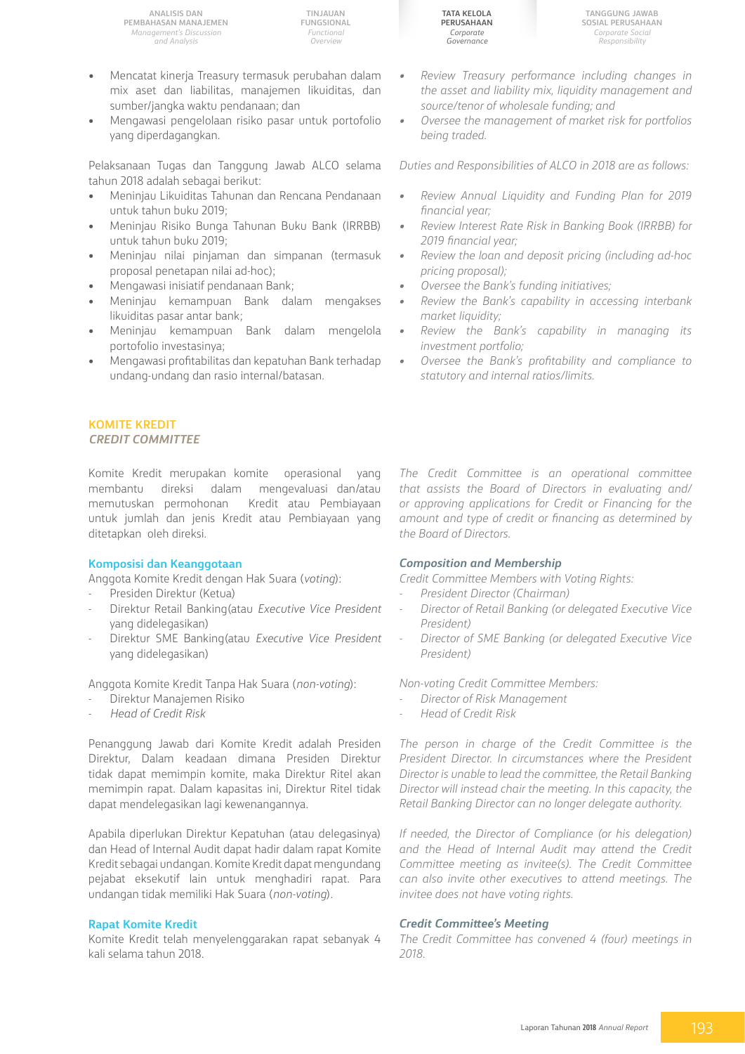- Mencatat kinerja Treasury termasuk perubahan dalam mix aset dan liabilitas, manajemen likuiditas, dan sumber/jangka waktu pendanaan; dan
- Mengawasi pengelolaan risiko pasar untuk portofolio yang diperdagangkan.

*- Review Treasury performance including changes in the asset and liability mix, liquidity management and source/tenor of wholesale funding; and*
*- Oversee the management of market risk for portfolios being traded.*

Pelaksanaan Tugas dan Tanggung Jawab ALCO selama tahun 2018 adalah sebagai berikut:

- Meninjau Likuiditas Tahunan dan Rencana Pendanaan untuk tahun buku 2019;
- Meninjau Risiko Bunga Tahunan Buku Bank (IRRBB) untuk tahun buku 2019;
- Meninjau nilai pinjaman dan simpanan (termasuk proposal penetapan nilai ad-hoc);
- Mengawasi inisiatif pendanaan Bank;
- Meninjau kemampuan Bank dalam mengakses likuiditas pasar antar bank;
- Meninjau kemampuan Bank dalam mengelola portofolio investasinya;
- Mengawasi profitabilitas dan kepatuhan Bank terhadap undang-undang dan rasio internal/batasan.

*Duties and Responsibilities of ALCO in 2018 are as follows:*

*- Review Annual Liquidity and Funding Plan for 2019 financial year;*
*- Review Interest Rate Risk in Banking Book (IRRBB) for 2019 financial year;*
*- Review the loan and deposit pricing (including ad-hoc pricing proposal);*
*- Oversee the Bank's funding initiatives;*
*- Review the Bank's capability in accessing interbank market liquidity;*
*- Review the Bank's capability in managing its investment portfolio;*
*- Oversee the Bank's profitability and compliance to statutory and internal ratios/limits.*

## KOMITE KREDIT
## *CREDIT COMMITTEE*

Komite Kredit merupakan komite operasional yang membantu direksi dalam mengevaluasi dan/atau memutuskan permohonan Kredit atau Pembiayaan untuk jumlah dan jenis Kredit atau Pembiayaan yang ditetapkan oleh direksi.

*The Credit Committee is an operational committee that assists the Board of Directors in evaluating and/or approving applications for Credit or Financing for the amount and type of credit or financing as determined by the Board of Directors.*

### Komposisi dan Keanggotaan

Anggota Komite Kredit dengan Hak Suara (*voting*):

- Presiden Direktur (Ketua)
- Direktur Retail Banking(atau *Executive Vice President* yang didelegasikan)
- Direktur SME Banking(atau *Executive Vice President* yang didelegasikan)

Anggota Komite Kredit Tanpa Hak Suara (*non-voting*):

- Direktur Manajemen Risiko
- *Head of Credit Risk*

Penanggung Jawab dari Komite Kredit adalah Presiden Direktur, Dalam keadaan dimana Presiden Direktur tidak dapat memimpin komite, maka Direktur Ritel akan memimpin rapat. Dalam kapasitas ini, Direktur Ritel tidak dapat mendelegasikan lagi kewenangannya.

Apabila diperlukan Direktur Kepatuhan (atau delegasinya) dan Head of Internal Audit dapat hadir dalam rapat Komite Kredit sebagai undangan. Komite Kredit dapat mengundang pejabat eksekutif lain untuk menghadiri rapat. Para undangan tidak memiliki Hak Suara (*non-voting*).

### *Composition and Membership*

*Credit Committee Members with Voting Rights:*

*- Director (Chairman)*

- Mencatat kinerja Treasury termasuk perubahan dalam mix aset dan liabilitas, manajemen likuiditas, dan sumber/jangka waktu pendanaan; dan
- Mengawasi pengelolaan risiko pasar untuk portofolio yang diperdagangkan.

*- Review Treasury performance including changes in the asset and liability mix, liquidity management and source/tenor of wholesale funding; and*
*- Oversee the management of market risk for portfolios being traded.*

Pelaksanaan Tugas dan Tanggung Jawab ALCO selama tahun 2018 adalah sebagai berikut:

- Meninjau Likuiditas Tahunan dan Rencana Pendanaan untuk tahun buku 2019;
- Meninjau Risiko Bunga Tahunan Buku Bank (IRRBB) untuk tahun buku 2019;
- Meninjau nilai pinjaman dan simpanan (termasuk proposal penetapan nilai ad-hoc);
- Mengawasi inisiatif pendanaan Bank;
- Meninjau kemampuan Bank dalam mengakses likuiditas pasar antar bank;
- Meninjau kemampuan Bank dalam mengelola portofolio investasinya;
- Mengawasi profitabilitas dan kepatuhan Bank terhadap undang-undang dan rasio internal/batasan.

*Duties and Responsibilities of ALCO in 2018 are as follows:*

*- Review Annual Liquidity and Funding Plan for 2019 financial year;*
*- Review Interest Rate Risk in Banking Book (IRRBB) for 2019 financial year;*
*- Review the loan and deposit pricing (including ad-hoc pricing proposal);*
*- Oversee the Bank's funding initiatives;*
*- Review the Bank's capability in accessing interbank market liquidity;*
*- Review the Bank's capability in managing its investment portfolio;*
*- Oversee the Bank's profitability and compliance to statutory and internal ratios/limits.*

## KOMITE KREDIT
## *CREDIT COMMITTEE*

Komite Kredit merupakan komite operasional yang membantu direksi dalam mengevaluasi dan/atau memutuskan permohonan Kredit atau Pembiayaan untuk jumlah dan jenis Kredit atau Pembiayaan yang ditetapkan oleh direksi.

*The Credit Committee is an operational committee that assists the Board of Directors in evaluating and/or approving applications for Credit or Financing for the amount and type of credit or financing as determined by the Board of Directors.*

### Komposisi dan Keanggotaan

Anggota Komite Kredit dengan Hak Suara (*voting*):

- Presiden Direktur (Ketua)
- Direktur Retail Banking(atau *Executive Vice President* yang didelegasikan)
- Direktur SME Banking(atau *Executive Vice President* yang didelegasikan)

Anggota Komite Kredit Tanpa Hak Suara (*non-voting*):

- Direktur Manajemen Risiko
- *Head of Credit Risk*

Penanggung Jawab dari Komite Kredit adalah Presiden Direktur, Dalam keadaan dimana Presiden Direktur tidak dapat memimpin komite, maka Direktur Ritel akan memimpin rapat. Dalam kapasitas ini, Direktur Ritel tidak dapat mendelegasikan lagi kewenangannya.

Apabila diperlukan Direktur Kepatuhan (atau delegasinya) dan Head of Internal Audit dapat hadir dalam rapat Komite Kredit sebagai undangan. Komite Kredit dapat mengundang pejabat eksekutif lain untuk menghadiri rapat. Para undangan tidak memiliki Hak Suara (*non-voting*).

### *Composition and Membership*

*Credit Committee Members with Voting Rights:*

*- President Director (Chairman)*
*- Director of Retail Banking (or delegated Executive Vice President)*
*- Director of SME Banking (or delegated Executive Vice President)*

*Non-voting Credit Committee Members:*

*- Director of Risk Management*
*- Head of Credit Risk*

*The person in charge of the Credit Committee is the President Director. In circumstances where the President Director is unable to lead the committee, the Retail Banking Director will instead chair the meeting. In this capacity, the Retail Banking Director can no longer delegate authority.*

*If needed, the Director of Compliance (or his delegation) and the Head of Internal Audit may attend the Credit Committee meeting as invitee(s). The Credit Committee can also invite other executives to attend meetings. The invitee does not have voting rights.*

### Rapat Komite Kredit

Komite Kredit telah menyelenggarakan rapat sebanyak 4 kali selama tahun 2018.

### *Credit Committee's Meeting*

*The Credit Committee has convened 4 (four) meetings in 2018.*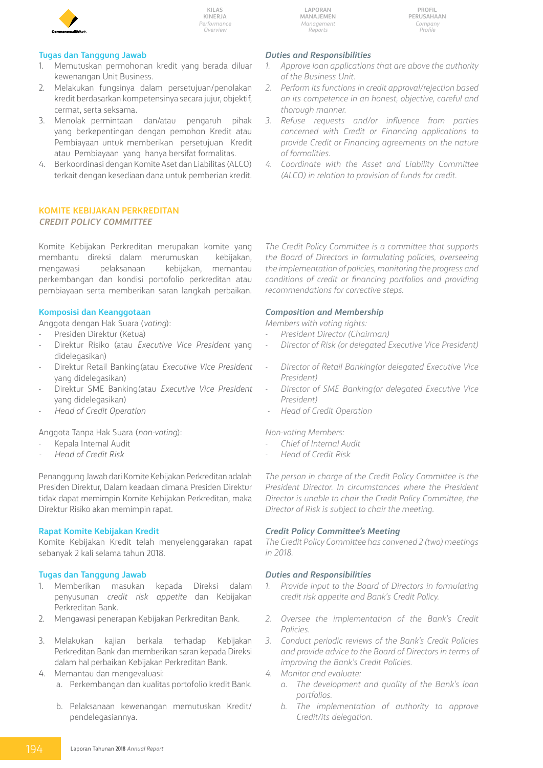### Tugas dan Tanggung Jawab

1. Memutuskan permohonan kredit yang berada diluar kewenangan Unit Business.
2. Melakukan fungsinya dalam persetujuan/penolakan kredit berdasarkan kompetensinya secara jujur, objektif, cermat, serta seksama.
3. Menolak permintaan dan/atau pengaruh pihak yang berkepentingan dengan pemohon Kredit atau Pembiayaan untuk memberikan persetujuan Kredit atau Pembiayaan yang hanya bersifat formalitas.
4. Berkoordinasi dengan Komite Aset dan Liabilitas (ALCO) terkait dengan kesediaan dana untuk pemberian kredit.

### *Duties and Responsibilities*

1. *Approve loan applications that are above the authority of the Business Unit.*
2. *Perform its functions in credit approval/rejection based on its competence in an honest, objective, careful and thorough manner.*
3. *Refuse requests and/or influence from parties concerned with Credit or Financing applications to provide Credit or Financing agreements on the nature of formalities.*
4. *Coordinate with the Asset and Liability Committee (ALCO) in relation to provision of funds for credit.*

## KOMITE KEBIJAKAN PERKREDITAN
## *CREDIT POLICY COMMITTEE*

Komite Kebijakan Perkreditan merupakan komite yang membantu direksi dalam merumuskan kebijakan, mengawasi pelaksanaan kebijakan, memantau perkembangan dan kondisi portofolio perkreditan atau pembiayaan serta memberikan saran langkah perbaikan.

*The Credit Policy Committee is a committee that supports the Board of Directors in formulating policies, overseeing the implementation of policies, monitoring the progress and conditions of credit or financing portfolios and providing recommendations for corrective steps.*

### Komposisi dan Keanggotaan

Anggota dengan Hak Suara (*voting*):

- Presiden Direktur (Ketua)
- Direktur Risiko (atau *Executive Vice President* yang didelegasikan)
- Direktur Retail Banking(atau *Executive Vice President* yang didelegasikan)
- Direktur SME Banking(atau *Executive Vice President* yang didelegasikan)
- *Head of Credit Operation*

Anggota Tanpa Hak Suara (*non-voting*):

- Kepala Internal Audit
- *Head of Credit Risk*

Penanggung Jawab dari Komite Kebijakan Perkreditan adalah Presiden Direktur, Dalam keadaan dimana Presiden Direktur tidak dapat memimpin Komite Kebijakan Perkreditan, maka Direktur Risiko akan memimpin rapat.

### *Composition and Membership*

*Members with voting rights:*

- *President Director (Chairman)*
- *Director of Risk (or delegated Executive Vice President)*
- *Director of Retail Banking(or delegated Executive Vice President)*
- *Director of SME Banking(or delegated Executive Vice President)*
- *Head of Credit Operation*

*Non-voting Members:*

- *Chief of Internal Audit*
- *Head of Credit Risk*

*The person in charge of the Credit Policy Committee is the President Director. In circumstances where the President Director is unable to chair the Credit Policy Committee, the Director of Risk is subject to chair the meeting.*

### Rapat Komite Kebijakan Kredit

Komite Kebijakan Kredit telah menyelenggarakan rapat sebanyak 2 kali selama tahun 2018.

### *Credit Policy Committee's Meeting*

*The Credit Policy Committee has convened 2 (two) meetings in 2018.*

### Tugas dan Tanggung Jawab

1. Memberikan masukan kepada Direksi dalam penyusunan *credit risk appetite* dan Kebijakan Perkreditan Bank.
2. Mengawasi penerapan Kebijakan Perkreditan Bank.
3. Melakukan kajian berkala terhadap Kebijakan Perkreditan Bank dan memberikan saran kepada Direksi dalam hal perbaikan Kebijakan Perkreditan Bank.
4. Memantau dan mengevaluasi:
   a. Perkembangan dan kualitas portofolio kredit Bank.
   b. Pelaksanaan kewenangan memutuskan Kredit/pendelegasiannya.

### *Duties and Responsibilities*

1. *Provide input to the Board of Directors in formulating credit risk appetite and Bank's Credit Policy.*
2. *Oversee the implementation of the Bank's Credit Policies.*
3. *Conduct periodic reviews of the Bank's Credit Policies and provide advice to the Board of Directors in terms of improving the Bank's Credit Policies.*
4. *Monitor and evaluate:*
   a. *The development and quality of the Bank's loan portfolios.*
   b. *The implementation of authority to approve Credit/its delegation.*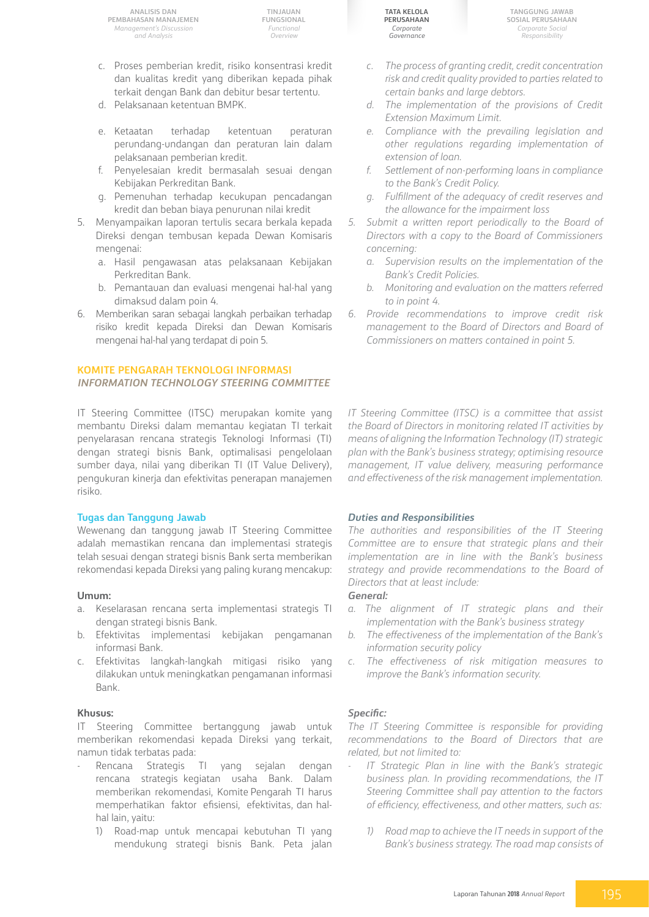c. Proses pemberian kredit, risiko konsentrasi kredit dan kualitas kredit yang diberikan kepada pihak terkait dengan Bank dan debitur besar tertentu.
d. Pelaksanaan ketentuan BMPK.
e. Ketaatan terhadap ketentuan peraturan perundang-undangan dan peraturan lain dalam pelaksanaan pemberian kredit.
f. Penyelesaian kredit bermasalah sesuai dengan Kebijakan Perkreditan Bank.
g. Pemenuhan terhadap kecukupan pencadangan kredit dan beban biaya penurunan nilai kredit

5. Menyampaikan laporan tertulis secara berkala kepada Direksi dengan tembusan kepada Dewan Komisaris mengenai:
   a. Hasil pengawasan atas pelaksanaan Kebijakan Perkreditan Bank.
   b. Pemantauan dan evaluasi mengenai hal-hal yang dimaksud dalam poin 4.
6. Memberikan saran sebagai langkah perbaikan terhadap risiko kredit kepada Direksi dan Dewan Komisaris mengenai hal-hal yang terdapat di poin 5.

*c. The process of granting credit, credit concentration risk and credit quality provided to parties related to certain banks and large debtors.*
*d. The implementation of the provisions of Credit Extension Maximum Limit.*
*e. Compliance with the prevailing legislation and other regulations regarding implementation of extension of loan.*
*f. Settlement of non-performing loans in compliance to the Bank's Credit Policy.*
*g. Fulfillment of the adequacy of credit reserves and the allowance for the impairment loss*

*5. Submit a written report periodically to the Board of Directors with a copy to the Board of Commissioners concerning:*
   *a. Supervision results on the implementation of the Bank's Credit Policies.*
   *b. Monitoring and evaluation on the matters referred to in point 4.*
*6. Provide recommendations to improve credit risk management to the Board of Directors and Board of Commissioners on matters contained in point 5.*

## KOMITE PENGARAH TEKNOLOGI INFORMASI
## *INFORMATION TECHNOLOGY STEERING COMMITTEE*

IT Steering Committee (ITSC) merupakan komite yang membantu Direksi dalam memantau kegiatan TI terkait penyelarasan rencana strategis Teknologi Informasi (TI) dengan strategi bisnis Bank, optimalisasi pengelolaan sumber daya, nilai yang diberikan TI (IT Value Delivery), pengukuran kinerja dan efektivitas penerapan manajemen risiko.

*IT Steering Committee (ITSC) is a committee that assist the Board of Directors in monitoring related IT activities by means of aligning the Information Technology (IT) strategic plan with the Bank's business strategy; optimising resource management, IT value delivery, measuring performance and effectiveness of the risk management implementation.*

### Tugas dan Tanggung Jawab

Wewenang dan tanggung jawab IT Steering Committee adalah memastikan rencana dan implementasi strategis telah sesuai dengan strategi bisnis Bank serta memberikan rekomendasi kepada Direksi yang paling kurang mencakup:

**Umum:**

a. Keselarasan rencana serta implementasi strategis TI dengan strategi bisnis Bank.
b. Efektivitas implementasi kebijakan pengamanan informasi Bank.
c. Efektivitas langkah-langkah mitigasi risiko yang dilakukan untuk meningkatkan pengamanan informasi Bank.

**Khusus:**

IT Steering Committee bertanggung jawab untuk memberikan rekomendasi kepada Direksi yang terkait, namun tidak terbatas pada:

- Rencana Strategis TI yang sejalan dengan rencana strategis kegiatan usaha Bank. Dalam memberikan rekomendasi, Komite Pengarah TI harus memperhatikan faktor efisiensi, efektivitas, dan hal-hal lain, yaitu:
   1) Road-map untuk mencapai kebutuhan TI yang mendukung strategi bisnis Bank. Peta jalan

### *Duties and Responsibilities*

*The authorities and responsibilities of the IT Steering Committee are to ensure that strategic plans and their implementation are in line with the Bank's business strategy and provide recommendations to the Board of Directors that at least include:*

***General:***

*a. The alignment of IT strategic plans and their implementation with the Bank's business strategy*
*b. The effectiveness of the implementation of the Bank's information security policy*
*c. The effectiveness of risk mitigation measures to improve the Bank's information security.*

***Specific:***

*The IT Steering Committee is responsible for providing recommendations to the Board of Directors that are related, but not limited to:*

- *IT Strategic Plan in line with the Bank's strategic business plan. In providing recommendations, the IT Steering Committee shall pay attention to the factors of efficiency, effectiveness, and other matters, such as:*
   *1) Road map to achieve the IT needs in support of the Bank's business strategy. The road map consists of*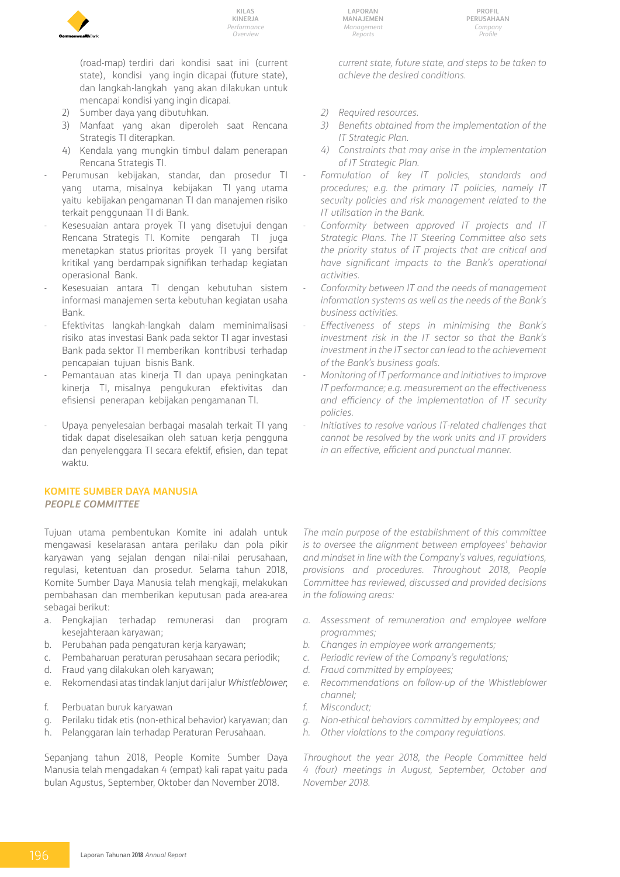(road-map) terdiri dari kondisi saat ini (current state), kondisi yang ingin dicapai (future state), dan langkah-langkah yang akan dilakukan untuk mencapai kondisi yang ingin dicapai.

2) Sumber daya yang dibutuhkan.
3) Manfaat yang akan diperoleh saat Rencana Strategis TI diterapkan.
4) Kendala yang mungkin timbul dalam penerapan Rencana Strategis TI.

- Perumusan kebijakan, standar, dan prosedur TI yang utama, misalnya kebijakan TI yang utama yaitu kebijakan pengamanan TI dan manajemen risiko terkait penggunaan TI di Bank.
- Kesesuaian antara proyek TI yang disetujui dengan Rencana Strategis TI. Komite pengarah TI juga menetapkan status prioritas proyek TI yang bersifat kritikal yang berdampak signifikan terhadap kegiatan operasional Bank.
- Kesesuaian antara TI dengan kebutuhan sistem informasi manajemen serta kebutuhan kegiatan usaha Bank.
- Efektivitas langkah-langkah dalam meminimalisasi risiko atas investasi Bank pada sektor TI agar investasi Bank pada sektor TI memberikan kontribusi terhadap pencapaian tujuan bisnis Bank.
- Pemantauan atas kinerja TI dan upaya peningkatan kinerja TI, misalnya pengukuran efektivitas dan efisiensi penerapan kebijakan pengamanan TI.
- Upaya penyelesaian berbagai masalah terkait TI yang tidak dapat diselesaikan oleh satuan kerja pengguna dan penyelenggara TI secara efektif, efisien, dan tepat waktu.

*current state, future state, and steps to be taken to achieve the desired conditions.*

*2) Required resources.*
*3) Benefits obtained from the implementation of the IT Strategic Plan.*
*4) Constraints that may arise in the implementation of IT Strategic Plan.*

- *Formulation of key IT policies, standards and procedures; e.g. the primary IT policies, namely IT security policies and risk management related to the IT utilisation in the Bank.*
- *Conformity between approved IT projects and IT Strategic Plans. The IT Steering Committee also sets the priority status of IT projects that are critical and have significant impacts to the Bank's operational activities.*
- *Conformity between IT and the needs of management information systems as well as the needs of the Bank's business activities.*
- *Effectiveness of steps in minimising the Bank's investment risk in the IT sector so that the Bank's investment in the IT sector can lead to the achievement of the Bank's business goals.*
- *Monitoring of IT performance and initiatives to improve IT performance; e.g. measurement on the effectiveness and efficiency of the implementation of IT security policies.*
- *Initiatives to resolve various IT-related challenges that cannot be resolved by the work units and IT providers in an effective, efficient and punctual manner.*

## KOMITE SUMBER DAYA MANUSIA
## *PEOPLE COMMITTEE*

Tujuan utama pembentukan Komite ini adalah untuk mengawasi keselarasan antara perilaku dan pola pikir karyawan yang sejalan dengan nilai-nilai perusahaan, regulasi, ketentuan dan prosedur. Selama tahun 2018, Komite Sumber Daya Manusia telah mengkaji, melakukan pembahasan dan memberikan keputusan pada area-area sebagai berikut:

a. Pengkajian terhadap remunerasi dan program kesejahteraan karyawan;
b. Perubahan pada pengaturan kerja karyawan;
c. Pembaharuan peraturan perusahaan secara periodik;
d. Fraud yang dilakukan oleh karyawan;
e. Rekomendasi atas tindak lanjut dari jalur *Whistleblower*;
f. Perbuatan buruk karyawan
g. Perilaku tidak etis (non-ethical behavior) karyawan; dan
h. Pelanggaran lain terhadap Peraturan Perusahaan.

Sepanjang tahun 2018, People Komite Sumber Daya Manusia telah mengadakan 4 (empat) kali rapat yaitu pada bulan Agustus, September, Oktober dan November 2018.

*The main purpose of the establishment of this committee is to oversee the alignment between employees' behavior and mindset in line with the Company's values, regulations, provisions and procedures. Throughout 2018, People Committee has reviewed, discussed and provided decisions in the following areas:*

*a. Assessment of remuneration and employee welfare programmes;*
*b. Changes in employee work arrangements;*
*c. Periodic review of the Company's regulations;*
*d. Fraud committed by employees;*
*e. Recommendations on follow-up of the Whistleblower channel;*
*f. Misconduct;*
*g. Non-ethical behaviors committed by employees; and*
*h. Other violations to the company regulations.*

*Throughout the year 2018, the People Committee held 4 (four) meetings in August, September, October and November 2018.*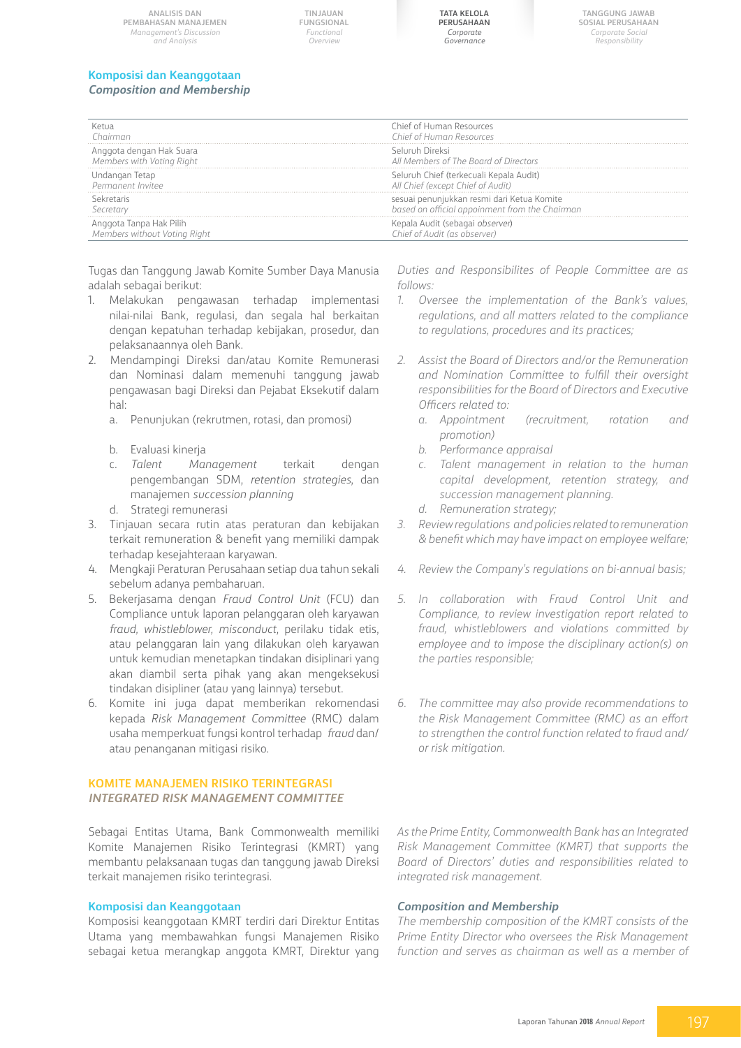### Komposisi dan Keanggotaan
### *Composition and Membership*

| | |
|---|---|
| Ketua<br>*Chairman* | Chief of Human Resources<br>*Chief of Human Resources* |
| Anggota dengan Hak Suara<br>*Members with Voting Right* | Seluruh Direksi<br>*All Members of The Board of Directors* |
| Undangan Tetap<br>*Permanent Invitee* | Seluruh Chief (terkecuali Kepala Audit)<br>*All Chief (except Chief of Audit)* |
| Sekretaris<br>*Secretary* | sesuai penunjukkan resmi dari Ketua Komite<br>*based on official appoinment from the Chairman* |
| Anggota Tanpa Hak Pilih<br>*Members without Voting Right* | Kepala Audit (sebagai *observer*)<br>*Chief of Audit (as observer)* |

Tugas dan Tanggung Jawab Komite Sumber Daya Manusia adalah sebagai berikut:

1. Melakukan pengawasan terhadap implementasi nilai-nilai Bank, regulasi, dan segala hal berkaitan dengan kepatuhan terhadap kebijakan, prosedur, dan pelaksanaannya oleh Bank.
2. Mendampingi Direksi dan/atau Komite Remunerasi dan Nominasi dalam memenuhi tanggung jawab pengawasan bagi Direksi dan Pejabat Eksekutif dalam hal:
   a. Penunjukan (rekrutmen, rotasi, dan promosi)
   b. Evaluasi kinerja
   c. *Talent Management* terkait dengan pengembangan SDM, *retention strategies,* dan manajemen *succession planning*
   d. Strategi remunerasi
3. Tinjauan secara rutin atas peraturan dan kebijakan terkait remuneration & benefit yang memiliki dampak terhadap kesejahteraan karyawan.
4. Mengkaji Peraturan Perusahaan setiap dua tahun sekali sebelum adanya pembaharuan.
5. Bekerjasama dengan *Fraud Control Unit* (FCU) dan Compliance untuk laporan pelanggaran oleh karyawan *fraud, whistleblower, misconduct*, perilaku tidak etis, atau pelanggaran lain yang dilakukan oleh karyawan untuk kemudian menetapkan tindakan disiplinari yang akan diambil serta pihak yang akan mengeksekusi tindakan disipliner (atau yang lainnya) tersebut.
6. Komite ini juga dapat memberikan rekomendasi kepada *Risk Management Committee* (RMC) dalam usaha memperkuat fungsi kontrol terhadap *fraud* dan/ atau penanganan mitigasi risiko.

*Duties and Responsibilites of People Committee are as follows:*

1. *Oversee the implementation of the Bank's values, regulations, and all matters related to the compliance to regulations, procedures and its practices;*
2. *Assist the Board of Directors and/or the Remuneration and Nomination Committee to fulfill their oversight responsibilities for the Board of Directors and Executive Officers related to:*
   a. *Appointment (recruitment, rotation and promotion)*
   b. *Performance appraisal*
   c. *Talent management in relation to the human capital development, retention strategy, and succession management planning.*
   d. *Remuneration strategy;*
3. *Review regulations and policies related to remuneration & benefit which may have impact on employee welfare;*
4. *Review the Company's regulations on bi-annual basis;*
5. *In collaboration with Fraud Control Unit and Compliance, to review investigation report related to fraud, whistleblowers and violations committed by employee and to impose the disciplinary action(s) on the parties responsible;*
6. *The committee may also provide recommendations to the Risk Management Committee (RMC) as an effort to strengthen the control function related to fraud and/ or risk mitigation.*

## KOMITE MANAJEMEN RISIKO TERINTEGRASI
## *INTEGRATED RISK MANAGEMENT COMMITTEE*

Sebagai Entitas Utama, Bank Commonwealth memiliki Komite Manajemen Risiko Terintegrasi (KMRT) yang membantu pelaksanaan tugas dan tanggung jawab Direksi terkait manajemen risiko terintegrasi.

*As the Prime Entity, Commonwealth Bank has an Integrated Risk Management Committee (KMRT) that supports the Board of Directors' duties and responsibilities related to integrated risk management.*

### Komposisi dan Keanggotaan

Komposisi keanggotaan KMRT terdiri dari Direktur Entitas Utama yang membawahkan fungsi Manajemen Risiko sebagai ketua merangkap anggota KMRT, Direktur yang

### *Composition and Membership*

*The membership composition of the KMRT consists of the Prime Entity Director who oversees the Risk Management function and serves as chairman as well as a member of*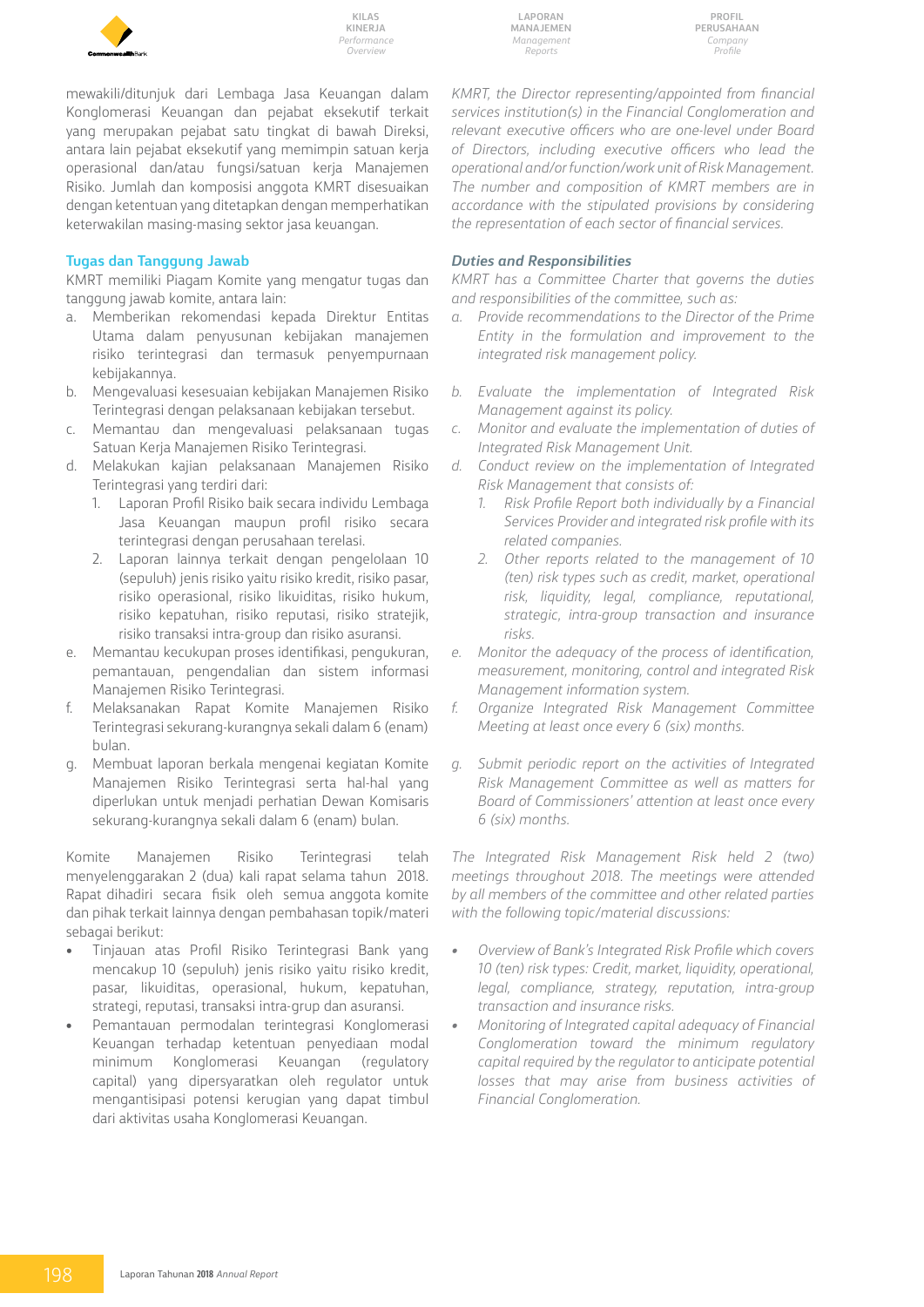mewakili/ditunjuk dari Lembaga Jasa Keuangan dalam Konglomerasi Keuangan dan pejabat eksekutif terkait yang merupakan pejabat satu tingkat di bawah Direksi, antara lain pejabat eksekutif yang memimpin satuan kerja operasional dan/atau fungsi/satuan kerja Manajemen Risiko. Jumlah dan komposisi anggota KMRT disesuaikan dengan ketentuan yang ditetapkan dengan memperhatikan keterwakilan masing-masing sektor jasa keuangan.

### Tugas dan Tanggung Jawab

KMRT memiliki Piagam Komite yang mengatur tugas dan tanggung jawab komite, antara lain:

a. Memberikan rekomendasi kepada Direktur Entitas Utama dalam penyusunan kebijakan manajemen risiko terintegrasi dan termasuk penyempurnaan kebijakannya.
b. Mengevaluasi kesesuaian kebijakan Manajemen Risiko Terintegrasi dengan pelaksanaan kebijakan tersebut.
c. Memantau dan mengevaluasi pelaksanaan tugas Satuan Kerja Manajemen Risiko Terintegrasi.
d. Melakukan kajian pelaksanaan Manajemen Risiko Terintegrasi yang terdiri dari:
    1. Laporan Profil Risiko baik secara individu Lembaga Jasa Keuangan maupun profil risiko secara terintegrasi dengan perusahaan terelasi.
    2. Laporan lainnya terkait dengan pengelolaan 10 (sepuluh) jenis risiko yaitu risiko kredit, risiko pasar, risiko operasional, risiko likuiditas, risiko hukum, risiko kepatuhan, risiko reputasi, risiko stratejik, risiko transaksi intra-group dan risiko asuransi.
e. Memantau kecukupan proses identifikasi, pengukuran, pemantauan, pengendalian dan sistem informasi Manajemen Risiko Terintegrasi.
f. Melaksanakan Rapat Komite Manajemen Risiko Terintegrasi sekurang-kurangnya sekali dalam 6 (enam) bulan.
g. Membuat laporan berkala mengenai kegiatan Komite Manajemen Risiko Terintegrasi serta hal-hal yang diperlukan untuk menjadi perhatian Dewan Komisaris sekurang-kurangnya sekali dalam 6 (enam) bulan.

Komite Manajemen Risiko Terintegrasi telah menyelenggarakan 2 (dua) kali rapat selama tahun 2018. Rapat dihadiri secara fisik oleh semua anggota komite dan pihak terkait lainnya dengan pembahasan topik/materi sebagai berikut:

- Tinjauan atas Profil Risiko Terintegrasi Bank yang mencakup 10 (sepuluh) jenis risiko yaitu risiko kredit, pasar, likuiditas, operasional, hukum, kepatuhan, strategi, reputasi, transaksi intra-grup dan asuransi.
- Pemantauan permodalan terintegrasi Konglomerasi Keuangan terhadap ketentuan penyediaan modal minimum Konglomerasi Keuangan (regulatory capital) yang dipersyaratkan oleh regulator untuk mengantisipasi potensi kerugian yang dapat timbul dari aktivitas usaha Konglomerasi Keuangan.

*KMRT, the Director representing/appointed from financial services institution(s) in the Financial Conglomeration and relevant executive officers who are one-level under Board of Directors, including executive officers who lead the operational and/or function/work unit of Risk Management. The number and composition of KMRT members are in accordance with the stipulated provisions by considering the representation of each sector of financial services.*

### *Duties and Responsibilities*

*KMRT has a Committee Charter that governs the duties and responsibilities of the committee, such as:*

*a. Provide recommendations to the Director of the Prime Entity in the formulation and improvement to the integrated risk management policy.*
*b. Evaluate the implementation of Integrated Risk Management against its policy.*
*c. Monitor and evaluate the implementation of duties of Integrated Risk Management Unit.*
*d. Conduct review on the implementation of Integrated Risk Management that consists of:*
    *1. Risk Profile Report both individually by a Financial Services Provider and integrated risk profile with its related companies.*
    *2. Other reports related to the management of 10 (ten) risk types such as credit, market, operational risk, liquidity, legal, compliance, reputational, strategic, intra-group transaction and insurance risks.*
*e. Monitor the adequacy of the process of identification, measurement, monitoring, control and integrated Risk Management information system.*
*f. Organize Integrated Risk Management Committee Meeting at least once every 6 (six) months.*
*g. Submit periodic report on the activities of Integrated Risk Management Committee as well as matters for Board of Commissioners' attention at least once every 6 (six) months.*

*The Integrated Risk Management Risk held 2 (two) meetings throughout 2018. The meetings were attended by all members of the committee and other related parties with the following topic/material discussions:*

- *Overview of Bank's Integrated Risk Profile which covers 10 (ten) risk types: Credit, market, liquidity, operational, legal, compliance, strategy, reputation, intra-group transaction and insurance risks.*
- *Monitoring of Integrated capital adequacy of Financial Conglomeration toward the minimum regulatory capital required by the regulator to anticipate potential losses that may arise from business activities of Financial Conglomeration.*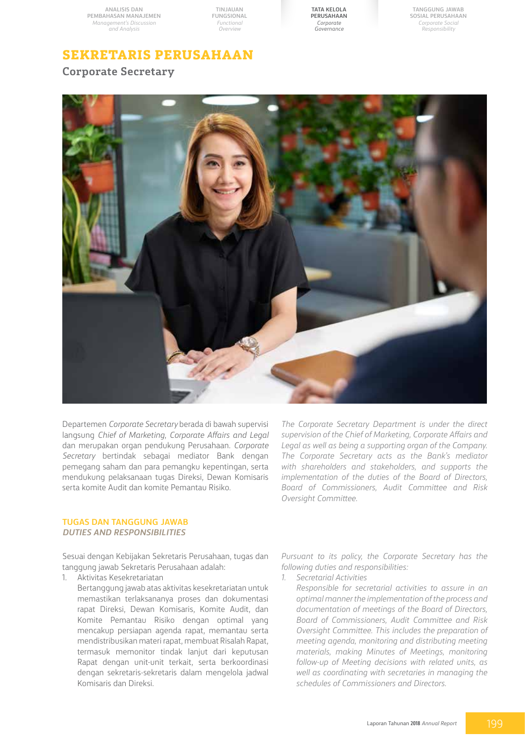# SEKRETARIS PERUSAHAAN

## Corporate Secretary

Departemen *Corporate Secretary* berada di bawah supervisi langsung *Chief of Marketing*, *Corporate Affairs and Legal* dan merupakan organ pendukung Perusahaan. *Corporate Secretary* bertindak sebagai mediator Bank dengan pemegang saham dan para pemangku kepentingan, serta mendukung pelaksanaan tugas Direksi, Dewan Komisaris serta komite Audit dan komite Pemantau Risiko.

*The Corporate Secretary Department is under the direct supervision of the Chief of Marketing, Corporate Affairs and Legal as well as being a supporting organ of the Company. The Corporate Secretary acts as the Bank's mediator with shareholders and stakeholders, and supports the implementation of the duties of the Board of Directors, Board of Commissioners, Audit Committee and Risk Oversight Committee.*

### TUGAS DAN TANGGUNG JAWAB
### *DUTIES AND RESPONSIBILITIES*

Sesuai dengan Kebijakan Sekretaris Perusahaan, tugas dan tanggung jawab Sekretaris Perusahaan adalah:

1. Aktivitas Kesekretariatan
   Bertanggung jawab atas aktivitas kesekretariatan untuk memastikan terlaksananya proses dan dokumentasi rapat Direksi, Dewan Komisaris, Komite Audit, dan Komite Pemantau Risiko dengan optimal yang mencakup persiapan agenda rapat, memantau serta mendistribusikan materi rapat, membuat Risalah Rapat, termasuk memonitor tindak lanjut dari keputusan Rapat dengan unit-unit terkait, serta berkoordinasi dengan sekretaris-sekretaris dalam mengelola jadwal Komisaris dan Direksi.

*Pursuant to its policy, the Corporate Secretary has the following duties and responsibilities:*

1. *Secretarial Activities*
   *Responsible for secretarial activities to assure in an optimal manner the implementation of the process and documentation of meetings of the Board of Directors, Board of Commissioners, Audit Committee and Risk Oversight Committee. This includes the preparation of meeting agenda, monitoring and distributing meeting materials, making Minutes of Meetings, monitoring follow-up of Meeting decisions with related units, as well as coordinating with secretaries in managing the schedules of Commissioners and Directors.*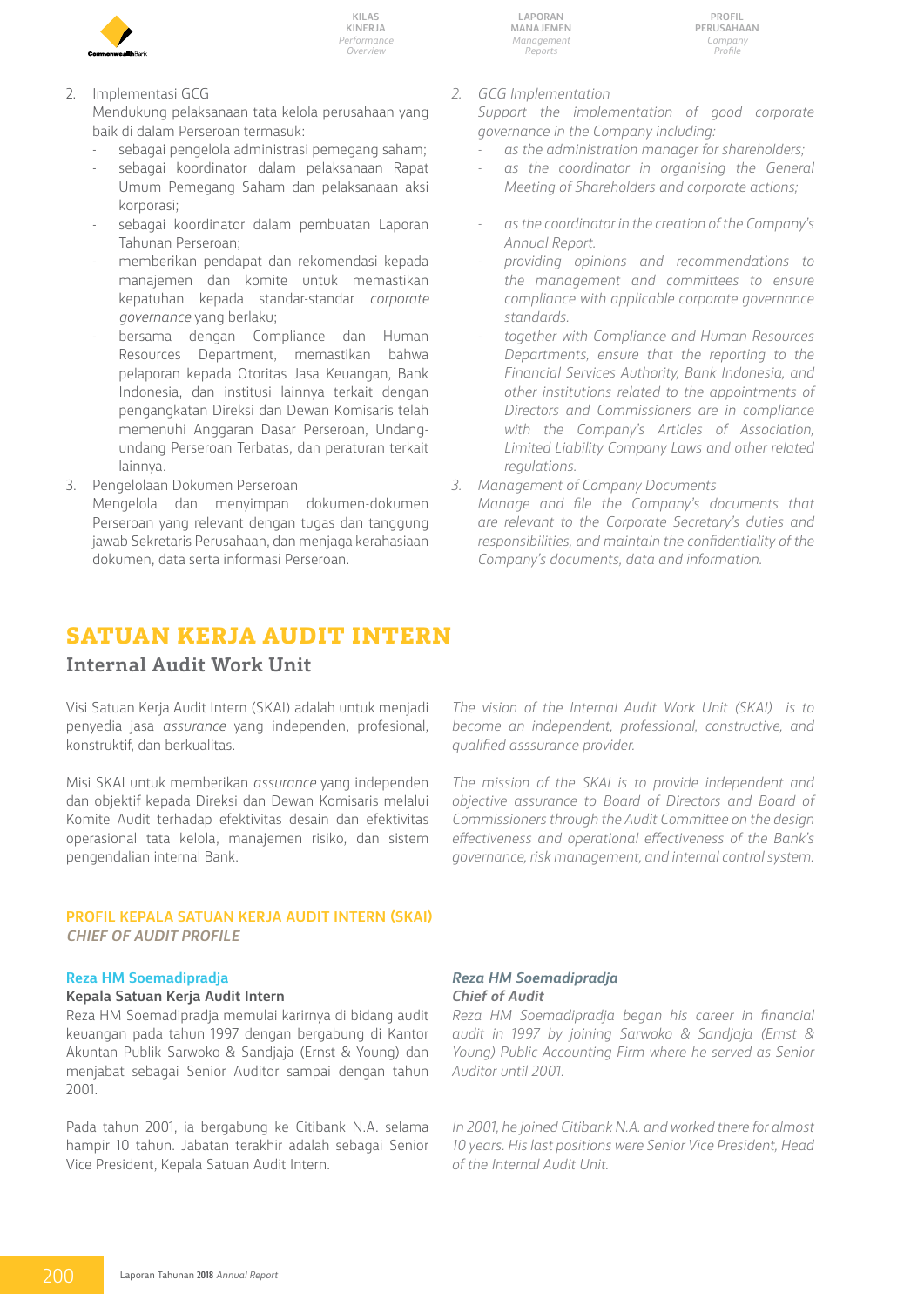2. Implementasi GCG

   Mendukung pelaksanaan tata kelola perusahaan yang baik di dalam Perseroan termasuk:
   - sebagai pengelola administrasi pemegang saham;
   - sebagai koordinator dalam pelaksanaan Rapat Umum Pemegang Saham dan pelaksanaan aksi korporasi;
   - sebagai koordinator dalam pembuatan Laporan Tahunan Perseroan;
   - memberikan pendapat dan rekomendasi kepada manajemen dan komite untuk memastikan kepatuhan kepada standar-standar *corporate governance* yang berlaku;
   - bersama dengan Compliance dan Human Resources Department, memastikan bahwa pelaporan kepada Otoritas Jasa Keuangan, Bank Indonesia, dan institusi lainnya terkait dengan pengangkatan Direksi dan Dewan Komisaris telah memenuhi Anggaran Dasar Perseroan, Undang-undang Perseroan Terbatas, dan peraturan terkait lainnya.

3. Pengelolaan Dokumen Perseroan

   Mengelola dan menyimpan dokumen-dokumen Perseroan yang relevant dengan tugas dan tanggung jawab Sekretaris Perusahaan, dan menjaga kerahasiaan dokumen, data serta informasi Perseroan.

*2. GCG Implementation*

*Support the implementation of good corporate governance in the Company including:*
- *as the administration manager for shareholders;*
- *as the coordinator in organising the General Meeting of Shareholders and corporate actions;*
- *as the coordinator in the creation of the Company's Annual Report.*
- *providing opinions and recommendations to the management and committees to ensure compliance with applicable corporate governance standards.*
- *together with Compliance and Human Resources Departments, ensure that the reporting to the Financial Services Authority, Bank Indonesia, and other institutions related to the appointments of Directors and Commissioners are in compliance with the Company's Articles of Association, Limited Liability Company Laws and other related regulations.*

*3. Management of Company Documents*

*Manage and file the Company's documents that are relevant to the Corporate Secretary's duties and responsibilities, and maintain the confidentiality of the Company's documents, data and information.*

# SATUAN KERJA AUDIT INTERN

## Internal Audit Work Unit

Visi Satuan Kerja Audit Intern (SKAI) adalah untuk menjadi penyedia jasa *assurance* yang independen, profesional, konstruktif, dan berkualitas.

*The vision of the Internal Audit Work Unit (SKAI) is to become an independent, professional, constructive, and qualified asssurance provider.*

Misi SKAI untuk memberikan *assurance* yang independen dan objektif kepada Direksi dan Dewan Komisaris melalui Komite Audit terhadap efektivitas desain dan efektivitas operasional tata kelola, manajemen risiko, dan sistem pengendalian internal Bank.

*The mission of the SKAI is to provide independent and objective assurance to Board of Directors and Board of Commissioners through the Audit Committee on the design effectiveness and operational effectiveness of the Bank's governance, risk management, and internal control system.*

### PROFIL KEPALA SATUAN KERJA AUDIT INTERN (SKAI)
### *CHIEF OF AUDIT PROFILE*

**Reza HM Soemadipradja**

**Kepala Satuan Kerja Audit Intern**

Reza HM Soemadipradja memulai karirnya di bidang audit keuangan pada tahun 1997 dengan bergabung di Kantor Akuntan Publik Sarwoko & Sandjaja (Ernst & Young) dan menjabat sebagai Senior Auditor sampai dengan tahun 2001.

Pada tahun 2001, ia bergabung ke Citibank N.A. selama hampir 10 tahun. Jabatan terakhir adalah sebagai Senior Vice President, Kepala Satuan Audit Intern.

***Reza HM Soemadipradja***

***Chief of Audit***

*Reza HM Soemadipradja began his career in financial audit in 1997 by joining Sarwoko & Sandjaja (Ernst & Young) Public Accounting Firm where he served as Senior Auditor until 2001.*

*In 2001, he joined Citibank N.A. and worked there for almost 10 years. His last positions were Senior Vice President, Head of the Internal Audit Unit.*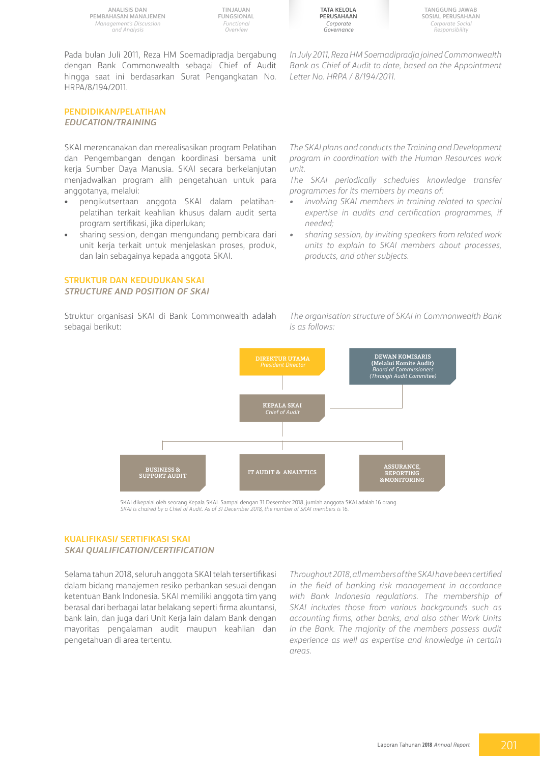Pada bulan Juli 2011, Reza HM Soemadipradja bergabung dengan Bank Commonwealth sebagai Chief of Audit hingga saat ini berdasarkan Surat Pengangkatan No. HRPA/8/194/2011.

*In July 2011, Reza HM Soemadipradja joined Commonwealth Bank as Chief of Audit to date, based on the Appointment Letter No. HRPA / 8/194/2011.*

## PENDIDIKAN/PELATIHAN
## *EDUCATION/TRAINING*

SKAI merencanakan dan merealisasikan program Pelatihan dan Pengembangan dengan koordinasi bersama unit kerja Sumber Daya Manusia. SKAI secara berkelanjutan menjadwalkan program alih pengetahuan untuk para anggotanya, melalui:

- pengikutsertaan anggota SKAI dalam pelatihan-pelatihan terkait keahlian khusus dalam audit serta program sertifikasi, jika diperlukan;
- sharing session, dengan mengundang pembicara dari unit kerja terkait untuk menjelaskan proses, produk, dan lain sebagainya kepada anggota SKAI.

*The SKAI plans and conducts the Training and Development program in coordination with the Human Resources work unit.*

*The SKAI periodically schedules knowledge transfer programmes for its members by means of:*

- *involving SKAI members in training related to special expertise in audits and certification programmes, if needed;*
- *sharing session, by inviting speakers from related work units to explain to SKAI members about processes, products, and other subjects.*

## STRUKTUR DAN KEDUDUKAN SKAI
## *STRUCTURE AND POSITION OF SKAI*

Struktur organisasi SKAI di Bank Commonwealth adalah sebagai berikut:

*The organisation structure of SKAI in Commonwealth Bank is as follows:*

- DIREKTUR UTAMA / *President Director*
- DEWAN KOMISARIS (Melalui Komite Audit) / *Board of Commissioners (Through Audit Commitee)*
  - KEPALA SKAI / *Chief of Audit*
    - BUSINESS & SUPPORT AUDIT
    - IT AUDIT & ANALYTICS
    - ASSURANCE, REPORTING &MONITORING

SKAI dikepalai oleh seorang Kepala SKAI. Sampai dengan 31 Desember 2018, jumlah anggota SKAI adalah 16 orang.
*SKAI is chaired by a Chief of Audit. As of 31 December 2018, the number of SKAI members is 16.*

## KUALIFIKASI/ SERTIFIKASI SKAI
## *SKAI QUALIFICATION/CERTIFICATION*

Selama tahun 2018, seluruh anggota SKAI telah tersertifikasi dalam bidang manajemen resiko perbankan sesuai dengan ketentuan Bank Indonesia. SKAI memiliki anggota tim yang berasal dari berbagai latar belakang seperti firma akuntansi, bank lain, dan juga dari Unit Kerja lain dalam Bank dengan mayoritas pengalaman audit maupun keahlian dan pengetahuan di area tertentu.

*Throughout 2018, all members of the SKAI have been certified in the field of banking risk management in accordance with Bank Indonesia regulations. The membership of SKAI includes those from various backgrounds such as accounting firms, other banks, and also other Work Units in the Bank. The majority of the members possess audit experience as well as expertise and knowledge in certain areas.*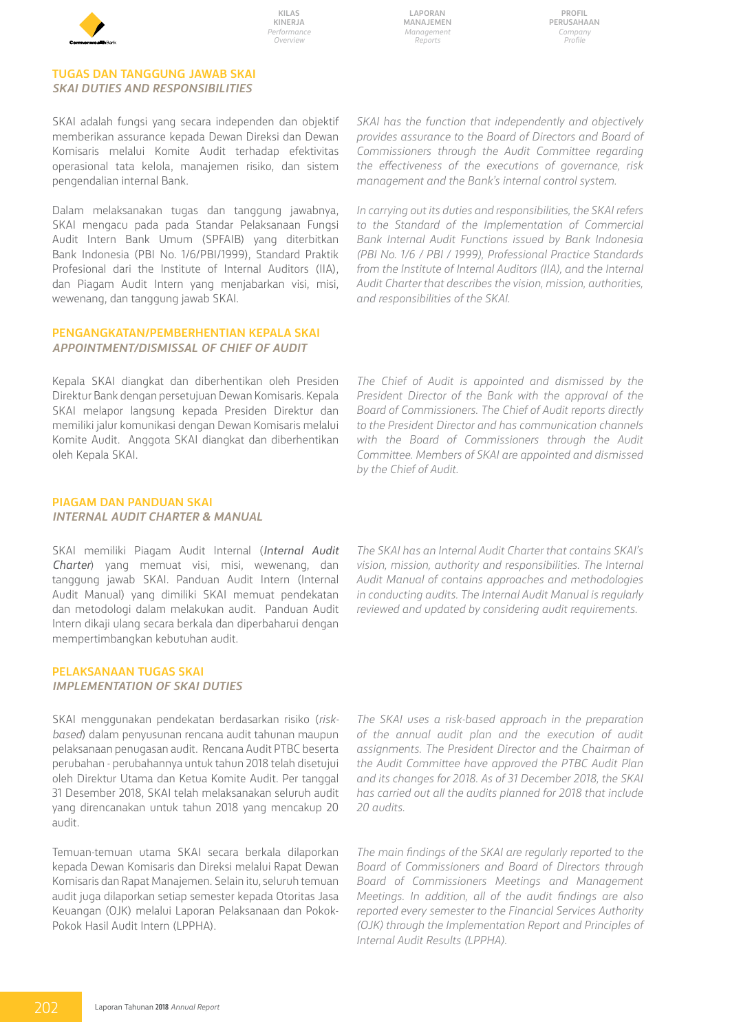## TUGAS DAN TANGGUNG JAWAB SKAI
## *SKAI DUTIES AND RESPONSIBILITIES*

SKAI adalah fungsi secara independen dan objektif memberikan assurance kepada Dewan Direksi dan Dewan Komisaris melalui Komite Audit terhadap efektivitas operasional tata kelola, manajemen risiko, dan sistem pengendalian internal Bank.

*SKAI has the function that independently and objectively provides assurance to the Board of Directors and Board of Commissioners through the Audit Committee regarding the effectiveness of the executions of governance, risk management and the Bank's internal control system.*

Dalam melaksanakan tugas dan tanggung jawabnya, SKAI mengacu pada pada Standar Pelaksanaan Fungsi Audit Intern Bank Umum (SPFAIB) yang diterbitkan Bank Indonesia (PBI No. 1/6/PBI/1999), Standard Praktik Profesional dari the Institute of Internal Auditors (IIA), dan Piagam Audit Intern yang menjabarkan visi, misi, wewenang, dan tanggung jawab SKAI.

*In carrying out its duties and responsibilities, the SKAI refers to the Standard of the Implementation of Commercial Bank Internal Audit Functions issued by Bank Indonesia (PBI No. 1/6 / PBI / 1999), Professional Practice Standards from the Institute of Internal Auditors (IIA), and the Internal Audit Charter that describes the vision, mission, authorities, and responsibilities of the SKAI.*

## PENGANGKATAN/PEMBERHENTIAN KEPALA SKAI
## *APPOINTMENT/DISMISSAL OF CHIEF OF AUDIT*

Kepala SKAI diangkat dan diberhentikan oleh Presiden Direktur Bank dengan persetujuan Dewan Komisaris. Kepala SKAI melapor langsung kepada Presiden Direktur dan memiliki jalur komunikasi dengan Dewan Komisaris melalui Komite Audit. Anggota SKAI diangkat dan diberhentikan oleh Kepala SKAI.

*The Chief of Audit is appointed and dismissed by the President Director of the Bank with the approval of the Board of Commissioners. The Chief of Audit reports directly to the President Director and has communication channels with the Board of Commissioners through the Audit Committee. Members of SKAI are appointed and dismissed by the Chief of Audit.*

## PIAGAM DAN PANDUAN SKAI
## *INTERNAL AUDIT CHARTER & MANUAL*

SKAI memiliki Piagam Audit Internal (*Internal Audit Charter*) yang memuat visi, misi, wewenang, dan tanggung jawab SKAI. Panduan Audit Intern (Internal Audit Manual) yang dimiliki SKAI memuat pendekatan dan metodologi dalam melakukan audit. Panduan Audit Intern dikaji ulang secara berkala dan diperbaharui dengan mempertimbangkan kebutuhan audit.

*The SKAI has an Internal Audit Charter that contains SKAI's vision, mission, authority and responsibilities. The Internal Audit Manual of contains approaches and methodologies in conducting audits. The Internal Audit Manual is regularly reviewed and updated by considering audit requirements.*

## PELAKSANAAN TUGAS SKAI
## *IMPLEMENTATION OF SKAI DUTIES*

SKAI menggunakan pendekatan berdasarkan risiko (*risk-based*) dalam penyusunan rencana audit tahunan maupun pelaksanaan penugasan audit. Rencana Audit PTBC beserta perubahan - perubahannya untuk tahun 2018 telah disetujui oleh Direktur Utama dan Ketua Komite Audit. Per tanggal 31 Desember 2018, SKAI telah melaksanakan seluruh audit yang direncanakan untuk tahun 2018 yang mencakup 20 audit.

*The SKAI uses a risk-based approach in the preparation of the annual audit plan and the execution of audit assignments. The President Director and the Chairman of the Audit Committee have approved the PTBC Audit Plan and its changes for 2018. As of 31 December 2018, the SKAI has carried out all the audits planned for 2018 that include 20 audits.*

Temuan-temuan utama SKAI secara berkala dilaporkan kepada Dewan Komisaris dan Direksi melalui Rapat Dewan Komisaris dan Rapat Manajemen. Selain itu, seluruh temuan audit juga dilaporkan setiap semester kepada Otoritas Jasa Keuangan (OJK) melalui Laporan Pelaksanaan dan Pokok-Pokok Hasil Audit Intern (LPPHA).

*The main findings of the SKAI are regularly reported to the Board of Commissioners and Board of Directors through Board of Commissioners Meetings and Management Meetings. In addition, all of the audit findings are also reported every semester to the Financial Services Authority (OJK) through the Implementation Report and Principles of Internal Audit Results (LPPHA).*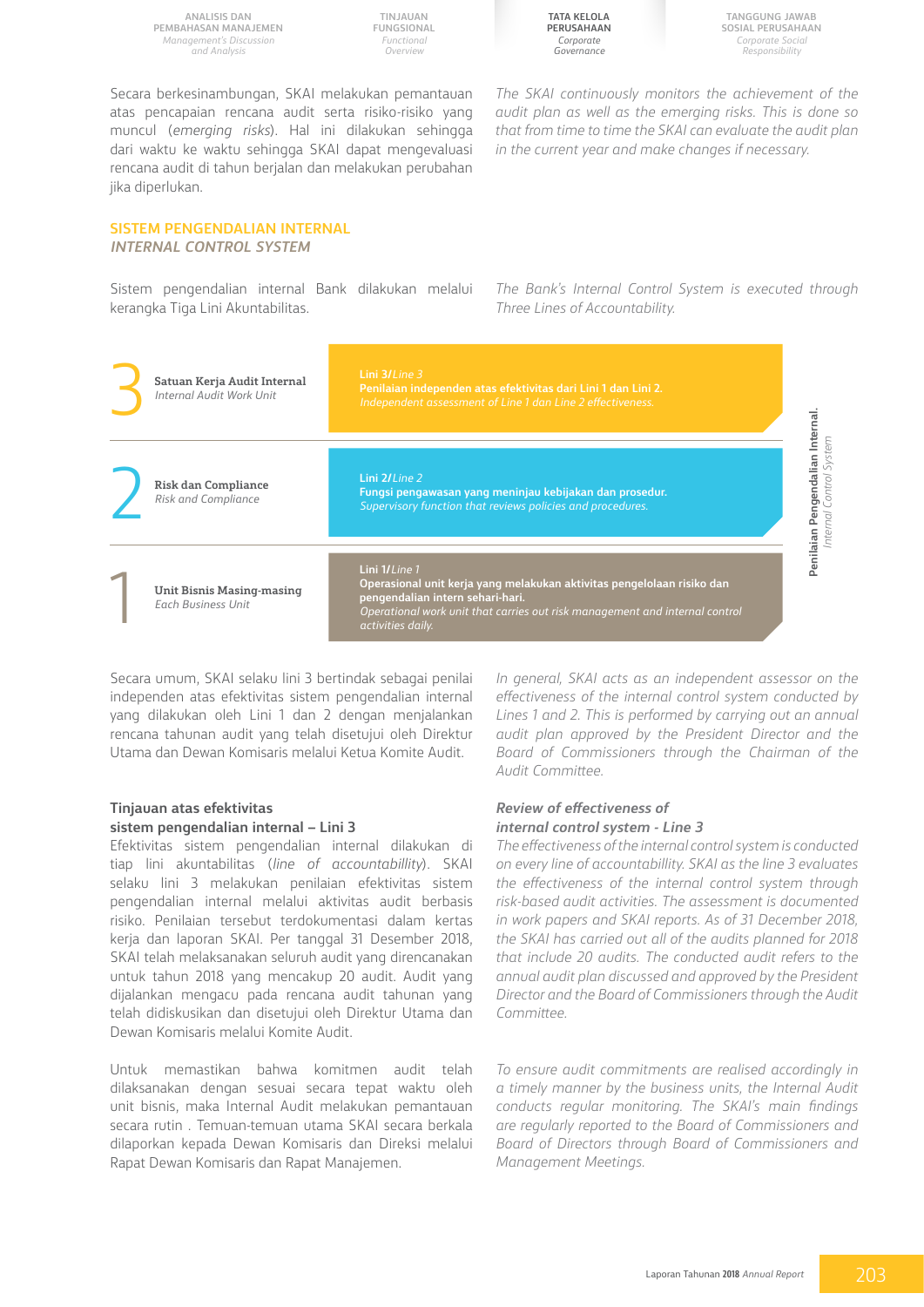Secara berkesinambungan, SKAI melakukan pemantauan atas pencapaian rencana audit serta risiko-risiko yang muncul (*emerging risks*). Hal ini dilakukan sehingga dari waktu ke waktu sehingga SKAI dapat mengevaluasi rencana audit di tahun berjalan dan melakukan perubahan jika diperlukan.

*The SKAI continuously monitors the achievement of the audit plan as well as the emerging risks. This is done so that from time to time the SKAI can evaluate the audit plan in the current year and make changes if necessary.*

## SISTEM PENGENDALIAN INTERNAL
## *INTERNAL CONTROL SYSTEM*

Sistem pengendalian internal Bank dilakukan melalui kerangka Tiga Lini Akuntabilitas.

*The Bank's Internal Control System is executed through Three Lines of Accountability.*

**Penilaian Pengendalian Internal.** *Internal Control System*

| | Unit | Lini / Line |
|---|---|---|
| 3 | **Satuan Kerja Audit Internal** *Internal Audit Work Unit* | Lini 3/*Line 3* **Penilaian independen atas efektivitas dari Lini 1 dan Lini 2.** *Independent assessment of Line 1 dan Line 2 effectiveness.* |
| 2 | **Risk dan Compliance** *Risk and Compliance* | Lini 2/*Line 2* **Fungsi pengawasan yang meninjau kebijakan dan prosedur.** *Supervisory function that reviews policies and procedures.* |
| 1 | **Unit Bisnis Masing-masing** *Each Business Unit* | Lini 1/*Line 1* **Operasional unit kerja yang melakukan aktivitas pengelolaan risiko dan pengendalian intern sehari-hari.** *Operational work unit that carries out risk management and internal control activities daily.* |

Secara umum, SKAI selaku lini 3 bertindak sebagai penilai independen atas efektivitas sistem pengendalian internal yang dilakukan oleh Lini 1 dan 2 dengan menjalankan rencana tahunan audit yang telah disetujui oleh Direktur Utama dan Dewan Komisaris melalui Ketua Komite Audit.

*In general, SKAI acts as an independent assessor on the effectiveness of the internal control system conducted by Lines 1 and 2. This is performed by carrying out an annual audit plan approved by the President Director and the Board of Commissioners through the Chairman of the Audit Committee.*

### Tinjauan atas efektivitas sistem pengendalian internal – Lini 3

Efektivitas sistem pengendalian internal dilakukan di tiap lini akuntabilitas (*line of accountabillity*). SKAI selaku lini 3 melakukan penilaian efektivitas sistem pengendalian internal melalui aktivitas audit berbasis risiko. Penilaian tersebut terdokumentasi dalam kertas kerja dan laporan SKAI. Per tanggal 31 Desember 2018, SKAI telah melaksanakan seluruh audit yang direncanakan untuk tahun 2018 yang mencakup 20 audit. Audit yang dijalankan mengacu pada rencana audit tahunan yang telah didiskusikan dan disetujui oleh Direktur Utama dan Dewan Komisaris melalui Komite Audit.

### *Review of effectiveness of internal control system - Line 3*

*The effectiveness of the internal control system is conducted on every line of accountabillity. SKAI as the line 3 evaluates the effectiveness of the internal control system through risk-based audit activities. The assessment is documented in work papers and SKAI reports. As of 31 December 2018, the SKAI has carried out all of the audits planned for 2018 that include 20 audits. The conducted audit refers to the annual audit plan discussed and approved by the President Director and the Board of Commissioners through the Audit Committee.*

Untuk memastikan bahwa komitmen audit telah dilaksanakan dengan sesuai secara tepat waktu oleh unit bisnis, maka Internal Audit melakukan pemantauan secara rutin . Temuan-temuan utama SKAI secara berkala dilaporkan kepada Dewan Komisaris dan Direksi melalui Rapat Dewan Komisaris dan Rapat Manajemen.

*To ensure audit commitments are realised accordingly in a timely manner by the business units, the Internal Audit conducts regular monitoring. The SKAI's main findings are regularly reported to the Board of Commissioners and Board of Directors through Board of Commissioners and Management Meetings.*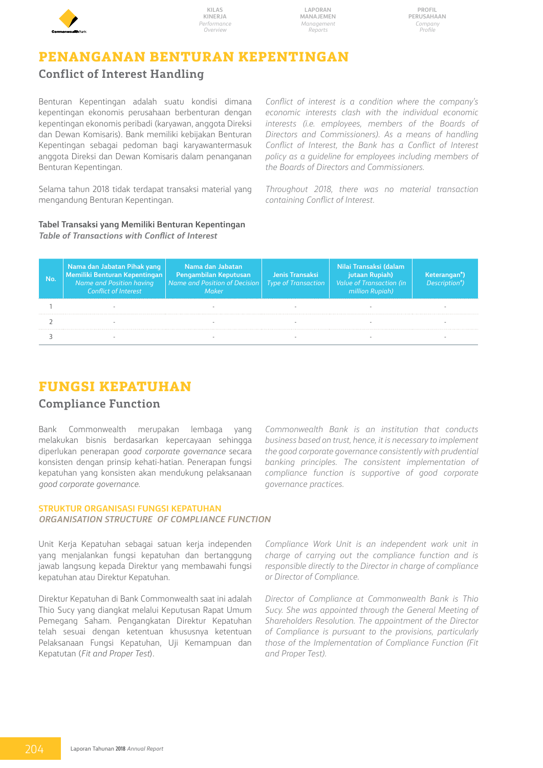# PENANGANAN BENTURAN KEPENTINGAN

## Conflict of Interest Handling

Benturan Kepentingan adalah suatu kondisi dimana kepentingan ekonomis perusahaan berbenturan dengan kepentingan ekonomis peribadi (karyawan, anggota Direksi dan Dewan Komisaris). Bank memiliki kebijakan Benturan Kepentingan sebagai pedoman bagi karyawantermasuk anggota Direksi dan Dewan Komisaris dalam penanganan Benturan Kepentingan.

*Conflict of interest is a condition where the company's economic interests clash with the individual economic interests (i.e. employees, members of the Boards of Directors and Commissioners). As a means of handling Conflict of Interest, the Bank has a Conflict of Interest policy as a guideline for employees including members of the Boards of Directors and Commissioners.*

Selama tahun 2018 tidak terdapat transaksi material yang mengandung Benturan Kepentingan.

*Throughout 2018, there was no material transaction containing Conflict of Interest.*

**Tabel Transaksi yang Memiliki Benturan Kepentingan**
***Table of Transactions with Conflict of Interest***

| No. | Nama dan Jabatan Pihak yang Memiliki Benturan Kepentingan *Name and Position having Conflict of Interest* | Nama dan Jabatan Pengambilan Keputusan *Name and Position of Decision Maker* | Jenis Transaksi *Type of Transaction* | Nilai Transaksi (dalam jutaan Rupiah) *Value of Transaction (in million Rupiah)* | Keterangan*) *Description*)* |
|---|---|---|---|---|---|
| 1 | - | - | - | - | - |
| 2 | - | - | - | - | - |
| 3 | - | - | - | - | - |

# FUNGSI KEPATUHAN

## Compliance Function

Bank Commonwealth merupakan lembaga yang melakukan bisnis berdasarkan kepercayaan sehingga diperlukan penerapan *good corporate governance* secara konsisten dengan prinsip kehati-hatian. Penerapan fungsi kepatuhan yang konsisten akan mendukung pelaksanaan *good corporate governance*.

*Commonwealth Bank is an institution that conducts business based on trust, hence, it is necessary to implement the good corporate governance consistently with prudential banking principles. The consistent implementation of compliance function is supportive of good corporate governance practices.*

### STRUKTUR ORGANISASI FUNGSI KEPATUHAN
### *ORGANISATION STRUCTURE OF COMPLIANCE FUNCTION*

Unit Kerja Kepatuhan sebagai satuan kerja independen yang menjalankan fungsi kepatuhan dan bertanggung jawab langsung kepada Direktur yang membawahi fungsi kepatuhan atau Direktur Kepatuhan.

*Compliance Work Unit is an independent work unit in charge of carrying out the compliance function and is responsible directly to the Director in charge of compliance or Director of Compliance.*

Direktur Kepatuhan di Bank Commonwealth saat ini adalah Thio Sucy yang diangkat melalui Keputusan Rapat Umum Pemegang Saham. Pengangkatan Direktur Kepatuhan telah sesuai dengan ketentuan khususnya ketentuan Pelaksanaan Fungsi Kepatuhan, Uji Kemampuan dan Kepatutan (*Fit and Proper Test*).

*Director of Compliance at Commonwealth Bank is Thio Sucy. She was appointed through the General Meeting of Shareholders Resolution. The appointment of the Director of Compliance is pursuant to the provisions, particularly those of the Implementation of Compliance Function (Fit and Proper Test).*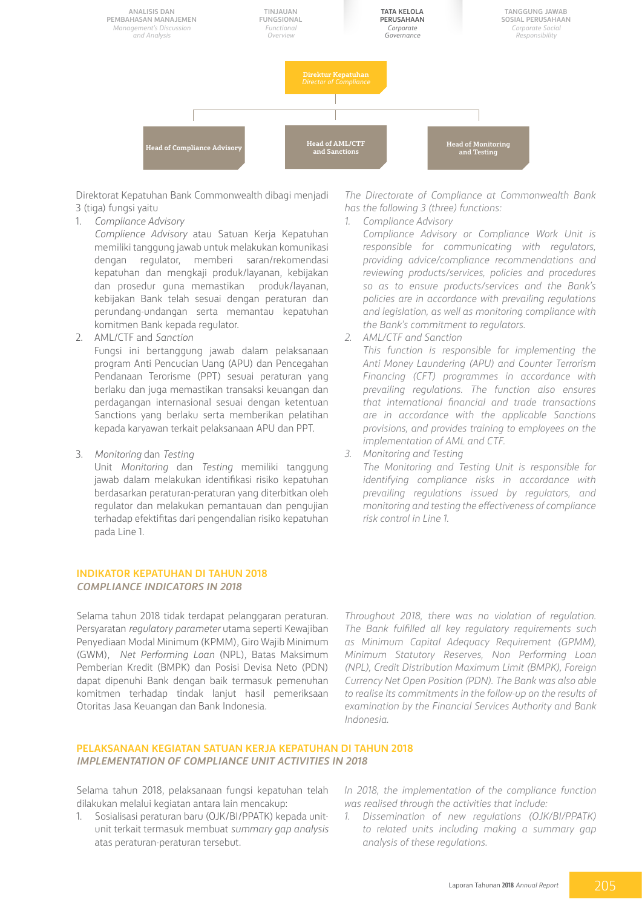Direktur Kepatuhan
*Director of Compliance*

- Head of Compliance Advisory
- Head of AML/CTF and Sanctions
- Head of Monitoring and Testing

Direktorat Kepatuhan Bank Commonwealth dibagi menjadi 3 (tiga) fungsi yaitu

1. *Compliance Advisory*
   *Complience Advisory* atau Satuan Kerja Kepatuhan memiliki tanggung jawab untuk melakukan komunikasi dengan regulator, memberi saran/rekomendasi kepatuhan dan mengkaji produk/layanan, kebijakan dan prosedur guna memastikan produk/layanan, kebijakan Bank telah sesuai dengan peraturan dan perundang-undangan serta memantau kepatuhan komitmen Bank kepada regulator.
2. AML/CTF and *Sanction*
   Fungsi ini bertanggung jawab dalam pelaksanaan program Anti Pencucian Uang (APU) dan Pencegahan Pendanaan Terorisme (PPT) sesuai peraturan yang berlaku dan juga memastikan transaksi keuangan dan perdagangan internasional sesuai dengan ketentuan Sanctions yang berlaku serta memberikan pelatihan kepada karyawan terkait pelaksanaan APU dan PPT.
3. *Monitoring* dan *Testing*
   Unit *Monitoring* dan *Testing* memiliki tanggung jawab dalam melakukan identifikasi risiko kepatuhan berdasarkan peraturan-peraturan yang diterbitkan oleh regulator dan melakukan pemantauan dan pengujian terhadap efektifitas dari pengendalian risiko kepatuhan pada Line 1.

*The Directorate of Compliance at Commonwealth Bank has the following 3 (three) functions:*

1. *Compliance Advisory*
   *Compliance Advisory or Compliance Work Unit is responsible for communicating with regulators, providing advice/compliance recommendations and reviewing products/services, policies and procedures so as to ensure products/services and the Bank's policies are in accordance with prevailing regulations and legislation, as well as monitoring compliance with the Bank's commitment to regulators.*
2. *AML/CTF and Sanction*
   *This function is responsible for implementing the Anti Money Laundering (APU) and Counter Terrorism Financing (CFT) programmes in accordance with prevailing regulations. The function also ensures that international financial and trade transactions are in accordance with the applicable Sanctions provisions, and provides training to employees on the implementation of AML and CTF.*
3. *Monitoring and Testing*
   *The Monitoring and Testing Unit is responsible for identifying compliance risks in accordance with prevailing regulations issued by regulators, and monitoring and testing the effectiveness of compliance risk control in Line 1.*

## INDIKATOR KEPATUHAN DI TAHUN 2018
## *COMPLIANCE INDICATORS IN 2018*

Selama tahun 2018 tidak terdapat pelanggaran peraturan. Persyaratan *regulatory parameter* utama seperti Kewajiban Penyediaan Modal Minimum (KPMM), Giro Wajib Minimum (GWM), *Net Performing Loan* (NPL), Batas Maksimum Pemberian Kredit (BMPK) dan Posisi Devisa Neto (PDN) dapat dipenuhi Bank dengan baik termasuk pemenuhan komitmen terhadap tindak lanjut hasil pemeriksaan Otoritas Jasa Keuangan dan Bank Indonesia.

*Throughout 2018, there was no violation of regulation. The Bank fulfilled all key regulatory requirements such as Minimum Capital Adequacy Requirement (GPMM), Minimum Statutory Reserves, Non Performing Loan (NPL), Credit Distribution Maximum Limit (BMPK), Foreign Currency Net Open Position (PDN). The Bank was also able to realise its commitments in the follow-up on the results of examination by the Financial Services Authority and Bank Indonesia.*

## PELAKSANAAN KEGIATAN SATUAN KERJA KEPATUHAN DI TAHUN 2018
## *IMPLEMENTATION OF COMPLIANCE UNIT ACTIVITIES IN 2018*

Selama tahun 2018, pelaksanaan fungsi kepatuhan telah dilakukan melalui kegiatan antara lain mencakup:

1. Sosialisasi peraturan baru (OJK/BI/PPATK) kepada unit-unit terkait termasuk membuat *summary gap analysis* atas peraturan-peraturan tersebut.

*In 2018, the implementation of the compliance function was realised through the activities that include:*

1. *Dissemination of new regulations (OJK/BI/PPATK) to related units including making a summary gap analysis of these regulations.*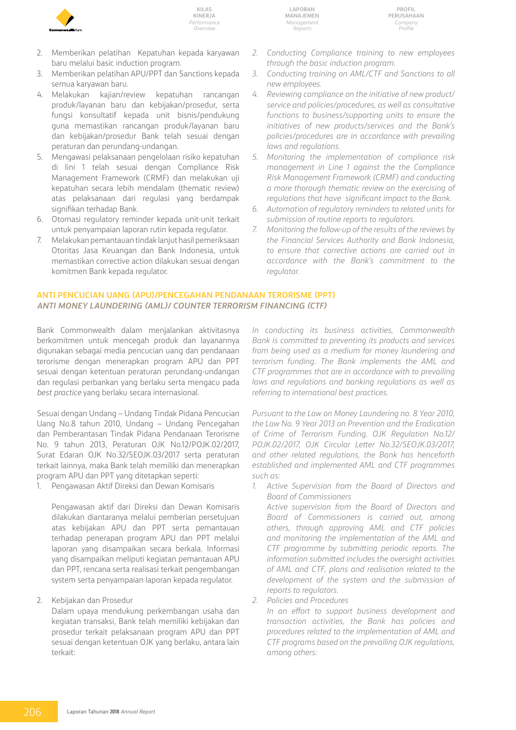2. Memberikan pelatihan Kepatuhan kepada karyawan baru melalui basic induction program.
3. Memberikan pelatihan APU/PPT dan Sanctions kepada semua karyawan baru.
4. Melakukan kajian/review kepatuhan rancangan produk/layanan baru dan kebijakan/prosedur, serta fungsi konsultatif kepada unit bisnis/pendukung guna memastikan rancangan produk/layanan baru dan kebijakan/prosedur Bank telah sesuai dengan peraturan dan perundang-undangan.
5. Mengawasi pelaksanaan pengelolaan risiko kepatuhan di lini 1 telah sesuai dengan Compliance Risk Management Framework (CRMF) dan melakukan uji kepatuhan secara lebih mendalam (thematic review) atas pelaksanaan dari regulasi yang berdampak signifikan terhadap Bank.
6. Otomasi regulatory reminder kepada unit-unit terkait untuk penyampaian laporan rutin kepada regulator.
7. Melakukan pemantauan tindak lanjut hasil pemeriksaan Otoritas Jasa Keuangan dan Bank Indonesia, untuk memastikan corrective action dilakukan sesuai dengan komitmen Bank kepada regulator.

*2. Conducting Compliance training to new employees through the basic induction program.*
*3. Conducting training on AML/CTF and Sanctions to all new employees.*
*4. Reviewing compliance on the initiative of new product/service and policies/procedures, as well as consultative functions to business/supporting units to ensure the initiatives of new products/services and the Bank's policies/procedures are in accordance with prevailing laws and regulations.*
*5. Monitoring the implementation of compliance risk management in Line 1 against the the Compliance Risk Management Framework (CRMF) and conducting a more thorough thematic review on the exercising of regulations that have significant impact to the Bank.*
*6. Automation of regulatory reminders to related units for submission of routine reports to regulators.*
*7. Monitoring the follow-up of the results of the reviews by the Financial Services Authority and Bank Indonesia, to ensure that corrective actions are carried out in accordance with the Bank's commitment to the regulator.*

## ANTI PENCUCIAN UANG (APU)/PENCEGAHAN PENDANAAN TERORISME (PPT)
## *ANTI MONEY LAUNDERING (AML)/ COUNTER TERRORISM FINANCING (CTF)*

Bank Commonwealth dalam menjalankan aktivitasnya berkomitmen untuk mencegah produk dan layanannya digunakan sebagai media pencucian uang dan pendanaan terorisme dengan menerapkan program APU dan PPT sesuai dengan ketentuan peraturan perundang-undangan dan regulasi perbankan yang berlaku serta mengacu pada *best practice* yang berlaku secara internasional.

*In conducting its business activities, Commonwealth Bank is committed to preventing its products and services from being used as a medium for money laundering and terrorism funding. The Bank implements the AML and CTF programmes that are in accordance with to prevailing laws and regulations and banking regulations as well as referring to international best practices.*

Sesuai dengan Undang – Undang Tindak Pidana Pencucian Uang No.8 tahun 2010, Undang – Undang Pencegahan dan Pemberantasan Tindak Pidana Pendanaan Terorisme No. 9 tahun 2013, Peraturan OJK No.12/POJK.02/2017, Surat Edaran OJK No.32/SEOJK.03/2017 serta peraturan terkait lainnya, maka Bank telah memiliki dan menerapkan program APU dan PPT yang ditetapkan seperti:

1. Pengawasan Aktif Direksi dan Dewan Komisaris

   Pengawasan aktif dari Direksi dan Dewan Komisaris dilakukan diantaranya melalui pemberian persetujuan atas kebijakan APU dan PPT serta pemantauan terhadap penerapan program APU dan PPT melalui laporan yang disampaikan secara berkala. Informasi yang disampaikan meliputi kegiatan pemantauan APU dan PPT, rencana serta realisasi terkait pengembangan system serta penyampaian laporan kepada regulator.

2. Kebijakan dan Prosedur

   Dalam upaya mendukung perkembangan usaha dan kegiatan transaksi, Bank telah memiliki kebijakan dan prosedur terkait pelaksanaan program APU dan PPT sesuai dengan ketentuan OJK yang berlaku, antara lain terkait:

*Pursuant to the Law on Money Laundering no. 8 Year 2010, the Law No. 9 Year 2013 on Prevention and the Eradication of Crime of Terrorism Funding, OJK Regulation No.12/POJK.02/2017, OJK Circular Letter No.32/SEOJK.03/2017, and other related regulations, the Bank has henceforth established and implemented AML and CTF programmes such as:*

*1. Active Supervision from the Board of Directors and Board of Commissioners*

   *Active supervision from the Board of Directors and Board of Commissioners is carried out, among others, through approving AML and CTF policies and monitoring the implementation of the AML and CTF programme by submitting periodic reports. The information submitted includes the oversight activities of AML and CTF, plans and realisation related to the development of the system and the submission of reports to regulators.*

*2. Policies and Procedures*

   *In an effort to support business development and transaction activities, the Bank has policies and procedures related to the implementation of AML and CTF programs based on the prevailing OJK regulations, among others:*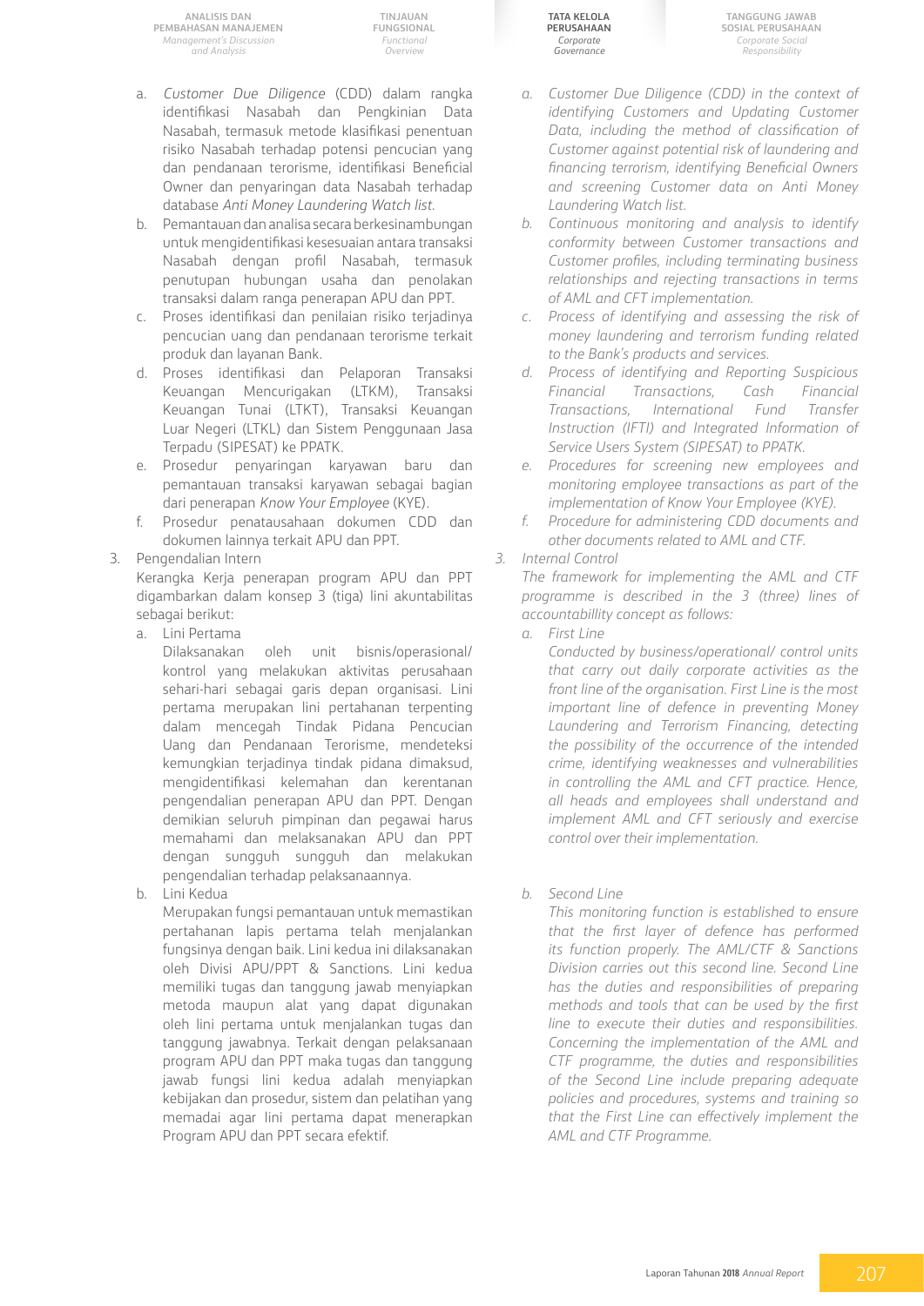a. *Customer Due Diligence* (CDD) dalam rangka identifikasi Nasabah dan Pengkinian Data Nasabah, termasuk metode klasifikasi penentuan risiko Nasabah terhadap potensi pencucian yang dan pendanaan terorisme, identifikasi Beneficial Owner dan penyaringan data Nasabah terhadap database *Anti Money Laundering Watch list.*
b. Pemantauan dan analisa secara berkesinambungan untuk mengidentifikasi kesesuaian antara transaksi Nasabah dengan profil Nasabah, termasuk penutupan hubungan usaha dan penolakan transaksi dalam ranga penerapan APU dan PPT.
c. Proses identifikasi dan penilaian risiko terjadinya pencucian uang dan pendanaan terorisme terkait produk dan layanan Bank.
d. Proses identifikasi dan Pelaporan Transaksi Keuangan Mencurigakan (LTKM), Transaksi Keuangan Tunai (LTKT), Transaksi Keuangan Luar Negeri (LTKL) dan Sistem Penggunaan Jasa Terpadu (SIPESAT) ke PPATK.
e. Prosedur penyaringan karyawan baru dan pemantauan transaksi karyawan sebagai bagian dari penerapan *Know Your Employee* (KYE).
f. Prosedur penatausahaan dokumen CDD dan dokumen lainnya terkait APU dan PPT.

3. Pengendalian Intern

Kerangka Kerja penerapan program APU dan PPT digambarkan dalam konsep 3 (tiga) lini akuntabilitas sebagai berikut:

a. Lini Pertama

Dilaksanakan oleh unit bisnis/operasional/ kontrol yang melakukan aktivitas perusahaan sehari-hari sebagai garis depan organisasi. Lini pertama merupakan lini pertahanan terpenting dalam mencegah Tindak Pidana Pencucian Uang dan Pendanaan Terorisme, mendeteksi kemungkinan terjadinya tindak pidana dimaksud, mengidentifikasi kelemahan dan kerentanan pengendalian penerapan APU dan PPT. Dengan demikian seluruh pimpinan dan pegawai harus memahami dan melaksanakan APU dan PPT dengan sungguh sungguh dan melakukan pengendalian terhadap pelaksanaannya.

b. Lini Kedua

Merupakan fungsi pemantauan untuk memastikan pertahanan lapis pertama telah menjalankan fungsinya dengan baik. Lini kedua ini dilaksanakan oleh Divisi APU/PPT & Sanctions. Lini kedua memiliki tugas dan tanggung jawab menyiapkan metoda maupun alat yang dapat digunakan oleh lini pertama untuk menjalankan tugas dan tanggung jawabnya. Terkait dengan pelaksanaan program APU dan PPT maka tugas dan tanggung jawab fungsi lini kedua adalah menyiapkan kebijakan dan prosedur, sistem dan pelatihan yang memadai agar lini pertama dapat menerapkan Program APU dan PPT secara efektif.

*a. Customer Due Diligence (CDD) in the context of identifying Customers and Updating Customer Data, including the method of classification of Customer against potential risk of laundering and financing terrorism, identifying Beneficial Owners and screening Customer data on Anti Money Laundering Watch list.*
*b. Continuous monitoring and analysis to identify conformity between Customer transactions and Customer profiles, including terminating business relationships and rejecting transactions in terms of AML and CFT implementation.*
*c. Process of identifying and assessing the risk of money laundering and terrorism funding related to the Bank's products and services.*
*d. Process of identifying and Reporting Suspicious Financial Transactions, Cash Financial Transactions, International Fund Transfer Instruction (IFTI) and Integrated Information of Service Users System (SIPESAT) to PPATK.*
*e. Procedures for screening new employees and monitoring employee transactions as part of the implementation of Know Your Employee (KYE).*
*f. Procedure for administering CDD documents and other documents related to AML and CTF.*

*3. Internal Control*

*The framework for implementing the AML and CTF programme is described in the 3 (three) lines of accountabillity concept as follows:*

*a. First Line*

*Conducted by business/operational/ control units that carry out daily corporate activities as the front line of the organisation. First Line is the most important line of defence in preventing Money Laundering and Terrorism Financing, detecting the possibility of the occurrence of the intended crime, identifying weaknesses and vulnerabilities in controlling the AML and CFT practice. Hence, all heads and employees shall understand and implement AML and CFT seriously and exercise control over their implementation.*

*b. Second Line*

*This monitoring function is established to ensure that the first layer of defence has performed its function properly. The AML/CTF & Sanctions Division carries out this second line. Second Line has the duties and responsibilities of preparing methods and tools that can be used by the first line to execute their duties and responsibilities. Concerning the implementation of the AML and CTF programme, the duties and responsibilities of the Second Line include preparing adequate policies and procedures, systems and training so that the First Line can effectively implement the AML and CTF Programme.*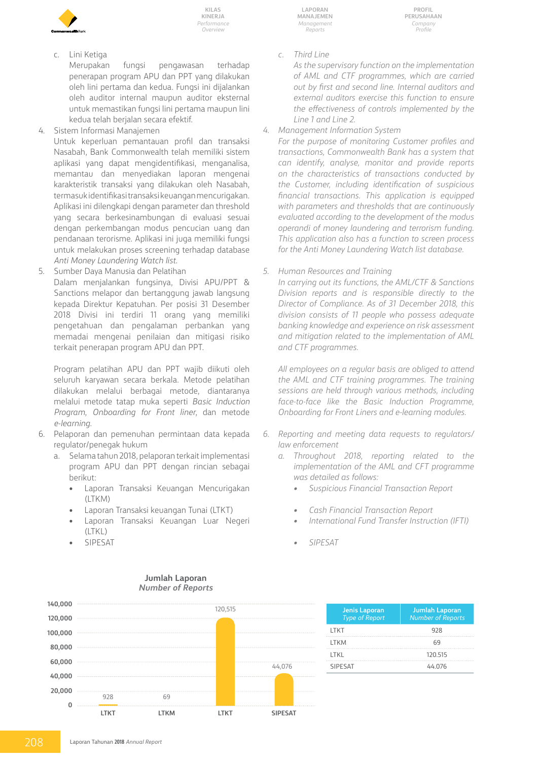c. Lini Ketiga
Merupakan fungsi pengawasan terhadap penerapan program APU dan PPT yang dilakukan oleh lini pertama dan kedua. Fungsi ini dijalankan oleh auditor internal maupun auditor eksternal untuk memastikan fungsi lini pertama maupun lini kedua telah berjalan secara efektif.

4. Sistem Informasi Manajemen
Untuk keperluan pemantauan profil dan transaksi Nasabah, Bank Commonwealth telah memiliki sistem aplikasi yang dapat mengidentifikasi, menganalisa, memantau dan menyediakan laporan mengenai karakteristik transaksi yang dilakukan oleh Nasabah, termasuk identifikasi transaksi keuangan mencurigakan. Aplikasi ini dilengkapi dengan parameter dan threshold yang secara berkesinambungan di evaluasi sesuai dengan perkembangan modus pencucian uang dan pendanaan terorisme. Aplikasi ini juga memiliki fungsi untuk melakukan proses screening terhadap database *Anti Money Laundering Watch list*.

5. Sumber Daya Manusia dan Pelatihan
Dalam menjalankan fungsinya, Divisi APU/PPT & Sanctions melapor dan bertanggung jawab langsung kepada Direktur Kepatuhan. Per posisi 31 Desember 2018 Divisi ini terdiri 11 orang yang memiliki pengetahuan dan pengalaman perbankan yang memadai mengenai penilaian dan mitigasi risiko terkait penerapan program APU dan PPT.

Program pelatihan APU dan PPT wajib diikuti oleh seluruh karyawan secara berkala. Metode pelatihan dilakukan melalui berbagai metode, diantaranya melalui metode tatap muka seperti *Basic Induction Program*, *Onboarding for Front liner*, dan metode *e-learning*.

6. Pelaporan dan pemenuhan permintaan data kepada regulator/penegak hukum
   a. Selama tahun 2018, pelaporan terkait implementasi program APU dan PPT dengan rincian sebagai berikut:
      - Laporan Transaksi Keuangan Mencurigakan (LTKM)
      - Laporan Transaksi keuangan Tunai (LTKT)
      - Laporan Transaksi Keuangan Luar Negeri (LTKL)
      - SIPESAT

*c. Third Line*
*As the supervisory function on the implementation of AML and CTF programmes, which are carried out by first and second line. Internal auditors and external auditors exercise this function to ensure the effectiveness of controls implemented by the Line 1 and Line 2.*

*4. Management Information System*
*For the purpose of monitoring Customer profiles and transactions, Commonwealth Bank has a system that can identify, analyse, monitor and provide reports on the characteristics of transactions conducted by the Customer, including identification of suspicious financial transactions. This application is equipped with parameters and thresholds that are continuously evaluated according to the development of the modus operandi of money laundering and terrorism funding. This application also has a function to screen process for the Anti Money Laundering Watch list database.*

*5. Human Resources and Training*
*In carrying out its functions, the AML/CTF & Sanctions Division reports and is responsible directly to the Director of Compliance. As of 31 December 2018, this division consists of 11 people who possess adequate banking knowledge and experience on risk assessment and mitigation related to the implementation of AML and CTF programmes.*

*All employees on a regular basis are obliged to attend the AML and CTF training programmes. The training sessions are held through various methods, including face-to-face like the Basic Induction Programme, Onboarding for Front Liners and e-learning modules.*

*6. Reporting and meeting data requests to regulators/law enforcement*
   *a. Throughout 2018, reporting related to the implementation of the AML and CFT programme was detailed as follows:*
      - *Suspicious Financial Transaction Report*
      - *Cash Financial Transaction Report*
      - *International Fund Transfer Instruction (IFTI)*
      - *SIPESAT*

**Jumlah Laporan**
***Number of Reports***

| | Jumlah |
|---|---|
| LTKT | 928 |
| LTKM | 69 |
| LTKT | 120,515 |
| SIPESAT | 44,076 |

| Jenis Laporan *Type of Report* | Jumlah Laporan *Number of Reports* |
|---|---|
| LTKT | 928 |
| LTKM | 69 |
| LTKL | 120.515 |
| SIPESAT | 44.076 |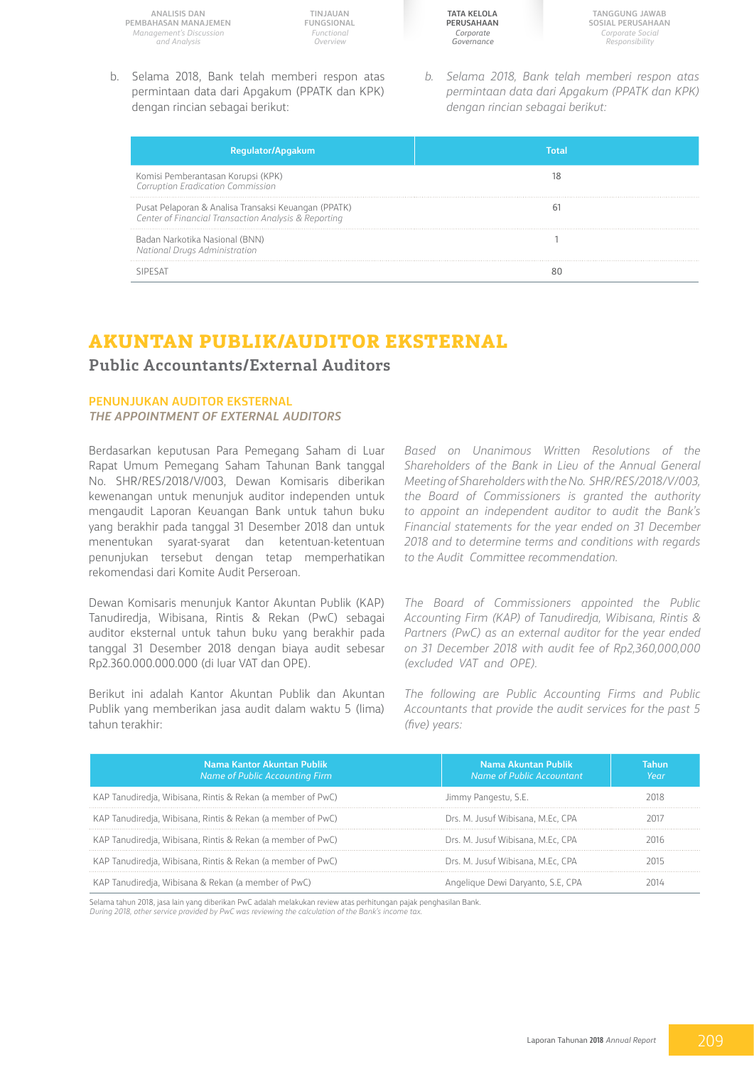b. Selama 2018, Bank telah memberi respon atas permintaan data dari Apgakum (PPATK dan KPK) dengan rincian sebagai berikut:

*b. Selama 2018, Bank telah memberi respon atas permintaan data dari Apgakum (PPATK dan KPK) dengan rincian sebagai berikut:*

| Regulator/Apgakum | Total |
|---|---|
| Komisi Pemberantasan Korupsi (KPK) *Corruption Eradication Commission* | 18 |
| Pusat Pelaporan & Analisa Transaksi Keuangan (PPATK) *Center of Financial Transaction Analysis & Reporting* | 61 |
| Badan Narkotika Nasional (BNN) *National Drugs Administration* | 1 |
| SIPESAT | 80 |

# AKUNTAN PUBLIK/AUDITOR EKSTERNAL

## Public Accountants/External Auditors

### PENUNJUKAN AUDITOR EKSTERNAL
### *THE APPOINTMENT OF EXTERNAL AUDITORS*

Berdasarkan keputusan Para Pemegang Saham di Luar Rapat Umum Pemegang Saham Tahunan Bank tanggal No. SHR/RES/2018/V/003, Dewan Komisaris diberikan kewenangan untuk menunjuk auditor independen untuk mengaudit Laporan Keuangan Bank untuk tahun buku yang berakhir pada tanggal 31 Desember 2018 dan untuk menentukan syarat-syarat dan ketentuan-ketentuan penunjukan tersebut dengan tetap memperhatikan rekomendasi dari Komite Audit Perseroan.

*Based on Unanimous Written Resolutions of the Shareholders of the Bank in Lieu of the Annual General Meeting of Shareholders with the No. SHR/RES/2018/V/003, the Board of Commissioners is granted the authority to appoint an independent auditor to audit the Bank's Financial statements for the year ended on 31 December 2018 and to determine terms and conditions with regards to the Audit Committee recommendation.*

Dewan Komisaris menunjuk Kantor Akuntan Publik (KAP) Tanudiredja, Wibisana, Rintis & Rekan (PwC) sebagai auditor eksternal untuk tahun buku yang berakhir pada tanggal 31 Desember 2018 dengan biaya audit sebesar Rp2.360.000.000.000 (di luar VAT dan OPE).

*The Board of Commissioners appointed the Public Accounting Firm (KAP) of Tanudiredja, Wibisana, Rintis & Partners (PwC) as an external auditor for the year ended on 31 December 2018 with audit fee of Rp2,360,000,000 (excluded VAT and OPE).*

Berikut ini adalah Kantor Akuntan Publik dan Akuntan Publik yang memberikan jasa audit dalam waktu 5 (lima) tahun terakhir:

*The following are Public Accounting Firms and Public Accountants that provide the audit services for the past 5 (five) years:*

| Nama Kantor Akuntan Publik *Name of Public Accounting Firm* | Nama Akuntan Publik *Name of Public Accountant* | Tahun *Year* |
|---|---|---|
| KAP Tanudiredja, Wibisana, Rintis & Rekan (a member of PwC) | Jimmy Pangestu, S.E. | 2018 |
| KAP Tanudiredja, Wibisana, Rintis & Rekan (a member of PwC) | Drs. M. Jusuf Wibisana, M.Ec, CPA | 2017 |
| KAP Tanudiredja, Wibisana, Rintis & Rekan (a member of PwC) | Drs. M. Jusuf Wibisana, M.Ec, CPA | 2016 |
| KAP Tanudiredja, Wibisana, Rintis & Rekan (a member of PwC) | Drs. M. Jusuf Wibisana, M.Ec, CPA | 2015 |
| KAP Tanudiredja, Wibisana & Rekan (a member of PwC) | Angelique Dewi Daryanto, S.E, CPA | 2014 |

Selama tahun 2018, jasa lain yang diberikan PwC adalah melakukan review atas perhitungan pajak penghasilan Bank.
*During 2018, other service provided by PwC was reviewing the calculation of the Bank's income tax.*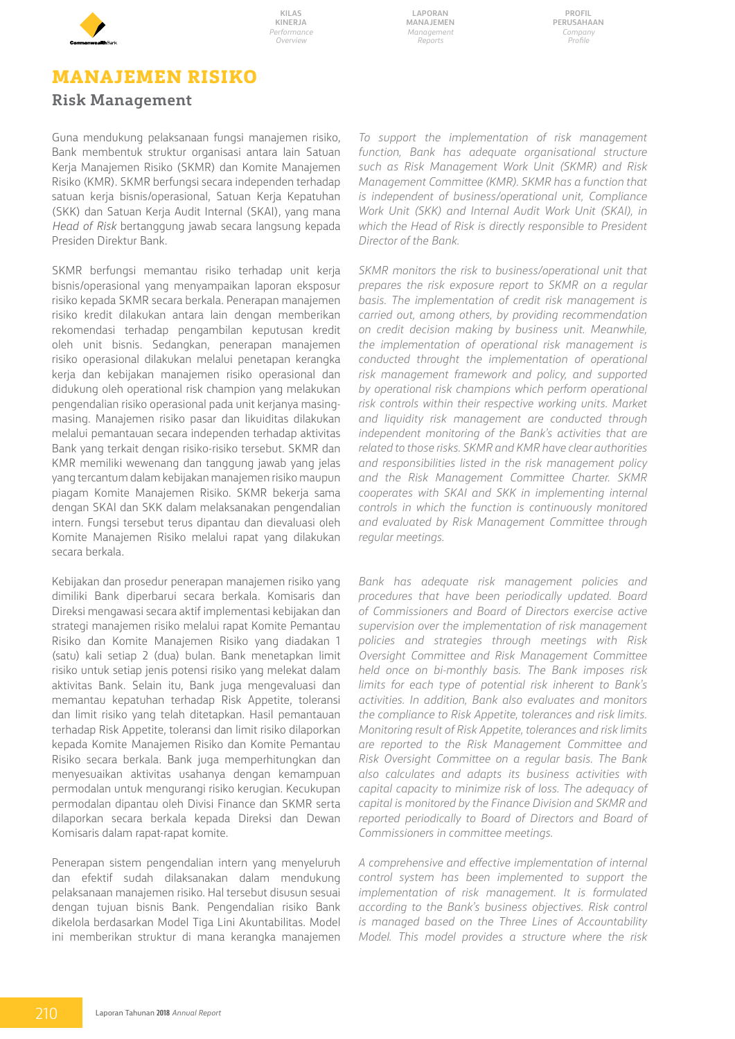# MANAJEMEN RISIKO

## Risk Management

Guna mendukung pelaksanaan fungsi manajemen risiko, Bank membentuk struktur organisasi antara lain Satuan Kerja Manajemen Risiko (SKMR) dan Komite Manajemen Risiko (KMR). SKMR berfungsi secara independen terhadap satuan kerja bisnis/operasional, Satuan Kerja Kepatuhan (SKK) dan Satuan Kerja Audit Internal (SKAI), yang mana *Head of Risk* bertanggung jawab secara langsung kepada Presiden Direktur Bank.

*To support the implementation of risk management function, Bank has adequate organisational structure such as Risk Management Work Unit (SKMR) and Risk Management Committee (KMR). SKMR has a function that is independent of business/operational unit, Compliance Work Unit (SKK) and Internal Audit Work Unit (SKAI), in which the Head of Risk is directly responsible to President Director of the Bank.*

SKMR berfungsi memantau risiko terhadap unit kerja bisnis/operasional yang menyampaikan laporan eksposur risiko kepada SKMR secara berkala. Penerapan manajemen risiko kredit dilakukan antara lain dengan memberikan rekomendasi terhadap pengambilan keputusan kredit oleh unit bisnis. Sedangkan, penerapan manajemen risiko operasional dilakukan melalui penetapan kerangka kerja dan kebijakan manajemen risiko operasional dan didukung oleh operational risk champion yang melakukan pengendalian risiko operasional pada unit kerjanya masing-masing. Manajemen risiko pasar dan likuiditas dilakukan melalui pemantauan secara independen terhadap aktivitas Bank yang terkait dengan risiko-risiko tersebut. SKMR dan KMR memiliki wewenang dan tanggung jawab yang jelas yang tercantum dalam kebijakan manajemen risiko maupun piagam Komite Manajemen Risiko. SKMR bekerja sama dengan SKAI dan SKK dalam melaksanakan pengendalian intern. Fungsi tersebut terus dipantau dan dievaluasi oleh Komite Manajemen Risiko melalui rapat yang dilakukan secara berkala.

*SKMR monitors the risk to business/operational unit that prepares the risk exposure report to SKMR on a regular basis. The implementation of credit risk management is carried out, among others, by providing recommendation on credit decision making by business unit. Meanwhile, the implementation of operational risk management is conducted throught the implementation of operational risk management framework and policy, and supported by operational risk champions which perform operational risk controls within their respective working units. Market and liquidity risk management are conducted through independent monitoring of the Bank's activities that are related to those risks. SKMR and KMR have clear authorities and responsibilities listed in the risk management policy and the Risk Management Committee Charter. SKMR cooperates with SKAI and SKK in implementing internal controls in which the function is continuously monitored and evaluated by Risk Management Committee through regular meetings.*

Kebijakan dan prosedur penerapan manajemen risiko yang dimiliki Bank diperbarui secara berkala. Komisaris dan Direksi mengawasi secara aktif implementasi kebijakan dan strategi manajemen risiko melalui rapat Komite Pemantau Risiko dan Komite Manajemen Risiko yang diadakan 1 (satu) kali setiap 2 (dua) bulan. Bank menetapkan limit risiko untuk setiap jenis potensi risiko yang melekat dalam aktivitas Bank. Selain itu, Bank juga mengevaluasi dan memantau kepatuhan terhadap Risk Appetite, toleransi dan limit risiko yang telah ditetapkan. Hasil pemantauan terhadap Risk Appetite, toleransi dan limit risiko dilaporkan kepada Komite Manajemen Risiko dan Komite Pemantau Risiko secara berkala. Bank juga memperhitungkan dan menyesuaikan aktivitas usahanya dengan kemampuan permodalan untuk mengurangi risiko kerugian. Kecukupan permodalan dipantau oleh Divisi Finance dan SKMR serta dilaporkan secara berkala kepada Direksi dan Dewan Komisaris dalam rapat-rapat komite.

*Bank has adequate risk management policies and procedures that have been periodically updated. Board of Commissioners and Board of Directors exercise active supervision over the implementation of risk management policies and strategies through meetings with Risk Oversight Committee and Risk Management Committee held once on bi-monthly basis. The Bank imposes risk limits for each type of potential risk inherent to Bank's activities. In addition, Bank also evaluates and monitors the compliance to Risk Appetite, tolerances and risk limits. Monitoring result of Risk Appetite, tolerances and risk limits are reported to the Risk Management Committee and Risk Oversight Committee on a regular basis. The Bank also calculates and adapts its business activities with capital capacity to minimize risk of loss. The adequacy of capital is monitored by the Finance Division and SKMR and reported periodically to Board of Directors and Board of Commissioners in committee meetings.*

Penerapan sistem pengendalian intern yang menyeluruh dan efektif sudah dilaksanakan dalam mendukung pelaksanaan manajemen risiko. Hal tersebut disusun sesuai dengan tujuan bisnis Bank. Pengendalian risiko Bank dikelola berdasarkan Model Tiga Lini Akuntabilitas. Model ini memberikan struktur di mana kerangka manajemen

*A comprehensive and effective implementation of internal control system has been implemented to support the implementation of risk management. It is formulated according to the Bank's business objectives. Risk control is managed based on the Three Lines of Accountability Model. This model provides a structure where the risk*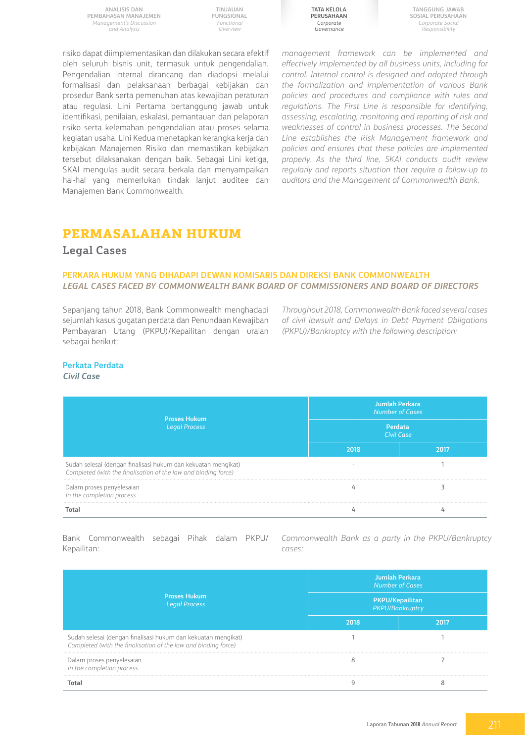risiko dapat diimplementasikan dan dilakukan secara efektif oleh seluruh bisnis unit, termasuk untuk pengendalian. Pengendalian internal dirancang dan diadopsi melalui formalisasi dan pelaksanaan berbagai kebijakan dan prosedur Bank serta pemenuhan atas kewajiban peraturan atau regulasi. Lini Pertama bertanggung jawab untuk identifikasi, penilaian, eskalasi, pemantauan dan pelaporan risiko serta kelemahan pengendalian atau proses selama kegiatan usaha. Lini Kedua menetapkan kerangka kerja dan kebijakan Manajemen Risiko dan memastikan kebijakan tersebut dilaksanakan dengan baik. Sebagai Lini ketiga, SKAI mengulas audit secara berkala dan menyampaikan hal-hal yang memerlukan tindak lanjut auditee dan Manajemen Bank Commonwealth.

*management framework can be implemented and effectively implemented by all business units, including for control. Internal control is designed and adopted through the formalization and implementation of various Bank policies and procedures and compliance with rules and regulations. The First Line is responsible for identifying, assessing, escalating, monitoring and reporting of risk and weaknesses of control in business processes. The Second Line establishes the Risk Management framework and policies and ensures that these policies are implemented properly. As the third line, SKAI conducts audit review regularly and reports situation that require a follow-up to auditors and the Management of Commonwealth Bank.*

# PERMASALAHAN HUKUM

## Legal Cases

### PERKARA HUKUM YANG DIHADAPI DEWAN KOMISARIS DAN DIREKSI BANK COMMONWEALTH
### *LEGAL CASES FACED BY COMMONWEALTH BANK BOARD OF COMMISSIONERS AND BOARD OF DIRECTORS*

Sepanjang tahun 2018, Bank Commonwealth menghadapi sejumlah kasus gugatan perdata dan Penundaan Kewajiban Pembayaran Utang (PKPU)/Kepailitan dengan uraian sebagai berikut:

*Throughout 2018, Commonwealth Bank faced several cases of civil lawsuit and Delays in Debt Payment Obligations (PKPU)/Bankruptcy with the following description:*

**Perkata Perdata**
*Civil Case*

| Proses Hukum *Legal Process* | Jumlah Perkara *Number of Cases* | |
|---|---|---|
| | Perdata *Civil Case* | |
| | 2018 | 2017 |
| Sudah selesai (dengan finalisasi hukum dan kekuatan mengikat) *Completed (with the finalisation of the law and binding force)* | - | 1 |
| Dalam proses penyelesaian *In the completion process* | 4 | 3 |
| **Total** | 4 | 4 |

Bank Commonwealth sebagai Pihak dalam PKPU/ Kepailitan:

*Commonwealth Bank as a party in the PKPU/Bankruptcy cases:*

| Proses Hukum *Legal Process* | Jumlah Perkara *Number of Cases* | |
|---|---|---|
| | PKPU/Kepailitan *PKPU/Bankruptcy* | |
| | 2018 | 2017 |
| Sudah selesai (dengan finalisasi hukum dan kekuatan mengikat) *Completed (with the finalisation of the law and binding force)* | 1 | 1 |
| Dalam proses penyelesaian *In the completion process* | 8 | 7 |
| **Total** | 9 | 8 |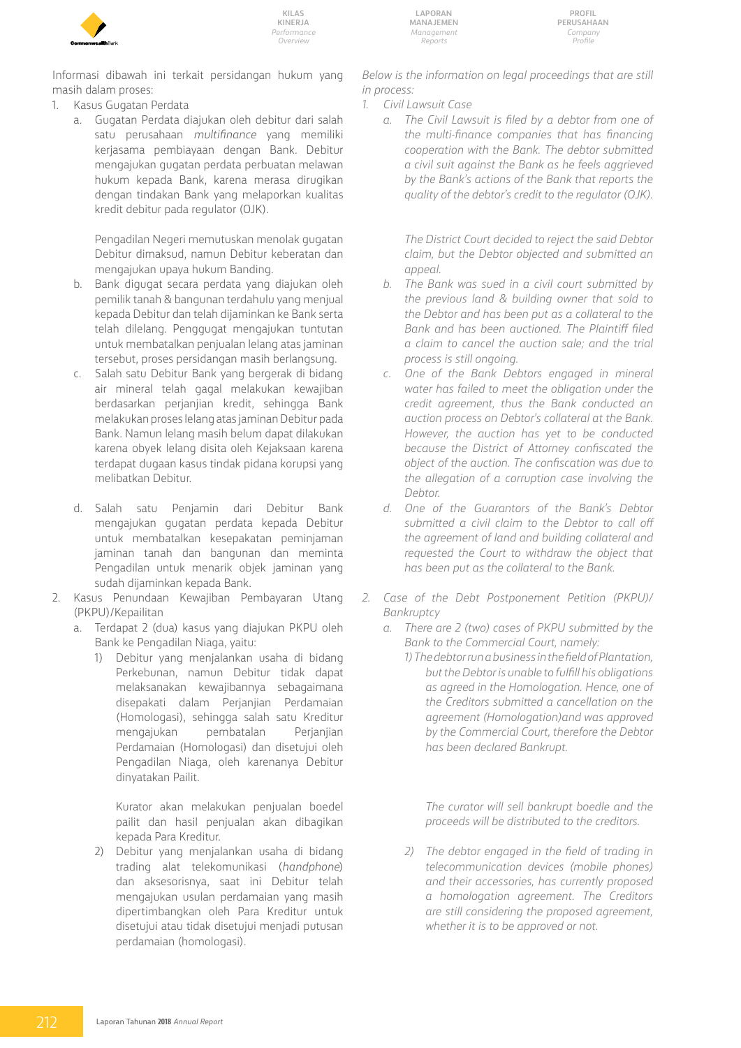Informasi dibawah ini terkait persidangan hukum yang masih dalam proses:

1. Kasus Gugatan Perdata
   a. Gugatan Perdata diajukan oleh debitur dari salah satu perusahaan *multifinance* yang memiliki kerjasama pembiayaan dengan Bank. Debitur mengajukan gugatan perdata perbuatan melawan hukum kepada Bank, karena merasa dirugikan dengan tindakan Bank yang melaporkan kualitas kredit debitur pada regulator (OJK).

      Pengadilan Negeri memutuskan menolak gugatan Debitur dimaksud, namun Debitur keberatan dan mengajukan upaya hukum Banding.
   b. Bank digugat secara perdata yang diajukan oleh pemilik tanah & bangunan terdahulu yang menjual kepada Debitur dan telah dijaminkan ke Bank serta telah dilelang. Penggugat mengajukan tuntutan untuk membatalkan penjualan lelang atas jaminan tersebut, proses persidangan masih berlangsung.
   c. Salah satu Debitur Bank yang bergerak di bidang air mineral telah gagal melakukan kewajiban berdasarkan perjanjian kredit, sehingga Bank melakukan proses lelang atas jaminan Debitur pada Bank. Namun lelang masih belum dapat dilakukan karena obyek lelang disita oleh Kejaksaan karena terdapat dugaan kasus tindak pidana korupsi yang melibatkan Debitur.
   d. Salah satu Penjamin dari Debitur Bank mengajukan gugatan perdata kepada Debitur untuk membatalkan kesepakatan peminjaman jaminan tanah dan bangunan dan meminta Pengadilan untuk menarik objek jaminan yang sudah dijaminkan kepada Bank.
2. Kasus Penundaan Kewajiban Pembayaran Utang (PKPU)/Kepailitan
   a. Terdapat 2 (dua) kasus yang diajukan PKPU oleh Bank ke Pengadilan Niaga, yaitu:
      1) Debitur yang menjalankan usaha di bidang Perkebunan, namun Debitur tidak dapat melaksanakan kewajibannya sebagaimana disepakati dalam Perjanjian Perdamaian (Homologasi), sehingga salah satu Kreditur mengajukan pembatalan Perjanjian Perdamaian (Homologasi) dan disetujui oleh Pengadilan Niaga, oleh karenanya Debitur dinyatakan Pailit.

         Kurator akan melakukan penjualan boedel pailit dan hasil penjualan akan dibagikan kepada Para Kreditur.
      2) Debitur yang menjalankan usaha di bidang trading alat telekomunikasi (*handphone*) dan aksesorisnya, saat ini Debitur telah mengajukan usulan perdamaian yang masih dipertimbangkan oleh Para Kreditur untuk disetujui atau tidak disetujui menjadi putusan perdamaian (homologasi).

*Below is the information on legal proceedings that are still in process:*

1. *Civil Lawsuit Case*
   a. *The Civil Lawsuit is filed by a debtor from one of the multi-finance companies that has financing cooperation with the Bank. The debtor submitted a civil suit against the Bank as he feels aggrieved by the Bank's actions of the Bank that reports the quality of the debtor's credit to the regulator (OJK).*

      *The District Court decided to reject the said Debtor claim, but the Debtor objected and submitted an appeal.*
   b. *The Bank was sued in a civil court submitted by the previous land & building owner that sold to the Debtor and has been put as a collateral to the Bank and has been auctioned. The Plaintiff filed a claim to cancel the auction sale; and the trial process is still ongoing.*
   c. *One of the Bank Debtors engaged in mineral water has failed to meet the obligation under the credit agreement, thus the Bank conducted an auction process on Debtor's collateral at the Bank. However, the auction has yet to be conducted because the District of Attorney confiscated the object of the auction. The confiscation was due to the allegation of a corruption case involving the Debtor.*
   d. *One of the Guarantors of the Bank's Debtor submitted a civil claim to the Debtor to call off the agreement of land and building collateral and requested the Court to withdraw the object that has been put as the collateral to the Bank.*
2. *Case of the Debt Postponement Petition (PKPU)/ Bankruptcy*
   a. *There are 2 (two) cases of PKPU submitted by the Bank to the Commercial Court, namely:*
      1) *The debtor run a business in the field of Plantation, but the Debtor is unable to fulfill his obligations as agreed in the Homologation. Hence, one of the Creditors submitted a cancellation on the agreement (Homologation)and was approved by the Commercial Court, therefore the Debtor has been declared Bankrupt.*

         *The curator will sell bankrupt boedle and the proceeds will be distributed to the creditors.*
      2) *The debtor engaged in the field of trading in telecommunication devices (mobile phones) and their accessories, has currently proposed a homologation agreement. The Creditors are still considering the proposed agreement, whether it is to be approved or not.*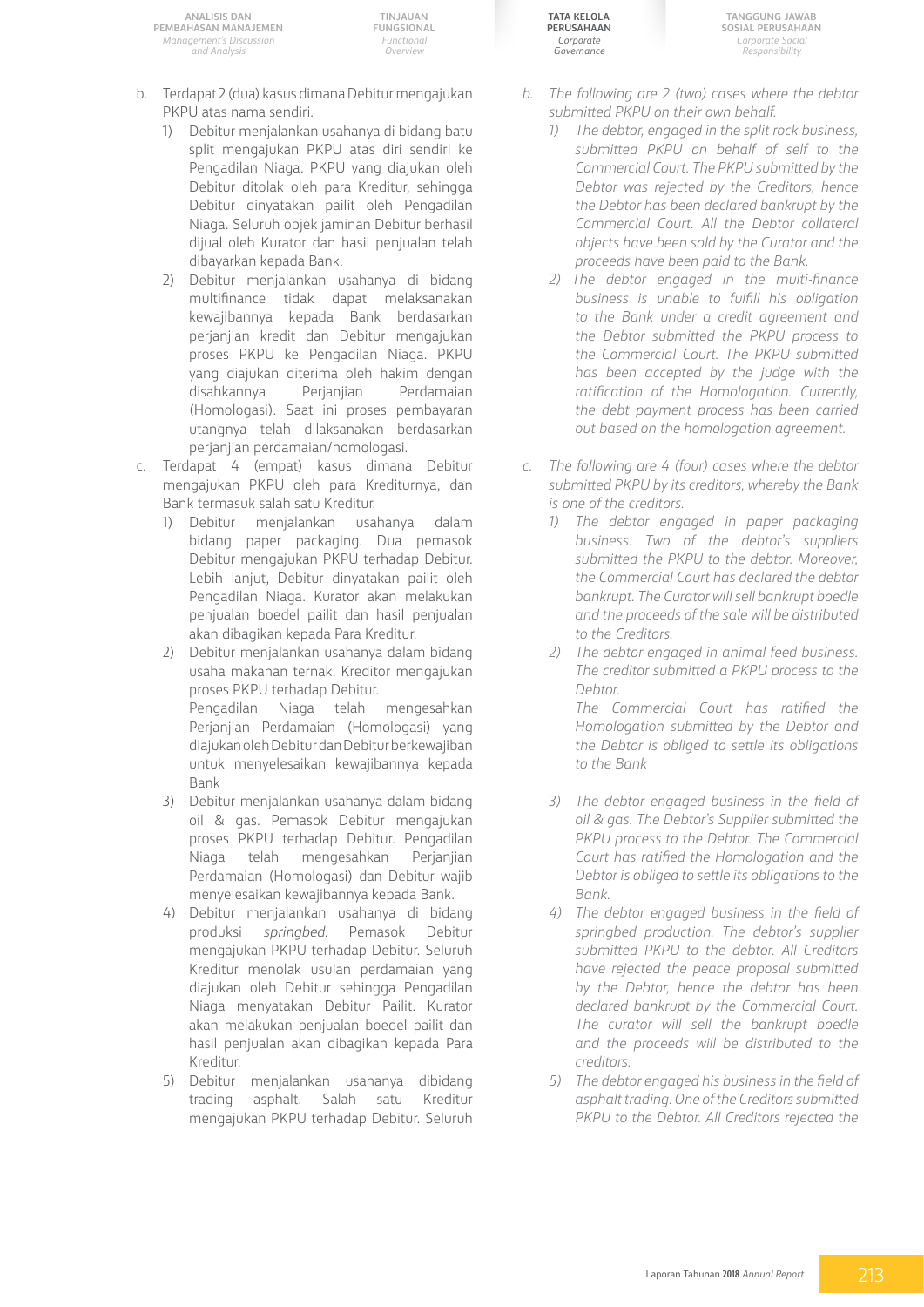b. Terdapat 2 (dua) kasus dimana Debitur mengajukan PKPU atas nama sendiri.
   1) Debitur menjalankan usahanya di bidang batu split mengajukan PKPU atas diri sendiri ke Pengadilan Niaga. PKPU yang diajukan oleh Debitur ditolak oleh para Kreditur, sehingga Debitur dinyatakan pailit oleh Pengadilan Niaga. Seluruh objek jaminan Debitur berhasil dijual oleh Kurator dan hasil penjualan telah dibayarkan kepada Bank.
   2) Debitur menjalankan usahanya di bidang multifinance tidak dapat melaksanakan kewajibannya kepada Bank berdasarkan perjanjian kredit dan Debitur mengajukan proses PKPU ke Pengadilan Niaga. PKPU yang diajukan diterima oleh hakim dengan disahkannya Perjanjian Perdamaian (Homologasi). Saat ini proses pembayaran utangnya telah dilaksanakan berdasarkan perjanjian perdamaian/homologasi.
c. Terdapat 4 (empat) kasus dimana Debitur mengajukan PKPU oleh para Krediturnya, dan Bank termasuk salah satu Kreditur.
   1) Debitur menjalankan usahanya dalam bidang paper packaging. Dua pemasok Debitur mengajukan PKPU terhadap Debitur. Lebih lanjut, Debitur dinyatakan pailit oleh Pengadilan Niaga. Kurator akan melakukan penjualan boedel pailit dan hasil penjualan akan dibagikan kepada Para Kreditur.
   2) Debitur menjalankan usahanya dalam bidang usaha makanan ternak. Kreditor mengajukan proses PKPU terhadap Debitur.
      Pengadilan Niaga telah mengesahkan Perjanjian Perdamaian (Homologasi) yang diajukan oleh Debitur dan Debitur berkewajiban untuk menyelesaikan kewajibannya kepada Bank
   3) Debitur menjalankan usahanya dalam bidang oil & gas. Pemasok Debitur mengajukan proses PKPU terhadap Debitur. Pengadilan Niaga telah mengesahkan Perjanjian Perdamaian (Homologasi) dan Debitur wajib menyelesaikan kewajibannya kepada Bank.
   4) Debitur menjalankan usahanya di bidang produksi *springbed*. Pemasok Debitur mengajukan PKPU terhadap Debitur. Seluruh Kreditur menolak usulan perdamaian yang diajukan oleh Debitur sehingga Pengadilan Niaga menyatakan Debitur Pailit. Kurator akan melakukan penjualan boedel pailit dan hasil penjualan akan dibagikan kepada Para Kreditur.
   5) Debitur menjalankan usahanya dibidang trading asphalt. Salah satu Kreditur mengajukan PKPU terhadap Debitur. Seluruh

*b. The following are 2 (two) cases where the debtor submitted PKPU on their own behalf.*
   *1) The debtor, engaged in the split rock business, submitted PKPU on behalf of self to the Commercial Court. The PKPU submitted by the Debtor was rejected by the Creditors, hence the Debtor has been declared bankrupt by the Commercial Court. All the Debtor collateral objects have been sold by the Curator and the proceeds have been paid to the Bank.*
   *2) The debtor engaged in the multi-finance business is unable to fulfill his obligation to the Bank under a credit agreement and the Debtor submitted the PKPU process to the Commercial Court. The PKPU submitted has been accepted by the judge with the ratification of the Homologation. Currently, the debt payment process has been carried out based on the homologation agreement.*

*c. The following are 4 (four) cases where the debtor submitted PKPU by its creditors, whereby the Bank is one of the creditors.*
   *1) The debtor engaged in paper packaging business. Two of the debtor's suppliers submitted the PKPU to the debtor. Moreover, the Commercial Court has declared the debtor bankrupt. The Curator will sell bankrupt boedle and the proceeds of the sale will be distributed to the Creditors.*
   *2) The debtor engaged in animal feed business. The creditor submitted a PKPU process to the Debtor.*
      *The Commercial Court has ratified the Homologation submitted by the Debtor and the Debtor is obliged to settle its obligations to the Bank*
   *3) The debtor engaged business in the field of oil & gas. The Debtor's Supplier submitted the PKPU process to the Debtor. The Commercial Court has ratified the Homologation and the Debtor is obliged to settle its obligations to the Bank.*
   *4) The debtor engaged business in the field of springbed production. The debtor's supplier submitted PKPU to the debtor. All Creditors have rejected the peace proposal submitted by the Debtor, hence the debtor has been declared bankrupt by the Commercial Court. The curator will sell the bankrupt boedle and the proceeds will be distributed to the creditors.*
   *5) The debtor engaged his business in the field of asphalt trading. One of the Creditors submitted PKPU to the Debtor. All Creditors rejected the*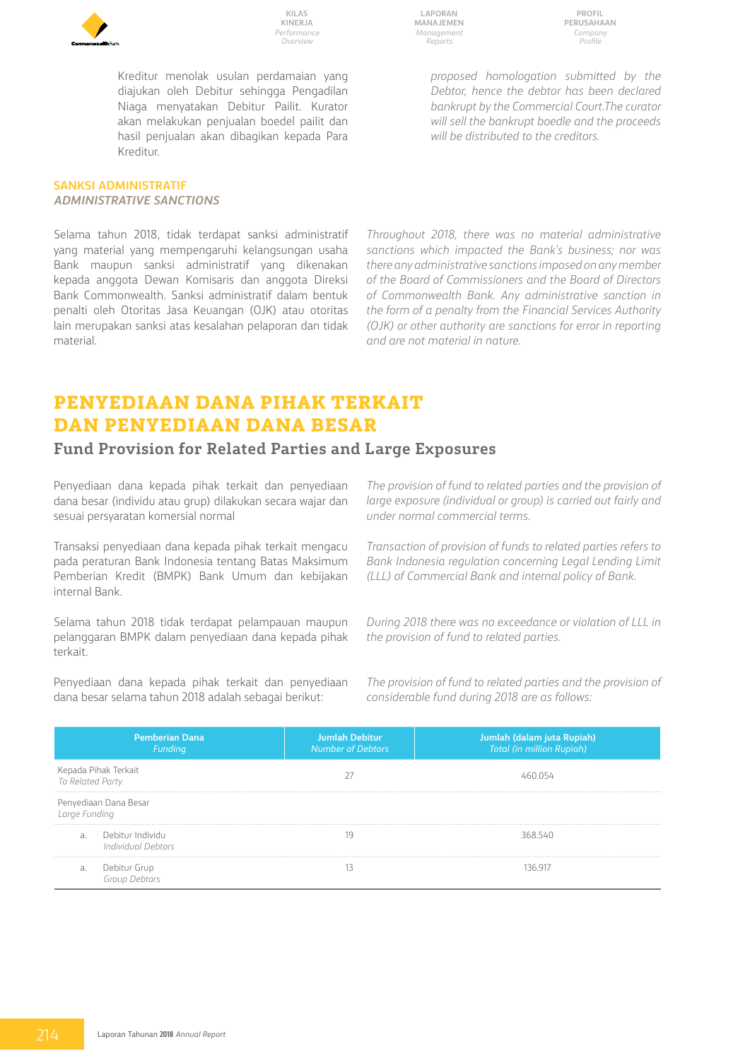Kreditur menolak usulan perdamaian yang diajukan oleh Debitur sehingga Pengadilan Niaga menyatakan Debitur Pailit. Kurator akan melakukan penjualan boedel pailit dan hasil penjualan akan dibagikan kepada Para Kreditur.

*proposed homologation submitted by the Debtor, hence the debtor has been declared bankrupt by the Commercial Court.The curator will sell the bankrupt boedle and the proceeds will be distributed to the creditors.*

### SANKSI ADMINISTRATIF
### *ADMINISTRATIVE SANCTIONS*

Selama tahun 2018, tidak terdapat sanksi administratif yang material yang mempengaruhi kelangsungan usaha Bank maupun sanksi administratif yang dikenakan kepada anggota Dewan Komisaris dan anggota Direksi Bank Commonwealth. Sanksi administratif dalam bentuk penalti oleh Otoritas Jasa Keuangan (OJK) atau otoritas lain merupakan sanksi atas kesalahan pelaporan dan tidak material.

*Throughout 2018, there was no material administrative sanctions which impacted the Bank's business; nor was there any administrative sanctions imposed on any member of the Board of Commissioners and the Board of Directors of Commonwealth Bank. Any administrative sanction in the form of a penalty from the Financial Services Authority (OJK) or other authority are sanctions for error in reporting and are not material in nature.*

# PENYEDIAAN DANA PIHAK TERKAIT DAN PENYEDIAAN DANA BESAR
## Fund Provision for Related Parties and Large Exposures

Penyediaan dana kepada pihak terkait dan penyediaan dana besar (individu atau grup) dilakukan secara wajar dan sesuai persyaratan komersial normal

*The provision of fund to related parties and the provision of large exposure (individual or group) is carried out fairly and under normal commercial terms.*

Transaksi penyediaan dana kepada pihak terkait mengacu pada peraturan Bank Indonesia tentang Batas Maksimum Pemberian Kredit (BMPK) Bank Umum dan kebijakan internal Bank.

*Transaction of provision of funds to related parties refers to Bank Indonesia regulation concerning Legal Lending Limit (LLL) of Commercial Bank and internal policy of Bank.*

Selama tahun 2018 tidak terdapat pelampauan maupun pelanggaran BMPK dalam penyediaan dana kepada pihak terkait.

*During 2018 there was no exceedance or violation of LLL in the provision of fund to related parties.*

Penyediaan dana kepada pihak terkait dan penyediaan dana besar selama tahun 2018 adalah sebagai berikut:

*The provision of fund to related parties and the provision of considerable fund during 2018 are as follows:*

| Pemberian Dana *Funding* | Jumlah Debitur *Number of Debtors* | Jumlah (dalam juta Rupiah) *Total (in million Rupiah)* |
|---|---|---|
| Kepada Pihak Terkait *To Related Party* | 27 | 460.054 |
| Penyediaan Dana Besar *Large Funding* | | |
| a. Debitur Individu *Individual Debtors* | 19 | 368.540 |
| a. Debitur Grup *Group Debtors* | 13 | 136.917 |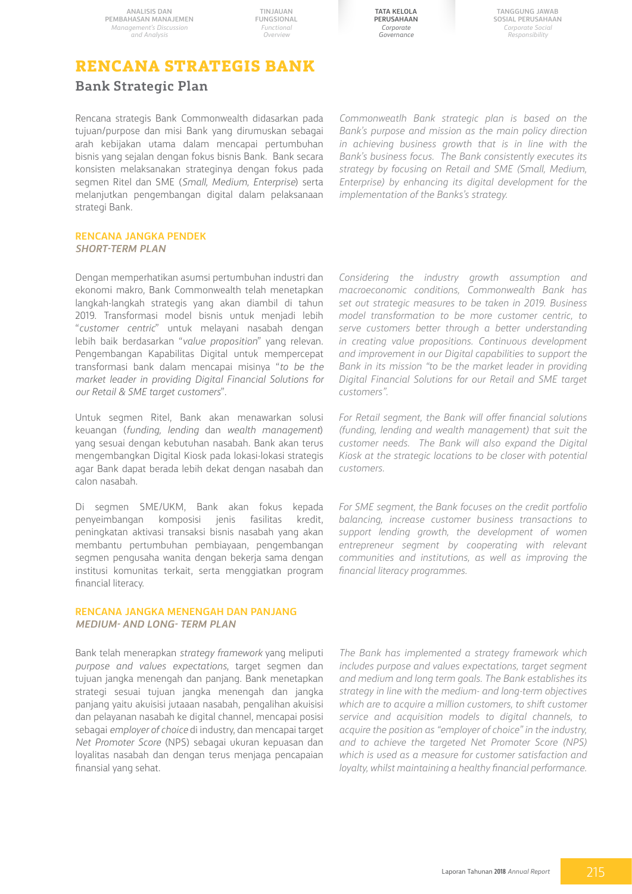# RENCANA STRATEGIS BANK

## Bank Strategic Plan

Rencana strategis Bank Commonwealth didasarkan pada tujuan/purpose dan misi Bank yang dirumuskan sebagai arah kebijakan utama dalam mencapai pertumbuhan bisnis yang sejalan dengan fokus bisnis Bank. Bank secara konsisten melaksanakan strateginya dengan fokus pada segmen Ritel dan SME (*Small, Medium, Enterprise*) serta melanjutkan pengembangan digital dalam pelaksanaan strategi Bank.

*Commonweatlh Bank strategic plan is based on the Bank's purpose and mission as the main policy direction in achieving business growth that is in line with the Bank's business focus. The Bank consistently executes its strategy by focusing on Retail and SME (Small, Medium, Enterprise) by enhancing its digital development for the implementation of the Banks's strategy.*

### RENCANA JANGKA PENDEK
### *SHORT-TERM PLAN*

Dengan memperhatikan asumsi pertumbuhan industri dan ekonomi makro, Bank Commonwealth telah menetapkan langkah-langkah strategis yang akan diambil di tahun 2019. Transformasi model bisnis untuk menjadi lebih "*customer centric*" untuk melayani nasabah dengan lebih baik berdasarkan "*value proposition*" yang relevan. Pengembangan Kapabilitas Digital untuk mempercepat transformasi bank dalam mencapai misinya "*to be the market leader in providing Digital Financial Solutions for our Retail & SME target customers*".

*Considering the industry growth assumption and macroeconomic conditions, Commonwealth Bank has set out strategic measures to be taken in 2019. Business model transformation to be more customer centric, to serve customers better through a better understanding in creating value propositions. Continuous development and improvement in our Digital capabilities to support the Bank in its mission "to be the market leader in providing Digital Financial Solutions for our Retail and SME target customers".*

Untuk segmen Ritel, Bank akan menawarkan solusi keuangan (*funding, lending* dan *wealth management*) yang sesuai dengan kebutuhan nasabah. Bank akan terus mengembangkan Digital Kiosk pada lokasi-lokasi strategis agar Bank dapat berada lebih dekat dengan nasabah dan calon nasabah.

*For Retail segment, the Bank will offer financial solutions (funding, lending and wealth management) that suit the customer needs. The Bank will also expand the Digital Kiosk at the strategic locations to be closer with potential customers.*

Di segmen SME/UKM, Bank akan fokus kepada penyeimbangan komposisi jenis fasilitas kredit, peningkatan aktivasi transaksi bisnis nasabah yang akan membantu pertumbuhan pembiayaan, pengembangan segmen pengusaha wanita dengan bekerja sama dengan institusi komunitas terkait, serta menggiatkan program financial literacy.

*For SME segment, the Bank focuses on the credit portfolio balancing, increase customer business transactions to support lending growth, the development of women entrepreneur segment by cooperating with relevant communities and institutions, as well as improving the financial literacy programmes.*

### RENCANA JANGKA MENENGAH DAN PANJANG
### *MEDIUM- AND LONG- TERM PLAN*

Bank telah menerapkan *strategy framework* yang meliputi *purpose and values expectations*, target segmen dan tujuan jangka menengah dan panjang. Bank menetapkan strategi sesuai tujuan jangka menengah dan jangka panjang yaitu akuisisi jutaan nasabah, pengalihan akuisisi dan pelayanan nasabah ke digital channel, mencapai posisi sebagai *employer of choice* di industry, dan mencapai target *Net Promoter Score* (NPS) sebagai ukuran kepuasan dan loyalitas nasabah dan dengan terus menjaga pencapaian finansial yang sehat.

*The Bank has implemented a strategy framework which includes purpose and values expectations, target segment and medium and long term goals. The Bank establishes its strategy in line with the medium- and long-term objectives which are to acquire a million customers, to shift customer service and acquisition models to digital channels, to acquire the position as "employer of choice" in the industry, and to achieve the targeted Net Promoter Score (NPS) which is used as a measure for customer satisfaction and loyalty, whilst maintaining a healthy financial performance.*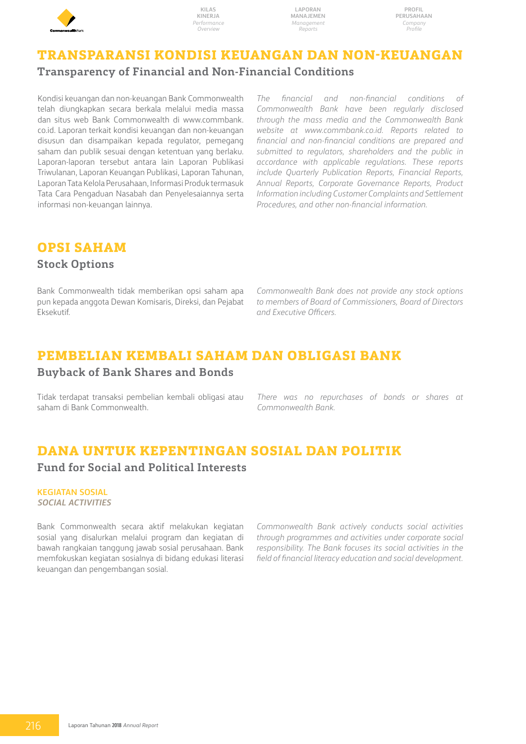# TRANSPARANSI KONDISI KEUANGAN DAN NON-KEUANGAN

## Transparency of Financial and Non-Financial Conditions

Kondisi keuangan dan non-keuangan Bank Commonwealth telah diungkapkan secara berkala melalui media massa dan situs web Bank Commonwealth di www.commbank.co.id. Laporan terkait kondisi keuangan dan non-keuangan disusun dan disampaikan kepada regulator, pemegang saham dan publik sesuai dengan ketentuan yang berlaku. Laporan-laporan tersebut antara lain Laporan Publikasi Triwulanan, Laporan Keuangan Publikasi, Laporan Tahunan, Laporan Tata Kelola Perusahaan, Informasi Produk termasuk Tata Cara Pengaduan Nasabah dan Penyelesaiannya serta informasi non-keuangan lainnya.

*The financial and non-financial conditions of Commonwealth Bank have been regularly disclosed through the mass media and the Commonwealth Bank website at www.commbank.co.id. Reports related to financial and non-financial conditions are prepared and submitted to regulators, shareholders and the public in accordance with applicable regulations. These reports include Quarterly Publication Reports, Financial Reports, Annual Reports, Corporate Governance Reports, Product Information including Customer Complaints and Settlement Procedures, and other non-financial information.*

# OPSI SAHAM

## Stock Options

Bank Commonwealth tidak memberikan opsi saham apa pun kepada anggota Dewan Komisaris, Direksi, dan Pejabat Eksekutif.

*Commonwealth Bank does not provide any stock options to members of Board of Commissioners, Board of Directors and Executive Officers.*

# PEMBELIAN KEMBALI SAHAM DAN OBLIGASI BANK

## Buyback of Bank Shares and Bonds

Tidak terdapat transaksi pembelian kembali obligasi atau saham di Bank Commonwealth.

*There was no repurchases of bonds or shares at Commonwealth Bank.*

# DANA UNTUK KEPENTINGAN SOSIAL DAN POLITIK

## Fund for Social and Political Interests

### KEGIATAN SOSIAL
### *SOCIAL ACTIVITIES*

Bank Commonwealth secara aktif melakukan kegiatan sosial yang disalurkan melalui program dan kegiatan di bawah rangkaian tanggung jawab sosial perusahaan. Bank memfokuskan kegiatan sosialnya di bidang edukasi literasi keuangan dan pengembangan sosial.

*Commonwealth Bank actively conducts social activities through programmes and activities under corporate social responsibility. The Bank focuses its social activities in the field of financial literacy education and social development.*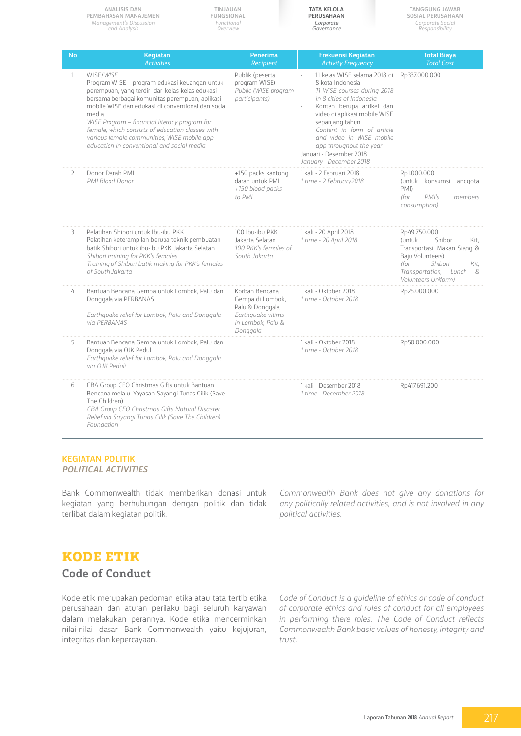| No | Kegiatan *Activities* | Penerima *Recipient* | Frekuensi Kegiatan *Activity Frequency* | Total Biaya *Total Cost* |
|---|---|---|---|---|
| 1 | WISE/*WISE*<br>Program WISE – program edukasi keuangan untuk perempuan, yang terdiri dari kelas-kelas edukasi bersama berbagai komunitas perempuan, aplikasi mobile WISE dan edukasi di conventional dan social media<br>*WISE Program – financial literacy program for female, which consists of education classes with various female communities, WISE mobile app education in conventional and social media* | Publik (peserta program WISE)<br>*Public (WISE program participants)* | - 11 kelas WISE selama 2018 di 8 kota Indonesia<br>*11 WISE courses during 2018 in 8 cities of Indonesia*<br>- Konten berupa artikel dan video di aplikasi mobile WISE sepanjang tahun<br>*Content in form of article and video in WISE mobile app throughout the year*<br>Januari - Desember 2018<br>*January - December 2018* | Rp337.000.000 |
| 2 | Donor Darah PMI<br>*PMI Blood Donor* | +150 packs kantong darah untuk PMI<br>*+150 blood packs to PMI* | 1 kali - 2 Februari 2018<br>*1 time - 2 February2018* | Rp1.000.000<br>(untuk konsumsi anggota PMI)<br>*(for PMI's members consumption)* |
| 3 | Pelatihan Shibori untuk Ibu-ibu PKK<br>Pelatihan keterampilan berupa teknik pembuatan batik Shibori untuk ibu-ibu PKK Jakarta Selatan<br>*Shibori training for PKK's females*<br>*Training of Shibori batik making for PKK's females of South Jakarta* | 100 Ibu-ibu PKK Jakarta Selatan<br>*100 PKK's females of South Jakarta* | 1 kali - 20 April 2018<br>*1 time - 20 April 2018* | Rp49.750.000<br>(untuk Shibori Kit, Transportasi, Makan Siang & Baju Volunteers)<br>*(for Shibori Kit, Transportation, Lunch & Volunteers Uniform)* |
| 4 | Bantuan Bencana Gempa untuk Lombok, Palu dan Donggala via PERBANAS<br>*Earthquake relief for Lombok, Palu and Donggala via PERBANAS* | Korban Bencana Gempa di Lombok, Palu & Donggala<br>*Earthquake vitims in Lombok, Palu & Donggala* | 1 kali - Oktober 2018<br>*1 time - October 2018* | Rp25.000.000 |
| 5 | Bantuan Bencana Gempa untuk Lombok, Palu dan Donggala via OJK Peduli<br>*Earthquake relief for Lombok, Palu and Donggala via OJK Peduli* | | 1 kali - Oktober 2018<br>*1 time - October 2018* | Rp50.000.000 |
| 6 | CBA Group CEO Christmas Gifts untuk Bantuan Bencana melalui Yayasan Sayangi Tunas Cilik (Save The Children)<br>*CBA Group CEO Christmas Gifts Natural Disaster Relief via Sayangi Tunas Cilik (Save The Children) Foundation* | | 1 kali - Desember 2018<br>*1 time - December 2018* | Rp417.691.200 |

### KEGIATAN POLITIK
### *POLITICAL ACTIVITIES*

Bank Commonwealth tidak memberikan donasi untuk kegiatan yang berhubungan dengan politik dan tidak terlibat dalam kegiatan politik.

*Commonwealth Bank does not give any donations for any politically-related activities, and is not involved in any political activities.*

# KODE ETIK
## Code of Conduct

Kode etik merupakan pedoman etika atau tata tertib etika perusahaan dan aturan perilaku bagi seluruh karyawan dalam melakukan perannya. Kode etika mencerminkan nilai-nilai dasar Bank Commonwealth yaitu kejujuran, integritas dan kepercayaan.

*Code of Conduct is a guideline of ethics or code of conduct of corporate ethics and rules of conduct for all employees in performing there roles. The Code of Conduct reflects Commonwealth Bank basic values of honesty, integrity and trust.*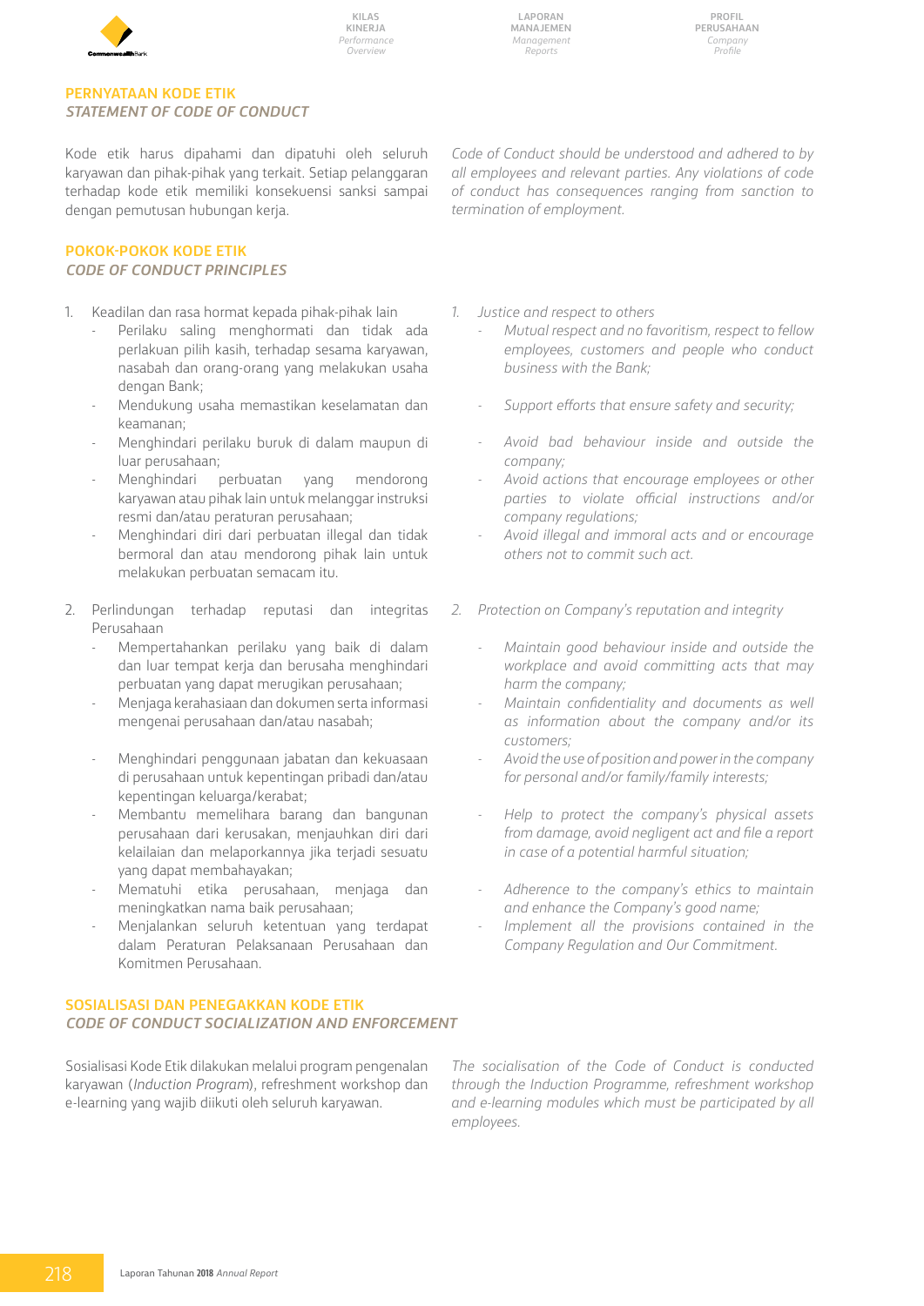## PERNYATAAN KODE ETIK
## *STATEMENT OF CODE OF CONDUCT*

Kode etik harus dipahami dan dipatuhi oleh seluruh karyawan dan pihak-pihak yang terkait. Setiap pelanggaran terhadap kode etik memiliki konsekuensi sanksi sampai dengan pemutusan hubungan kerja.

*Code of Conduct should be understood and adhered to by all employees and relevant parties. Any violations of code of conduct has consequences ranging from sanction to termination of employment.*

## POKOK-POKOK KODE ETIK
## *CODE OF CONDUCT PRINCIPLES*

1. Keadilan dan rasa hormat kepada pihak-pihak lain
   - Perilaku saling menghormati dan tidak ada perlakuan pilih kasih, terhadap sesama karyawan, nasabah dan orang-orang yang melakukan usaha dengan Bank;
   - Mendukung usaha memastikan keselamatan dan keamanan;
   - Menghindari perilaku buruk di dalam maupun di luar perusahaan;
   - Menghindari perbuatan yang mendorong karyawan atau pihak lain untuk melanggar instruksi resmi dan/atau peraturan perusahaan;
   - Menghindari diri dari perbuatan illegal dan tidak bermoral dan atau mendorong pihak lain untuk melakukan perbuatan semacam itu.
2. Perlindungan terhadap reputasi dan integritas Perusahaan
   - Mempertahankan perilaku yang baik di dalam dan luar tempat kerja dan berusaha menghindari perbuatan yang dapat merugikan perusahaan;
   - Menjaga kerahasiaan dan dokumen serta informasi mengenai perusahaan dan/atau nasabah;
   - Menghindari penggunaan jabatan dan kekuasaan di perusahaan untuk kepentingan pribadi dan/atau kepentingan keluarga/kerabat;
   - Membantu memelihara barang dan bangunan perusahaan dari kerusakan, menjauhkan diri dari kelailaian dan melaporkannya jika terjadi sesuatu yang dapat membahayakan;
   - Mematuhi etika perusahaan, menjaga dan meningkatkan nama baik perusahaan;
   - Menjalankan seluruh ketentuan yang terdapat dalam Peraturan Pelaksanaan Perusahaan dan Komitmen Perusahaan.

*1. Justice and respect to others*
   - *Mutual respect and no favoritism, respect to fellow employees, customers and people who conduct business with the Bank;*
   - *Support efforts that ensure safety and security;*
   - *Avoid bad behaviour inside and outside the company;*
   - *Avoid actions that encourage employees or other parties to violate official instructions and/or company regulations;*
   - *Avoid illegal and immoral acts and or encourage others not to commit such act.*

*2. Protection on Company's reputation and integrity*
   - *Maintain good behaviour inside and outside the workplace and avoid committing acts that may harm the company;*
   - *Maintain confidentiality and documents as well as information about the company and/or its customers;*
   - *Avoid the use of position and power in the company for personal and/or family/family interests;*
   - *Help to protect the company's physical assets from damage, avoid negligent act and file a report in case of a potential harmful situation;*
   - *Adherence to the company's ethics to maintain and enhance the Company's good name;*
   - *Implement all the provisions contained in the Company Regulation and Our Commitment.*

## SOSIALISASI DAN PENEGAKKAN KODE ETIK
## *CODE OF CONDUCT SOCIALIZATION AND ENFORCEMENT*

Sosialisasi Kode Etik dilakukan melalui program pengenalan karyawan (*Induction Program*), refreshment workshop dan e-learning yang wajib diikuti oleh seluruh karyawan.

*The socialisation of the Code of Conduct is conducted through the Induction Programme, refreshment workshop and e-learning modules which must be participated by all employees.*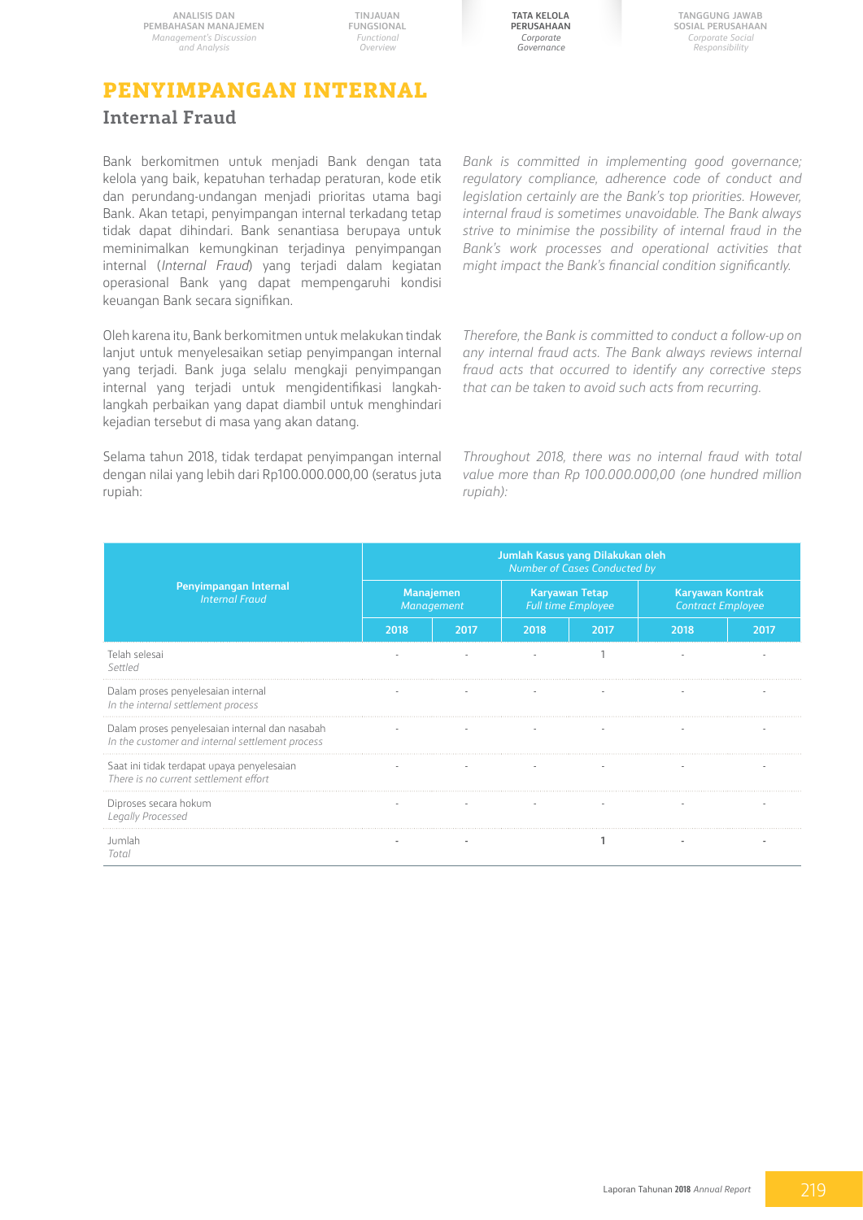# PENYIMPANGAN INTERNAL

## Internal Fraud

Bank berkomitmen untuk menjadi Bank dengan tata kelola yang baik, kepatuhan terhadap peraturan, kode etik dan perundang-undangan menjadi prioritas utama bagi Bank. Akan tetapi, penyimpangan internal terkadang tetap tidak dapat dihindari. Bank senantiasa berupaya untuk meminimalkan kemungkinan terjadinya penyimpangan internal (*Internal Fraud*) yang terjadi dalam kegiatan operasional Bank yang dapat mempengaruhi kondisi keuangan Bank secara signifikan.

*Bank is committed in implementing good governance; regulatory compliance, adherence code of conduct and legislation certainly are the Bank's top priorities. However, internal fraud is sometimes unavoidable. The Bank always strive to minimise the possibility of internal fraud in the Bank's work processes and operational activities that might impact the Bank's financial condition significantly.*

Oleh karena itu, Bank berkomitmen untuk melakukan tindak lanjut untuk menyelesaikan setiap penyimpangan internal yang terjadi. Bank juga selalu mengkaji penyimpangan internal yang terjadi untuk mengidentifikasi langkah-langkah perbaikan yang dapat diambil untuk menghindari kejadian tersebut di masa yang akan datang.

*Therefore, the Bank is committed to conduct a follow-up on any internal fraud acts. The Bank always reviews internal fraud acts that occurred to identify any corrective steps that can be taken to avoid such acts from recurring.*

Selama tahun 2018, tidak terdapat penyimpangan internal dengan nilai yang lebih dari Rp100.000.000,00 (seratus juta rupiah:

*Throughout 2018, there was no internal fraud with total value more than Rp 100.000.000,00 (one hundred million rupiah):*

| Penyimpangan Internal *Internal Fraud* | Jumlah Kasus yang Dilakukan oleh *Number of Cases Conducted by* | | | | | |
|---|---|---|---|---|---|---|
| | Manajemen *Management* | | Karyawan Tetap *Full time Employee* | | Karyawan Kontrak *Contract Employee* | |
| | 2018 | 2017 | 2018 | 2017 | 2018 | 2017 |
| Telah selesai *Settled* | - | - | - | 1 | - | - |
| Dalam proses penyelesaian internal *In the internal settlement process* | - | - | - | - | - | - |
| Dalam proses penyelesaian internal dan nasabah *In the customer and internal settlement process* | - | - | - | - | - | - |
| Saat ini tidak terdapat upaya penyelesaian *There is no current settlement effort* | - | - | - | - | - | - |
| Diproses secara hokum *Legally Processed* | - | - | - | - | - | - |
| Jumlah *Total* | - | - | | 1 | - | - |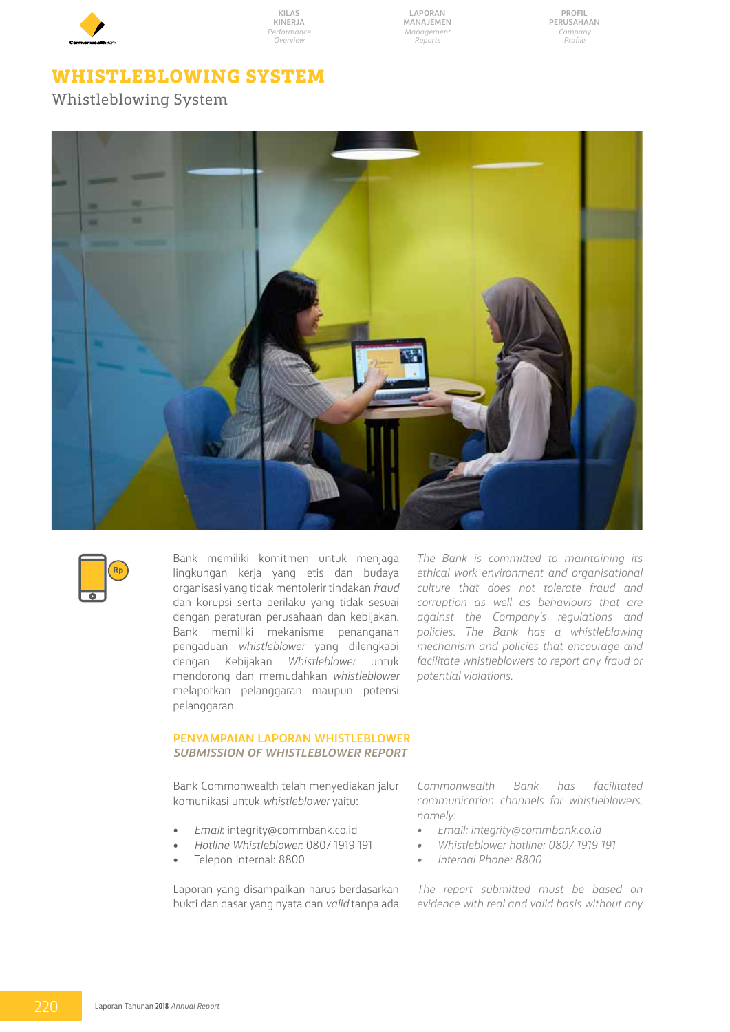# WHISTLEBLOWING SYSTEM

## Whistleblowing System

Bank memiliki komitmen untuk menjaga lingkungan kerja yang etis dan budaya organisasi yang tidak mentolerir tindakan *fraud* dan korupsi serta perilaku yang tidak sesuai dengan peraturan perusahaan dan kebijakan. Bank memiliki mekanisme penanganan pengaduan *whistleblower* yang dilengkapi dengan Kebijakan *Whistleblower* untuk mendorong dan memudahkan *whistleblower* melaporkan pelanggaran maupun potensi pelanggaran.

*The Bank is committed to maintaining its ethical work environment and organisational culture that does not tolerate fraud and corruption as well as behaviours that are against the Company's regulations and policies. The Bank has a whistleblowing mechanism and policies that encourage and facilitate whistleblowers to report any fraud or potential violations.*

### PENYAMPAIAN LAPORAN WHISTLEBLOWER
### *SUBMISSION OF WHISTLEBLOWER REPORT*

Bank Commonwealth telah menyediakan jalur komunikasi untuk *whistleblower* yaitu:

- *Email*: integrity@commbank.co.id
- *Hotline Whistleblower*: 0807 1919 191
- Telepon Internal: 8800

*Commonwealth Bank has facilitated communication channels for whistleblowers, namely:*

- *Email: integrity@commbank.co.id*
- *Whistleblower hotline: 0807 1919 191*
- *Internal Phone: 8800*

Laporan yang disampaikan harus berdasarkan bukti dan dasar yang nyata dan *valid* tanpa ada

*The report submitted must be based on evidence with real and valid basis without any*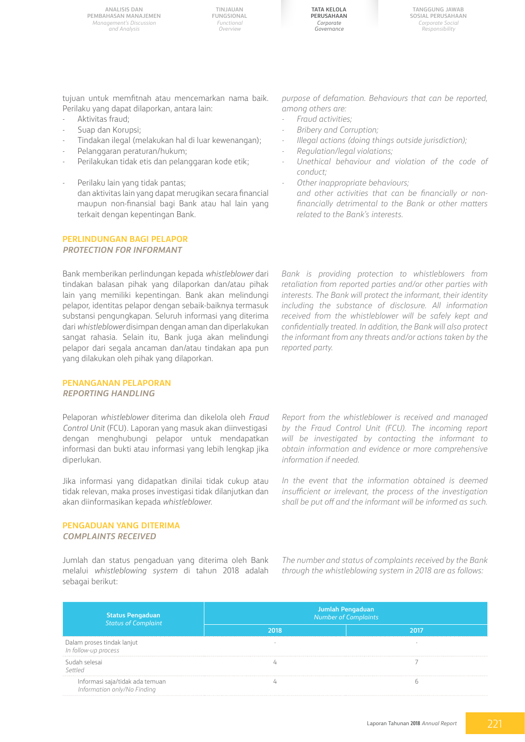tujuan untuk memfitnah atau mencemarkan nama baik. Perilaku yang dapat dilaporkan, antara lain:

- Aktivitas fraud;
- Suap dan Korupsi;
- Tindakan ilegal (melakukan hal di luar kewenangan);
- Pelanggaran peraturan/hukum;
- Perilakukan tidak etis dan pelanggaran kode etik;
- Perilaku lain yang tidak pantas;
  dan aktivitas lain yang dapat merugikan secara financial maupun non-finansial bagi Bank atau hal lain yang terkait dengan kepentingan Bank.

*purpose of defamation. Behaviours that can be reported, among others are:*

- *Fraud activities;*
- *Bribery and Corruption;*
- *Illegal actions (doing things outside jurisdiction);*
- *Regulation/legal violations;*
- *Unethical behaviour and violation of the code of conduct;*
- *Other inappropriate behaviours;*
  *and other activities that can be financially or non-financially detrimental to the Bank or other matters related to the Bank's interests.*

## PERLINDUNGAN BAGI PELAPOR
## *PROTECTION FOR INFORMANT*

Bank memberikan perlindungan kepada *whistleblower* dari tindakan balasan pihak yang dilaporkan dan/atau pihak lain yang memiliki kepentingan. Bank akan melindungi pelapor, identitas pelapor dengan sebaik-baiknya termasuk substansi pengungkapan. Seluruh informasi yang diterima dari *whistleblower* disimpan dengan aman dan diperlakukan sangat rahasia. Selain itu, Bank juga akan melindungi pelapor dari segala ancaman dan/atau tindakan apa pun yang dilakukan oleh pihak yang dilaporkan.

*Bank is providing protection to whistleblowers from retaliation from reported parties and/or other parties with interests. The Bank will protect the informant, their identity including the substance of disclosure. All information received from the whistleblower will be safely kept and confidentially treated. In addition, the Bank will also protect the informant from any threats and/or actions taken by the reported party.*

## PENANGANAN PELAPORAN
## *REPORTING HANDLING*

Pelaporan *whistleblower* diterima dan dikelola oleh *Fraud Control Unit* (FCU). Laporan yang masuk akan diinvestigasi dengan menghubungi pelapor untuk mendapatkan informasi dan bukti atau informasi yang lebih lengkap jika diperlukan.

*Report from the whistleblower is received and managed by the Fraud Control Unit (FCU). The incoming report will be investigated by contacting the informant to obtain information and evidence or more comprehensive information if needed.*

Jika informasi yang didapatkan dinilai tidak cukup atau tidak relevan, maka proses investigasi tidak dilanjutkan dan akan diinformasikan kepada *whistleblower*.

*In the event that the information obtained is deemed insufficient or irrelevant, the process of the investigation shall be put off and the informant will be informed as such.*

## PENGADUAN YANG DITERIMA
## *COMPLAINTS RECEIVED*

Jumlah dan status pengaduan yang diterima oleh Bank melalui *whistleblowing system* di tahun 2018 adalah sebagai berikut:

*The number and status of complaints received by the Bank through the whistleblowing system in 2018 are as follows:*

| Status Pengaduan *Status of Complaint* | Jumlah Pengaduan *Number of Complaints* | |
|---|---|---|
| | 2018 | 2017 |
| Dalam proses tindak lanjut *In follow-up process* | - | - |
| Sudah selesai *Settled* | 4 | 7 |
| Informasi saja/tidak ada temuan *Information only/No Finding* | 4 | 6 |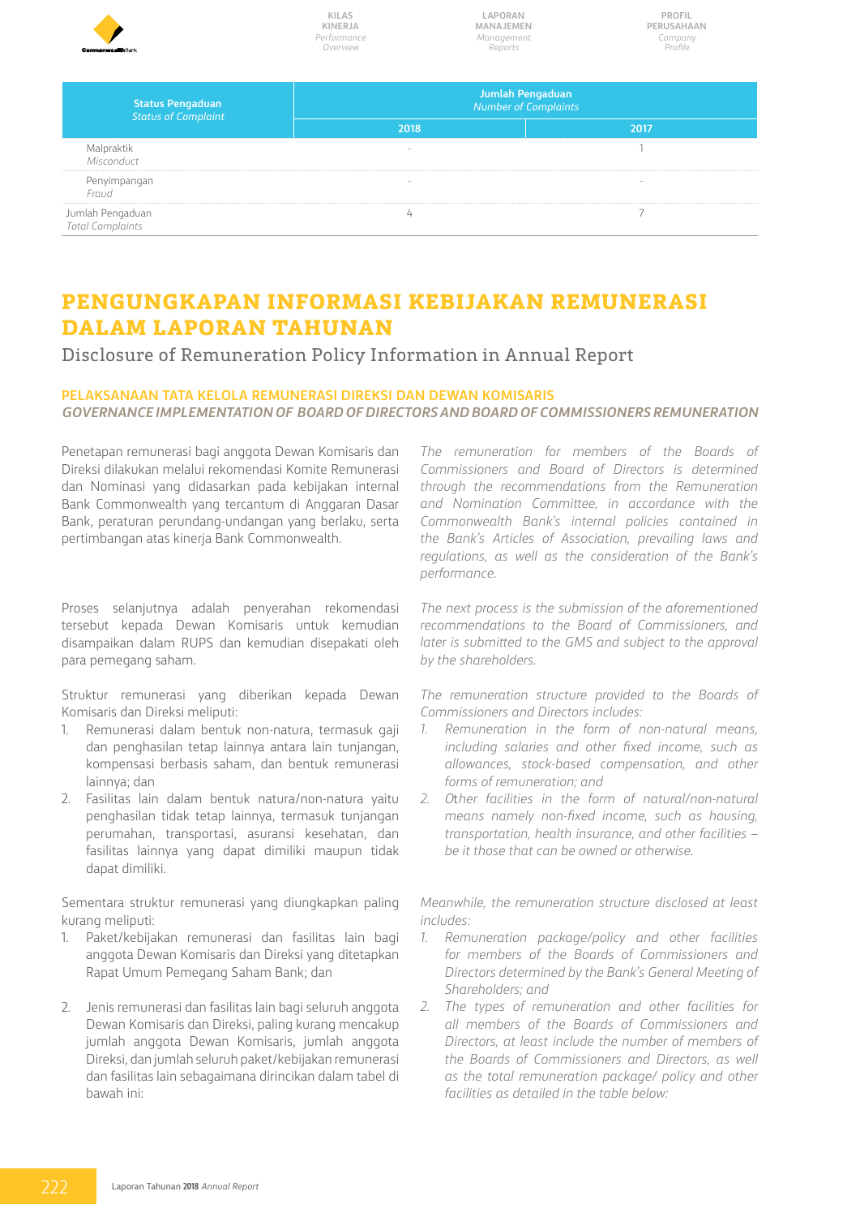| Status Pengaduan *Status of Complaint* | Jumlah Pengaduan *Number of Complaints* | |
|---|---|---|
| | 2018 | 2017 |
| Malpraktik *Misconduct* | - | 1 |
| Penyimpangan *Fraud* | - | - |
| Jumlah Pengaduan *Total Complaints* | 4 | 7 |

# PENGUNGKAPAN INFORMASI KEBIJAKAN REMUNERASI DALAM LAPORAN TAHUNAN

## Disclosure of Remuneration Policy Information in Annual Report

### PELAKSANAAN TATA KELOLA REMUNERASI DIREKSI DAN DEWAN KOMISARIS
### *GOVERNANCE IMPLEMENTATION OF BOARD OF DIRECTORS AND BOARD OF COMMISSIONERS REMUNERATION*

Penetapan remunerasi bagi anggota Dewan Komisaris dan Direksi dilakukan melalui rekomendasi Komite Remunerasi dan Nominasi yang didasarkan pada kebijakan internal Bank Commonwealth yang tercantum di Anggaran Dasar Bank, peraturan perundang-undangan yang berlaku, serta pertimbangan atas kinerja Bank Commonwealth.

*The remuneration for members of the Boards of Commissioners and Board of Directors is determined through the recommendations from the Remuneration and Nomination Committee, in accordance with the Commonwealth Bank's internal policies contained in the Bank's Articles of Association, prevailing laws and regulations, as well as the consideration of the Bank's performance.*

Proses selanjutnya adalah penyerahan rekomendasi tersebut kepada Dewan Komisaris untuk kemudian disampaikan dalam RUPS dan kemudian disepakati oleh para pemegang saham.

*The next process is the submission of the aforementioned recommendations to the Board of Commissioners, and later is submitted to the GMS and subject to the approval by the shareholders.*

Struktur remunerasi yang diberikan kepada Dewan Komisaris dan Direksi meliputi:

1. Remunerasi dalam bentuk non-natura, termasuk gaji dan penghasilan tetap lainnya antara lain tunjangan, kompensasi berbasis saham, dan bentuk remunerasi lainnya; dan
2. Fasilitas lain dalam bentuk natura/non-natura yaitu penghasilan tidak tetap lainnya, termasuk tunjangan perumahan, transportasi, asuransi kesehatan, dan fasilitas lainnya yang dapat dimiliki maupun tidak dapat dimiliki.

*The remuneration structure provided to the Boards of Commissioners and Directors includes:*

1. *Remuneration in the form of non-natural means, including salaries and other fixed income, such as allowances, stock-based compensation, and other forms of remuneration; and*
2. *Other facilities in the form of natural/non-natural means namely non-fixed income, such as housing, transportation, health insurance, and other facilities – be it those that can be owned or otherwise.*

Sementara struktur remunerasi yang diungkapkan paling kurang meliputi:

1. Paket/kebijakan remunerasi dan fasilitas lain bagi anggota Dewan Komisaris dan Direksi yang ditetapkan Rapat Umum Pemegang Saham Bank; dan
2. Jenis remunerasi dan fasilitas lain bagi seluruh anggota Dewan Komisaris dan Direksi, paling kurang mencakup jumlah anggota Dewan Komisaris, jumlah anggota Direksi, dan jumlah seluruh paket/kebijakan remunerasi dan fasilitas lain sebagaimana dirincikan dalam tabel di bawah ini:

*Meanwhile, the remuneration structure disclosed at least includes:*

1. *Remuneration package/policy and other facilities for members of the Boards of Commissioners and Directors determined by the Bank's General Meeting of Shareholders; and*
2. *The types of remuneration and other facilities for all members of the Boards of Commissioners and Directors, at least include the number of members of the Boards of Commissioners and Directors, as well as the total remuneration package/ policy and other facilities as detailed in the table below:*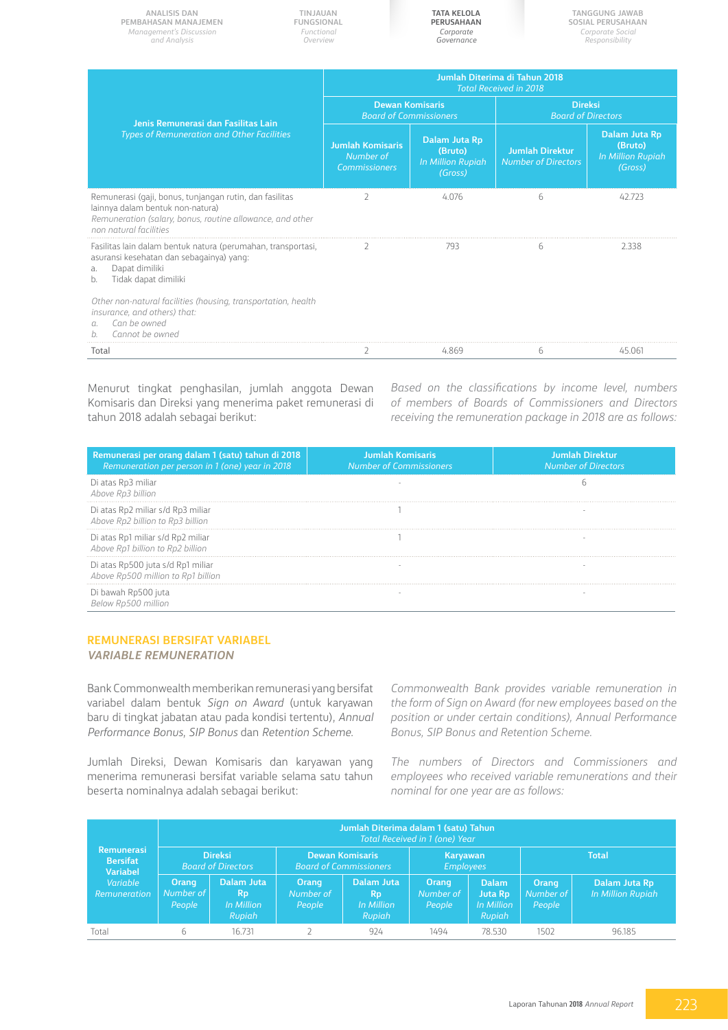| Jenis Remunerasi dan Fasilitas Lain<br>*Types of Remuneration and Other Facilities* | Jumlah Diterima di Tahun 2018<br>*Total Received in 2018* | | | |
|---|---|---|---|---|
| | Dewan Komisaris<br>*Board of Commissioners* | | Direksi<br>*Board of Directors* | |
| | Jumlah Komisaris<br>*Number of Commissioners* | Dalam Juta Rp (Bruto)<br>*In Million Rupiah (Gross)* | Jumlah Direktur<br>*Number of Directors* | Dalam Juta Rp (Bruto)<br>*In Million Rupiah (Gross)* |
| Remunerasi (gaji, bonus, tunjangan rutin, dan fasilitas lainnya dalam bentuk non-natura)<br>*Remuneration (salary, bonus, routine allowance, and other non natural facilities* | 2 | 4.076 | 6 | 42.723 |
| Fasilitas lain dalam bentuk natura (perumahan, transportasi, asuransi kesehatan dan sebagainya) yang:<br>a. Dapat dimiliki<br>b. Tidak dapat dimiliki<br><br>*Other non-natural facilities (housing, transportation, health insurance, and others) that:*<br>*a. Can be owned*<br>*b. Cannot be owned* | 2 | 793 | 6 | 2.338 |
| Total | 2 | 4.869 | 6 | 45.061 |

Menurut tingkat penghasilan, jumlah anggota Dewan Komisaris dan Direksi yang menerima paket remunerasi di tahun 2018 adalah sebagai berikut:

*Based on the classifications by income level, numbers of members of Boards of Commissioners and Directors receiving the remuneration package in 2018 are as follows:*

| Remunerasi per orang dalam 1 (satu) tahun di 2018<br>*Remuneration per person in 1 (one) year in 2018* | Jumlah Komisaris<br>*Number of Commissioners* | Jumlah Direktur<br>*Number of Directors* |
|---|---|---|
| Di atas Rp3 miliar<br>*Above Rp3 billion* | - | 6 |
| Di atas Rp2 miliar s/d Rp3 miliar<br>*Above Rp2 billion to Rp3 billion* | 1 | - |
| Di atas Rp1 miliar s/d Rp2 miliar<br>*Above Rp1 billion to Rp2 billion* | 1 | - |
| Di atas Rp500 juta s/d Rp1 miliar<br>*Above Rp500 million to Rp1 billion* | - | - |
| Di bawah Rp500 juta<br>*Below Rp500 million* | - | - |

## REMUNERASI BERSIFAT VARIABEL
### *VARIABLE REMUNERATION*

Bank Commonwealth memberikan remunerasi yang bersifat variabel dalam bentuk *Sign on Award* (untuk karyawan baru di tingkat jabatan atau pada kondisi tertentu), *Annual Performance Bonus*, *SIP Bonus* dan *Retention Scheme*.

*Commonwealth Bank provides variable remuneration in the form of Sign on Award (for new employees based on the position or under certain conditions), Annual Performance Bonus, SIP Bonus and Retention Scheme.*

Jumlah Direksi, Dewan Komisaris dan karyawan yang menerima remunerasi bersifat variable selama satu tahun beserta nominalnya adalah sebagai berikut:

*The numbers of Directors and Commissioners and employees who received variable remunerations and their nominal for one year are as follows:*

| Remunerasi Bersifat Variabel<br>*Variable Remuneration* | Jumlah Diterima dalam 1 (satu) Tahun<br>*Total Received in 1 (one) Year* | | | | | | | |
|---|---|---|---|---|---|---|---|---|
| | Direksi<br>*Board of Directors* | | Dewan Komisaris<br>*Board of Commissioners* | | Karyawan<br>*Employees* | | Total | |
| | Orang<br>*Number of People* | Dalam Juta Rp<br>*In Million Rupiah* | Orang<br>*Number of People* | Dalam Juta Rp<br>*In Million Rupiah* | Orang<br>*Number of People* | Dalam Juta Rp<br>*In Million Rupiah* | Orang<br>*Number of People* | Dalam Juta Rp<br>*In Million Rupiah* |
| Total | 6 | 16.731 | 2 | 924 | 1494 | 78.530 | 1502 | 96.185 |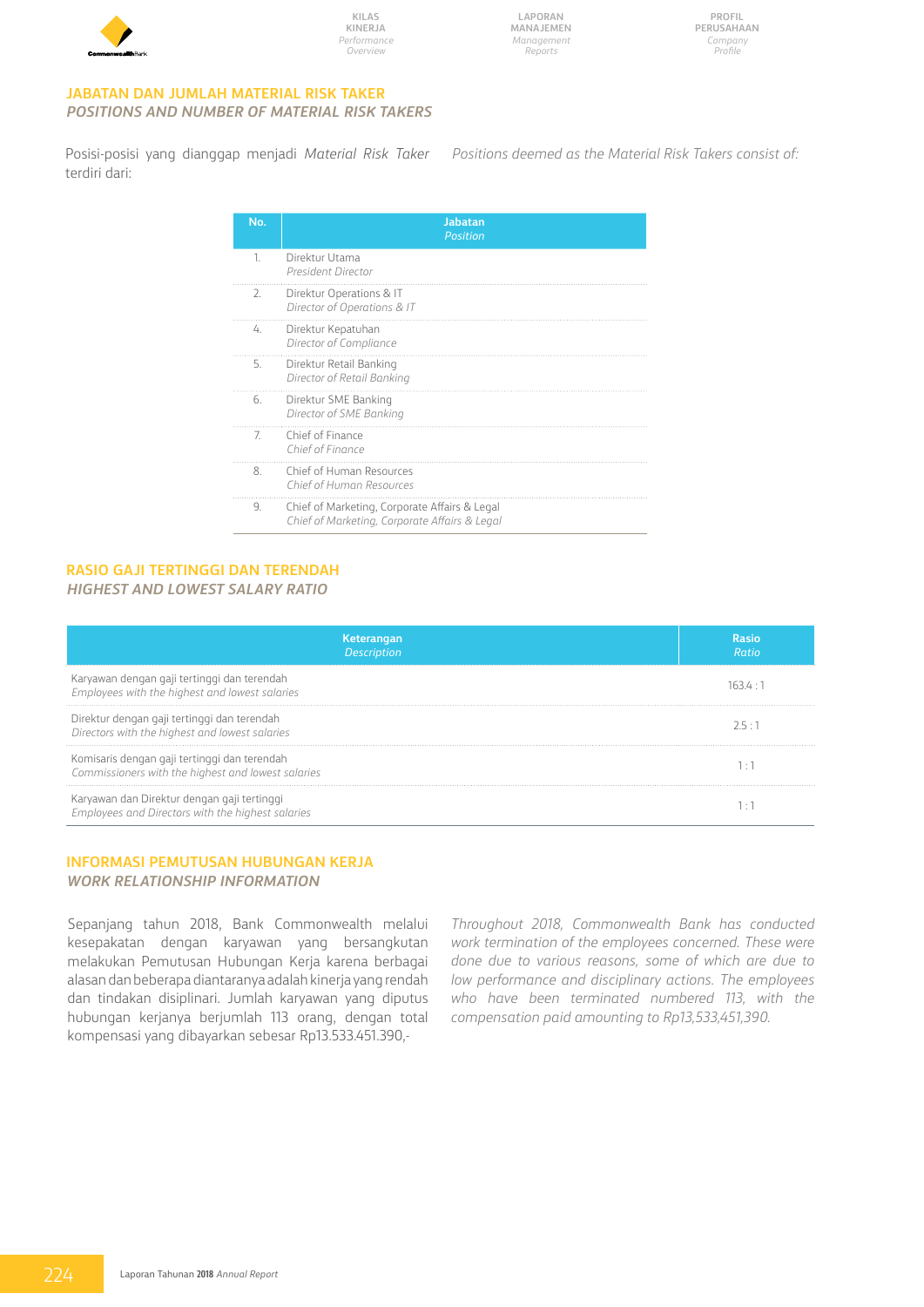## JABATAN DAN JUMLAH MATERIAL RISK TAKER
## *POSITIONS AND NUMBER OF MATERIAL RISK TAKERS*

Posisi-posisi yang dianggap menjadi *Material Risk Taker* terdiri dari:

*Positions deemed as the Material Risk Takers consist of:*

| No. | Jabatan *Position* |
|---|---|
| 1. | Direktur Utama *President Director* |
| 2. | Direktur Operations & IT *Director of Operations & IT* |
| 4. | Direktur Kepatuhan *Director of Compliance* |
| 5. | Direktur Retail Banking *Director of Retail Banking* |
| 6. | Direktur SME Banking *Director of SME Banking* |
| 7. | Chief of Finance *Chief of Finance* |
| 8. | Chief of Human Resources *Chief of Human Resources* |
| 9. | Chief of Marketing, Corporate Affairs & Legal *Chief of Marketing, Corporate Affairs & Legal* |

## RASIO GAJI TERTINGGI DAN TERENDAH
## *HIGHEST AND LOWEST SALARY RATIO*

| Keterangan *Description* | Rasio *Ratio* |
|---|---|
| Karyawan dengan gaji tertinggi dan terendah *Employees with the highest and lowest salaries* | 163.4 : 1 |
| Direktur dengan gaji tertinggi dan terendah *Directors with the highest and lowest salaries* | 2.5 : 1 |
| Komisaris dengan gaji tertinggi dan terendah *Commissioners with the highest and lowest salaries* | 1 : 1 |
| Karyawan dan Direktur dengan gaji tertinggi *Employees and Directors with the highest salaries* | 1 : 1 |

## INFORMASI PEMUTUSAN HUBUNGAN KERJA
## *WORK RELATIONSHIP INFORMATION*

Sepanjang tahun 2018, Bank Commonwealth melalui kesepakatan dengan karyawan yang bersangkutan melakukan Pemutusan Hubungan Kerja karena berbagai alasan dan beberapa diantaranya adalah kinerja yang rendah dan tindakan disiplinari. Jumlah karyawan yang diputus hubungan kerjanya berjumlah 113 orang, dengan total kompensasi yang dibayarkan sebesar Rp13.533.451.390,-

*Throughout 2018, Commonwealth Bank has conducted work termination of the employees concerned. These were done due to various reasons, some of which are due to low performance and disciplinary actions. The employees who have been terminated numbered 113, with the compensation paid amounting to Rp13,533,451,390.*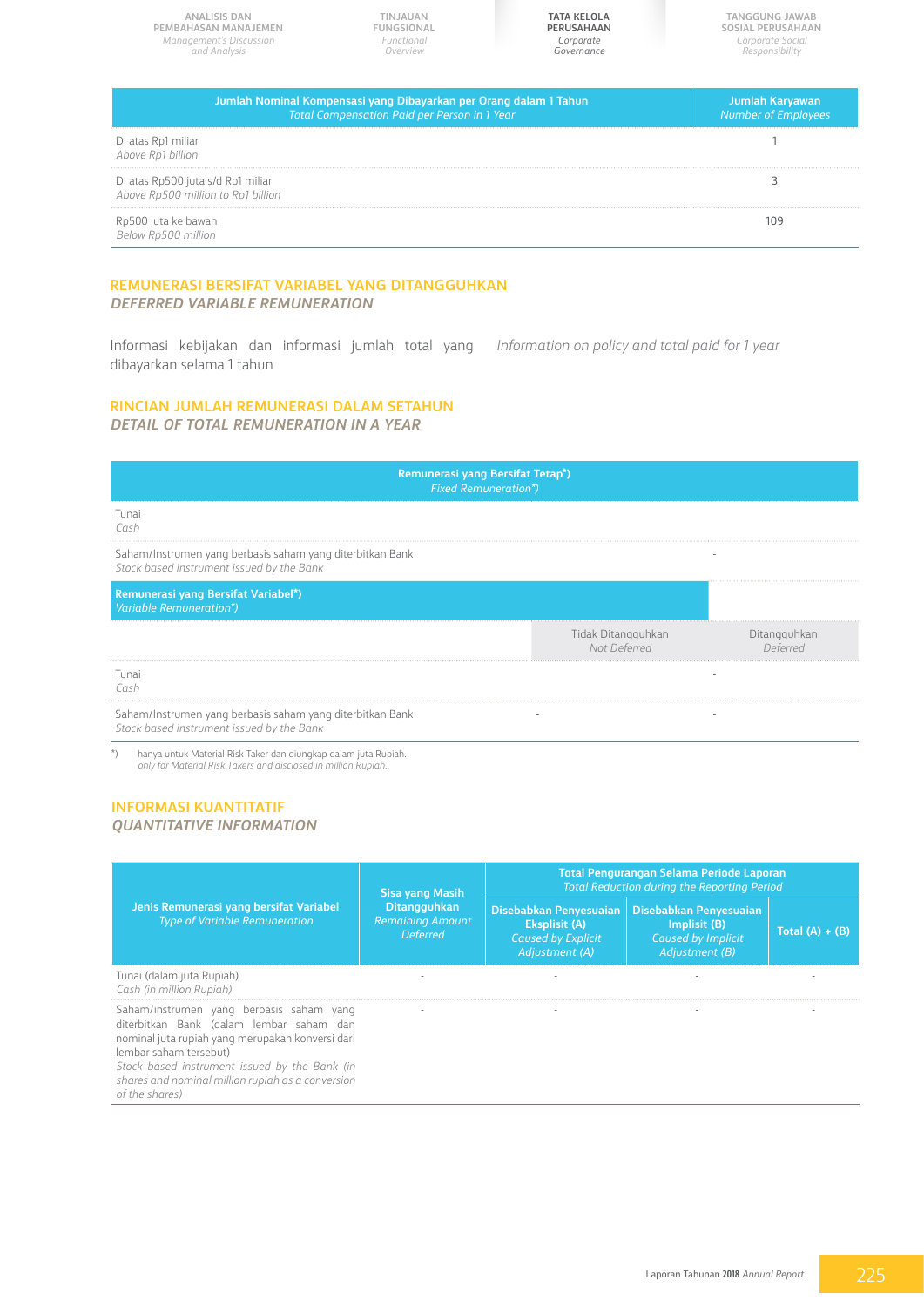| Jumlah Nominal Kompensasi yang Dibayarkan per Orang dalam 1 Tahun *Total Compensation Paid per Person in 1 Year* | Jumlah Karyawan *Number of Employees* |
|---|---|
| Di atas Rp1 miliar *Above Rp1 billion* | 1 |
| Di atas Rp500 juta s/d Rp1 miliar *Above Rp500 million to Rp1 billion* | 3 |
| Rp500 juta ke bawah *Below Rp500 million* | 109 |

## REMUNERASI BERSIFAT VARIABEL YANG DITANGGUHKAN
### *DEFERRED VARIABLE REMUNERATION*

Informasi kebijakan dan informasi jumlah total yang dibayarkan selama 1 tahun

*Information on policy and total paid for 1 year*

## RINCIAN JUMLAH REMUNERASI DALAM SETAHUN
### *DETAIL OF TOTAL REMUNERATION IN A YEAR*

| Remunerasi yang Bersifat Tetap*) *Fixed Remuneration*)* | | |
|---|---|---|
| Tunai *Cash* | | |
| Saham/Instrumen yang berbasis saham yang diterbitkan Bank *Stock based instrument issued by the Bank* | | - |
| **Remunerasi yang Bersifat Variabel*)** *Variable Remuneration*)* | | |
| | Tidak Ditangguhkan *Not Deferred* | Ditangguhkan *Deferred* |
| Tunai *Cash* | | - |
| Saham/Instrumen yang berbasis saham yang diterbitkan Bank *Stock based instrument issued by the Bank* | - | - |

*) hanya untuk Material Risk Taker dan diungkap dalam juta Rupiah.
*only for Material Risk Takers and disclosed in million Rupiah.*

## INFORMASI KUANTITATIF
### *QUANTITATIVE INFORMATION*

| Jenis Remunerasi yang bersifat Variabel *Type of Variable Remuneration* | Sisa yang Masih Ditangguhkan *Remaining Amount Deferred* | Total Pengurangan Selama Periode Laporan *Total Reduction during the Reporting Period* | | |
|---|---|---|---|---|
| | | Disebabkan Penyesuaian Eksplisit (A) *Caused by Explicit Adjustment (A)* | Disebabkan Penyesuaian Implisit (B) *Caused by Implicit Adjustment (B)* | Total (A) + (B) |
| Tunai (dalam juta Rupiah) *Cash (in million Rupiah)* | - | - | - | - |
| Saham/instrumen yang berbasis saham yang diterbitkan Bank (dalam lembar saham dan nominal juta rupiah yang merupakan konversi dari lembar saham tersebut) *Stock based instrument issued by the Bank (in shares and nominal million rupiah as a conversion of the shares)* | - | - | - | - |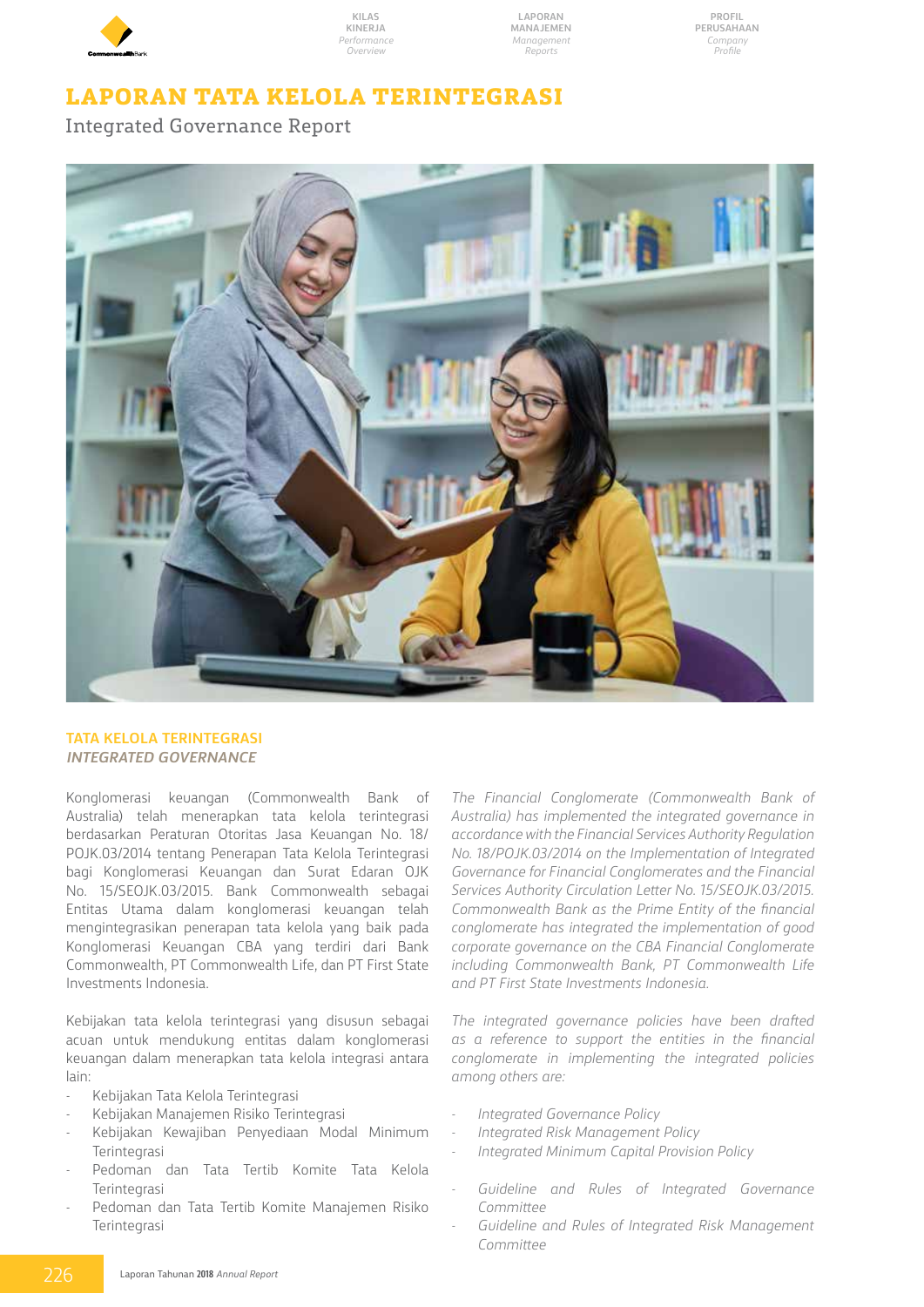# LAPORAN TATA KELOLA TERINTEGRASI

Integrated Governance Report

## TATA KELOLA TERINTEGRASI

### *INTEGRATED GOVERNANCE*

Konglomerasi keuangan (Commonwealth Bank of Australia) telah menerapkan tata kelola terintegrasi berdasarkan Peraturan Otoritas Jasa Keuangan No. 18/POJK.03/2014 tentang Penerapan Tata Kelola Terintegrasi bagi Konglomerasi Keuangan dan Surat Edaran OJK No. 15/SEOJK.03/2015. Bank Commonwealth sebagai Entitas Utama dalam konglomerasi keuangan telah mengintegrasikan penerapan tata kelola yang baik pada Konglomerasi Keuangan CBA yang terdiri dari Bank Commonwealth, PT Commonwealth Life, dan PT First State Investments Indonesia.

*The Financial Conglomerate (Commonwealth Bank of Australia) has implemented the integrated governance in accordance with the Financial Services Authority Regulation No. 18/POJK.03/2014 on the Implementation of Integrated Governance for Financial Conglomerates and the Financial Services Authority Circulation Letter No. 15/SEOJK.03/2015. Commonwealth Bank as the Prime Entity of the financial conglomerate has integrated the implementation of good corporate governance on the CBA Financial Conglomerate including Commonwealth Bank, PT Commonwealth Life and PT First State Investments Indonesia.*

Kebijakan tata kelola terintegrasi yang disusun sebagai acuan untuk mendukung entitas dalam konglomerasi keuangan dalam menerapkan tata kelola integrasi antara lain:

- Kebijakan Tata Kelola Terintegrasi
- Kebijakan Manajemen Risiko Terintegrasi
- Kebijakan Kewajiban Penyediaan Modal Minimum Terintegrasi
- Pedoman dan Tata Tertib Komite Tata Kelola Terintegrasi
- Pedoman dan Tata Tertib Komite Manajemen Risiko Terintegrasi

*The integrated governance policies have been drafted as a reference to support the entities in the financial conglomerate in implementing the integrated policies among others are:*

- *Integrated Governance Policy*
- *Integrated Risk Management Policy*
- *Integrated Minimum Capital Provision Policy*
- *Guideline and Rules of Integrated Governance Committee*
- *Guideline and Rules of Integrated Risk Management Committee*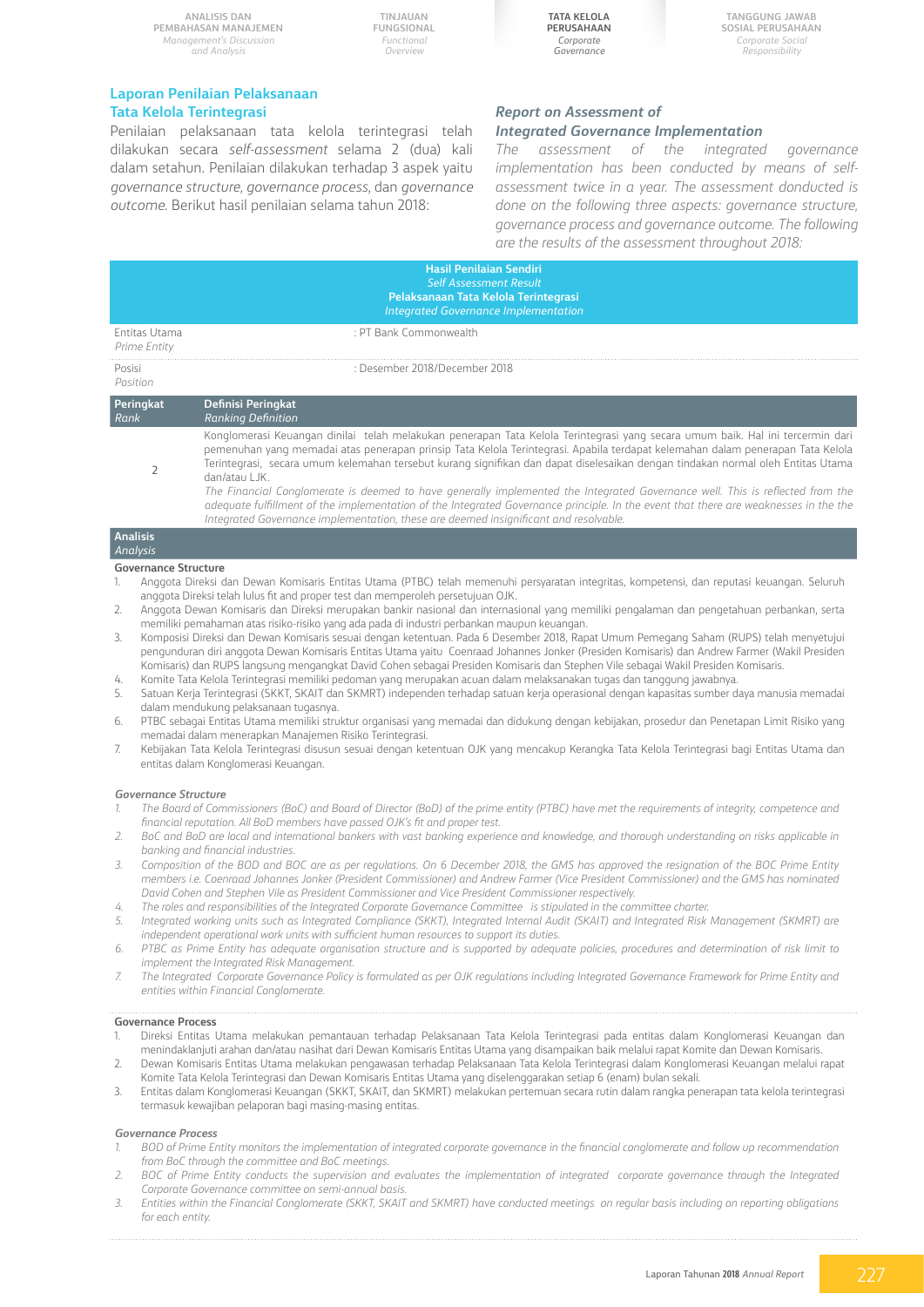## Laporan Penilaian Pelaksanaan Tata Kelola Terintegrasi

Penilaian pelaksanaan tata kelola terintegrasi telah dilakukan secara *self-assessment* selama 2 (dua) kali dalam setahun. Penilaian dilakukan terhadap 3 aspek yaitu *governance structure*, *governance process*, dan *governance outcome*. Berikut hasil penilaian selama tahun 2018:

## *Report on Assessment of Integrated Governance Implementation*

*The assessment of the integrated governance implementation has been conducted by means of self-assessment twice in a year. The assessment donducted is done on the following three aspects: governance structure, governance process and governance outcome. The following are the results of the assessment throughout 2018:*

**Hasil Penilaian Sendiri**
*Self Assessment Result*
**Pelaksanaan Tata Kelola Terintegrasi**
*Integrated Governance Implementation*

| | |
|---|---|
| Entitas Utama *Prime Entity* | : PT Bank Commonwealth |
| Posisi *Position* | : Desember 2018/December 2018 |

| Peringkat *Rank* | Definisi Peringkat *Ranking Definition* |
|---|---|
| 2 | Konglomerasi Keuangan dinilai telah melakukan penerapan Tata Kelola Terintegrasi yang secara umum baik. Hal ini tercermin dari pemenuhan yang memadai atas penerapan prinsip Tata Kelola Terintegrasi. Apabila terdapat kelemahan dalam penerapan Tata Kelola Terintegrasi, secara umum kelemahan tersebut kurang signifikan dan dapat diselesaikan dengan tindakan normal oleh Entitas Utama dan/atau LJK. *The Financial Conglomerate is deemed to have generally implemented the Integrated Governance well. This is reflected from the adequate fulfillment of the implementation of the Integrated Governance principle. In the event that there are weaknesses in the the Integrated Governance implementation, these are deemed insignificant and resolvable.* |

**Analisis**
*Analysis*

**Governance Structure**

1. Anggota Direksi dan Dewan Komisaris Entitas Utama (PTBC) telah memenuhi persyaratan integritas, kompetensi, dan reputasi keuangan. Seluruh anggota Direksi telah lulus fit and proper test dan memperoleh persetujuan OJK.
2. Anggota Dewan Komisaris dan Direksi merupakan bankir nasional dan internasional yang memiliki pengalaman dan pengetahuan perbankan, serta memiliki pemahaman atas risiko-risiko yang ada pada di industri perbankan maupun keuangan.
3. Komposisi Direksi dan Dewan Komisaris sesuai dengan ketentuan. Pada 6 Desember 2018, Rapat Umum Pemegang Saham (RUPS) telah menyetujui pengunduran diri anggota Dewan Komisaris Entitas Utama yaitu Coenraad Johannes Jonker (Presiden Komisaris) dan Andrew Farmer (Wakil Presiden Komisaris) dan RUPS langsung mengangkat David Cohen sebagai Presiden Komisaris dan Stephen Vile sebagai Wakil Presiden Komisaris.
4. Komite Tata Kelola Terintegrasi memiliki pedoman yang merupakan acuan dalam melaksanakan tugas dan tanggung jawabnya.
5. Satuan Kerja Terintegrasi (SKKT, SKAIT dan SKMRT) independen terhadap satuan kerja operasional dengan kapasitas sumber daya manusia memadai dalam mendukung pelaksanaan tugasnya.
6. PTBC sebagai Entitas Utama memiliki struktur organisasi yang memadai dan didukung dengan kebijakan, prosedur dan Penetapan Limit Risiko yang memadai dalam menerapkan Manajemen Risiko Terintegrasi.
7. Kebijakan Tata Kelola Terintegrasi disusun sesuai dengan ketentuan OJK yang mencakup Kerangka Tata Kelola Terintegrasi bagi Entitas Utama dan entitas dalam Konglomerasi Keuangan.

***Governance Structure***

1. *The Board of Commissioners (BoC) and Board of Director (BoD) of the prime entity (PTBC) have met the requirements of integrity, competence and financial reputation. All BoD members have passed OJK's fit and proper test.*
2. *BoC and BoD are local and international bankers with vast banking experience and knowledge, and thorough understanding on risks applicable in banking and financial industries.*
3. *Composition of the BOD and BOC are as per regulations. On 6 December 2018, the GMS has approved the resignation of the BOC Prime Entity members i.e. Coenraad Johannes Jonker (President Commissioner) and Andrew Farmer (Vice President Commissioner) and the GMS has nominated David Cohen and Stephen Vile as President Commissioner and Vice President Commissioner respectively.*
4. *The roles and responsibilities of the Integrated Corporate Governance Committee is stipulated in the committee charter.*
5. *Integrated working units such as Integrated Compliance (SKKT), Integrated Internal Audit (SKAIT) and Integrated Risk Management (SKMRT) are independent operational work units with sufficient human resources to support its duties.*
6. *PTBC as Prime Entity has adequate organisation structure and is supported by adequate policies, procedures and determination of risk limit to implement the Integrated Risk Management.*
7. *The Integrated Corporate Governance Policy is formulated as per OJK regulations including Integrated Governance Framework for Prime Entity and entities within Financial Conglomerate.*

**Governance Process**

1. Direksi Entitas Utama melakukan pemantauan terhadap Pelaksanaan Tata Kelola Terintegrasi pada entitas dalam Konglomerasi Keuangan dan menindaklanjuti arahan dan/atau nasihat dari Dewan Komisaris Entitas Utama yang disampaikan baik melalui rapat Komite dan Dewan Komisaris.
2. Dewan Komisaris Entitas Utama melakukan pengawasan terhadap Pelaksanaan Tata Kelola Terintegrasi dalam Konglomerasi Keuangan melalui rapat Komite Tata Kelola Terintegrasi dan Dewan Komisaris Entitas Utama yang diselenggarakan setiap 6 (enam) bulan sekali.
3. Entitas dalam Konglomerasi Keuangan (SKKT, SKAIT, dan SKMRT) melakukan pertemuan secara rutin dalam rangka penerapan tata kelola terintegrasi termasuk kewajiban pelaporan bagi masing-masing entitas.

***Governance Process***

1. *BOD of Prime Entity monitors the implementation of integrated corporate governance in the financial conglomerate and follow up recommendation from BoC through the committee and BoC meetings.*
2. *BOC of Prime Entity conducts the supervision and evaluates the implementation of integrated corporate governance through the Integrated Corporate Governance committee on semi-annual basis.*
3. *Entities within the Financial Conglomerate (SKKT, SKAIT and SKMRT) have conducted meetings on regular basis including on reporting obligations for each entity.*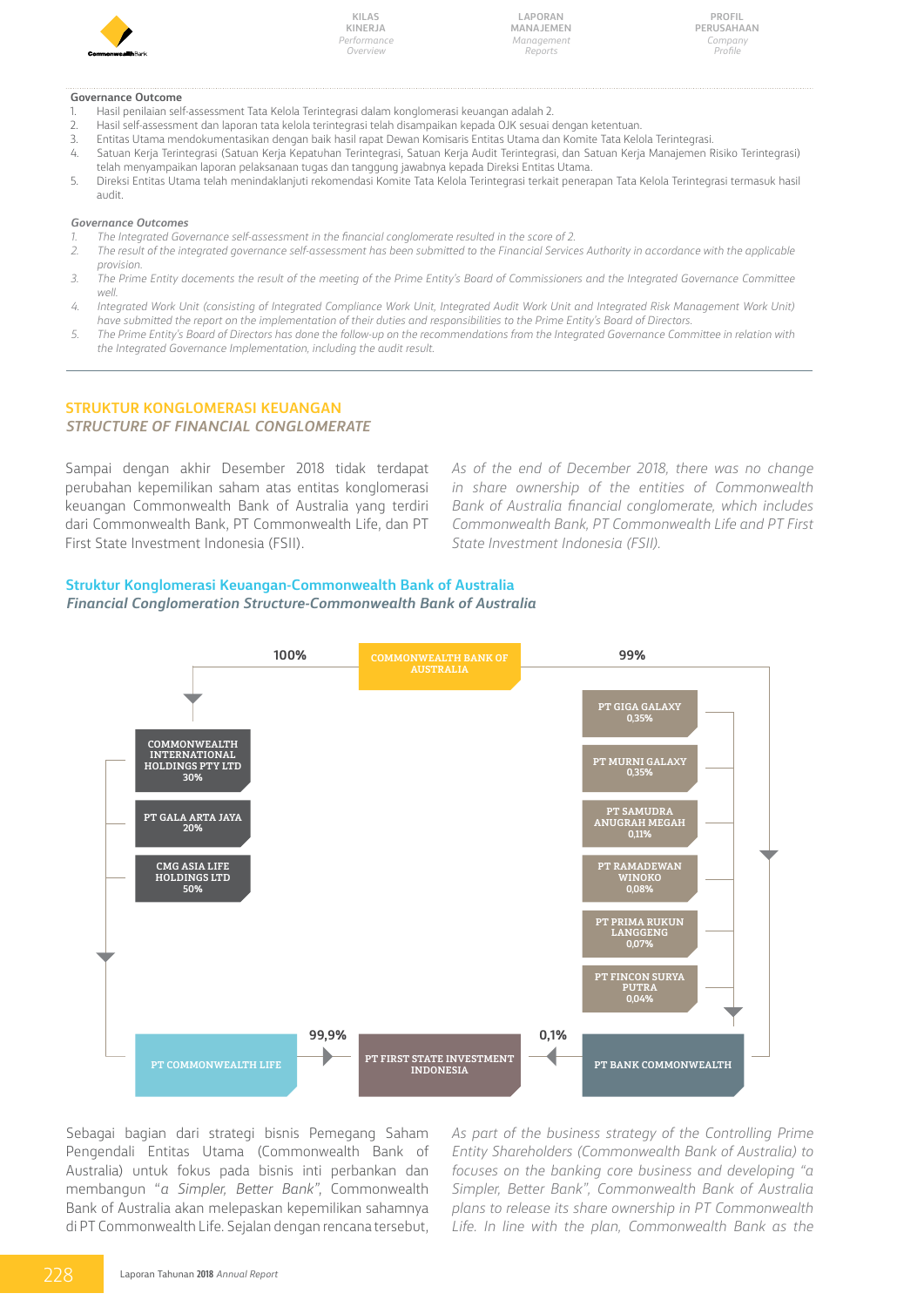**Governance Outcome**

1. Hasil penilaian self-assessment Tata Kelola Terintegrasi dalam konglomerasi keuangan adalah 2.
2. Hasil self-assessment dan laporan tata kelola terintegrasi telah disampaikan kepada OJK sesuai dengan ketentuan.
3. Entitas Utama mendokumentasikan dengan baik hasil rapat Dewan Komisaris Entitas Utama dan Komite Tata Kelola Terintegrasi.
4. Satuan Kerja Terintegrasi (Satuan Kerja Kepatuhan Terintegrasi, Satuan Kerja Audit Terintegrasi, dan Satuan Kerja Manajemen Risiko Terintegrasi) telah menyampaikan laporan pelaksanaan tugas dan tanggung jawabnya kepada Direksi Entitas Utama.
5. Direksi Entitas Utama telah menindaklanjuti rekomendasi Komite Tata Kelola Terintegrasi terkait penerapan Tata Kelola Terintegrasi termasuk hasil audit.

***Governance Outcomes***

1. *The Integrated Governance self-assessment in the financial conglomerate resulted in the score of 2.*
2. *The result of the integrated governance self-assessment has been submitted to the Financial Services Authority in accordance with the applicable provision.*
3. *The Prime Entity docements the result of the meeting of the Prime Entity's Board of Commissioners and the Integrated Governance Committee well.*
4. *Integrated Work Unit (consisting of Integrated Compliance Work Unit, Integrated Audit Work Unit and Integrated Risk Management Work Unit) have submitted the report on the implementation of their duties and responsibilities to the Prime Entity's Board of Directors.*
5. *The Prime Entity's Board of Directors has done the follow-up on the recommendations from the Integrated Governance Committee in relation with the Integrated Governance Implementation, including the audit result.*

## STRUKTUR KONGLOMERASI KEUANGAN
## *STRUCTURE OF FINANCIAL CONGLOMERATE*

Sampai dengan akhir Desember 2018 tidak terdapat perubahan kepemilikan saham atas entitas konglomerasi keuangan Commonwealth Bank of Australia yang terdiri dari Commonwealth Bank, PT Commonwealth Life, dan PT First State Investment Indonesia (FSII).

*As of the end of December 2018, there was no change in share ownership of the entities of Commonwealth Bank of Australia financial conglomerate, which includes Commonwealth Bank, PT Commonwealth Life and PT First State Investment Indonesia (FSII).*

### Struktur Konglomerasi Keuangan-Commonwealth Bank of Australia
### *Financial Conglomeration Structure-Commonwealth Bank of Australia*

COMMONWEALTH BANK OF AUSTRALIA

- 100% → PT COMMONWEALTH LIFE
  - COMMONWEALTH INTERNATIONAL HOLDINGS PTY LTD 30%
  - PT GALA ARTA JAYA 20%
  - CMG ASIA LIFE HOLDINGS LTD 50%
- 99% → PT BANK COMMONWEALTH
  - PT GIGA GALAXY 0,35%
  - PT MURNI GALAXY 0,35%
  - PT SAMUDRA ANUGRAH MEGAH 0,11%
  - PT RAMADEWAN WINOKO 0,08%
  - PT PRIMA RUKUN LANGGENG 0,07%
  - PT FINCON SURYA PUTRA 0,04%
- PT COMMONWEALTH LIFE 99,9% → PT FIRST STATE INVESTMENT INDONESIA
- PT BANK COMMONWEALTH 0,1% → PT FIRST STATE INVESTMENT INDONESIA

Sebagai bagian dari strategi bisnis Pemegang Saham Pengendali Entitas Utama (Commonwealth Bank of Australia) untuk fokus pada bisnis inti perbankan dan membangun "*a Simpler, Better Bank*", Commonwealth Bank of Australia akan melepaskan kepemilikan sahamnya di PT Commonwealth Life. Sejalan dengan rencana tersebut,

*As part of the business strategy of the Controlling Prime Entity Shareholders (Commonwealth Bank of Australia) to focuses on the banking core business and developing "a Simpler, Better Bank", Commonwealth Bank of Australia plans to release its share ownership in PT Commonwealth Life. In line with the plan, Commonwealth Bank as the*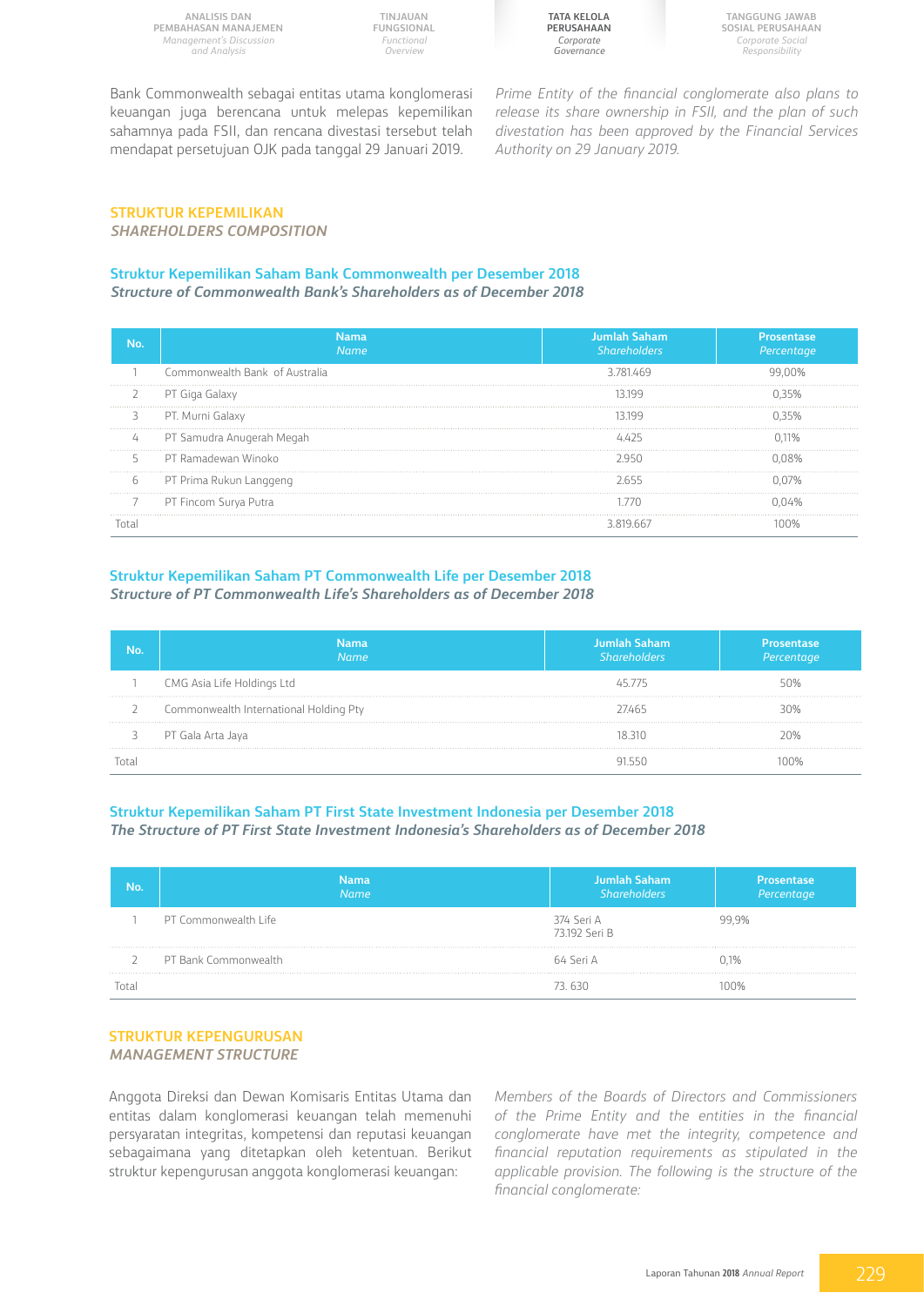Bank Commonwealth sebagai entitas utama konglomerasi keuangan juga berencana untuk melepas kepemilikan sahamnya pada FSII, dan rencana divestasi tersebut telah mendapat persetujuan OJK pada tanggal 29 Januari 2019.

*Prime Entity of the financial conglomerate also plans to release its share ownership in FSII, and the plan of such divestation has been approved by the Financial Services Authority on 29 January 2019.*

## STRUKTUR KEPEMILIKAN
## *SHAREHOLDERS COMPOSITION*

### Struktur Kepemilikan Saham Bank Commonwealth per Desember 2018
### *Structure of Commonwealth Bank's Shareholders as of December 2018*

| No. | Nama *Name* | Jumlah Saham *Shareholders* | Prosentase *Percentage* |
|---|---|---|---|
| 1 | Commonwealth Bank of Australia | 3.781.469 | 99,00% |
| 2 | PT Giga Galaxy | 13.199 | 0,35% |
| 3 | PT. Murni Galaxy | 13.199 | 0,35% |
| 4 | PT Samudra Anugerah Megah | 4.425 | 0,11% |
| 5 | PT Ramadewan Winoko | 2.950 | 0,08% |
| 6 | PT Prima Rukun Langgeng | 2.655 | 0,07% |
| 7 | PT Fincom Surya Putra | 1.770 | 0,04% |
| Total | | 3.819.667 | 100% |

### Struktur Kepemilikan Saham PT Commonwealth Life per Desember 2018
### *Structure of PT Commonwealth Life's Shareholders as of December 2018*

| No. | Nama *Name* | Jumlah Saham *Shareholders* | Prosentase *Percentage* |
|---|---|---|---|
| 1 | CMG Asia Life Holdings Ltd | 45.775 | 50% |
| 2 | Commonwealth International Holding Pty | 27.465 | 30% |
| 3 | PT Gala Arta Jaya | 18.310 | 20% |
| Total | | 91.550 | 100% |

### Struktur Kepemilikan Saham PT First State Investment Indonesia per Desember 2018
### *The Structure of PT First State Investment Indonesia's Shareholders as of December 2018*

| No. | Nama *Name* | Jumlah Saham *Shareholders* | Prosentase *Percentage* |
|---|---|---|---|
| 1 | PT Commonwealth Life | 374 Seri A<br>73.192 Seri B | 99,9% |
| 2 | PT Bank Commonwealth | 64 Seri A | 0,1% |
| Total | | 73. 630 | 100% |

## STRUKTUR KEPENGURUSAN
## *MANAGEMENT STRUCTURE*

Anggota Direksi dan Dewan Komisaris Entitas Utama dan entitas dalam konglomerasi keuangan telah memenuhi persyaratan integritas, kompetensi dan reputasi keuangan sebagaimana yang ditetapkan oleh ketentuan. Berikut struktur kepengurusan anggota konglomerasi keuangan:

*Members of the Boards of Directors and Commissioners of the Prime Entity and the entities in the financial conglomerate have met the integrity, competence and financial reputation requirements as stipulated in the applicable provision. The following is the structure of the financial conglomerate:*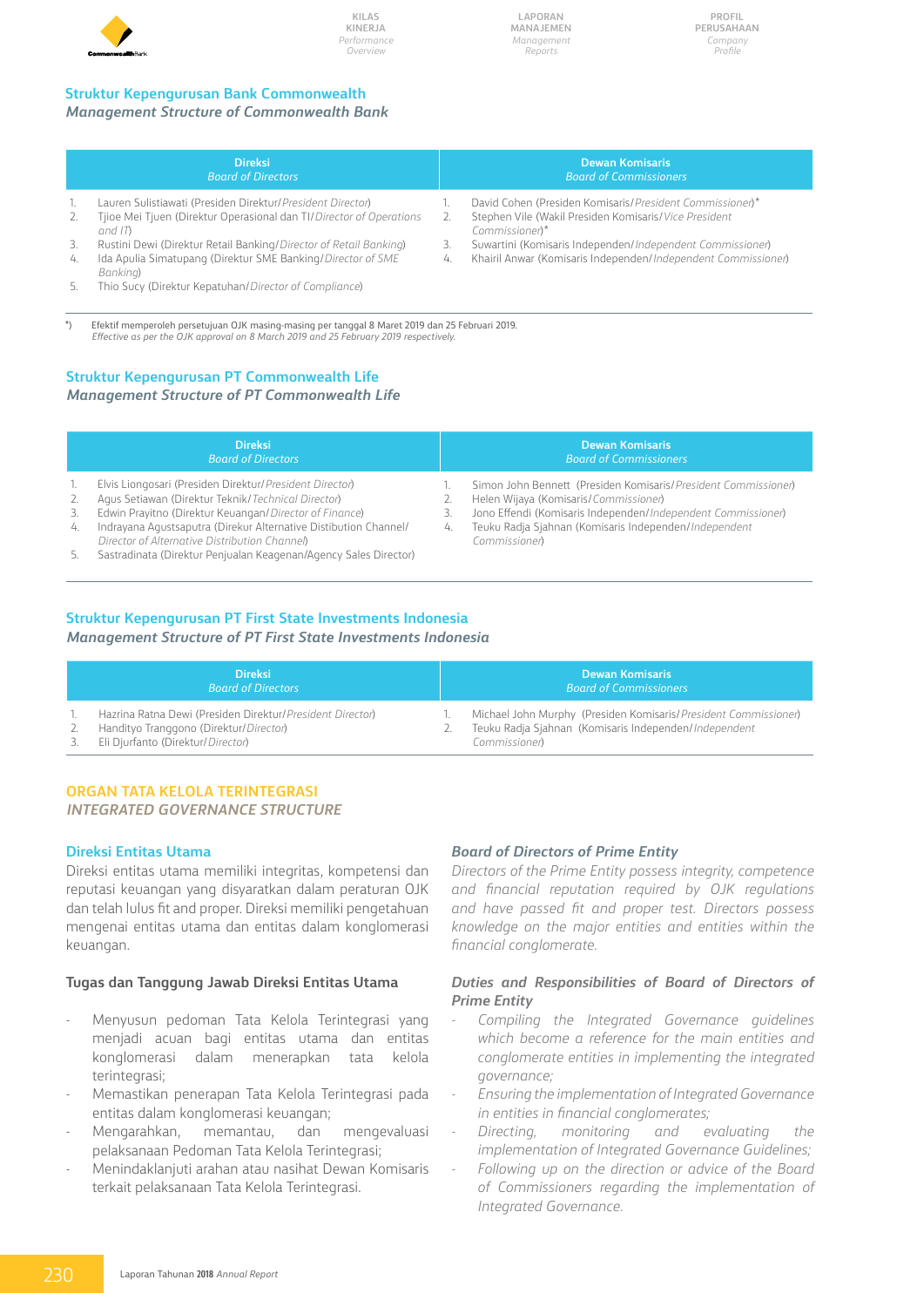## Struktur Kepengurusan Bank Commonwealth
## *Management Structure of Commonwealth Bank*

| Direksi *Board of Directors* | Dewan Komisaris *Board of Commissioners* |
|---|---|
| 1. Lauren Sulistiawati (Presiden Direktur/*President Director*)<br>2. Tjioe Mei Tjuen (Direktur Operasional dan TI/*Director of Operations and IT*)<br>3. Rustini Dewi (Direktur Retail Banking/*Director of Retail Banking*)<br>4. Ida Apulia Simatupang (Direktur SME Banking/*Director of SME Banking*)<br>5. Thio Sucy (Direktur Kepatuhan/*Director of Compliance*) | 1. David Cohen (Presiden Komisaris/*President Commissioner*)*<br>2. Stephen Vile (Wakil Presiden Komisaris/*Vice President Commissioner*)*<br>3. Suwartini (Komisaris Independen/*Independent Commissioner*)<br>4. Khairil Anwar (Komisaris Independen/*Independent Commissioner*) |

*) Efektif memperoleh persetujuan OJK masing-masing per tanggal 8 Maret 2019 dan 25 Februari 2019.
*Effective as per the OJK approval on 8 March 2019 and 25 February 2019 respectively.*

## Struktur Kepengurusan PT Commonwealth Life
## *Management Structure of PT Commonwealth Life*

| Direksi *Board of Directors* | Dewan Komisaris *Board of Commissioners* |
|---|---|
| 1. Elvis Liongosari (Presiden Direktur/*President Director*)<br>2. Agus Setiawan (Direktur Teknik/*Technical Director*)<br>3. Edwin Prayitno (Direktur Keuangan/*Director of Finance*)<br>4. Indrayana Agustsaputra (Direkur Alternative Distibution Channel/*Director of Alternative Distribution Channel*)<br>5. Sastradinata (Direktur Penjualan Keagenan/Agency Sales Director) | 1. Simon John Bennett (Presiden Komisaris/*President Commissioner*)<br>2. Helen Wijaya (Komisaris/*Commissioner*)<br>3. Jono Effendi (Komisaris Independen/*Independent Commissioner*)<br>4. Teuku Radja Sjahnan (Komisaris Independen/*Independent Commissioner*) |

## Struktur Kepengurusan PT First State Investments Indonesia
## *Management Structure of PT First State Investments Indonesia*

| Direksi *Board of Directors* | Dewan Komisaris *Board of Commissioners* |
|---|---|
| 1. Hazrina Ratna Dewi (Presiden Direktur/*President Director*)<br>2. Handityo Tranggono (Direktur/*Director*)<br>3. Eli Djurfanto (Direktur/*Director*) | 1. Michael John Murphy (Presiden Komisaris/*President Commissioner*)<br>2. Teuku Radja Sjahnan (Komisaris Independen/*Independent Commissioner*) |

## ORGAN TATA KELOLA TERINTEGRASI
## *INTEGRATED GOVERNANCE STRUCTURE*

### Direksi Entitas Utama

Direksi entitas utama memiliki integritas, kompetensi dan reputasi keuangan yang disyaratkan dalam peraturan OJK dan telah lulus fit and proper. Direksi memiliki pengetahuan mengenai entitas utama dan entitas dalam konglomerasi keuangan.

#### Tugas dan Tanggung Jawab Direksi Entitas Utama

- Menyusun pedoman Tata Kelola Terintegrasi yang menjadi acuan bagi entitas utama dan entitas konglomerasi dalam menerapkan tata kelola terintegrasi;
- Memastikan penerapan Tata Kelola Terintegrasi pada entitas dalam konglomerasi keuangan;
- Mengarahkan, memantau, dan mengevaluasi pelaksanaan Pedoman Tata Kelola Terintegrasi;
- Menindaklanjuti arahan atau nasihat Dewan Komisaris terkait pelaksanaan Tata Kelola Terintegrasi.

### *Board of Directors of Prime Entity*

*Directors of the Prime Entity possess integrity, competence and financial reputation required by OJK regulations and have passed fit and proper test. Directors possess knowledge on the major entities and entities within the financial conglomerate.*

#### *Duties and Responsibilities of Board of Directors of Prime Entity*

- *Compiling the Integrated Governance guidelines which become a reference for the main entities and conglomerate entities in implementing the integrated governance;*
- *Ensuring the implementation of Integrated Governance in entities in financial conglomerates;*
- *Directing, monitoring and evaluating the implementation of Integrated Governance Guidelines;*
- *Following up on the direction or advice of the Board of Commissioners regarding the implementation of Integrated Governance.*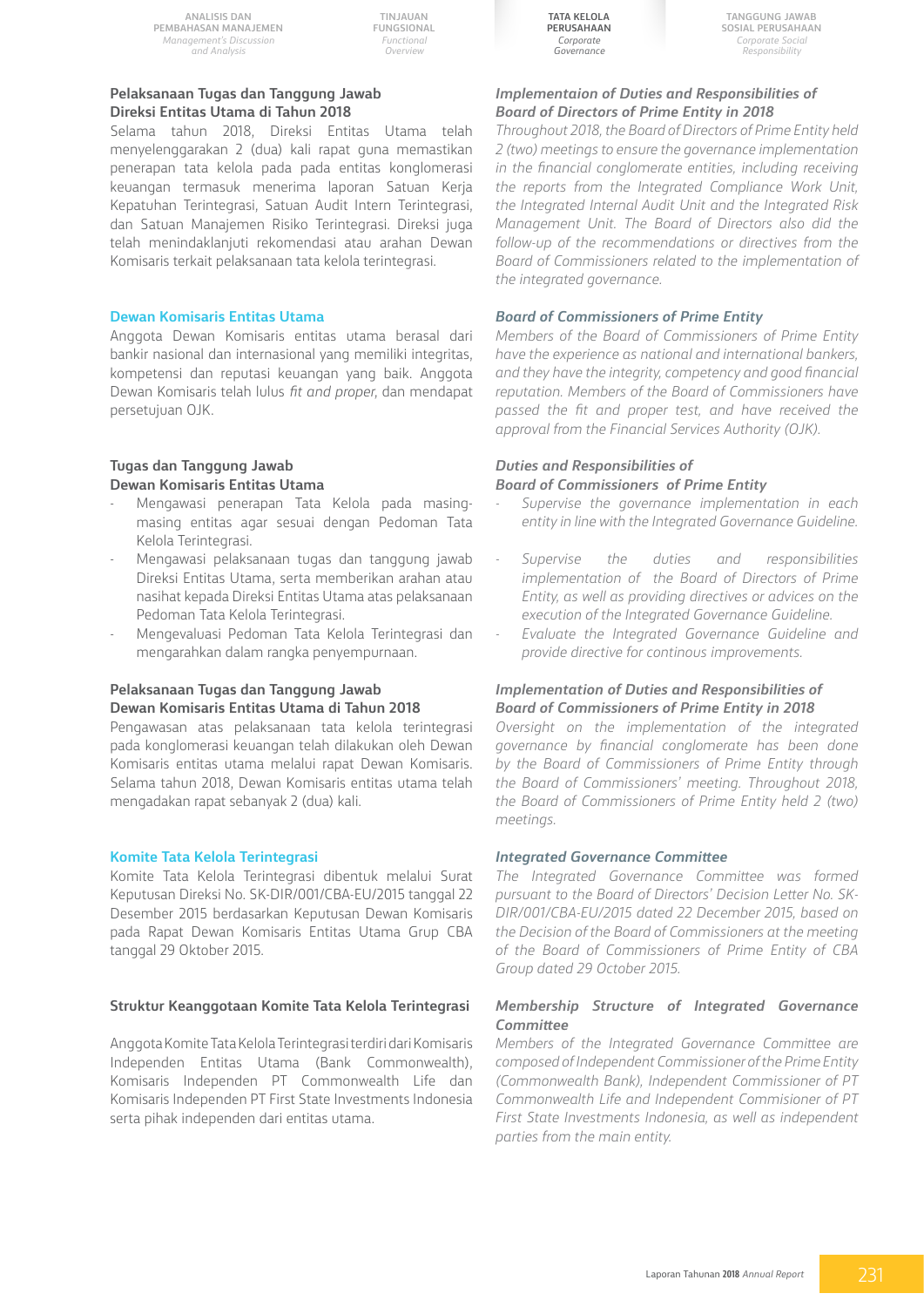### Pelaksanaan Tugas dan Tanggung Jawab Direksi Entitas Utama di Tahun 2018

Selama tahun 2018, Direksi Entitas Utama telah menyelenggarakan 2 (dua) kali rapat guna memastikan penerapan tata kelola pada pada entitas konglomerasi keuangan termasuk menerima laporan Satuan Kerja Kepatuhan Terintegrasi, Satuan Audit Intern Terintegrasi, dan Satuan Manajemen Risiko Terintegrasi. Direksi juga telah menindaklanjuti rekomendasi atau arahan Dewan Komisaris terkait pelaksanaan tata kelola terintegrasi.

### *Implementaion of Duties and Responsibilities of Board of Directors of Prime Entity in 2018*

*Throughout 2018, the Board of Directors of Prime Entity held 2 (two) meetings to ensure the governance implementation in the financial conglomerate entities, including receiving the reports from the Integrated Compliance Work Unit, the Integrated Internal Audit Unit and the Integrated Risk Management Unit. The Board of Directors also did the follow-up of the recommendations or directives from the Board of Commissioners related to the implementation of the integrated governance.*

## Dewan Komisaris Entitas Utama

Anggota Dewan Komisaris entitas utama berasal dari bankir nasional dan internasional yang memiliki integritas, kompetensi dan reputasi keuangan yang baik. Anggota Dewan Komisaris telah lulus *fit and proper*, dan mendapat persetujuan OJK.

## *Board of Commissioners of Prime Entity*

*Members of the Board of Commissioners of Prime Entity have the experience as national and international bankers, and they have the integrity, competency and good financial reputation. Members of the Board of Commissioners have passed the fit and proper test, and have received the approval from the Financial Services Authority (OJK).*

### Tugas dan Tanggung Jawab Dewan Komisaris Entitas Utama

- Mengawasi penerapan Tata Kelola pada masing-masing entitas agar sesuai dengan Pedoman Tata Kelola Terintegrasi.
- Mengawasi pelaksanaan tugas dan tanggung jawab Direksi Entitas Utama, serta memberikan arahan atau nasihat kepada Direksi Entitas Utama atas pelaksanaan Pedoman Tata Kelola Terintegrasi.
- Mengevaluasi Pedoman Tata Kelola Terintegrasi dan mengarahkan dalam rangka penyempurnaan.

### *Duties and Responsibilities of Board of Commissioners of Prime Entity*

- *Supervise the governance implementation in each entity in line with the Integrated Governance Guideline.*
- *Supervise the duties and responsibilities implementation of the Board of Directors of Prime Entity, as well as providing directives or advices on the execution of the Integrated Governance Guideline.*
- *Evaluate the Integrated Governance Guideline and provide directive for continous improvements.*

### Pelaksanaan Tugas dan Tanggung Jawab Dewan Komisaris Entitas Utama di Tahun 2018

Pengawasan atas pelaksanaan tata kelola terintegrasi pada konglomerasi keuangan telah dilakukan oleh Dewan Komisaris entitas utama melalui rapat Dewan Komisaris. Selama tahun 2018, Dewan Komisaris entitas utama telah mengadakan rapat sebanyak 2 (dua) kali.

### *Implementation of Duties and Responsibilities of Board of Commissioners of Prime Entity in 2018*

*Oversight on the implementation of the integrated governance by financial conglomerate has been done by the Board of Commissioners of Prime Entity through the Board of Commissioners' meeting. Throughout 2018, the Board of Commissioners of Prime Entity held 2 (two) meetings.*

## Komite Tata Kelola Terintegrasi

Komite Tata Kelola Terintegrasi dibentuk melalui Surat Keputusan Direksi No. SK-DIR/001/CBA-EU/2015 tanggal 22 Desember 2015 berdasarkan Keputusan Dewan Komisaris pada Rapat Dewan Komisaris Entitas Utama Grup CBA tanggal 29 Oktober 2015.

## *Integrated Governance Committee*

*The Integrated Governance Committee was formed pursuant to the Board of Directors' Decision Letter No. SK-DIR/001/CBA-EU/2015 dated 22 December 2015, based on the Decision of the Board of Commissioners at the meeting of the Board of Commissioners of Prime Entity of CBA Group dated 29 October 2015.*

### Struktur Keanggotaan Komite Tata Kelola Terintegrasi

Anggota Komite Tata Kelola Terintegrasi terdiri dari Komisaris Independen Entitas Utama (Bank Commonwealth), Komisaris Independen PT Commonwealth Life dan Komisaris Independen PT First State Investments Indonesia serta pihak independen dari entitas utama.

### *Membership Structure of Integrated Governance Committee*

*Members of the Integrated Governance Committee are composed of Independent Commissioner of the Prime Entity (Commonwealth Bank), Independent Commissioner of PT Commonwealth Life and Independent Commisioner of PT First State Investments Indonesia, as well as independent parties from the main entity.*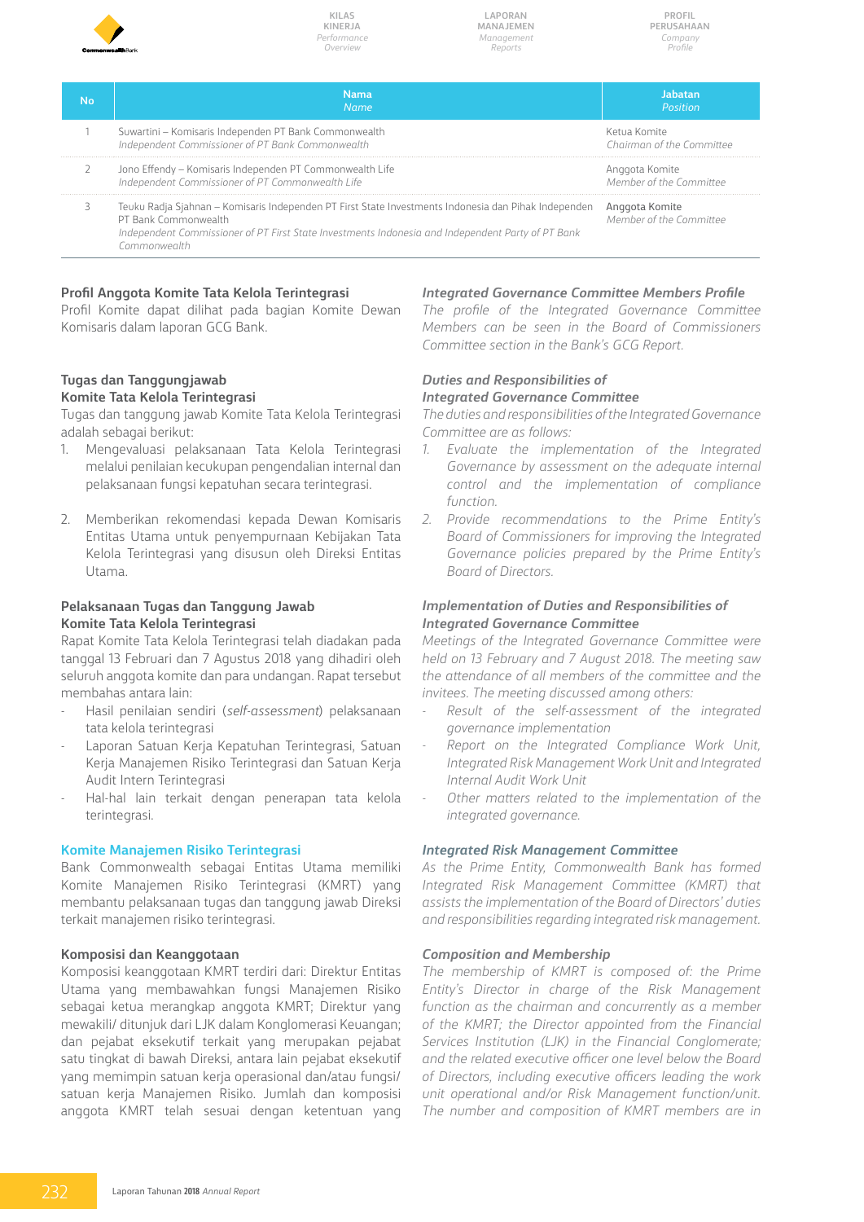| No | Nama<br>*Name* | Jabatan<br>*Position* |
|---|---|---|
| 1 | Suwartini – Komisaris Independen PT Bank Commonwealth<br>*Independent Commissioner of PT Bank Commonwealth* | Ketua Komite<br>*Chairman of the Committee* |
| 2 | Jono Effendy – Komisaris Independen PT Commonwealth Life<br>*Independent Commissioner of PT Commonwealth Life* | Anggota Komite<br>*Member of the Committee* |
| 3 | Teuku Radja Sjahnan – Komisaris Independen PT First State Investments Indonesia dan Pihak Independen PT Bank Commonwealth<br>*Independent Commissioner of PT First State Investments Indonesia and Independent Party of PT Bank Commonwealth* | Anggota Komite<br>*Member of the Committee* |

**Profil Anggota Komite Tata Kelola Terintegrasi**

Profil Komite dapat dilihat pada bagian Komite Dewan Komisaris dalam laporan GCG Bank.

***Integrated Governance Committee Members Profile***

*The profile of the Integrated Governance Committee Members can be seen in the Board of Commissioners Committee section in the Bank's GCG Report.*

**Tugas dan Tanggungjawab Komite Tata Kelola Terintegrasi**

Tugas dan tanggung jawab Komite Tata Kelola Terintegrasi adalah sebagai berikut:

1. Mengevaluasi pelaksanaan Tata Kelola Terintegrasi melalui penilaian kecukupan pengendalian internal dan pelaksanaan fungsi kepatuhan secara terintegrasi.
2. Memberikan rekomendasi kepada Dewan Komisaris Entitas Utama untuk penyempurnaan Kebijakan Tata Kelola Terintegrasi yang disusun oleh Direksi Entitas Utama.

***Duties and Responsibilities of Integrated Governance Committee***

*The duties and responsibilities of the Integrated Governance Committee are as follows:*

1. *Evaluate the implementation of the Integrated Governance by assessment on the adequate internal control and the implementation of compliance function.*
2. *Provide recommendations to the Prime Entity's Board of Commissioners for improving the Integrated Governance policies prepared by the Prime Entity's Board of Directors.*

**Pelaksanaan Tugas dan Tanggung Jawab Komite Tata Kelola Terintegrasi**

Rapat Komite Tata Kelola Terintegrasi telah diadakan pada tanggal 13 Februari dan 7 Agustus 2018 yang dihadiri oleh seluruh anggota komite dan para undangan. Rapat tersebut membahas antara lain:

- Hasil penilaian sendiri (*self-assessment*) pelaksanaan tata kelola terintegrasi
- Laporan Satuan Kerja Kepatuhan Terintegrasi, Satuan Kerja Manajemen Risiko Terintegrasi dan Satuan Kerja Audit Intern Terintegrasi
- Hal-hal lain terkait dengan penerapan tata kelola terintegrasi.

***Implementation of Duties and Responsibilities of Integrated Governance Committee***

*Meetings of the Integrated Governance Committee were held on 13 February and 7 August 2018. The meeting saw the attendance of all members of the committee and the invitees. The meeting discussed among others:*

- *Result of the self-assessment of the integrated governance implementation*
- *Report on the Integrated Compliance Work Unit, Integrated Risk Management Work Unit and Integrated Internal Audit Work Unit*
- *Other matters related to the implementation of the integrated governance.*

## Komite Manajemen Risiko Terintegrasi

Bank Commonwealth sebagai Entitas Utama memiliki Komite Manajemen Risiko Terintegrasi (KMRT) yang membantu pelaksanaan tugas dan tanggung jawab Direksi terkait manajemen risiko terintegrasi.

## *Integrated Risk Management Committee*

*As the Prime Entity, Commonwealth Bank has formed Integrated Risk Management Committee (KMRT) that assists the implementation of the Board of Directors' duties and responsibilities regarding integrated risk management.*

**Komposisi dan Keanggotaan**

Komposisi keanggotaan KMRT terdiri dari: Direktur Entitas Utama yang membawahkan fungsi Manajemen Risiko sebagai ketua merangkap anggota KMRT; Direktur yang mewakili/ ditunjuk dari LJK dalam Konglomerasi Keuangan; dan pejabat eksekutif terkait yang merupakan pejabat satu tingkat di bawah Direksi, antara lain pejabat eksekutif yang memimpin satuan kerja operasional dan/atau fungsi/ satuan kerja Manajemen Risiko. Jumlah dan komposisi anggota KMRT telah sesuai dengan ketentuan yang

***Composition and Membership***

*The membership of KMRT is composed of: the Prime Entity's Director in charge of the Risk Management function as the chairman and concurrently as a member of the KMRT; the Director appointed from the Financial Services Institution (LJK) in the Financial Conglomerate; and the related executive officer one level below the Board of Directors, including executive officers leading the work unit operational and/or Risk Management function/unit. The number and composition of KMRT members are in*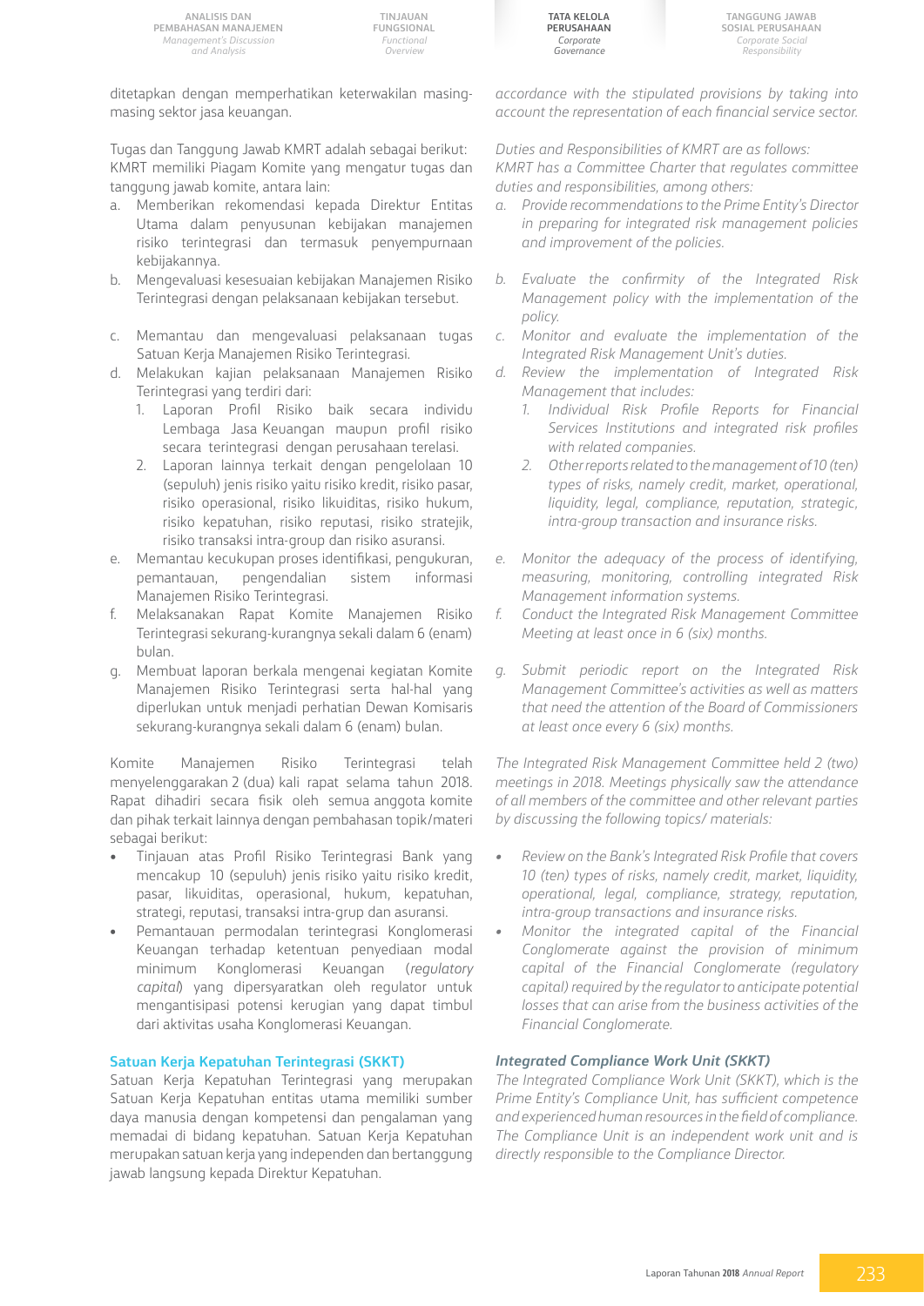ditetapkan dengan memperhatikan keterwakilan masing-masing sektor jasa keuangan.

Tugas dan Tanggung Jawab KMRT adalah sebagai berikut:
KMRT memiliki Piagam Komite yang mengatur tugas dan tanggung jawab komite, antara lain:

a. Memberikan rekomendasi kepada Direktur Entitas Utama dalam penyusunan kebijakan manajemen risiko terintegrasi dan termasuk penyempurnaan kebijakannya.
b. Mengevaluasi kesesuaian kebijakan Manajemen Risiko Terintegrasi dengan pelaksanaan kebijakan tersebut.
c. Memantau dan mengevaluasi pelaksanaan tugas Satuan Kerja Manajemen Risiko Terintegrasi.
d. Melakukan kajian pelaksanaan Manajemen Risiko Terintegrasi yang terdiri dari:
    1. Laporan Profil Risiko baik secara individu Lembaga Jasa Keuangan maupun profil risiko secara terintegrasi dengan perusahaan terelasi.
    2. Laporan lainnya terkait dengan pengelolaan 10 (sepuluh) jenis risiko yaitu risiko kredit, risiko pasar, risiko operasional, risiko likuiditas, risiko hukum, risiko kepatuhan, risiko reputasi, risiko stratejik, risiko transaksi intra-group dan risiko asuransi.
e. Memantau kecukupan proses identifikasi, pengukuran, pemantauan, pengendalian sistem informasi Manajemen Risiko Terintegrasi.
f. Melaksanakan Rapat Komite Manajemen Risiko Terintegrasi sekurang-kurangnya sekali dalam 6 (enam) bulan.
g. Membuat laporan berkala mengenai kegiatan Komite Manajemen Risiko Terintegrasi serta hal-hal yang diperlukan untuk menjadi perhatian Dewan Komisaris sekurang-kurangnya sekali dalam 6 (enam) bulan.

Komite Manajemen Risiko Terintegrasi telah menyelenggarakan 2 (dua) kali rapat selama tahun 2018. Rapat dihadiri secara fisik oleh semua anggota komite dan pihak terkait lainnya dengan pembahasan topik/materi sebagai berikut:

- Tinjauan atas Profil Risiko Terintegrasi Bank yang mencakup 10 (sepuluh) jenis risiko yaitu risiko kredit, pasar, likuiditas, operasional, hukum, kepatuhan, strategi, reputasi, transaksi intra-grup dan asuransi.
- Pemantauan permodalan terintegrasi Konglomerasi Keuangan terhadap ketentuan penyediaan modal minimum Konglomerasi Keuangan (*regulatory capital*) yang dipersyaratkan oleh regulator untuk mengantisipasi potensi kerugian yang dapat timbul dari aktivitas usaha Konglomerasi Keuangan.

### Satuan Kerja Kepatuhan Terintegrasi (SKKT)

Satuan Kerja Kepatuhan Terintegrasi yang merupakan Satuan Kerja Kepatuhan entitas utama memiliki sumber daya manusia dengan kompetensi dan pengalaman yang memadai di bidang kepatuhan. Satuan Kerja Kepatuhan merupakan satuan kerja yang independen dan bertanggung jawab langsung kepada Direktur Kepatuhan.

*accordance with the stipulated provisions by taking into account the representation of each financial service sector.*

*Duties and Responsibilities of KMRT are as follows:*
*KMRT has a Committee Charter that regulates committee duties and responsibilities, among others:*

*a. Provide recommendations to the Prime Entity's Director in preparing for integrated risk management policies and improvement of the policies.*
*b. Evaluate the confirmity of the Integrated Risk Management policy with the implementation of the policy.*
*c. Monitor and evaluate the implementation of the Integrated Risk Management Unit's duties.*
*d. Review the implementation of Integrated Risk Management that includes:*
    *1. Individual Risk Profile Reports for Financial Services Institutions and integrated risk profiles with related companies.*
    *2. Other reports related to the management of 10 (ten) types of risks, namely credit, market, operational, liquidity, legal, compliance, reputation, strategic, intra-group transaction and insurance risks.*
*e. Monitor the adequacy of the process of identifying, measuring, monitoring, controlling integrated Risk Management information systems.*
*f. Conduct the Integrated Risk Management Committee Meeting at least once in 6 (six) months.*
*g. Submit periodic report on the Integrated Risk Management Committee's activities as well as matters that need the attention of the Board of Commissioners at least once every 6 (six) months.*

*The Integrated Risk Management Committee held 2 (two) meetings in 2018. Meetings physically saw the attendance of all members of the committee and other relevant parties by discussing the following topics/ materials:*

- *Review on the Bank's Integrated Risk Profile that covers 10 (ten) types of risks, namely credit, market, liquidity, operational, legal, compliance, strategy, reputation, intra-group transactions and insurance risks.*
- *Monitor the integrated capital of the Financial Conglomerate against the provision of minimum capital of the Financial Conglomerate (regulatory capital) required by the regulator to anticipate potential losses that can arise from the business activities of the Financial Conglomerate.*

### *Integrated Compliance Work Unit (SKKT)*

*The Integrated Compliance Work Unit (SKKT), which is the Prime Entity's Compliance Unit, has sufficient competence and experienced human resources in the field of compliance. The Compliance Unit is an independent work unit and is directly responsible to the Compliance Director.*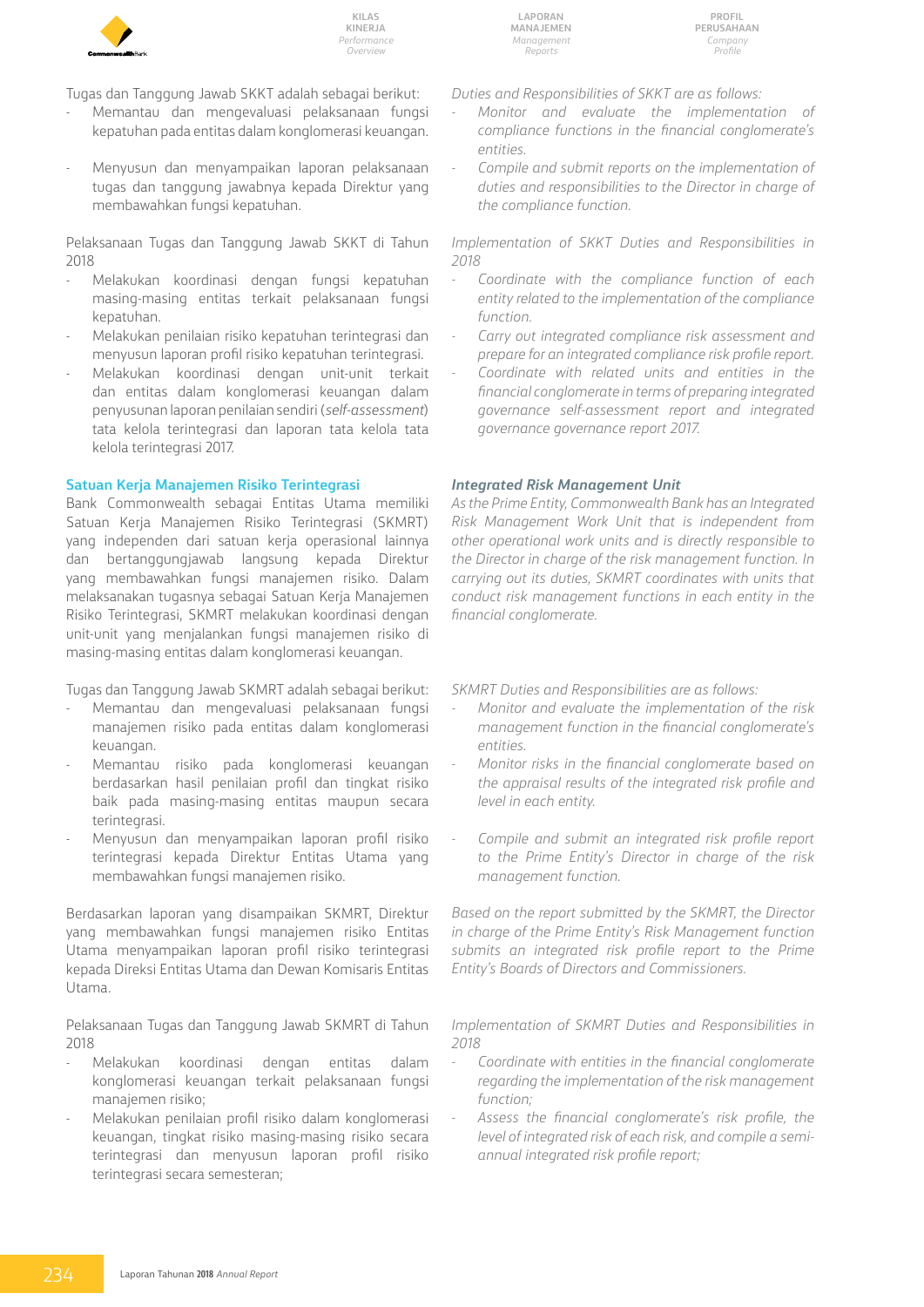Tugas dan Tanggung Jawab SKKT adalah sebagai berikut:

- Memantau dan mengevaluasi pelaksanaan fungsi kepatuhan pada entitas dalam konglomerasi keuangan.
- Menyusun dan menyampaikan laporan pelaksanaan tugas dan tanggung jawabnya kepada Direktur yang membawahkan fungsi kepatuhan.

Pelaksanaan Tugas dan Tanggung Jawab SKKT di Tahun 2018

- Melakukan koordinasi dengan fungsi kepatuhan masing-masing entitas terkait pelaksanaan fungsi kepatuhan.
- Melakukan penilaian risiko kepatuhan terintegrasi dan menyusun laporan profil risiko kepatuhan terintegrasi.
- Melakukan koordinasi dengan unit-unit terkait dan entitas dalam konglomerasi keuangan dalam penyusunan laporan penilaian sendiri (*self-assessment*) tata kelola terintegrasi dan laporan tata kelola tata kelola terintegrasi 2017.

*Duties and Responsibilities of SKKT are as follows:*

- *Monitor and evaluate the implementation of compliance functions in the financial conglomerate's entities.*
- *Compile and submit reports on the implementation of duties and responsibilities to the Director in charge of the compliance function.*

*Implementation of SKKT Duties and Responsibilities in 2018*

- *Coordinate with the compliance function of each entity related to the implementation of the compliance function.*
- *Carry out integrated compliance risk assessment and prepare for an integrated compliance risk profile report.*
- *Coordinate with related units and entities in the financial conglomerate in terms of preparing integrated governance self-assessment report and integrated governance governance report 2017.*

### Satuan Kerja Manajemen Risiko Terintegrasi

Bank Commonwealth sebagai Entitas Utama memiliki Satuan Kerja Manajemen Risiko Terintegrasi (SKMRT) yang independen dari satuan kerja operasional lainnya dan bertanggungjawab langsung kepada Direktur yang membawahkan fungsi manajemen risiko. Dalam melaksanakan tugasnya sebagai Satuan Kerja Manajemen Risiko Terintegrasi, SKMRT melakukan koordinasi dengan unit-unit yang menjalankan fungsi manajemen risiko di masing-masing entitas dalam konglomerasi keuangan.

Tugas dan Tanggung Jawab SKMRT adalah sebagai berikut:

- Memantau dan mengevaluasi pelaksanaan fungsi manajemen risiko pada entitas dalam konglomerasi keuangan.
- Memantau risiko pada konglomerasi keuangan berdasarkan hasil penilaian profil dan tingkat risiko baik pada masing-masing entitas maupun secara terintegrasi.
- Menyusun dan menyampaikan laporan profil risiko terintegrasi kepada Direktur Entitas Utama yang membawahkan fungsi manajemen risiko.

Berdasarkan laporan yang disampaikan SKMRT, Direktur yang membawahkan fungsi manajemen risiko Entitas Utama menyampaikan laporan profil risiko terintegrasi kepada Direksi Entitas Utama dan Dewan Komisaris Entitas Utama.

Pelaksanaan Tugas dan Tanggung Jawab SKMRT di Tahun 2018

- Melakukan koordinasi dengan entitas dalam konglomerasi keuangan terkait pelaksanaan fungsi manajemen risiko;
- Melakukan penilaian profil risiko dalam konglomerasi keuangan, tingkat risiko masing-masing risiko secara terintegrasi dan menyusun laporan profil risiko terintegrasi secara semesteran;

### *Integrated Risk Management Unit*

*As the Prime Entity, Commonwealth Bank has an Integrated Risk Management Work Unit that is independent from other operational work units and is directly responsible to the Director in charge of the risk management function. In carrying out its duties, SKMRT coordinates with units that conduct risk management functions in each entity in the financial conglomerate.*

*SKMRT Duties and Responsibilities are as follows:*

- *Monitor and evaluate the implementation of the risk management function in the financial conglomerate's entities.*
- *Monitor risks in the financial conglomerate based on the appraisal results of the integrated risk profile and level in each entity.*
- *Compile and submit an integrated risk profile report to the Prime Entity's Director in charge of the risk management function.*

*Based on the report submitted by the SKMRT, the Director in charge of the Prime Entity's Risk Management function submits an integrated risk profile report to the Prime Entity's Boards of Directors and Commissioners.*

*Implementation of SKMRT Duties and Responsibilities in 2018*

- *Coordinate with entities in the financial conglomerate regarding the implementation of the risk management function;*
- *Assess the financial conglomerate's risk profile, the level of integrated risk of each risk, and compile a semi-annual integrated risk profile report;*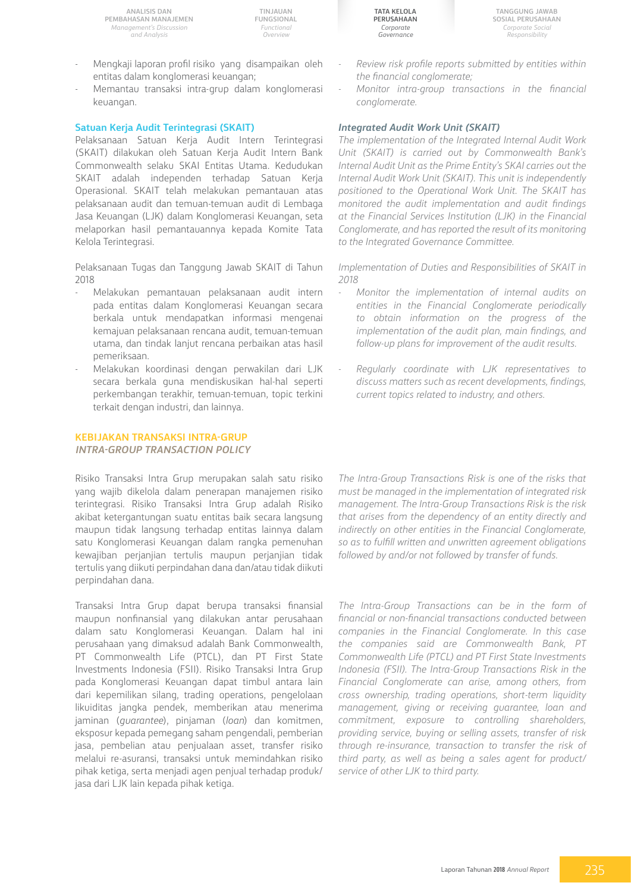- Mengkaji laporan profil risiko yang disampaikan oleh entitas dalam konglomerasi keuangan;
- Memantau transaksi intra-grup dalam konglomerasi keuangan.

- *Review risk profile reports submitted by entities within the financial conglomerate;*
- *Monitor intra-group transactions in the financial conglomerate.*

### Satuan Kerja Audit Terintegrasi (SKAIT)

Pelaksanaan Satuan Kerja Audit Intern Terintegrasi (SKAIT) dilakukan oleh Satuan Kerja Audit Intern Bank Commonwealth selaku SKAI Entitas Utama. Kedudukan SKAIT adalah independen terhadap Satuan Kerja Operasional. SKAIT telah melakukan pemantauan atas pelaksanaan audit dan temuan-temuan audit di Lembaga Jasa Keuangan (LJK) dalam Konglomerasi Keuangan, seta melaporkan hasil pemantauannya kepada Komite Tata Kelola Terintegrasi.

Pelaksanaan Tugas dan Tanggung Jawab SKAIT di Tahun 2018

- Melakukan pemantauan pelaksanaan audit intern pada entitas dalam Konglomerasi Keuangan secara berkala untuk mendapatkan informasi mengenai kemajuan pelaksanaan rencana audit, temuan-temuan utama, dan tindak lanjut rencana perbaikan atas hasil pemeriksaan.
- Melakukan koordinasi dengan perwakilan dari LJK secara berkala guna mendiskusikan hal-hal seperti perkembangan terakhir, temuan-temuan, topic terkini terkait dengan industri, dan lainnya.

### *Integrated Audit Work Unit (SKAIT)*

*The implementation of the Integrated Internal Audit Work Unit (SKAIT) is carried out by Commonwealth Bank's Internal Audit Unit as the Prime Entity's SKAI carries out the Internal Audit Work Unit (SKAIT). This unit is independently positioned to the Operational Work Unit. The SKAIT has monitored the audit implementation and audit findings at the Financial Services Institution (LJK) in the Financial Conglomerate, and has reported the result of its monitoring to the Integrated Governance Committee.*

*Implementation of Duties and Responsibilities of SKAIT in 2018*

- *Monitor the implementation of internal audits on entities in the Financial Conglomerate periodically to obtain information on the progress of the implementation of the audit plan, main findings, and follow-up plans for improvement of the audit results.*
- *Regularly coordinate with LJK representatives to discuss matters such as recent developments, findings, current topics related to industry, and others.*

## KEBIJAKAN TRANSAKSI INTRA-GRUP
## *INTRA-GROUP TRANSACTION POLICY*

Risiko Transaksi Intra Grup merupakan salah satu risiko yang wajib dikelola dalam penerapan manajemen risiko terintegrasi. Risiko Transaksi Intra Grup adalah Risiko akibat ketergantungan suatu entitas baik secara langsung maupun tidak langsung terhadap entitas lainnya dalam satu Konglomerasi Keuangan dalam rangka pemenuhan kewajiban perjanjian tertulis maupun perjanjian tidak tertulis yang diikuti perpindahan dana dan/atau tidak diikuti perpindahan dana.

Transaksi Intra Grup dapat berupa transaksi finansial maupun nonfinansial yang dilakukan antar perusahaan dalam satu Konglomerasi Keuangan. Dalam hal ini perusahaan yang dimaksud adalah Bank Commonwealth, PT Commonwealth Life (PTCL), dan PT First State Investments Indonesia (FSII). Risiko Transaksi Intra Grup pada Konglomerasi Keuangan dapat timbul antara lain dari kepemilikan silang, trading operations, pengelolaan likuiditas jangka pendek, memberikan atau menerima jaminan (*guarantee*), pinjaman (*loan*) dan komitmen, eksposur kepada pemegang saham pengendali, pemberian jasa, pembelian atau penjualaan asset, transfer risiko melalui re-asuransi, transaksi untuk memindahkan risiko pihak ketiga, serta menjadi agen penjual terhadap produk/jasa dari LJK lain kepada pihak ketiga.

*The Intra-Group Transactions Risk is one of the risks that must be managed in the implementation of integrated risk management. The Intra-Group Transactions Risk is the risk that arises from the dependency of an entity directly and indirectly on other entities in the Financial Conglomerate, so as to fulfill written and unwritten agreement obligations followed by and/or not followed by transfer of funds.*

*The Intra-Group Transactions can be in the form of financial or non-financial transactions conducted between companies in the Financial Conglomerate. In this case the companies said are Commonwealth Bank, PT Commonwealth Life (PTCL) and PT First State Investments Indonesia (FSII). The Intra-Group Transactions Risk in the Financial Conglomerate can arise, among others, from cross ownership, trading operations, short-term liquidity management, giving or receiving guarantee, loan and commitment, exposure to controlling shareholders, providing service, buying or selling assets, transfer of risk through re-insurance, transaction to transfer the risk of third party, as well as being a sales agent for product/service of other LJK to third party.*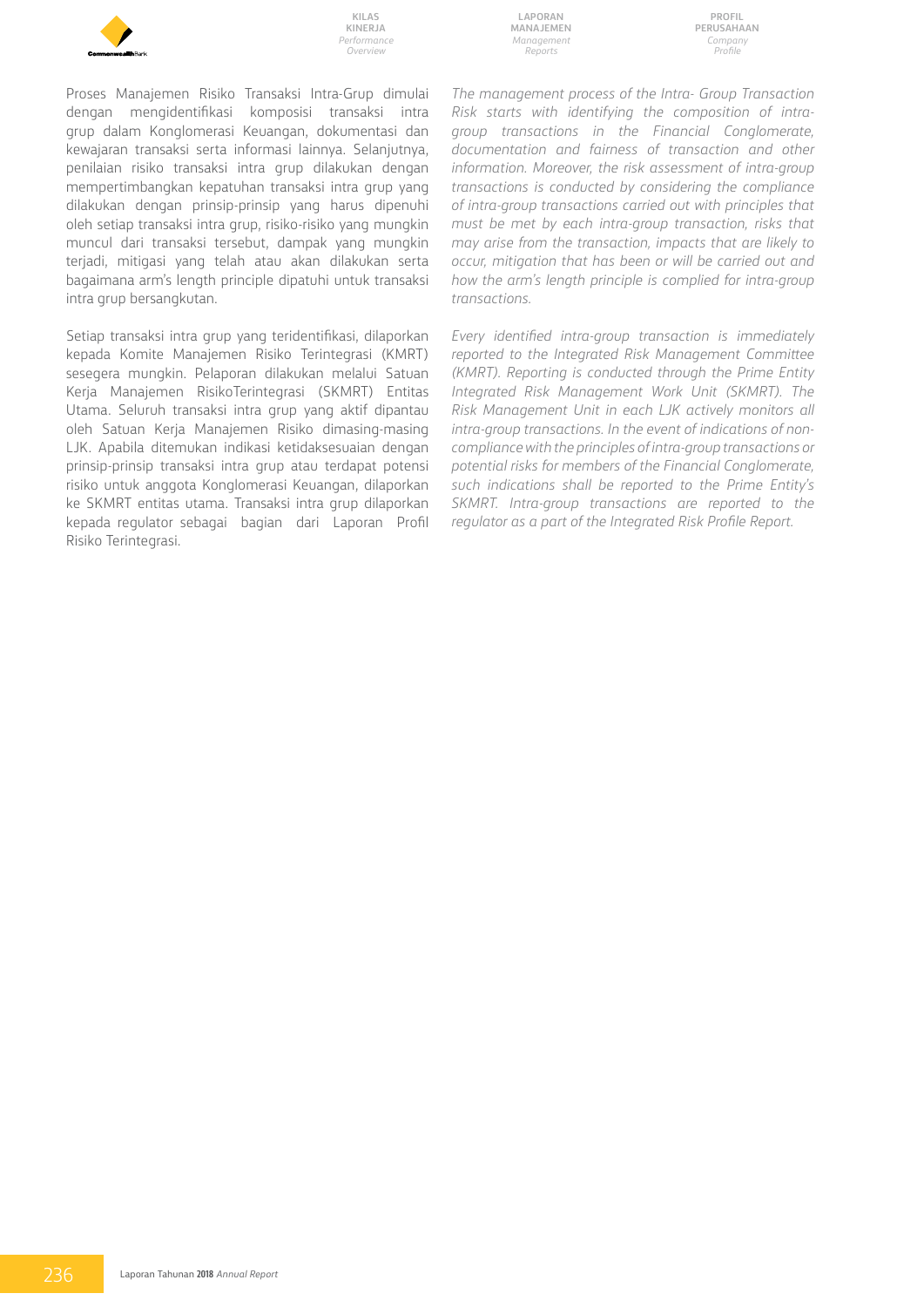Proses Manajemen Risiko Transaksi Intra-Grup dimulai dengan mengidentifikasi komposisi transaksi intra grup dalam Konglomerasi Keuangan, dokumentasi dan kewajaran transaksi serta informasi lainnya. Selanjutnya, penilaian risiko transaksi intra grup dilakukan dengan mempertimbangkan kepatuhan transaksi intra grup yang dilakukan dengan prinsip-prinsip yang harus dipenuhi oleh setiap transaksi intra grup, risiko-risiko yang mungkin muncul dari transaksi tersebut, dampak yang mungkin terjadi, mitigasi yang telah atau akan dilakukan serta bagaimana arm's length principle dipatuhi untuk transaksi intra grup bersangkutan.

Setiap transaksi intra grup yang teridentifikasi, dilaporkan kepada Komite Manajemen Risiko Terintegrasi (KMRT) sesegera mungkin. Pelaporan dilakukan melalui Satuan Kerja Manajemen RisikoTerintegrasi (SKMRT) Entitas Utama. Seluruh transaksi intra grup yang aktif dipantau oleh Satuan Kerja Manajemen Risiko dimasing-masing LJK. Apabila ditemukan indikasi ketidaksesuaian dengan prinsip-prinsip transaksi intra grup atau terdapat potensi risiko untuk anggota Konglomerasi Keuangan, dilaporkan ke SKMRT entitas utama. Transaksi intra grup dilaporkan kepada regulator sebagai bagian dari Laporan Profil Risiko Terintegrasi.

*The management process of the Intra- Group Transaction Risk starts with identifying the composition of intra-group transactions in the Financial Conglomerate, documentation and fairness of transaction and other information. Moreover, the risk assessment of intra-group transactions is conducted by considering the compliance of intra-group transactions carried out with principles that must be met by each intra-group transaction, risks that may arise from the transaction, impacts that are likely to occur, mitigation that has been or will be carried out and how the arm's length principle is complied for intra-group transactions.*

*Every identified intra-group transaction is immediately reported to the Integrated Risk Management Committee (KMRT). Reporting is conducted through the Prime Entity Integrated Risk Management Work Unit (SKMRT). The Risk Management Unit in each LJK actively monitors all intra-group transactions. In the event of indications of non-compliance with the principles of intra-group transactions or potential risks for members of the Financial Conglomerate, such indications shall be reported to the Prime Entity's SKMRT. Intra-group transactions are reported to the regulator as a part of the Integrated Risk Profile Report.*